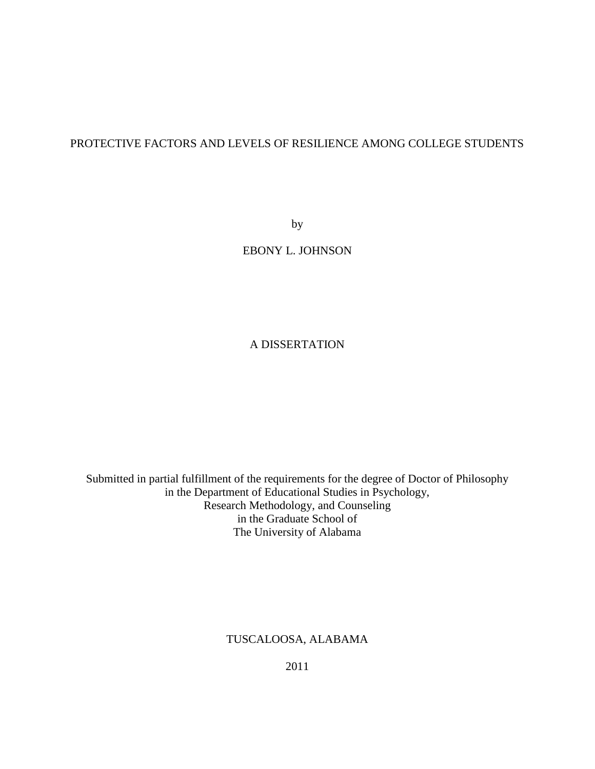# PROTECTIVE FACTORS AND LEVELS OF RESILIENCE AMONG COLLEGE STUDENTS

by

EBONY L. JOHNSON

A DISSERTATION

Submitted in partial fulfillment of the requirements for the degree of Doctor of Philosophy
in the Department of Educational Studies in Psychology,
Research Methodology, and Counseling
in the Graduate School of
The University of Alabama

TUSCALOOSA, ALABAMA

2011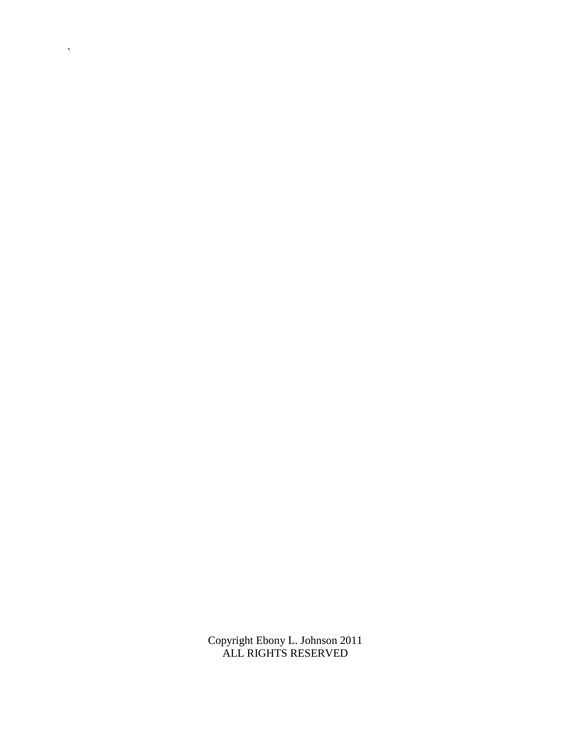Copyright Ebony L. Johnson 2011
ALL RIGHTS RESERVED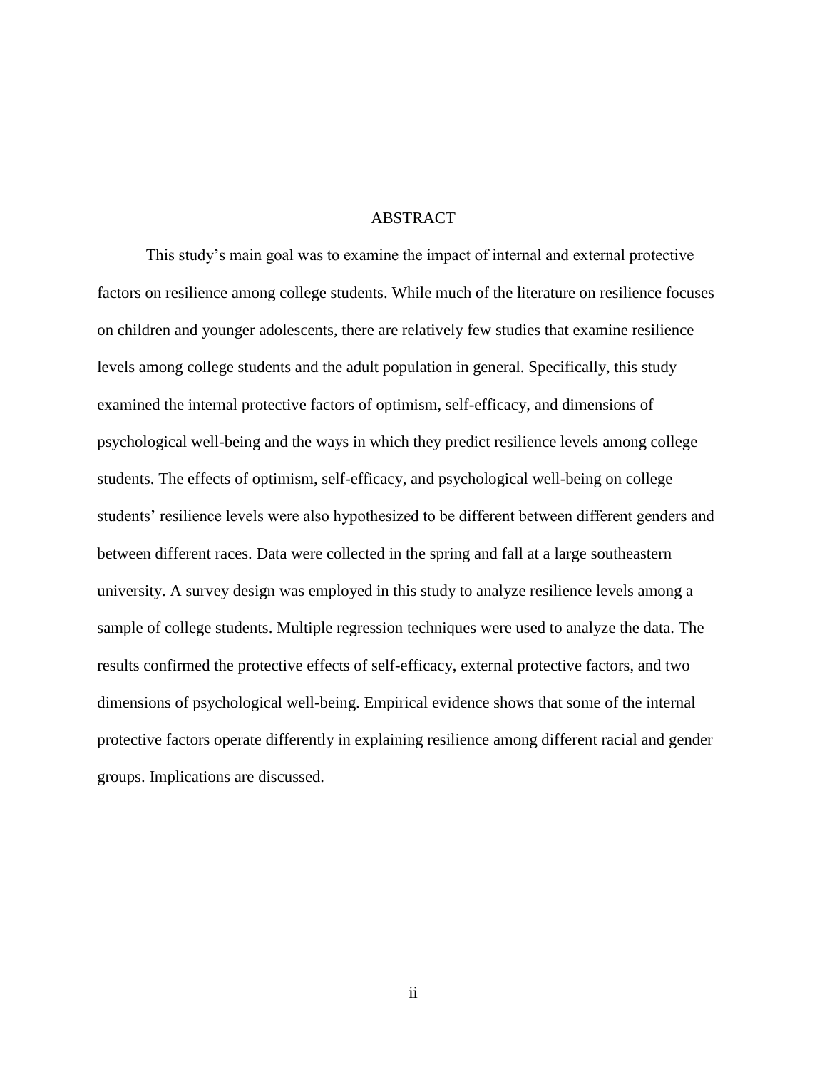# ABSTRACT

This study's main goal was to examine the impact of internal and external protective factors on resilience among college students. While much of the literature on resilience focuses on children and younger adolescents, there are relatively few studies that examine resilience levels among college students and the adult population in general. Specifically, this study examined the internal protective factors of optimism, self-efficacy, and dimensions of psychological well-being and the ways in which they predict resilience levels among college students. The effects of optimism, self-efficacy, and psychological well-being on college students' resilience levels were also hypothesized to be different between different genders and between different races. Data were collected in the spring and fall at a large southeastern university. A survey design was employed in this study to analyze resilience levels among a sample of college students. Multiple regression techniques were used to analyze the data. The results confirmed the protective effects of self-efficacy, external protective factors, and two dimensions of psychological well-being. Empirical evidence shows that some of the internal protective factors operate differently in explaining resilience among different racial and gender groups. Implications are discussed.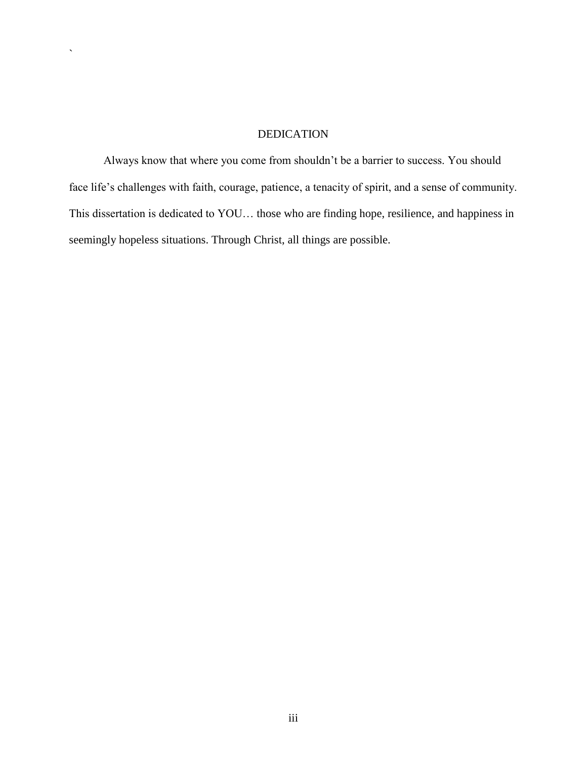# DEDICATION

Always know that where you come from shouldn't be a barrier to success. You should face life's challenges with faith, courage, patience, a tenacity of spirit, and a sense of community. This dissertation is dedicated to YOU… those who are finding hope, resilience, and happiness in seemingly hopeless situations. Through Christ, all things are possible.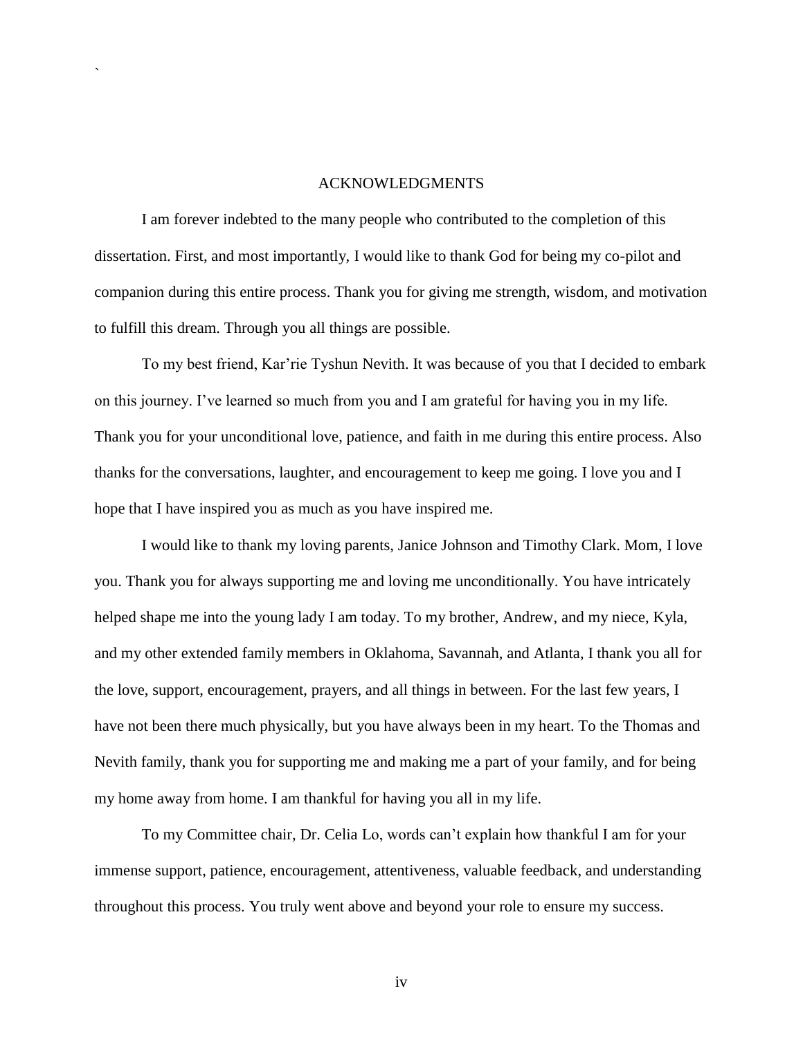# ACKNOWLEDGMENTS

I am forever indebted to the many people who contributed to the completion of this dissertation. First, and most importantly, I would like to thank God for being my co-pilot and companion during this entire process. Thank you for giving me strength, wisdom, and motivation to fulfill this dream. Through you all things are possible.

To my best friend, Kar'rie Tyshun Nevith. It was because of you that I decided to embark on this journey. I've learned so much from you and I am grateful for having you in my life. Thank you for your unconditional love, patience, and faith in me during this entire process. Also thanks for the conversations, laughter, and encouragement to keep me going. I love you and I hope that I have inspired you as much as you have inspired me.

I would like to thank my loving parents, Janice Johnson and Timothy Clark. Mom, I love you. Thank you for always supporting me and loving me unconditionally. You have intricately helped shape me into the young lady I am today. To my brother, Andrew, and my niece, Kyla, and my other extended family members in Oklahoma, Savannah, and Atlanta, I thank you all for the love, support, encouragement, prayers, and all things in between. For the last few years, I have not been there much physically, but you have always been in my heart. To the Thomas and Nevith family, thank you for supporting me and making me a part of your family, and for being my home away from home. I am thankful for having you all in my life.

To my Committee chair, Dr. Celia Lo, words can't explain how thankful I am for your immense support, patience, encouragement, attentiveness, valuable feedback, and understanding throughout this process. You truly went above and beyond your role to ensure my success.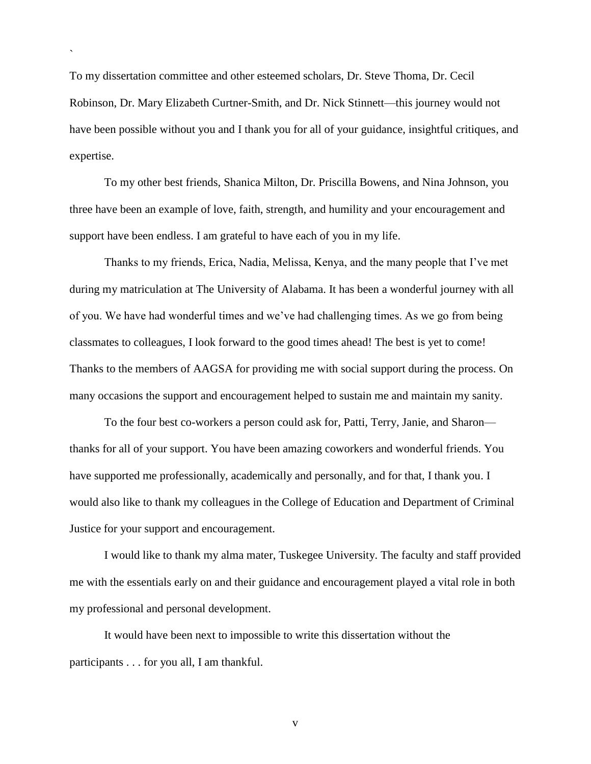`

To my dissertation committee and other esteemed scholars, Dr. Steve Thoma, Dr. Cecil Robinson, Dr. Mary Elizabeth Curtner-Smith, and Dr. Nick Stinnett—this journey would not have been possible without you and I thank you for all of your guidance, insightful critiques, and expertise.

To my other best friends, Shanica Milton, Dr. Priscilla Bowens, and Nina Johnson, you three have been an example of love, faith, strength, and humility and your encouragement and support have been endless. I am grateful to have each of you in my life.

Thanks to my friends, Erica, Nadia, Melissa, Kenya, and the many people that I've met during my matriculation at The University of Alabama. It has been a wonderful journey with all of you. We have had wonderful times and we've had challenging times. As we go from being classmates to colleagues, I look forward to the good times ahead! The best is yet to come! Thanks to the members of AAGSA for providing me with social support during the process. On many occasions the support and encouragement helped to sustain me and maintain my sanity.

To the four best co-workers a person could ask for, Patti, Terry, Janie, and Sharon—thanks for all of your support. You have been amazing coworkers and wonderful friends. You have supported me professionally, academically and personally, and for that, I thank you. I would also like to thank my colleagues in the College of Education and Department of Criminal Justice for your support and encouragement.

I would like to thank my alma mater, Tuskegee University. The faculty and staff provided me with the essentials early on and their guidance and encouragement played a vital role in both my professional and personal development.

It would have been next to impossible to write this dissertation without the participants . . . for you all, I am thankful.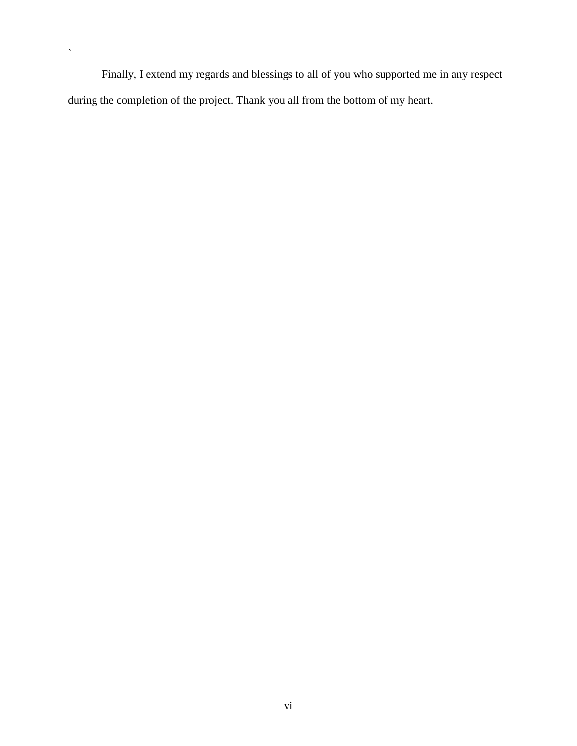`

Finally, I extend my regards and blessings to all of you who supported me in any respect during the completion of the project. Thank you all from the bottom of my heart.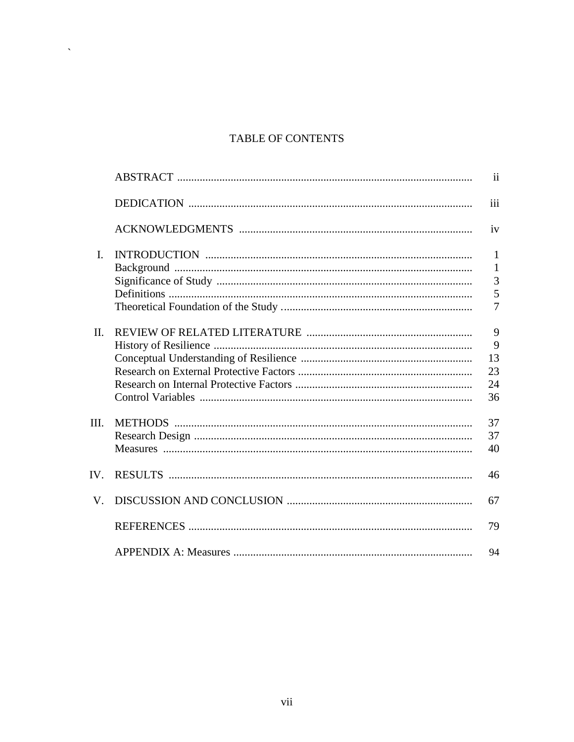# TABLE OF CONTENTS

| | | |
|---|---|---|
| | ABSTRACT | ii |
| | DEDICATION | iii |
| | ACKNOWLEDGMENTS | iv |
| I. | INTRODUCTION | 1 |
| | Background | 1 |
| | Significance of Study | 3 |
| | Definitions | 5 |
| | Theoretical Foundation of the Study | 7 |
| II. | REVIEW OF RELATED LITERATURE | 9 |
| | History of Resilience | 9 |
| | Conceptual Understanding of Resilience | 13 |
| | Research on External Protective Factors | 23 |
| | Research on Internal Protective Factors | 24 |
| | Control Variables | 36 |
| III. | METHODS | 37 |
| | Research Design | 37 |
| | Measures | 40 |
| IV. | RESULTS | 46 |
| V. | DISCUSSION AND CONCLUSION | 67 |
| | REFERENCES | 79 |
| | APPENDIX A: Measures | 94 |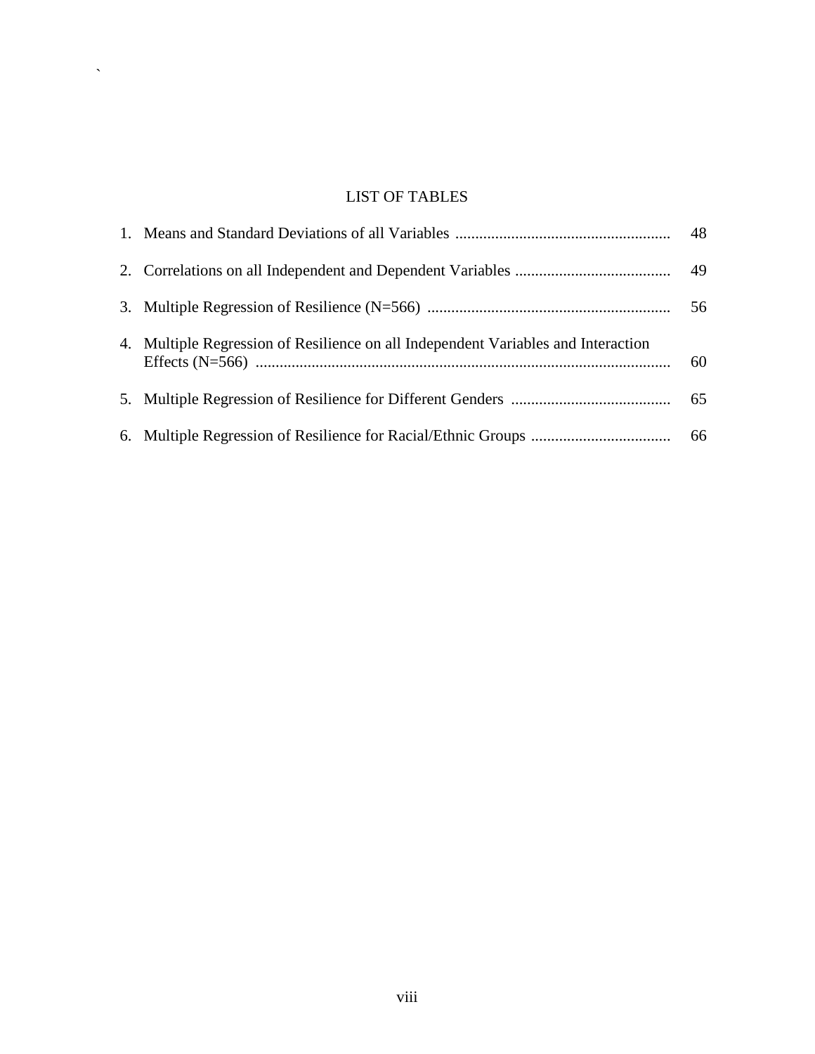# LIST OF TABLES

1. Means and Standard Deviations of all Variables ...................................................... 48
2. Correlations on all Independent and Dependent Variables ....................................... 49
3. Multiple Regression of Resilience (N=566) ............................................................. 56
4. Multiple Regression of Resilience on all Independent Variables and Interaction Effects (N=566) ....................................................................................................... 60
5. Multiple Regression of Resilience for Different Genders ......................................... 65
6. Multiple Regression of Resilience for Racial/Ethnic Groups ................................... 66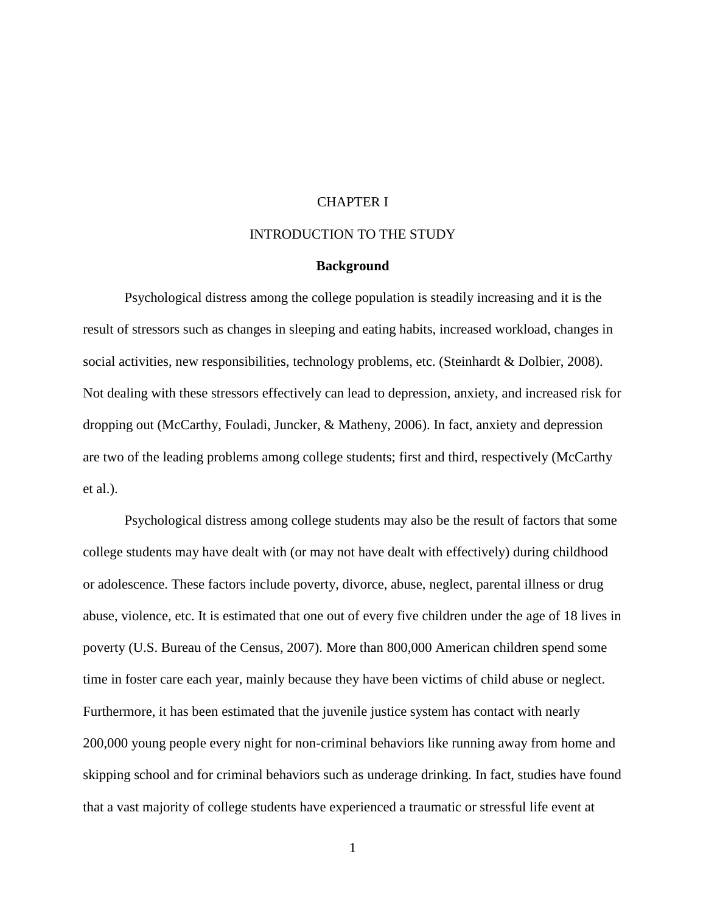# CHAPTER I

# INTRODUCTION TO THE STUDY

## Background

Psychological distress among the college population is steadily increasing and it is the result of stressors such as changes in sleeping and eating habits, increased workload, changes in social activities, new responsibilities, technology problems, etc. (Steinhardt & Dolbier, 2008). Not dealing with these stressors effectively can lead to depression, anxiety, and increased risk for dropping out (McCarthy, Fouladi, Juncker, & Matheny, 2006). In fact, anxiety and depression are two of the leading problems among college students; first and third, respectively (McCarthy et al.).

Psychological distress among college students may also be the result of factors that some college students may have dealt with (or may not have dealt with effectively) during childhood or adolescence. These factors include poverty, divorce, abuse, neglect, parental illness or drug abuse, violence, etc. It is estimated that one out of every five children under the age of 18 lives in poverty (U.S. Bureau of the Census, 2007). More than 800,000 American children spend some time in foster care each year, mainly because they have been victims of child abuse or neglect. Furthermore, it has been estimated that the juvenile justice system has contact with nearly 200,000 young people every night for non-criminal behaviors like running away from home and skipping school and for criminal behaviors such as underage drinking. In fact, studies have found that a vast majority of college students have experienced a traumatic or stressful life event at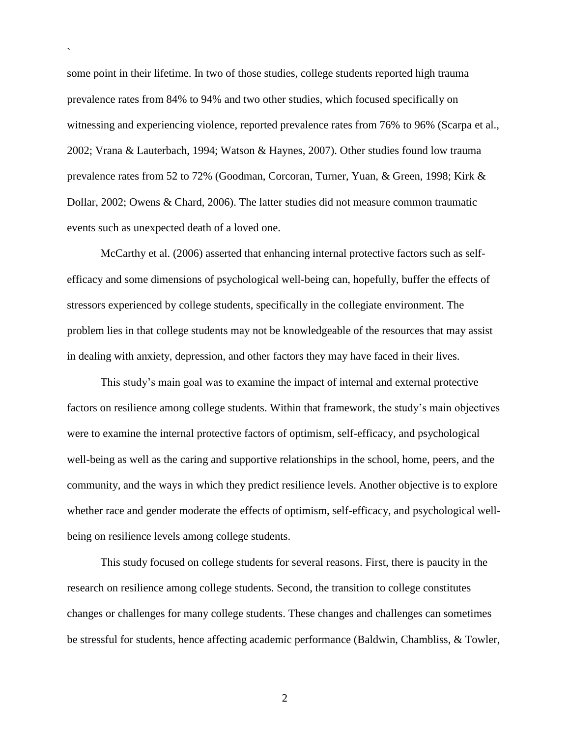some point in their lifetime. In two of those studies, college students reported high trauma prevalence rates from 84% to 94% and two other studies, which focused specifically on witnessing and experiencing violence, reported prevalence rates from 76% to 96% (Scarpa et al., 2002; Vrana & Lauterbach, 1994; Watson & Haynes, 2007). Other studies found low trauma prevalence rates from 52 to 72% (Goodman, Corcoran, Turner, Yuan, & Green, 1998; Kirk & Dollar, 2002; Owens & Chard, 2006). The latter studies did not measure common traumatic events such as unexpected death of a loved one.

McCarthy et al. (2006) asserted that enhancing internal protective factors such as self-efficacy and some dimensions of psychological well-being can, hopefully, buffer the effects of stressors experienced by college students, specifically in the collegiate environment. The problem lies in that college students may not be knowledgeable of the resources that may assist in dealing with anxiety, depression, and other factors they may have faced in their lives.

This study's main goal was to examine the impact of internal and external protective factors on resilience among college students. Within that framework, the study's main objectives were to examine the internal protective factors of optimism, self-efficacy, and psychological well-being as well as the caring and supportive relationships in the school, home, peers, and the community, and the ways in which they predict resilience levels. Another objective is to explore whether race and gender moderate the effects of optimism, self-efficacy, and psychological well-being on resilience levels among college students.

This study focused on college students for several reasons. First, there is paucity in the research on resilience among college students. Second, the transition to college constitutes changes or challenges for many college students. These changes and challenges can sometimes be stressful for students, hence affecting academic performance (Baldwin, Chambliss, & Towler,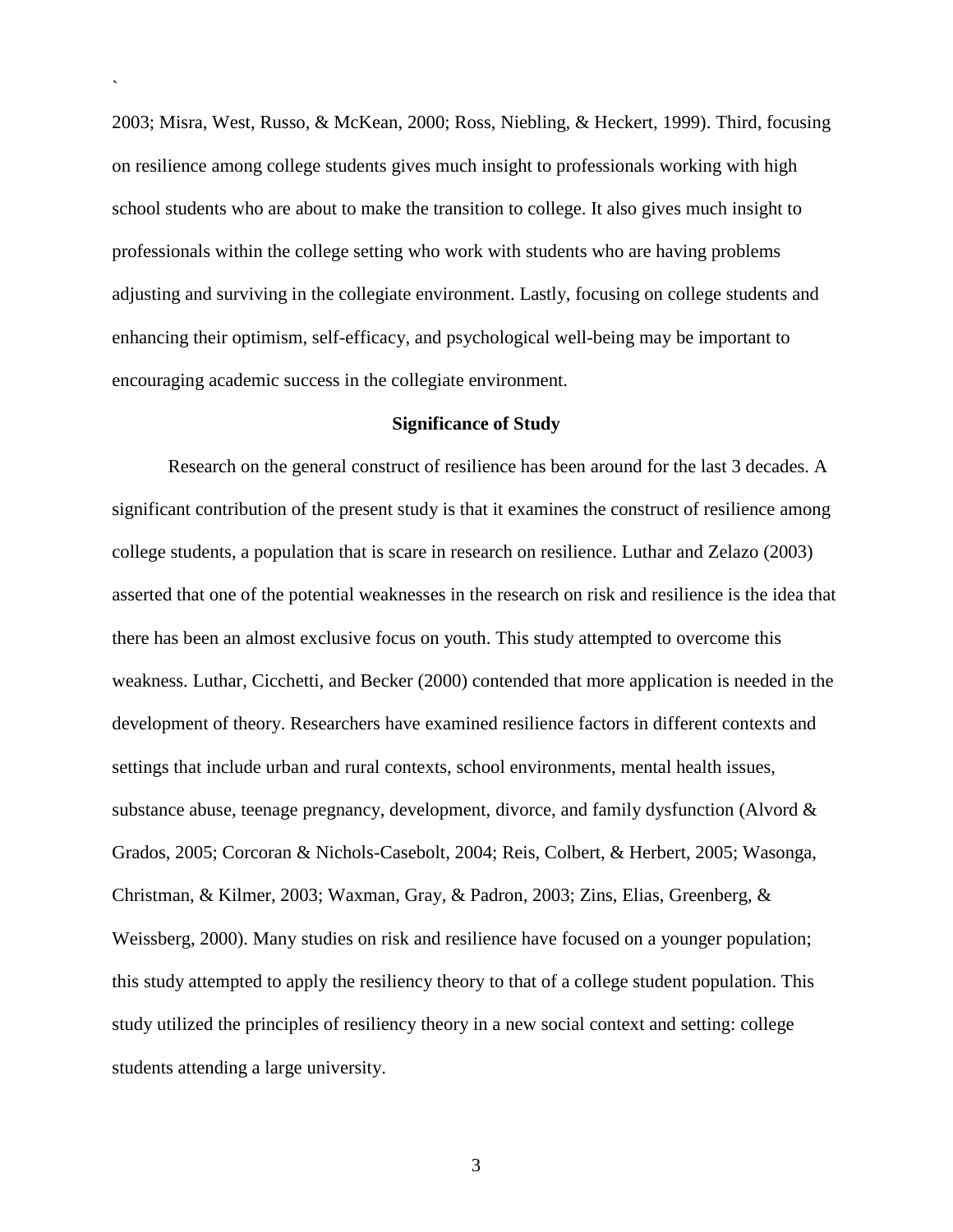2003; Misra, West, Russo, & McKean, 2000; Ross, Niebling, & Heckert, 1999). Third, focusing on resilience among college students gives much insight to professionals working with high school students who are about to make the transition to college. It also gives much insight to professionals within the college setting who work with students who are having problems adjusting and surviving in the collegiate environment. Lastly, focusing on college students and enhancing their optimism, self-efficacy, and psychological well-being may be important to encouraging academic success in the collegiate environment.

## Significance of Study

Research on the general construct of resilience has been around for the last 3 decades. A significant contribution of the present study is that it examines the construct of resilience among college students, a population that is scare in research on resilience. Luthar and Zelazo (2003) asserted that one of the potential weaknesses in the research on risk and resilience is the idea that there has been an almost exclusive focus on youth. This study attempted to overcome this weakness. Luthar, Cicchetti, and Becker (2000) contended that more application is needed in the development of theory. Researchers have examined resilience factors in different contexts and settings that include urban and rural contexts, school environments, mental health issues, substance abuse, teenage pregnancy, development, divorce, and family dysfunction (Alvord & Grados, 2005; Corcoran & Nichols-Casebolt, 2004; Reis, Colbert, & Herbert, 2005; Wasonga, Christman, & Kilmer, 2003; Waxman, Gray, & Padron, 2003; Zins, Elias, Greenberg, & Weissberg, 2000). Many studies on risk and resilience have focused on a younger population; this study attempted to apply the resiliency theory to that of a college student population. This study utilized the principles of resiliency theory in a new social context and setting: college students attending a large university.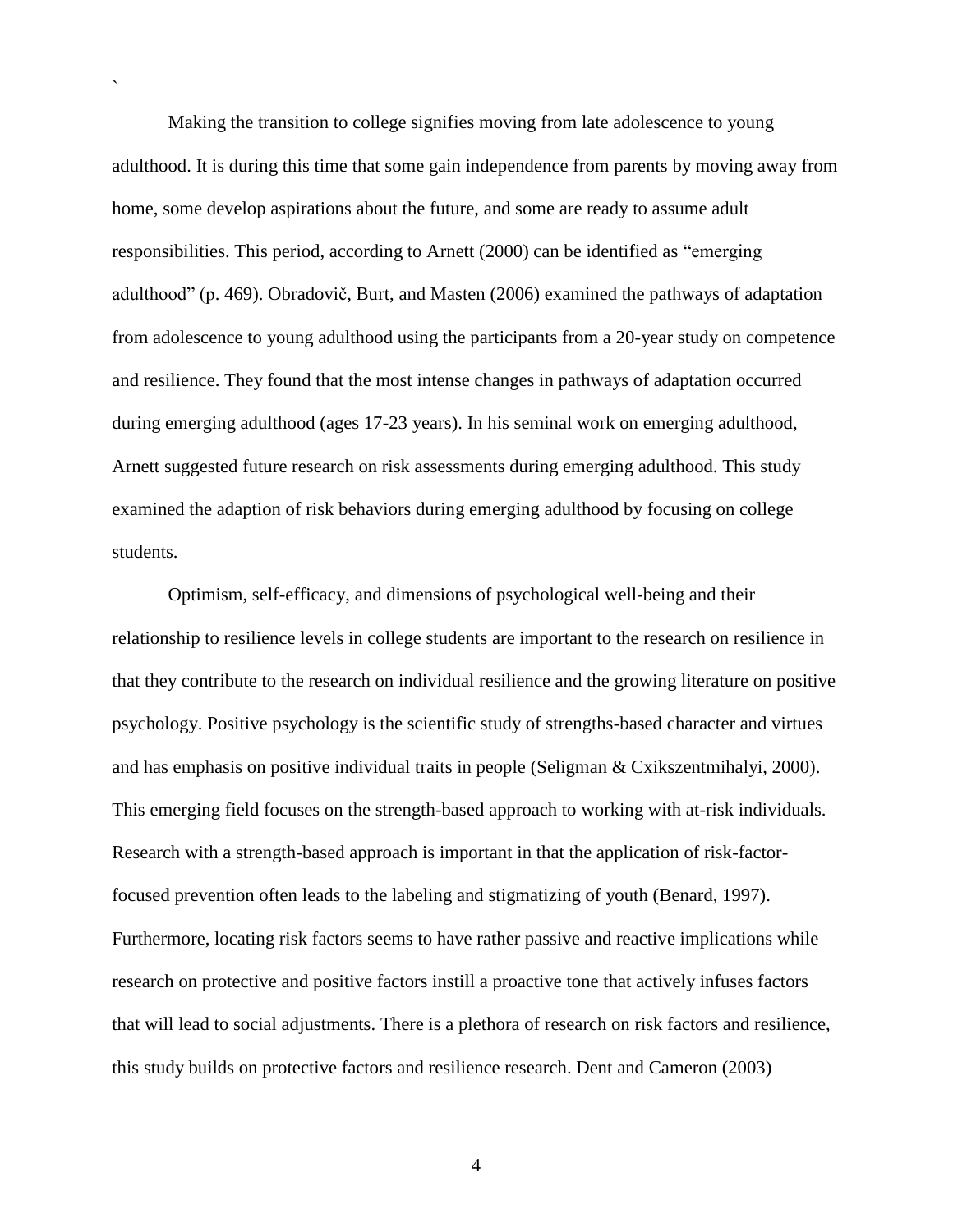Making the transition to college signifies moving from late adolescence to young adulthood. It is during this time that some gain independence from parents by moving away from home, some develop aspirations about the future, and some are ready to assume adult responsibilities. This period, according to Arnett (2000) can be identified as "emerging adulthood" (p. 469). Obradovič, Burt, and Masten (2006) examined the pathways of adaptation from adolescence to young adulthood using the participants from a 20-year study on competence and resilience. They found that the most intense changes in pathways of adaptation occurred during emerging adulthood (ages 17-23 years). In his seminal work on emerging adulthood, Arnett suggested future research on risk assessments during emerging adulthood. This study examined the adaption of risk behaviors during emerging adulthood by focusing on college students.

Optimism, self-efficacy, and dimensions of psychological well-being and their relationship to resilience levels in college students are important to the research on resilience in that they contribute to the research on individual resilience and the growing literature on positive psychology. Positive psychology is the scientific study of strengths-based character and virtues and has emphasis on positive individual traits in people (Seligman & Cxikszentmihalyi, 2000). This emerging field focuses on the strength-based approach to working with at-risk individuals. Research with a strength-based approach is important in that the application of risk-factor-focused prevention often leads to the labeling and stigmatizing of youth (Benard, 1997). Furthermore, locating risk factors seems to have rather passive and reactive implications while research on protective and positive factors instill a proactive tone that actively infuses factors that will lead to social adjustments. There is a plethora of research on risk factors and resilience, this study builds on protective factors and resilience research. Dent and Cameron (2003)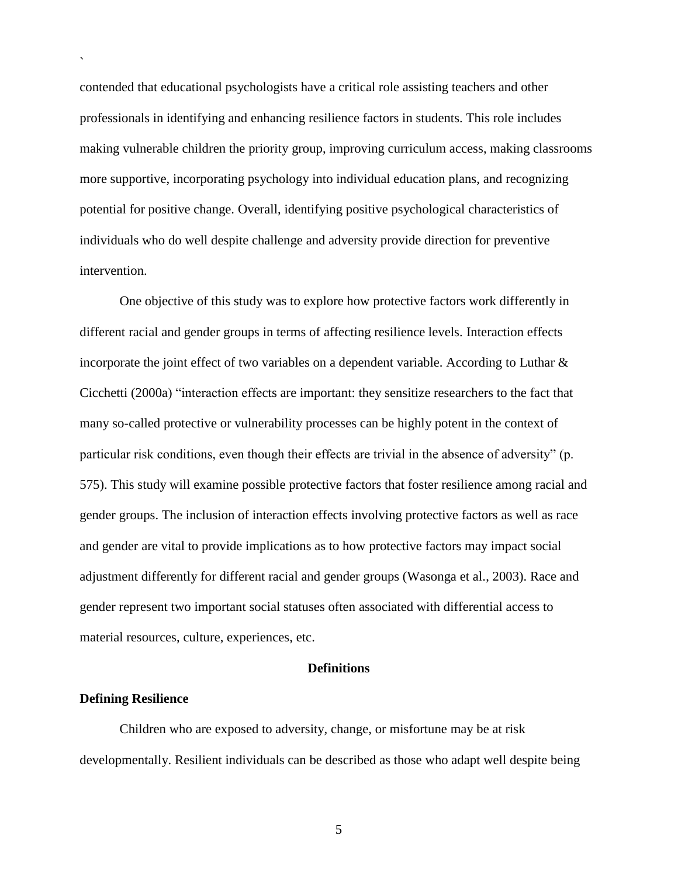contended that educational psychologists have a critical role assisting teachers and other professionals in identifying and enhancing resilience factors in students. This role includes making vulnerable children the priority group, improving curriculum access, making classrooms more supportive, incorporating psychology into individual education plans, and recognizing potential for positive change. Overall, identifying positive psychological characteristics of individuals who do well despite challenge and adversity provide direction for preventive intervention.

One objective of this study was to explore how protective factors work differently in different racial and gender groups in terms of affecting resilience levels. Interaction effects incorporate the joint effect of two variables on a dependent variable. According to Luthar & Cicchetti (2000a) "interaction effects are important: they sensitize researchers to the fact that many so-called protective or vulnerability processes can be highly potent in the context of particular risk conditions, even though their effects are trivial in the absence of adversity" (p. 575). This study will examine possible protective factors that foster resilience among racial and gender groups. The inclusion of interaction effects involving protective factors as well as race and gender are vital to provide implications as to how protective factors may impact social adjustment differently for different racial and gender groups (Wasonga et al., 2003). Race and gender represent two important social statuses often associated with differential access to material resources, culture, experiences, etc.

## Definitions

### Defining Resilience

Children who are exposed to adversity, change, or misfortune may be at risk developmentally. Resilient individuals can be described as those who adapt well despite being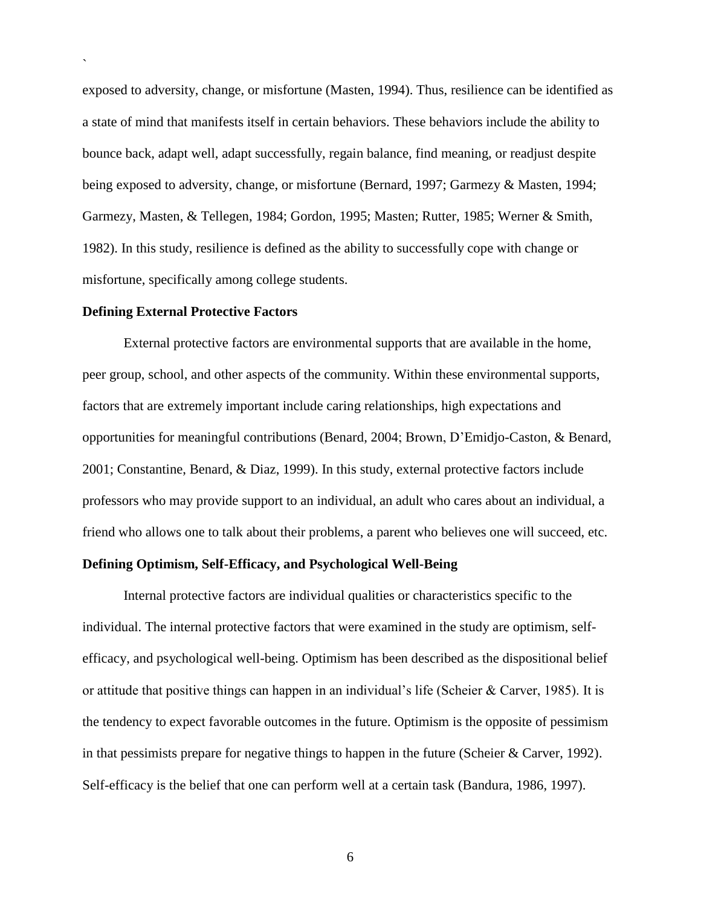exposed to adversity, change, or misfortune (Masten, 1994). Thus, resilience can be identified as a state of mind that manifests itself in certain behaviors. These behaviors include the ability to bounce back, adapt well, adapt successfully, regain balance, find meaning, or readjust despite being exposed to adversity, change, or misfortune (Bernard, 1997; Garmezy & Masten, 1994; Garmezy, Masten, & Tellegen, 1984; Gordon, 1995; Masten; Rutter, 1985; Werner & Smith, 1982). In this study, resilience is defined as the ability to successfully cope with change or misfortune, specifically among college students.

**Defining External Protective Factors**

External protective factors are environmental supports that are available in the home, peer group, school, and other aspects of the community. Within these environmental supports, factors that are extremely important include caring relationships, high expectations and opportunities for meaningful contributions (Benard, 2004; Brown, D'Emidjo-Caston, & Benard, 2001; Constantine, Benard, & Diaz, 1999). In this study, external protective factors include professors who may provide support to an individual, an adult who cares about an individual, a friend who allows one to talk about their problems, a parent who believes one will succeed, etc.

**Defining Optimism, Self-Efficacy, and Psychological Well-Being**

Internal protective factors are individual qualities or characteristics specific to the individual. The internal protective factors that were examined in the study are optimism, self-efficacy, and psychological well-being. Optimism has been described as the dispositional belief or attitude that positive things can happen in an individual's life (Scheier & Carver, 1985). It is the tendency to expect favorable outcomes in the future. Optimism is the opposite of pessimism in that pessimists prepare for negative things to happen in the future (Scheier & Carver, 1992). Self-efficacy is the belief that one can perform well at a certain task (Bandura, 1986, 1997).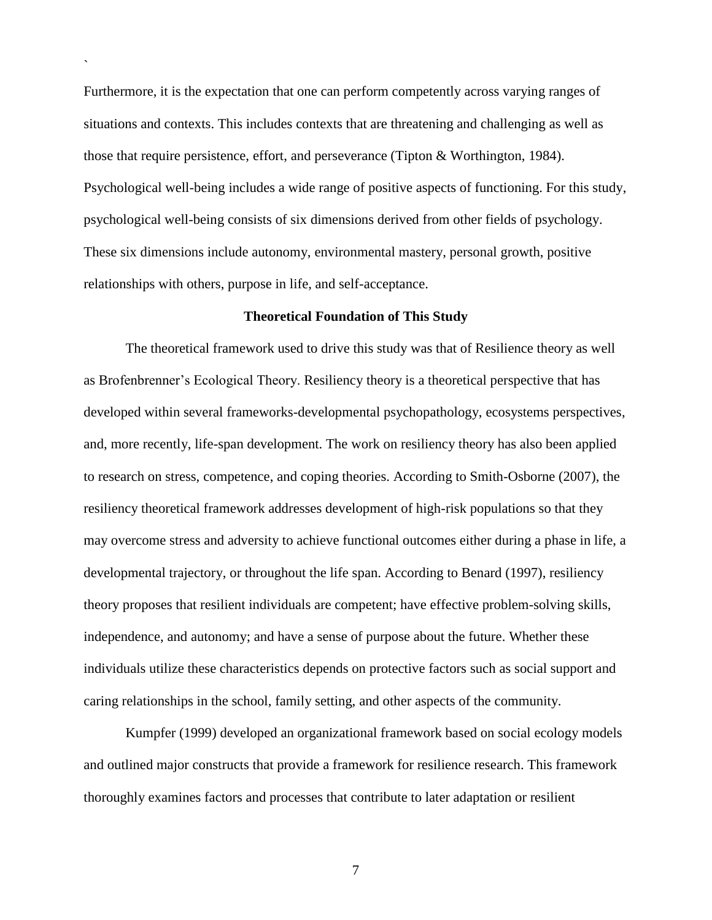Furthermore, it is the expectation that one can perform competently across varying ranges of situations and contexts. This includes contexts that are threatening and challenging as well as those that require persistence, effort, and perseverance (Tipton & Worthington, 1984). Psychological well-being includes a wide range of positive aspects of functioning. For this study, psychological well-being consists of six dimensions derived from other fields of psychology. These six dimensions include autonomy, environmental mastery, personal growth, positive relationships with others, purpose in life, and self-acceptance.

## Theoretical Foundation of This Study

The theoretical framework used to drive this study was that of Resilience theory as well as Brofenbrenner's Ecological Theory. Resiliency theory is a theoretical perspective that has developed within several frameworks-developmental psychopathology, ecosystems perspectives, and, more recently, life-span development. The work on resiliency theory has also been applied to research on stress, competence, and coping theories. According to Smith-Osborne (2007), the resiliency theoretical framework addresses development of high-risk populations so that they may overcome stress and adversity to achieve functional outcomes either during a phase in life, a developmental trajectory, or throughout the life span. According to Benard (1997), resiliency theory proposes that resilient individuals are competent; have effective problem-solving skills, independence, and autonomy; and have a sense of purpose about the future. Whether these individuals utilize these characteristics depends on protective factors such as social support and caring relationships in the school, family setting, and other aspects of the community.

Kumpfer (1999) developed an organizational framework based on social ecology models and outlined major constructs that provide a framework for resilience research. This framework thoroughly examines factors and processes that contribute to later adaptation or resilient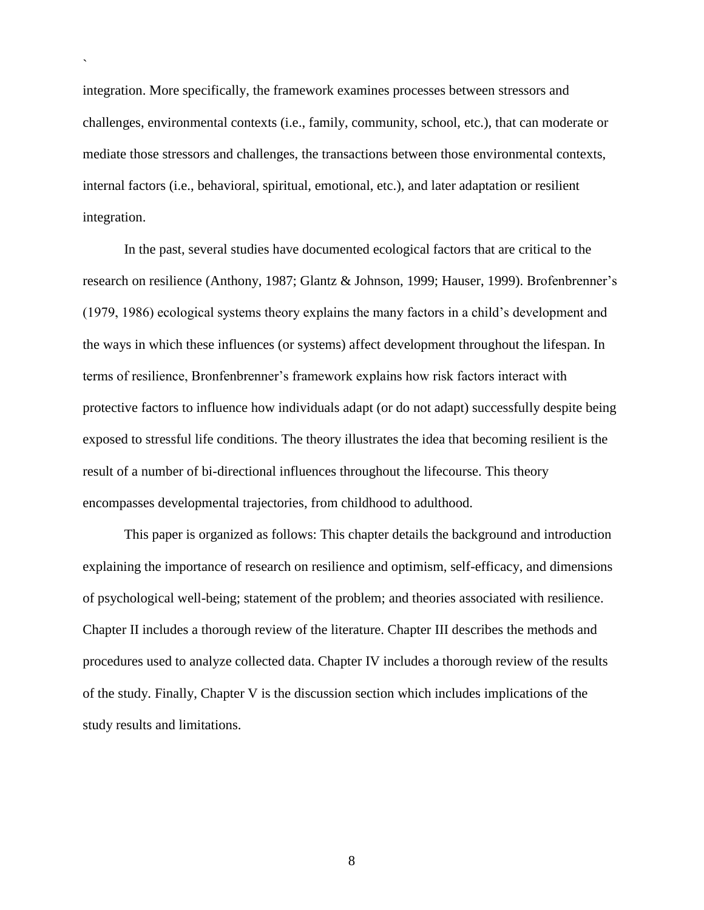integration. More specifically, the framework examines processes between stressors and challenges, environmental contexts (i.e., family, community, school, etc.), that can moderate or mediate those stressors and challenges, the transactions between those environmental contexts, internal factors (i.e., behavioral, spiritual, emotional, etc.), and later adaptation or resilient integration.

In the past, several studies have documented ecological factors that are critical to the research on resilience (Anthony, 1987; Glantz & Johnson, 1999; Hauser, 1999). Brofenbrenner's (1979, 1986) ecological systems theory explains the many factors in a child's development and the ways in which these influences (or systems) affect development throughout the lifespan. In terms of resilience, Bronfenbrenner's framework explains how risk factors interact with protective factors to influence how individuals adapt (or do not adapt) successfully despite being exposed to stressful life conditions. The theory illustrates the idea that becoming resilient is the result of a number of bi-directional influences throughout the lifecourse. This theory encompasses developmental trajectories, from childhood to adulthood.

This paper is organized as follows: This chapter details the background and introduction explaining the importance of research on resilience and optimism, self-efficacy, and dimensions of psychological well-being; statement of the problem; and theories associated with resilience. Chapter II includes a thorough review of the literature. Chapter III describes the methods and procedures used to analyze collected data. Chapter IV includes a thorough review of the results of the study. Finally, Chapter V is the discussion section which includes implications of the study results and limitations.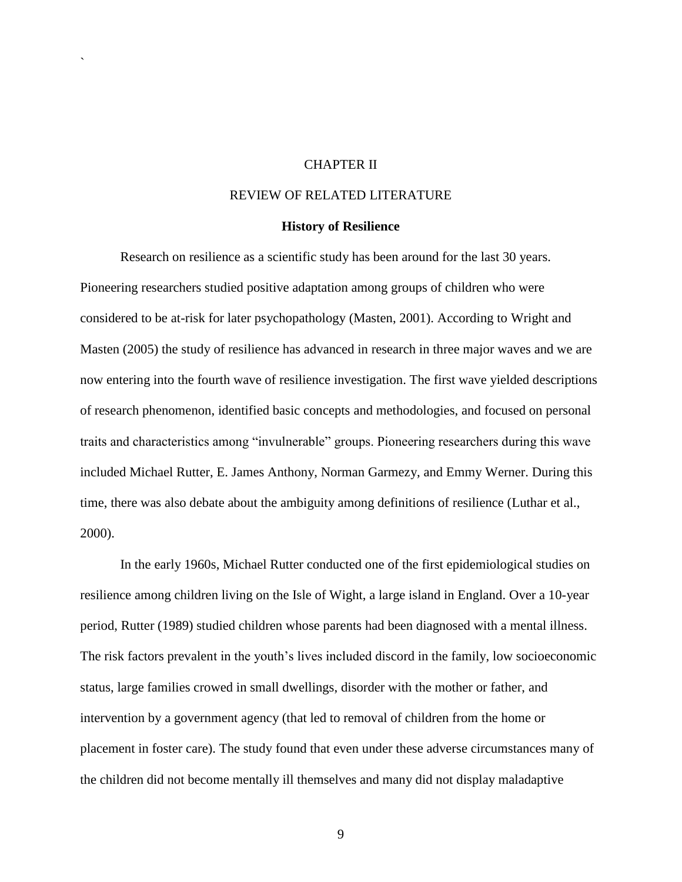# CHAPTER II

# REVIEW OF RELATED LITERATURE

## History of Resilience

Research on resilience as a scientific study has been around for the last 30 years. Pioneering researchers studied positive adaptation among groups of children who were considered to be at-risk for later psychopathology (Masten, 2001). According to Wright and Masten (2005) the study of resilience has advanced in research in three major waves and we are now entering into the fourth wave of resilience investigation. The first wave yielded descriptions of research phenomenon, identified basic concepts and methodologies, and focused on personal traits and characteristics among "invulnerable" groups. Pioneering researchers during this wave included Michael Rutter, E. James Anthony, Norman Garmezy, and Emmy Werner. During this time, there was also debate about the ambiguity among definitions of resilience (Luthar et al., 2000).

In the early 1960s, Michael Rutter conducted one of the first epidemiological studies on resilience among children living on the Isle of Wight, a large island in England. Over a 10-year period, Rutter (1989) studied children whose parents had been diagnosed with a mental illness. The risk factors prevalent in the youth's lives included discord in the family, low socioeconomic status, large families crowed in small dwellings, disorder with the mother or father, and intervention by a government agency (that led to removal of children from the home or placement in foster care). The study found that even under these adverse circumstances many of the children did not become mentally ill themselves and many did not display maladaptive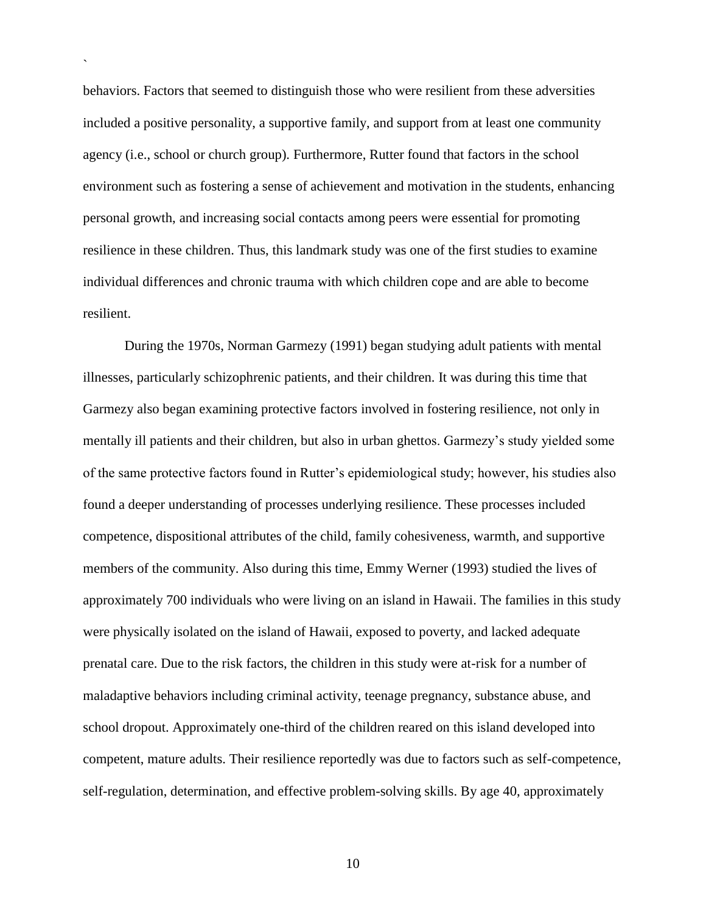behaviors. Factors that seemed to distinguish those who were resilient from these adversities included a positive personality, a supportive family, and support from at least one community agency (i.e., school or church group). Furthermore, Rutter found that factors in the school environment such as fostering a sense of achievement and motivation in the students, enhancing personal growth, and increasing social contacts among peers were essential for promoting resilience in these children. Thus, this landmark study was one of the first studies to examine individual differences and chronic trauma with which children cope and are able to become resilient.

During the 1970s, Norman Garmezy (1991) began studying adult patients with mental illnesses, particularly schizophrenic patients, and their children. It was during this time that Garmezy also began examining protective factors involved in fostering resilience, not only in mentally ill patients and their children, but also in urban ghettos. Garmezy's study yielded some of the same protective factors found in Rutter's epidemiological study; however, his studies also found a deeper understanding of processes underlying resilience. These processes included competence, dispositional attributes of the child, family cohesiveness, warmth, and supportive members of the community. Also during this time, Emmy Werner (1993) studied the lives of approximately 700 individuals who were living on an island in Hawaii. The families in this study were physically isolated on the island of Hawaii, exposed to poverty, and lacked adequate prenatal care. Due to the risk factors, the children in this study were at-risk for a number of maladaptive behaviors including criminal activity, teenage pregnancy, substance abuse, and school dropout. Approximately one-third of the children reared on this island developed into competent, mature adults. Their resilience reportedly was due to factors such as self-competence, self-regulation, determination, and effective problem-solving skills. By age 40, approximately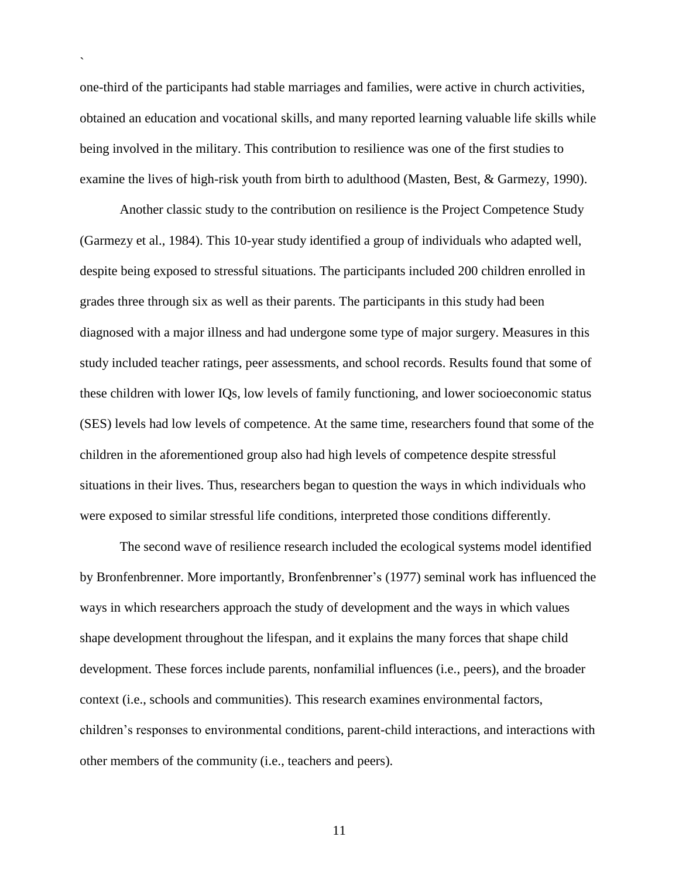one-third of the participants had stable marriages and families, were active in church activities, obtained an education and vocational skills, and many reported learning valuable life skills while being involved in the military. This contribution to resilience was one of the first studies to examine the lives of high-risk youth from birth to adulthood (Masten, Best, & Garmezy, 1990).

Another classic study to the contribution on resilience is the Project Competence Study (Garmezy et al., 1984). This 10-year study identified a group of individuals who adapted well, despite being exposed to stressful situations. The participants included 200 children enrolled in grades three through six as well as their parents. The participants in this study had been diagnosed with a major illness and had undergone some type of major surgery. Measures in this study included teacher ratings, peer assessments, and school records. Results found that some of these children with lower IQs, low levels of family functioning, and lower socioeconomic status (SES) levels had low levels of competence. At the same time, researchers found that some of the children in the aforementioned group also had high levels of competence despite stressful situations in their lives. Thus, researchers began to question the ways in which individuals who were exposed to similar stressful life conditions, interpreted those conditions differently.

The second wave of resilience research included the ecological systems model identified by Bronfenbrenner. More importantly, Bronfenbrenner's (1977) seminal work has influenced the ways in which researchers approach the study of development and the ways in which values shape development throughout the lifespan, and it explains the many forces that shape child development. These forces include parents, nonfamilial influences (i.e., peers), and the broader context (i.e., schools and communities). This research examines environmental factors, children's responses to environmental conditions, parent-child interactions, and interactions with other members of the community (i.e., teachers and peers).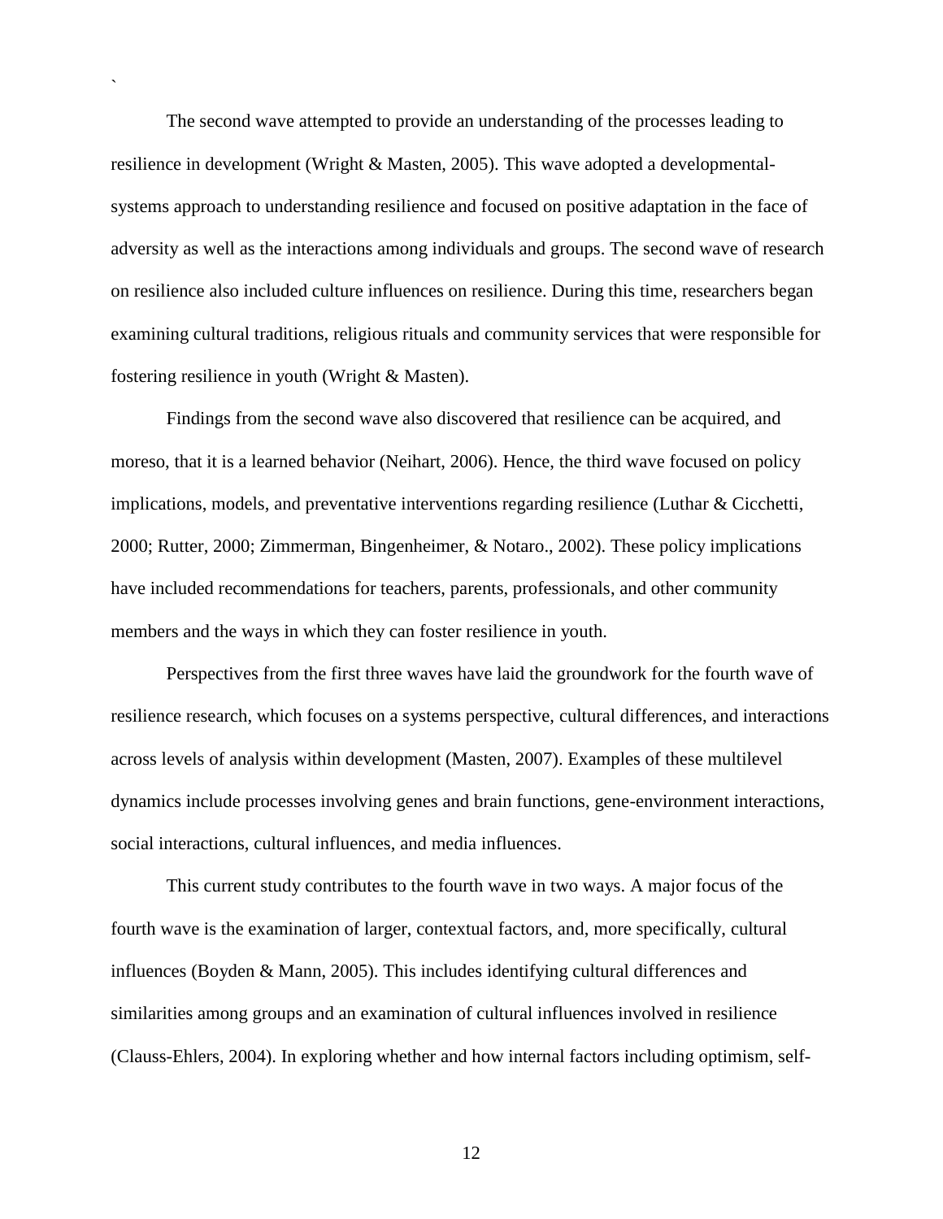The second wave attempted to provide an understanding of the processes leading to resilience in development (Wright & Masten, 2005). This wave adopted a developmental-systems approach to understanding resilience and focused on positive adaptation in the face of adversity as well as the interactions among individuals and groups. The second wave of research on resilience also included culture influences on resilience. During this time, researchers began examining cultural traditions, religious rituals and community services that were responsible for fostering resilience in youth (Wright & Masten).

Findings from the second wave also discovered that resilience can be acquired, and moreso, that it is a learned behavior (Neihart, 2006). Hence, the third wave focused on policy implications, models, and preventative interventions regarding resilience (Luthar & Cicchetti, 2000; Rutter, 2000; Zimmerman, Bingenheimer, & Notaro., 2002). These policy implications have included recommendations for teachers, parents, professionals, and other community members and the ways in which they can foster resilience in youth.

Perspectives from the first three waves have laid the groundwork for the fourth wave of resilience research, which focuses on a systems perspective, cultural differences, and interactions across levels of analysis within development (Masten, 2007). Examples of these multilevel dynamics include processes involving genes and brain functions, gene-environment interactions, social interactions, cultural influences, and media influences.

This current study contributes to the fourth wave in two ways. A major focus of the fourth wave is the examination of larger, contextual factors, and, more specifically, cultural influences (Boyden & Mann, 2005). This includes identifying cultural differences and similarities among groups and an examination of cultural influences involved in resilience (Clauss-Ehlers, 2004). In exploring whether and how internal factors including optimism, self-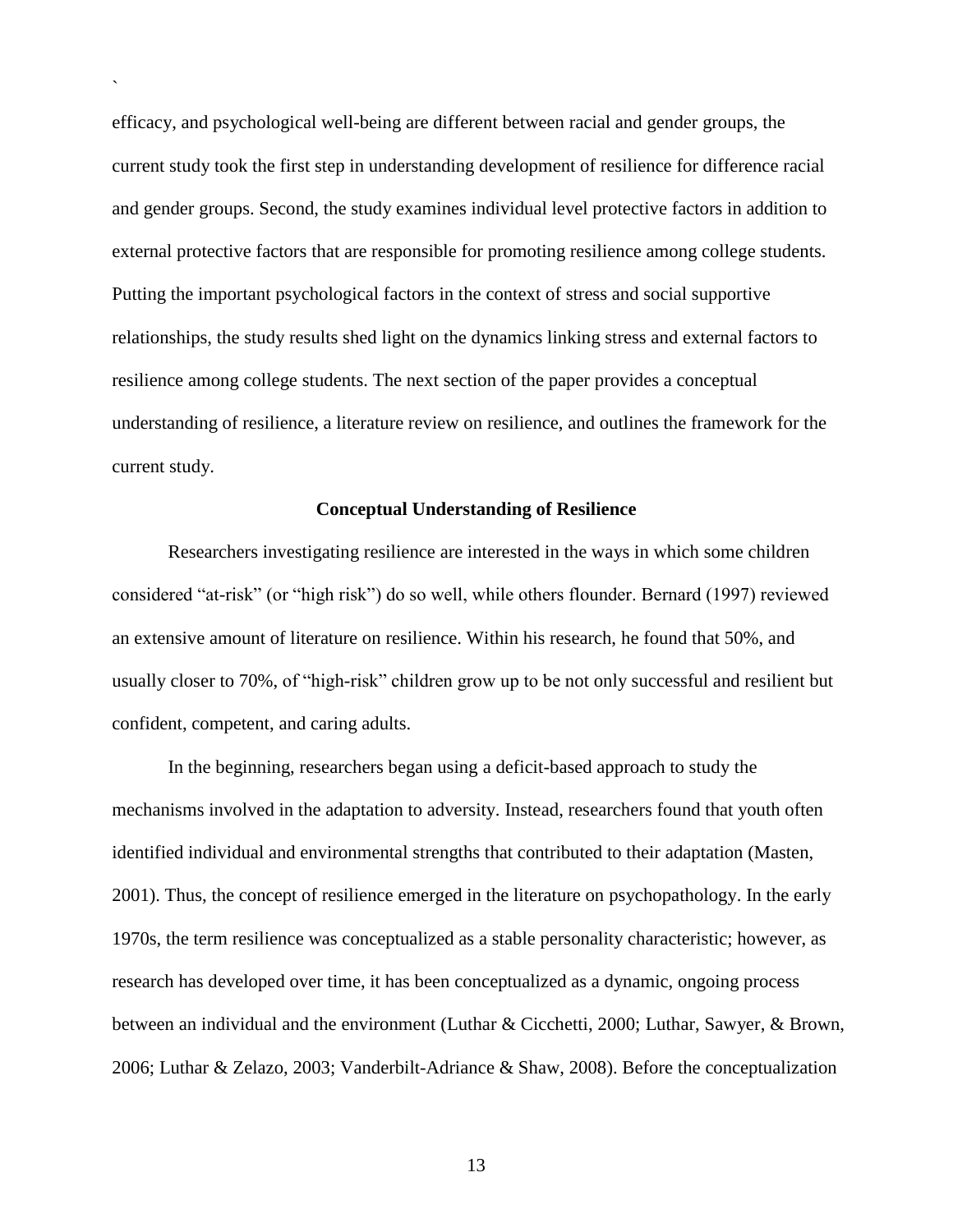efficacy, and psychological well-being are different between racial and gender groups, the current study took the first step in understanding development of resilience for difference racial and gender groups. Second, the study examines individual level protective factors in addition to external protective factors that are responsible for promoting resilience among college students. Putting the important psychological factors in the context of stress and social supportive relationships, the study results shed light on the dynamics linking stress and external factors to resilience among college students. The next section of the paper provides a conceptual understanding of resilience, a literature review on resilience, and outlines the framework for the current study.

## Conceptual Understanding of Resilience

Researchers investigating resilience are interested in the ways in which some children considered "at-risk" (or "high risk") do so well, while others flounder. Bernard (1997) reviewed an extensive amount of literature on resilience. Within his research, he found that 50%, and usually closer to 70%, of "high-risk" children grow up to be not only successful and resilient but confident, competent, and caring adults.

In the beginning, researchers began using a deficit-based approach to study the mechanisms involved in the adaptation to adversity. Instead, researchers found that youth often identified individual and environmental strengths that contributed to their adaptation (Masten, 2001). Thus, the concept of resilience emerged in the literature on psychopathology. In the early 1970s, the term resilience was conceptualized as a stable personality characteristic; however, as research has developed over time, it has been conceptualized as a dynamic, ongoing process between an individual and the environment (Luthar & Cicchetti, 2000; Luthar, Sawyer, & Brown, 2006; Luthar & Zelazo, 2003; Vanderbilt-Adriance & Shaw, 2008). Before the conceptualization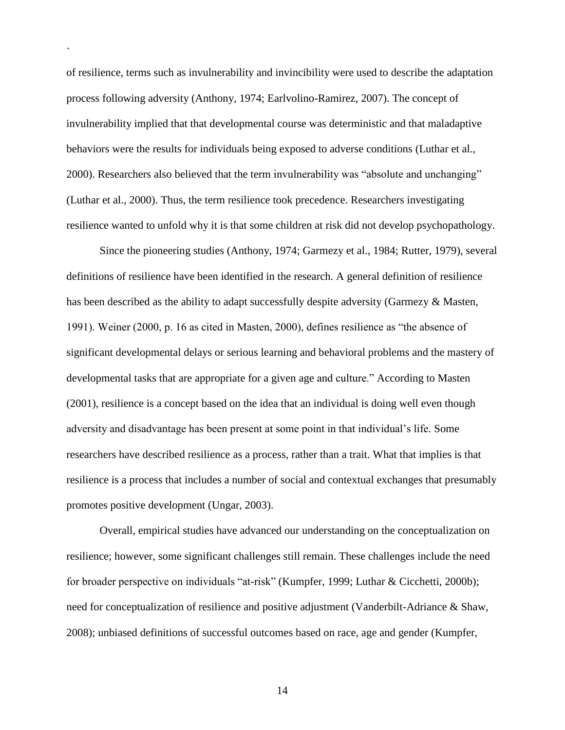of resilience, terms such as invulnerability and invincibility were used to describe the adaptation process following adversity (Anthony, 1974; Earlvolino-Ramirez, 2007). The concept of invulnerability implied that that developmental course was deterministic and that maladaptive behaviors were the results for individuals being exposed to adverse conditions (Luthar et al., 2000). Researchers also believed that the term invulnerability was "absolute and unchanging" (Luthar et al., 2000). Thus, the term resilience took precedence. Researchers investigating resilience wanted to unfold why it is that some children at risk did not develop psychopathology.

Since the pioneering studies (Anthony, 1974; Garmezy et al., 1984; Rutter, 1979), several definitions of resilience have been identified in the research. A general definition of resilience has been described as the ability to adapt successfully despite adversity (Garmezy & Masten, 1991). Weiner (2000, p. 16 as cited in Masten, 2000), defines resilience as "the absence of significant developmental delays or serious learning and behavioral problems and the mastery of developmental tasks that are appropriate for a given age and culture." According to Masten (2001), resilience is a concept based on the idea that an individual is doing well even though adversity and disadvantage has been present at some point in that individual's life. Some researchers have described resilience as a process, rather than a trait. What that implies is that resilience is a process that includes a number of social and contextual exchanges that presumably promotes positive development (Ungar, 2003).

Overall, empirical studies have advanced our understanding on the conceptualization on resilience; however, some significant challenges still remain. These challenges include the need for broader perspective on individuals "at-risk" (Kumpfer, 1999; Luthar & Cicchetti, 2000b); need for conceptualization of resilience and positive adjustment (Vanderbilt-Adriance & Shaw, 2008); unbiased definitions of successful outcomes based on race, age and gender (Kumpfer,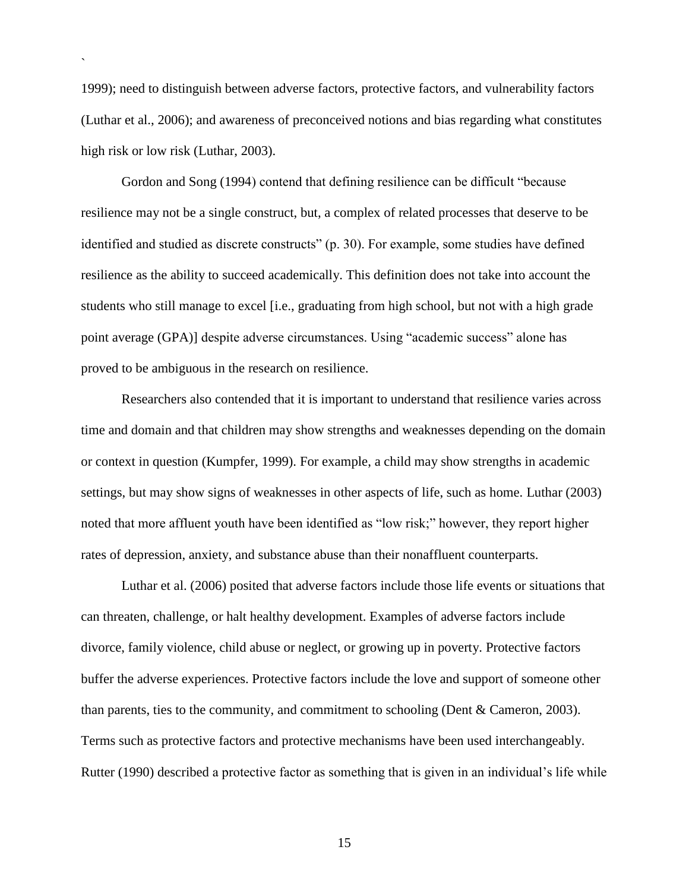1999); need to distinguish between adverse factors, protective factors, and vulnerability factors (Luthar et al., 2006); and awareness of preconceived notions and bias regarding what constitutes high risk or low risk (Luthar, 2003).

Gordon and Song (1994) contend that defining resilience can be difficult "because resilience may not be a single construct, but, a complex of related processes that deserve to be identified and studied as discrete constructs" (p. 30). For example, some studies have defined resilience as the ability to succeed academically. This definition does not take into account the students who still manage to excel [i.e., graduating from high school, but not with a high grade point average (GPA)] despite adverse circumstances. Using "academic success" alone has proved to be ambiguous in the research on resilience.

Researchers also contended that it is important to understand that resilience varies across time and domain and that children may show strengths and weaknesses depending on the domain or context in question (Kumpfer, 1999). For example, a child may show strengths in academic settings, but may show signs of weaknesses in other aspects of life, such as home. Luthar (2003) noted that more affluent youth have been identified as "low risk;" however, they report higher rates of depression, anxiety, and substance abuse than their nonaffluent counterparts.

Luthar et al. (2006) posited that adverse factors include those life events or situations that can threaten, challenge, or halt healthy development. Examples of adverse factors include divorce, family violence, child abuse or neglect, or growing up in poverty. Protective factors buffer the adverse experiences. Protective factors include the love and support of someone other than parents, ties to the community, and commitment to schooling (Dent & Cameron, 2003). Terms such as protective factors and protective mechanisms have been used interchangeably. Rutter (1990) described a protective factor as something that is given in an individual's life while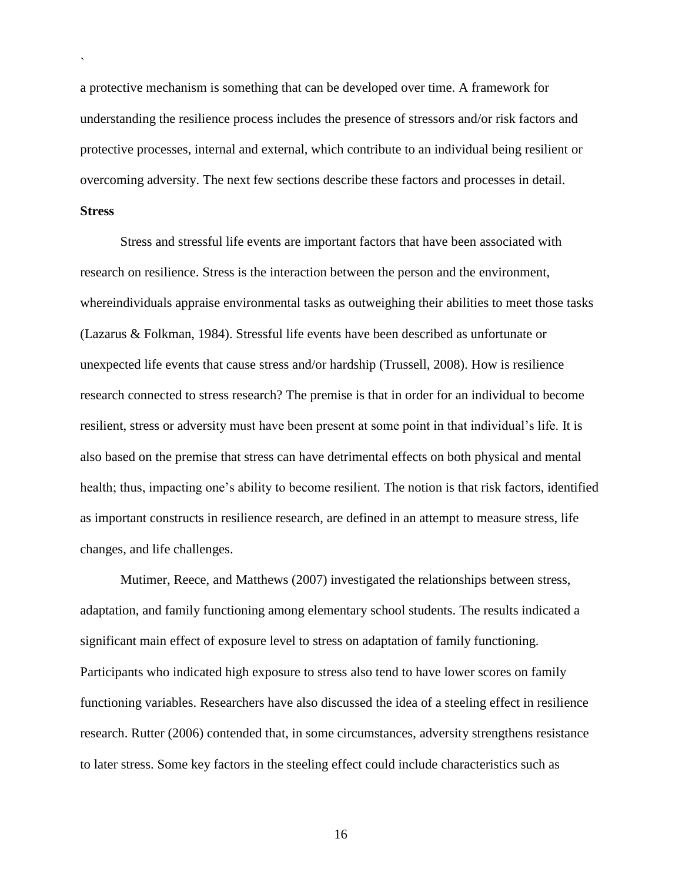a protective mechanism is something that can be developed over time. A framework for understanding the resilience process includes the presence of stressors and/or risk factors and protective processes, internal and external, which contribute to an individual being resilient or overcoming adversity. The next few sections describe these factors and processes in detail.

**Stress**

Stress and stressful life events are important factors that have been associated with research on resilience. Stress is the interaction between the person and the environment, whereindividuals appraise environmental tasks as outweighing their abilities to meet those tasks (Lazarus & Folkman, 1984). Stressful life events have been described as unfortunate or unexpected life events that cause stress and/or hardship (Trussell, 2008). How is resilience research connected to stress research? The premise is that in order for an individual to become resilient, stress or adversity must have been present at some point in that individual's life. It is also based on the premise that stress can have detrimental effects on both physical and mental health; thus, impacting one's ability to become resilient. The notion is that risk factors, identified as important constructs in resilience research, are defined in an attempt to measure stress, life changes, and life challenges.

Mutimer, Reece, and Matthews (2007) investigated the relationships between stress, adaptation, and family functioning among elementary school students. The results indicated a significant main effect of exposure level to stress on adaptation of family functioning. Participants who indicated high exposure to stress also tend to have lower scores on family functioning variables. Researchers have also discussed the idea of a steeling effect in resilience research. Rutter (2006) contended that, in some circumstances, adversity strengthens resistance to later stress. Some key factors in the steeling effect could include characteristics such as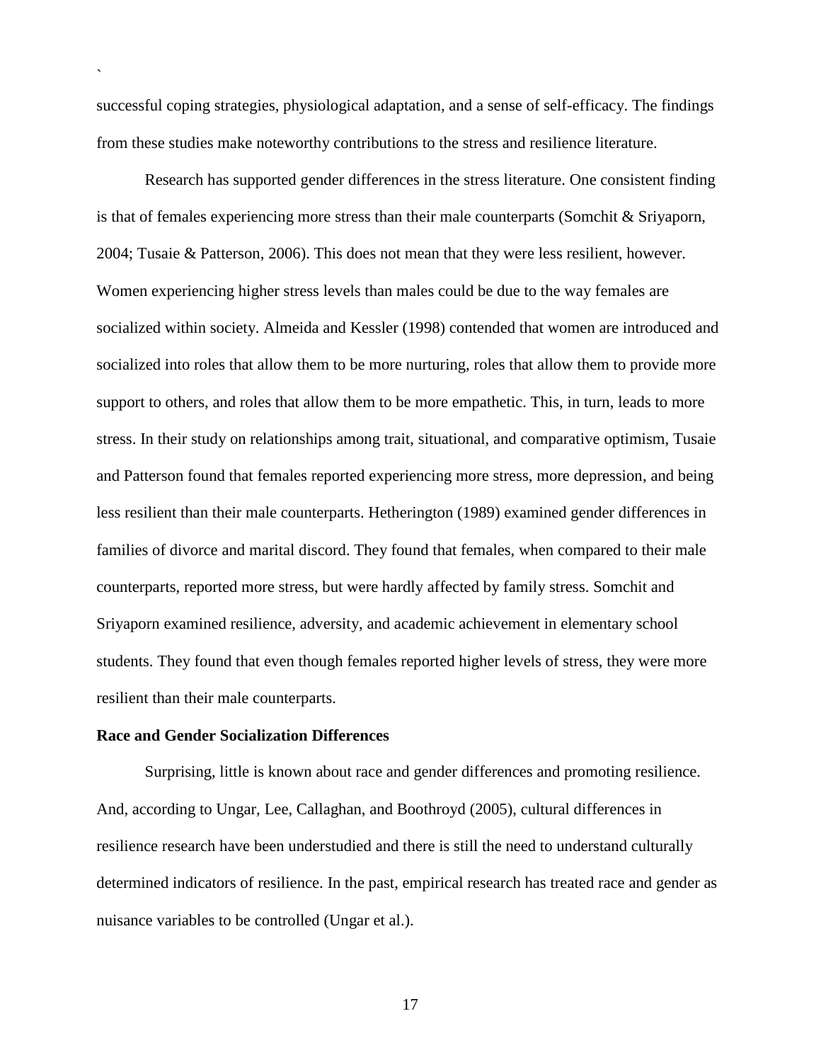successful coping strategies, physiological adaptation, and a sense of self-efficacy. The findings from these studies make noteworthy contributions to the stress and resilience literature.

Research has supported gender differences in the stress literature. One consistent finding is that of females experiencing more stress than their male counterparts (Somchit & Sriyaporn, 2004; Tusaie & Patterson, 2006). This does not mean that they were less resilient, however. Women experiencing higher stress levels than males could be due to the way females are socialized within society. Almeida and Kessler (1998) contended that women are introduced and socialized into roles that allow them to be more nurturing, roles that allow them to provide more support to others, and roles that allow them to be more empathetic. This, in turn, leads to more stress. In their study on relationships among trait, situational, and comparative optimism, Tusaie and Patterson found that females reported experiencing more stress, more depression, and being less resilient than their male counterparts. Hetherington (1989) examined gender differences in families of divorce and marital discord. They found that females, when compared to their male counterparts, reported more stress, but were hardly affected by family stress. Somchit and Sriyaporn examined resilience, adversity, and academic achievement in elementary school students. They found that even though females reported higher levels of stress, they were more resilient than their male counterparts.

**Race and Gender Socialization Differences**

Surprising, little is known about race and gender differences and promoting resilience. And, according to Ungar, Lee, Callaghan, and Boothroyd (2005), cultural differences in resilience research have been understudied and there is still the need to understand culturally determined indicators of resilience. In the past, empirical research has treated race and gender as nuisance variables to be controlled (Ungar et al.).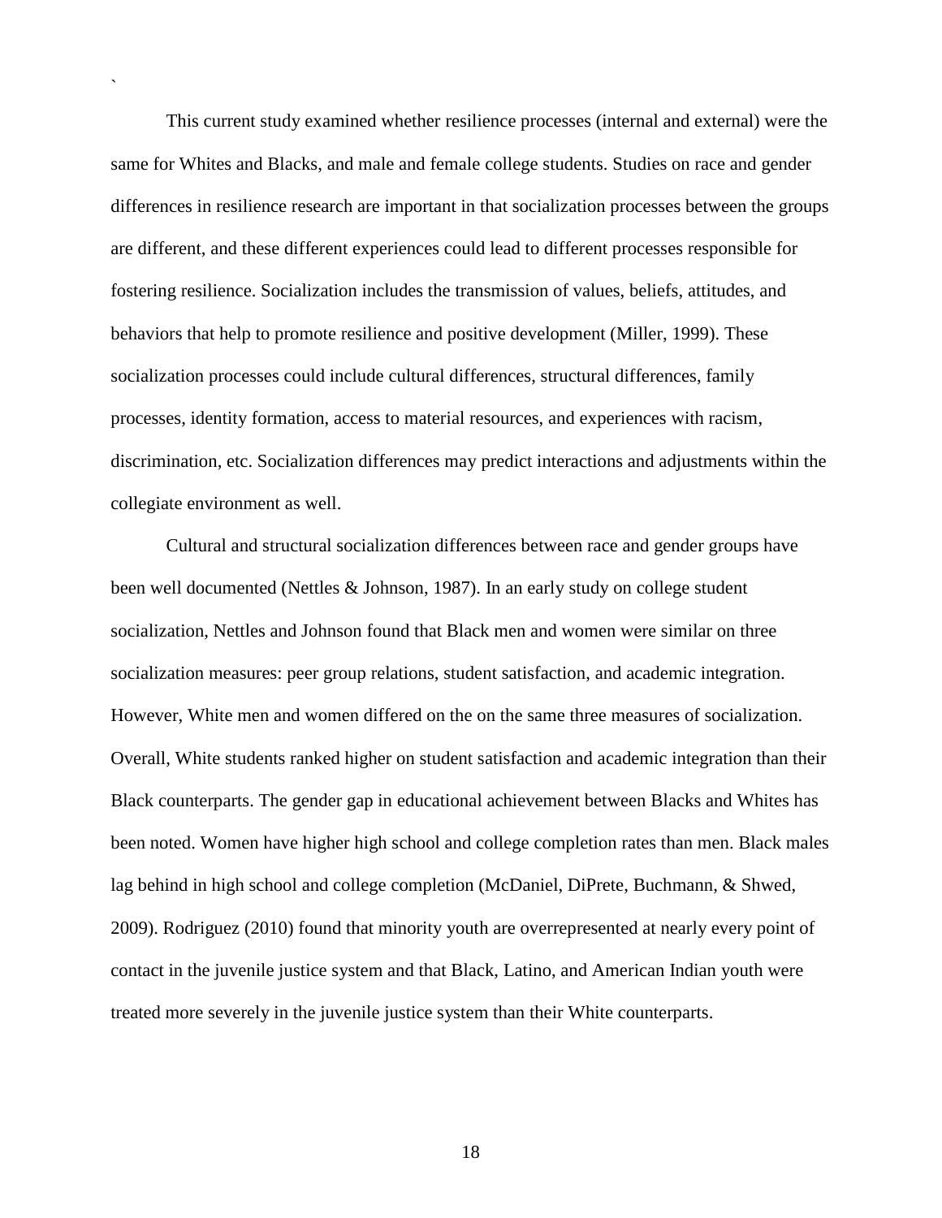This current study examined whether resilience processes (internal and external) were the same for Whites and Blacks, and male and female college students. Studies on race and gender differences in resilience research are important in that socialization processes between the groups are different, and these different experiences could lead to different processes responsible for fostering resilience. Socialization includes the transmission of values, beliefs, attitudes, and behaviors that help to promote resilience and positive development (Miller, 1999). These socialization processes could include cultural differences, structural differences, family processes, identity formation, access to material resources, and experiences with racism, discrimination, etc. Socialization differences may predict interactions and adjustments within the collegiate environment as well.

Cultural and structural socialization differences between race and gender groups have been well documented (Nettles & Johnson, 1987). In an early study on college student socialization, Nettles and Johnson found that Black men and women were similar on three socialization measures: peer group relations, student satisfaction, and academic integration. However, White men and women differed on the on the same three measures of socialization. Overall, White students ranked higher on student satisfaction and academic integration than their Black counterparts. The gender gap in educational achievement between Blacks and Whites has been noted. Women have higher high school and college completion rates than men. Black males lag behind in high school and college completion (McDaniel, DiPrete, Buchmann, & Shwed, 2009). Rodriguez (2010) found that minority youth are overrepresented at nearly every point of contact in the juvenile justice system and that Black, Latino, and American Indian youth were treated more severely in the juvenile justice system than their White counterparts.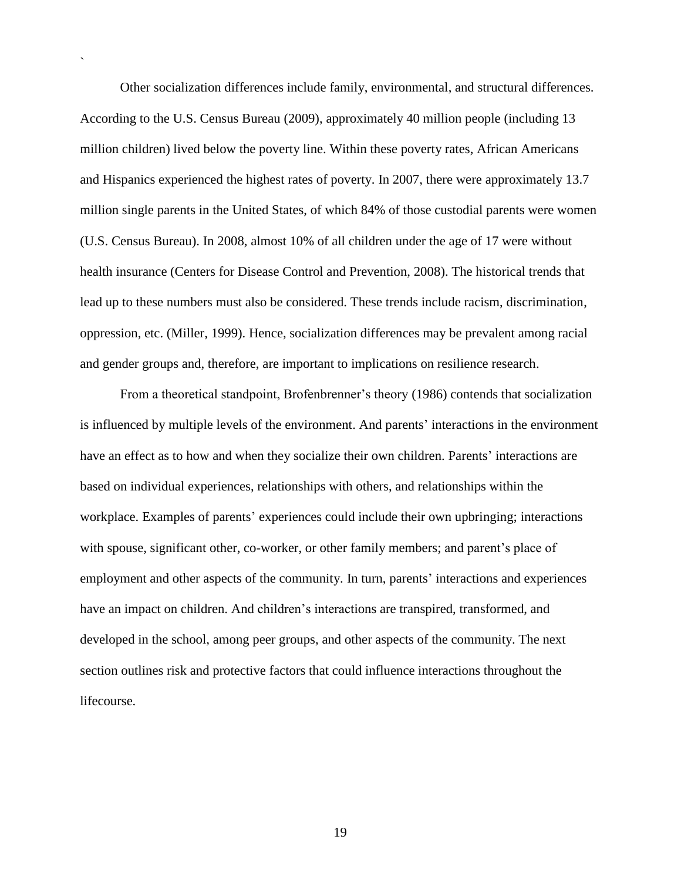Other socialization differences include family, environmental, and structural differences. According to the U.S. Census Bureau (2009), approximately 40 million people (including 13 million children) lived below the poverty line. Within these poverty rates, African Americans and Hispanics experienced the highest rates of poverty. In 2007, there were approximately 13.7 million single parents in the United States, of which 84% of those custodial parents were women (U.S. Census Bureau). In 2008, almost 10% of all children under the age of 17 were without health insurance (Centers for Disease Control and Prevention, 2008). The historical trends that lead up to these numbers must also be considered. These trends include racism, discrimination, oppression, etc. (Miller, 1999). Hence, socialization differences may be prevalent among racial and gender groups and, therefore, are important to implications on resilience research.

From a theoretical standpoint, Brofenbrenner's theory (1986) contends that socialization is influenced by multiple levels of the environment. And parents' interactions in the environment have an effect as to how and when they socialize their own children. Parents' interactions are based on individual experiences, relationships with others, and relationships within the workplace. Examples of parents' experiences could include their own upbringing; interactions with spouse, significant other, co-worker, or other family members; and parent's place of employment and other aspects of the community. In turn, parents' interactions and experiences have an impact on children. And children's interactions are transpired, transformed, and developed in the school, among peer groups, and other aspects of the community. The next section outlines risk and protective factors that could influence interactions throughout the lifecourse.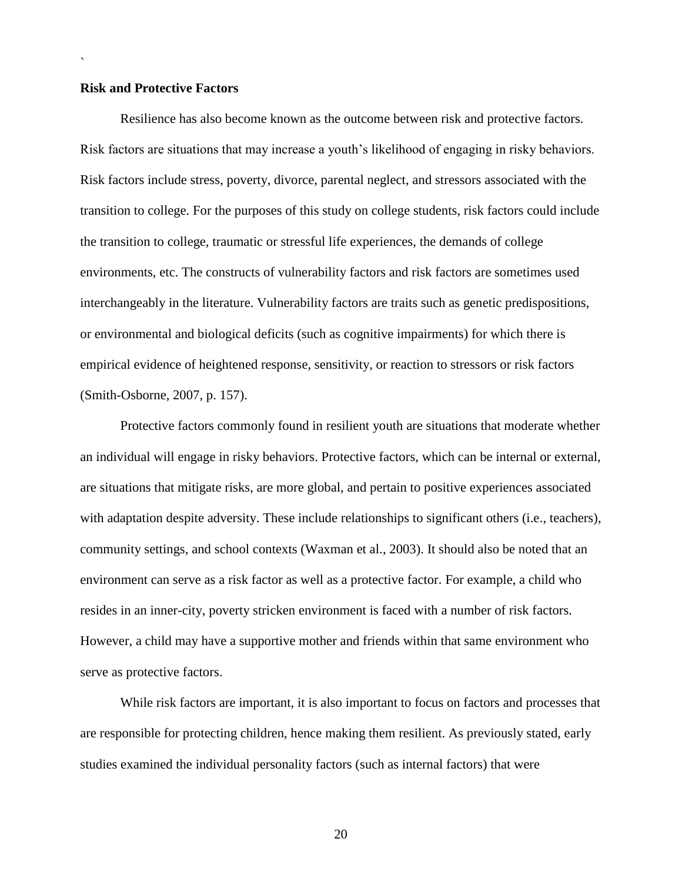**Risk and Protective Factors**

Resilience has also become known as the outcome between risk and protective factors. Risk factors are situations that may increase a youth's likelihood of engaging in risky behaviors. Risk factors include stress, poverty, divorce, parental neglect, and stressors associated with the transition to college. For the purposes of this study on college students, risk factors could include the transition to college, traumatic or stressful life experiences, the demands of college environments, etc. The constructs of vulnerability factors and risk factors are sometimes used interchangeably in the literature. Vulnerability factors are traits such as genetic predispositions, or environmental and biological deficits (such as cognitive impairments) for which there is empirical evidence of heightened response, sensitivity, or reaction to stressors or risk factors (Smith-Osborne, 2007, p. 157).

Protective factors commonly found in resilient youth are situations that moderate whether an individual will engage in risky behaviors. Protective factors, which can be internal or external, are situations that mitigate risks, are more global, and pertain to positive experiences associated with adaptation despite adversity. These include relationships to significant others (i.e., teachers), community settings, and school contexts (Waxman et al., 2003). It should also be noted that an environment can serve as a risk factor as well as a protective factor. For example, a child who resides in an inner-city, poverty stricken environment is faced with a number of risk factors. However, a child may have a supportive mother and friends within that same environment who serve as protective factors.

While risk factors are important, it is also important to focus on factors and processes that are responsible for protecting children, hence making them resilient. As previously stated, early studies examined the individual personality factors (such as internal factors) that were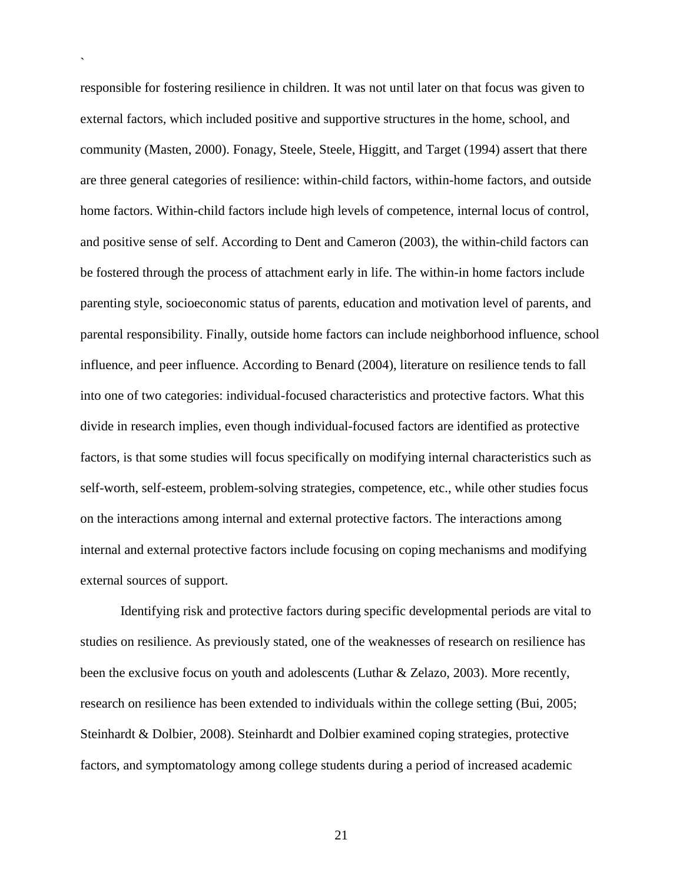responsible for fostering resilience in children. It was not until later on that focus was given to external factors, which included positive and supportive structures in the home, school, and community (Masten, 2000). Fonagy, Steele, Steele, Higgitt, and Target (1994) assert that there are three general categories of resilience: within-child factors, within-home factors, and outside home factors. Within-child factors include high levels of competence, internal locus of control, and positive sense of self. According to Dent and Cameron (2003), the within-child factors can be fostered through the process of attachment early in life. The within-in home factors include parenting style, socioeconomic status of parents, education and motivation level of parents, and parental responsibility. Finally, outside home factors can include neighborhood influence, school influence, and peer influence. According to Benard (2004), literature on resilience tends to fall into one of two categories: individual-focused characteristics and protective factors. What this divide in research implies, even though individual-focused factors are identified as protective factors, is that some studies will focus specifically on modifying internal characteristics such as self-worth, self-esteem, problem-solving strategies, competence, etc., while other studies focus on the interactions among internal and external protective factors. The interactions among internal and external protective factors include focusing on coping mechanisms and modifying external sources of support.

Identifying risk and protective factors during specific developmental periods are vital to studies on resilience. As previously stated, one of the weaknesses of research on resilience has been the exclusive focus on youth and adolescents (Luthar & Zelazo, 2003). More recently, research on resilience has been extended to individuals within the college setting (Bui, 2005; Steinhardt & Dolbier, 2008). Steinhardt and Dolbier examined coping strategies, protective factors, and symptomatology among college students during a period of increased academic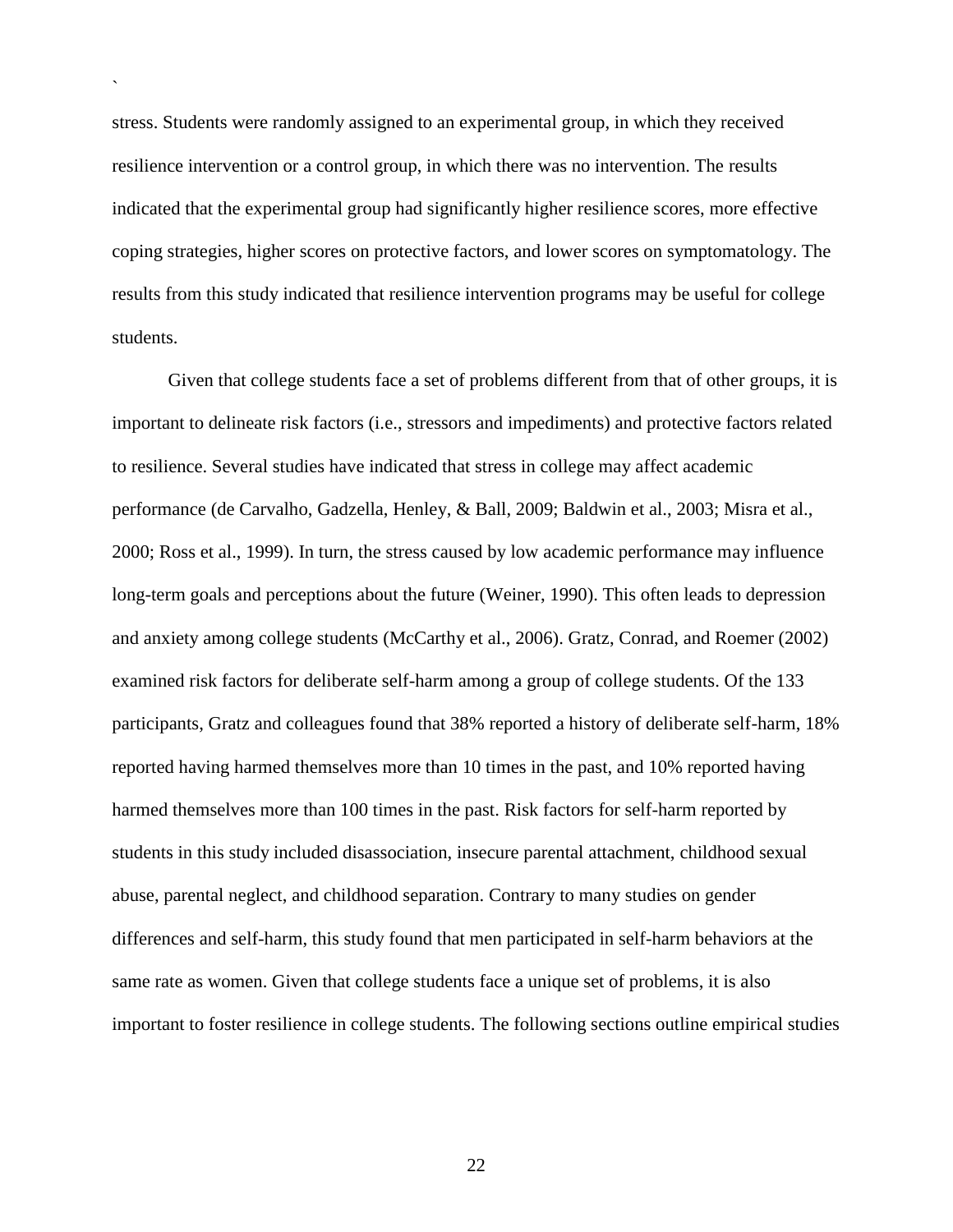stress. Students were randomly assigned to an experimental group, in which they received resilience intervention or a control group, in which there was no intervention. The results indicated that the experimental group had significantly higher resilience scores, more effective coping strategies, higher scores on protective factors, and lower scores on symptomatology. The results from this study indicated that resilience intervention programs may be useful for college students.

Given that college students face a set of problems different from that of other groups, it is important to delineate risk factors (i.e., stressors and impediments) and protective factors related to resilience. Several studies have indicated that stress in college may affect academic performance (de Carvalho, Gadzella, Henley, & Ball, 2009; Baldwin et al., 2003; Misra et al., 2000; Ross et al., 1999). In turn, the stress caused by low academic performance may influence long-term goals and perceptions about the future (Weiner, 1990). This often leads to depression and anxiety among college students (McCarthy et al., 2006). Gratz, Conrad, and Roemer (2002) examined risk factors for deliberate self-harm among a group of college students. Of the 133 participants, Gratz and colleagues found that 38% reported a history of deliberate self-harm, 18% reported having harmed themselves more than 10 times in the past, and 10% reported having harmed themselves more than 100 times in the past. Risk factors for self-harm reported by students in this study included disassociation, insecure parental attachment, childhood sexual abuse, parental neglect, and childhood separation. Contrary to many studies on gender differences and self-harm, this study found that men participated in self-harm behaviors at the same rate as women. Given that college students face a unique set of problems, it is also important to foster resilience in college students. The following sections outline empirical studies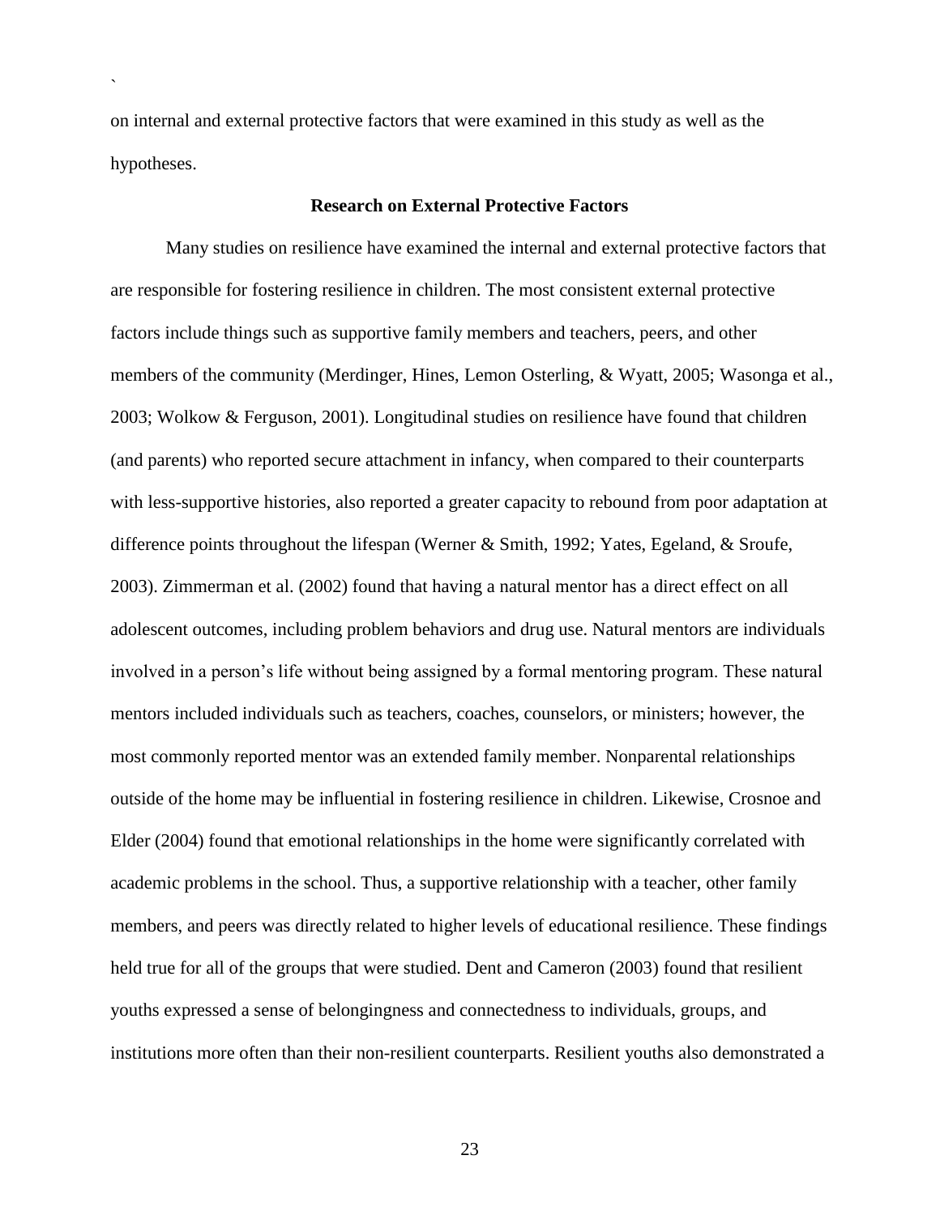on internal and external protective factors that were examined in this study as well as the hypotheses.

## Research on External Protective Factors

Many studies on resilience have examined the internal and external protective factors that are responsible for fostering resilience in children. The most consistent external protective factors include things such as supportive family members and teachers, peers, and other members of the community (Merdinger, Hines, Lemon Osterling, & Wyatt, 2005; Wasonga et al., 2003; Wolkow & Ferguson, 2001). Longitudinal studies on resilience have found that children (and parents) who reported secure attachment in infancy, when compared to their counterparts with less-supportive histories, also reported a greater capacity to rebound from poor adaptation at difference points throughout the lifespan (Werner & Smith, 1992; Yates, Egeland, & Sroufe, 2003). Zimmerman et al. (2002) found that having a natural mentor has a direct effect on all adolescent outcomes, including problem behaviors and drug use. Natural mentors are individuals involved in a person's life without being assigned by a formal mentoring program. These natural mentors included individuals such as teachers, coaches, counselors, or ministers; however, the most commonly reported mentor was an extended family member. Nonparental relationships outside of the home may be influential in fostering resilience in children. Likewise, Crosnoe and Elder (2004) found that emotional relationships in the home were significantly correlated with academic problems in the school. Thus, a supportive relationship with a teacher, other family members, and peers was directly related to higher levels of educational resilience. These findings held true for all of the groups that were studied. Dent and Cameron (2003) found that resilient youths expressed a sense of belongingness and connectedness to individuals, groups, and institutions more often than their non-resilient counterparts. Resilient youths also demonstrated a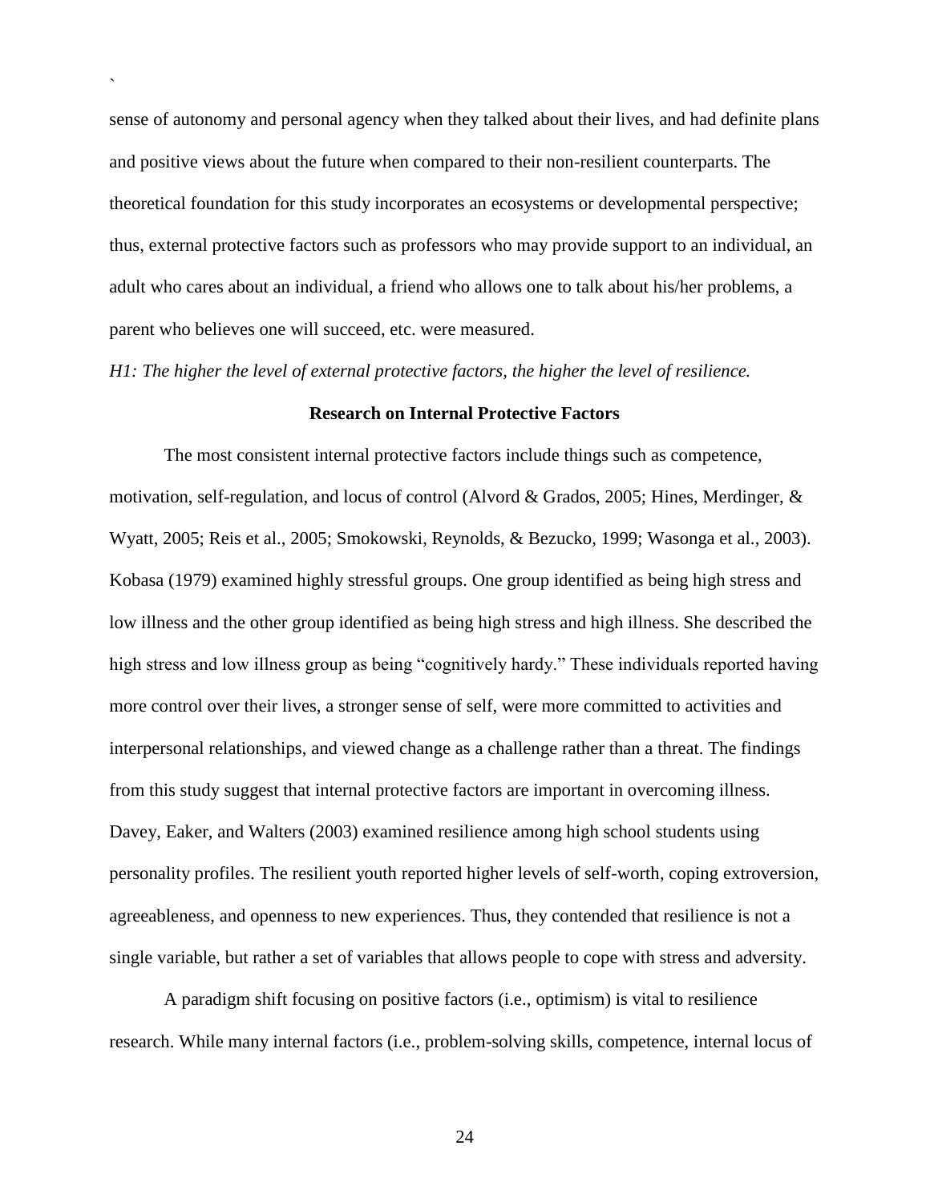sense of autonomy and personal agency when they talked about their lives, and had definite plans and positive views about the future when compared to their non-resilient counterparts. The theoretical foundation for this study incorporates an ecosystems or developmental perspective; thus, external protective factors such as professors who may provide support to an individual, an adult who cares about an individual, a friend who allows one to talk about his/her problems, a parent who believes one will succeed, etc. were measured.

*H1: The higher the level of external protective factors, the higher the level of resilience.*

## Research on Internal Protective Factors

The most consistent internal protective factors include things such as competence, motivation, self-regulation, and locus of control (Alvord & Grados, 2005; Hines, Merdinger, & Wyatt, 2005; Reis et al., 2005; Smokowski, Reynolds, & Bezucko, 1999; Wasonga et al., 2003). Kobasa (1979) examined highly stressful groups. One group identified as being high stress and low illness and the other group identified as being high stress and high illness. She described the high stress and low illness group as being "cognitively hardy." These individuals reported having more control over their lives, a stronger sense of self, were more committed to activities and interpersonal relationships, and viewed change as a challenge rather than a threat. The findings from this study suggest that internal protective factors are important in overcoming illness. Davey, Eaker, and Walters (2003) examined resilience among high school students using personality profiles. The resilient youth reported higher levels of self-worth, coping extroversion, agreeableness, and openness to new experiences. Thus, they contended that resilience is not a single variable, but rather a set of variables that allows people to cope with stress and adversity.

A paradigm shift focusing on positive factors (i.e., optimism) is vital to resilience research. While many internal factors (i.e., problem-solving skills, competence, internal locus of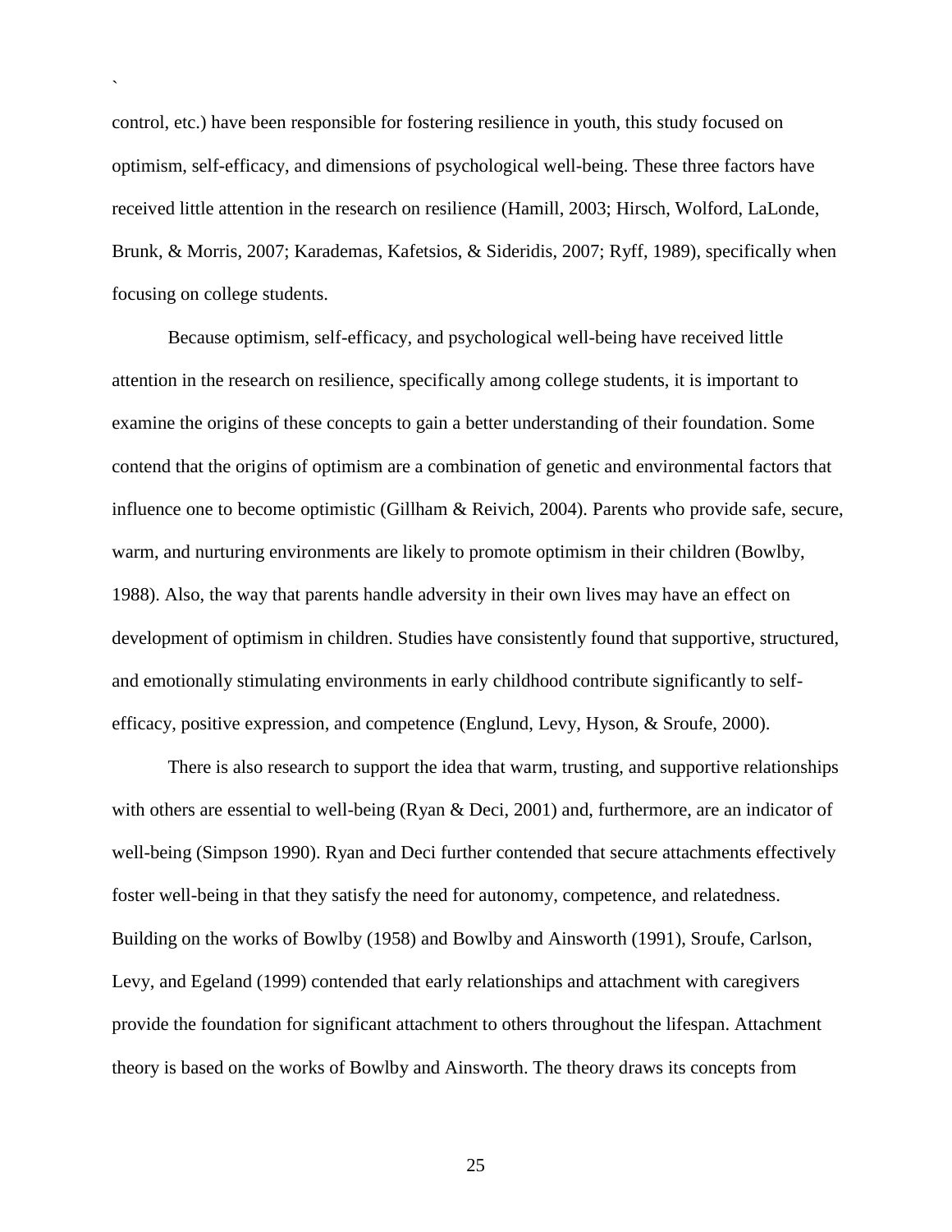control, etc.) have been responsible for fostering resilience in youth, this study focused on optimism, self-efficacy, and dimensions of psychological well-being. These three factors have received little attention in the research on resilience (Hamill, 2003; Hirsch, Wolford, LaLonde, Brunk, & Morris, 2007; Karademas, Kafetsios, & Sideridis, 2007; Ryff, 1989), specifically when focusing on college students.

Because optimism, self-efficacy, and psychological well-being have received little attention in the research on resilience, specifically among college students, it is important to examine the origins of these concepts to gain a better understanding of their foundation. Some contend that the origins of optimism are a combination of genetic and environmental factors that influence one to become optimistic (Gillham & Reivich, 2004). Parents who provide safe, secure, warm, and nurturing environments are likely to promote optimism in their children (Bowlby, 1988). Also, the way that parents handle adversity in their own lives may have an effect on development of optimism in children. Studies have consistently found that supportive, structured, and emotionally stimulating environments in early childhood contribute significantly to self-efficacy, positive expression, and competence (Englund, Levy, Hyson, & Sroufe, 2000).

There is also research to support the idea that warm, trusting, and supportive relationships with others are essential to well-being (Ryan & Deci, 2001) and, furthermore, are an indicator of well-being (Simpson 1990). Ryan and Deci further contended that secure attachments effectively foster well-being in that they satisfy the need for autonomy, competence, and relatedness. Building on the works of Bowlby (1958) and Bowlby and Ainsworth (1991), Sroufe, Carlson, Levy, and Egeland (1999) contended that early relationships and attachment with caregivers provide the foundation for significant attachment to others throughout the lifespan. Attachment theory is based on the works of Bowlby and Ainsworth. The theory draws its concepts from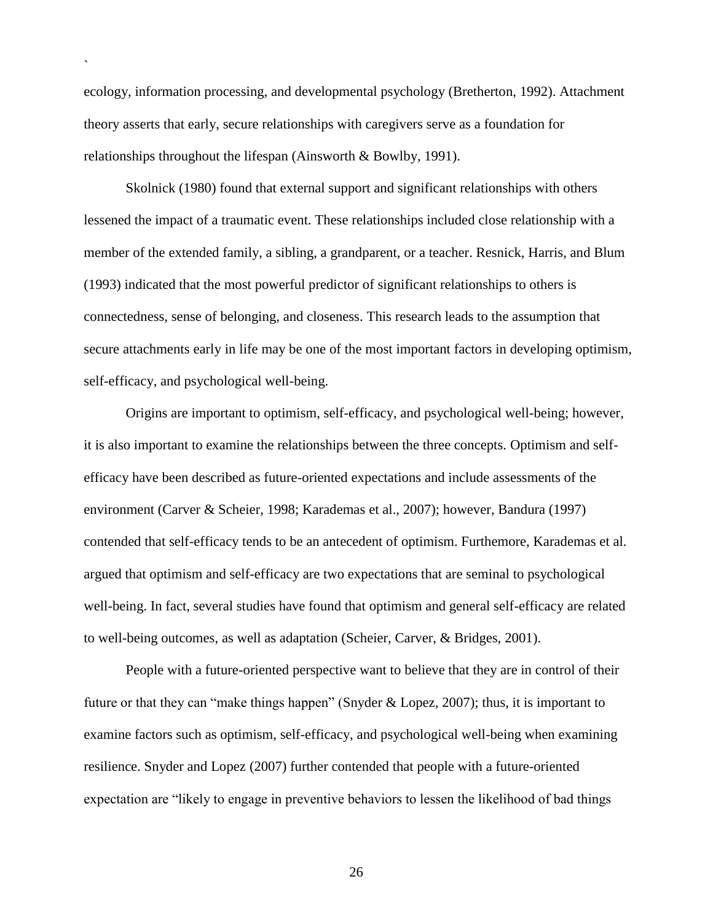ecology, information processing, and developmental psychology (Bretherton, 1992). Attachment theory asserts that early, secure relationships with caregivers serve as a foundation for relationships throughout the lifespan (Ainsworth & Bowlby, 1991).

Skolnick (1980) found that external support and significant relationships with others lessened the impact of a traumatic event. These relationships included close relationship with a member of the extended family, a sibling, a grandparent, or a teacher. Resnick, Harris, and Blum (1993) indicated that the most powerful predictor of significant relationships to others is connectedness, sense of belonging, and closeness. This research leads to the assumption that secure attachments early in life may be one of the most important factors in developing optimism, self-efficacy, and psychological well-being.

Origins are important to optimism, self-efficacy, and psychological well-being; however, it is also important to examine the relationships between the three concepts. Optimism and self-efficacy have been described as future-oriented expectations and include assessments of the environment (Carver & Scheier, 1998; Karademas et al., 2007); however, Bandura (1997) contended that self-efficacy tends to be an antecedent of optimism. Furthemore, Karademas et al. argued that optimism and self-efficacy are two expectations that are seminal to psychological well-being. In fact, several studies have found that optimism and general self-efficacy are related to well-being outcomes, as well as adaptation (Scheier, Carver, & Bridges, 2001).

People with a future-oriented perspective want to believe that they are in control of their future or that they can "make things happen" (Snyder & Lopez, 2007); thus, it is important to examine factors such as optimism, self-efficacy, and psychological well-being when examining resilience. Snyder and Lopez (2007) further contended that people with a future-oriented expectation are "likely to engage in preventive behaviors to lessen the likelihood of bad things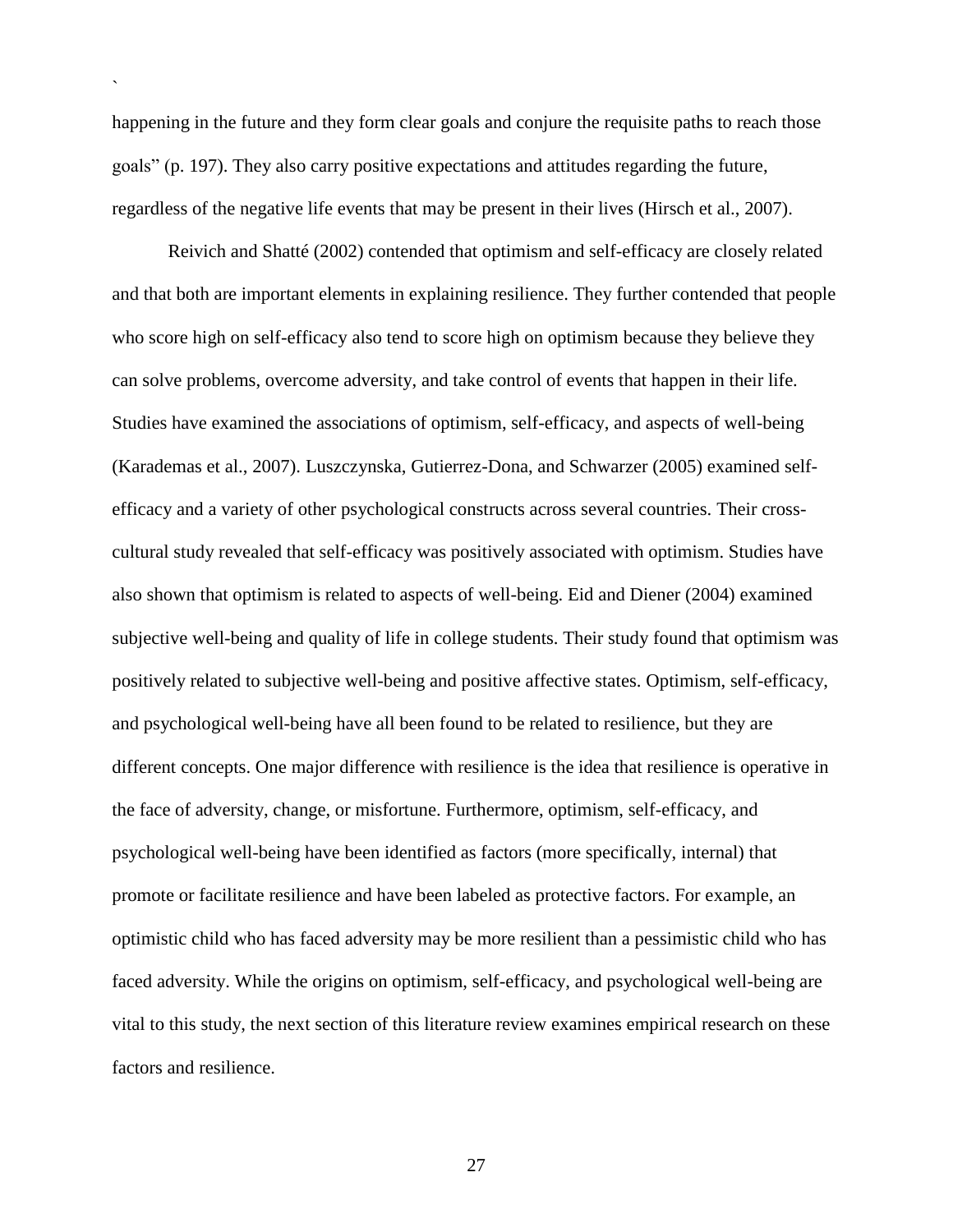happening in the future and they form clear goals and conjure the requisite paths to reach those goals" (p. 197). They also carry positive expectations and attitudes regarding the future, regardless of the negative life events that may be present in their lives (Hirsch et al., 2007).

Reivich and Shatté (2002) contended that optimism and self-efficacy are closely related and that both are important elements in explaining resilience. They further contended that people who score high on self-efficacy also tend to score high on optimism because they believe they can solve problems, overcome adversity, and take control of events that happen in their life. Studies have examined the associations of optimism, self-efficacy, and aspects of well-being (Karademas et al., 2007). Luszczynska, Gutierrez-Dona, and Schwarzer (2005) examined self-efficacy and a variety of other psychological constructs across several countries. Their cross-cultural study revealed that self-efficacy was positively associated with optimism. Studies have also shown that optimism is related to aspects of well-being. Eid and Diener (2004) examined subjective well-being and quality of life in college students. Their study found that optimism was positively related to subjective well-being and positive affective states. Optimism, self-efficacy, and psychological well-being have all been found to be related to resilience, but they are different concepts. One major difference with resilience is the idea that resilience is operative in the face of adversity, change, or misfortune. Furthermore, optimism, self-efficacy, and psychological well-being have been identified as factors (more specifically, internal) that promote or facilitate resilience and have been labeled as protective factors. For example, an optimistic child who has faced adversity may be more resilient than a pessimistic child who has faced adversity. While the origins on optimism, self-efficacy, and psychological well-being are vital to this study, the next section of this literature review examines empirical research on these factors and resilience.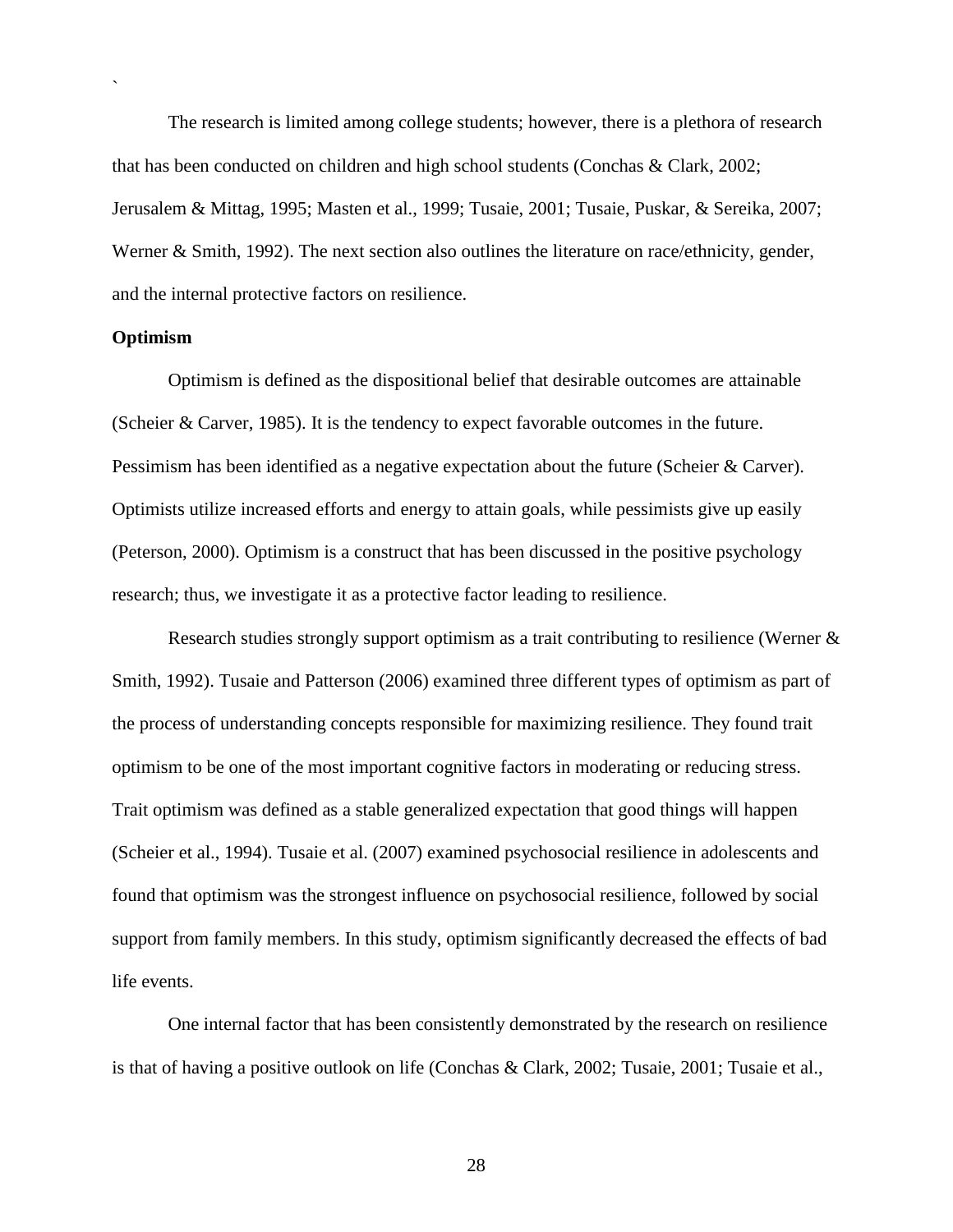The research is limited among college students; however, there is a plethora of research that has been conducted on children and high school students (Conchas & Clark, 2002; Jerusalem & Mittag, 1995; Masten et al., 1999; Tusaie, 2001; Tusaie, Puskar, & Sereika, 2007; Werner & Smith, 1992). The next section also outlines the literature on race/ethnicity, gender, and the internal protective factors on resilience.

**Optimism**

Optimism is defined as the dispositional belief that desirable outcomes are attainable (Scheier & Carver, 1985). It is the tendency to expect favorable outcomes in the future. Pessimism has been identified as a negative expectation about the future (Scheier & Carver). Optimists utilize increased efforts and energy to attain goals, while pessimists give up easily (Peterson, 2000). Optimism is a construct that has been discussed in the positive psychology research; thus, we investigate it as a protective factor leading to resilience.

Research studies strongly support optimism as a trait contributing to resilience (Werner & Smith, 1992). Tusaie and Patterson (2006) examined three different types of optimism as part of the process of understanding concepts responsible for maximizing resilience. They found trait optimism to be one of the most important cognitive factors in moderating or reducing stress. Trait optimism was defined as a stable generalized expectation that good things will happen (Scheier et al., 1994). Tusaie et al. (2007) examined psychosocial resilience in adolescents and found that optimism was the strongest influence on psychosocial resilience, followed by social support from family members. In this study, optimism significantly decreased the effects of bad life events.

One internal factor that has been consistently demonstrated by the research on resilience is that of having a positive outlook on life (Conchas & Clark, 2002; Tusaie, 2001; Tusaie et al.,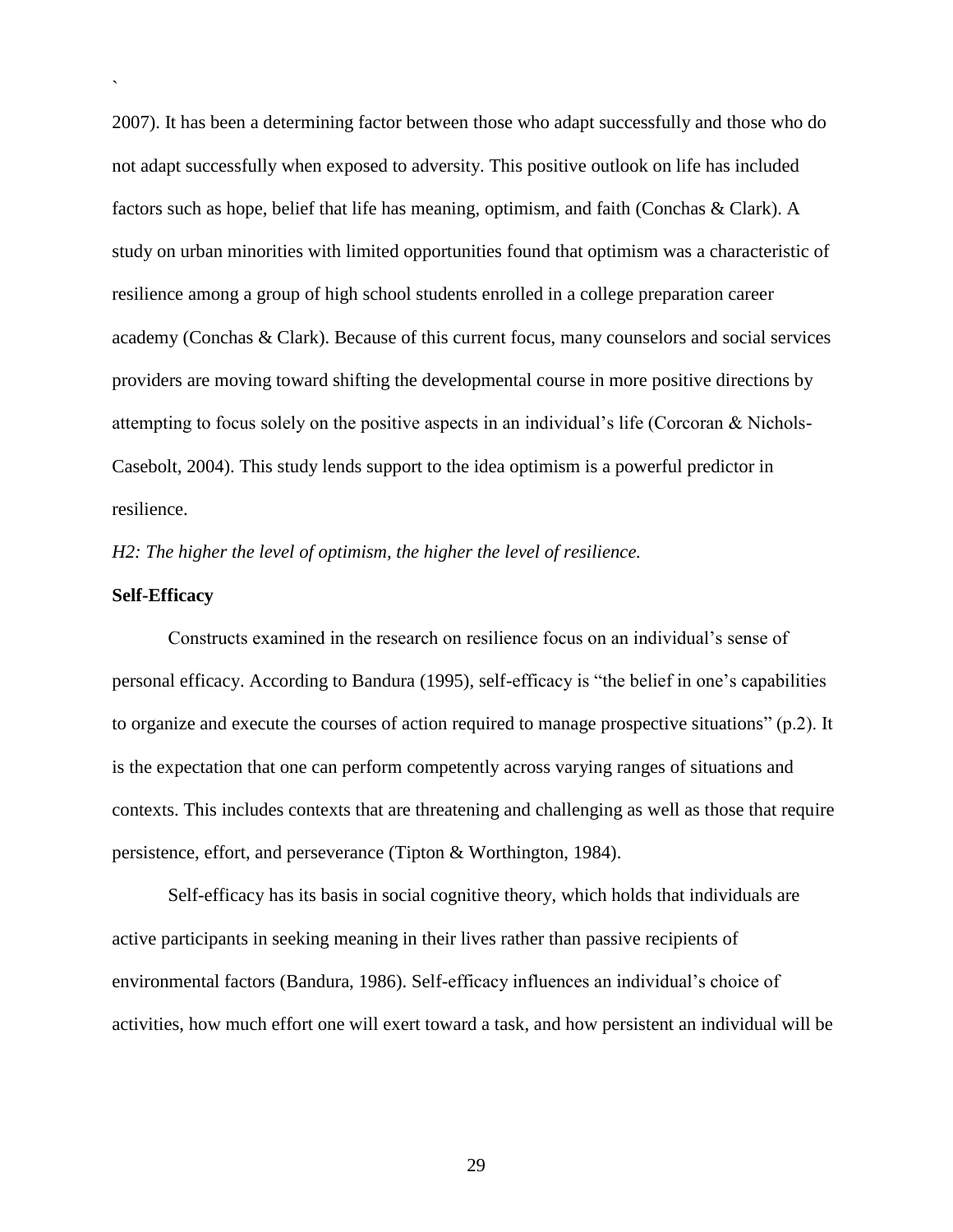2007). It has been a determining factor between those who adapt successfully and those who do not adapt successfully when exposed to adversity. This positive outlook on life has included factors such as hope, belief that life has meaning, optimism, and faith (Conchas & Clark). A study on urban minorities with limited opportunities found that optimism was a characteristic of resilience among a group of high school students enrolled in a college preparation career academy (Conchas & Clark). Because of this current focus, many counselors and social services providers are moving toward shifting the developmental course in more positive directions by attempting to focus solely on the positive aspects in an individual's life (Corcoran & Nichols-Casebolt, 2004). This study lends support to the idea optimism is a powerful predictor in resilience.

*H2: The higher the level of optimism, the higher the level of resilience.*

**Self-Efficacy**

Constructs examined in the research on resilience focus on an individual's sense of personal efficacy. According to Bandura (1995), self-efficacy is "the belief in one's capabilities to organize and execute the courses of action required to manage prospective situations" (p.2). It is the expectation that one can perform competently across varying ranges of situations and contexts. This includes contexts that are threatening and challenging as well as those that require persistence, effort, and perseverance (Tipton & Worthington, 1984).

Self-efficacy has its basis in social cognitive theory, which holds that individuals are active participants in seeking meaning in their lives rather than passive recipients of environmental factors (Bandura, 1986). Self-efficacy influences an individual's choice of activities, how much effort one will exert toward a task, and how persistent an individual will be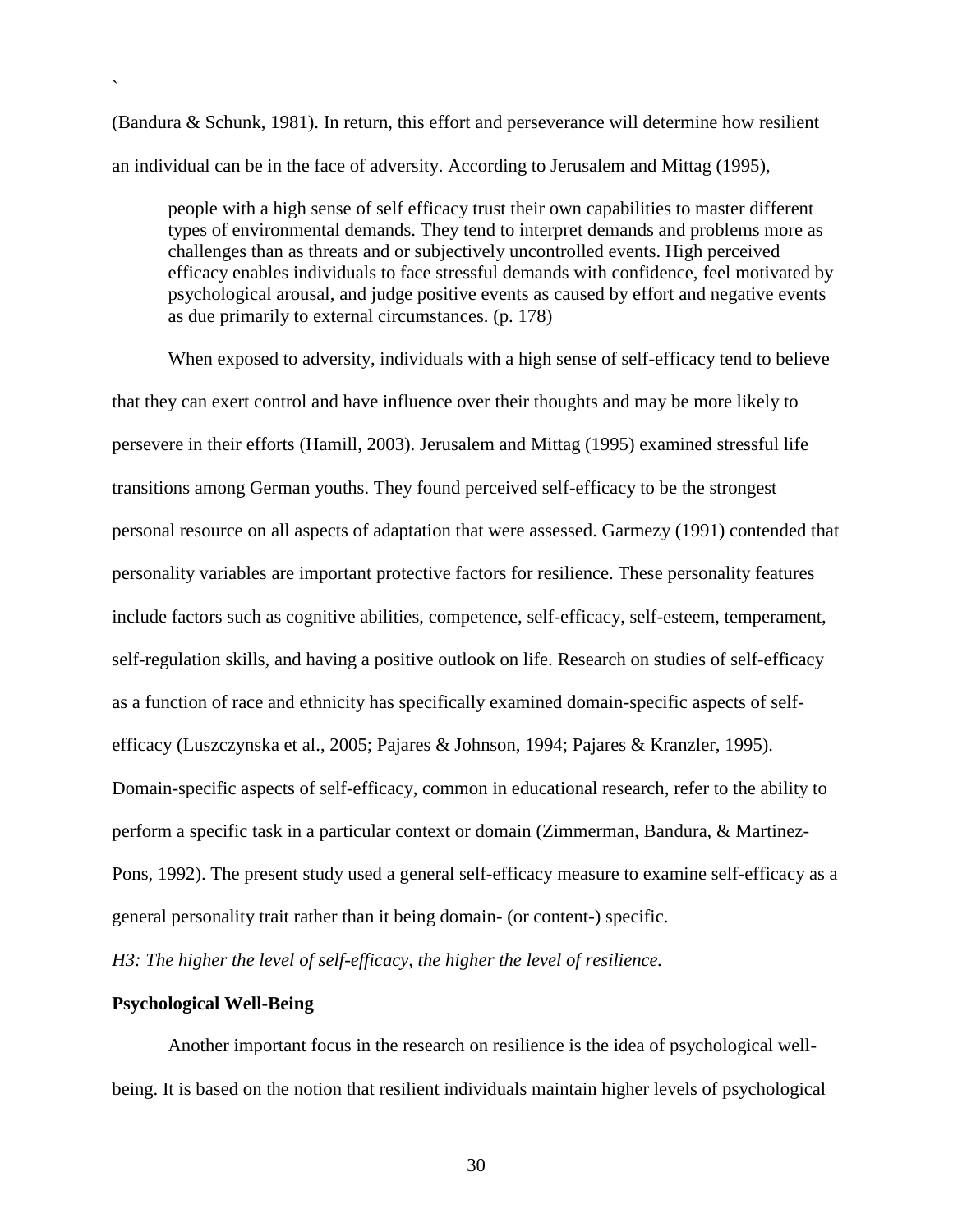(Bandura & Schunk, 1981). In return, this effort and perseverance will determine how resilient an individual can be in the face of adversity. According to Jerusalem and Mittag (1995),

> people with a high sense of self efficacy trust their own capabilities to master different types of environmental demands. They tend to interpret demands and problems more as challenges than as threats and or subjectively uncontrolled events. High perceived efficacy enables individuals to face stressful demands with confidence, feel motivated by psychological arousal, and judge positive events as caused by effort and negative events as due primarily to external circumstances. (p. 178)

When exposed to adversity, individuals with a high sense of self-efficacy tend to believe that they can exert control and have influence over their thoughts and may be more likely to persevere in their efforts (Hamill, 2003). Jerusalem and Mittag (1995) examined stressful life transitions among German youths. They found perceived self-efficacy to be the strongest personal resource on all aspects of adaptation that were assessed. Garmezy (1991) contended that personality variables are important protective factors for resilience. These personality features include factors such as cognitive abilities, competence, self-efficacy, self-esteem, temperament, self-regulation skills, and having a positive outlook on life. Research on studies of self-efficacy as a function of race and ethnicity has specifically examined domain-specific aspects of self-efficacy (Luszczynska et al., 2005; Pajares & Johnson, 1994; Pajares & Kranzler, 1995). Domain-specific aspects of self-efficacy, common in educational research, refer to the ability to perform a specific task in a particular context or domain (Zimmerman, Bandura, & Martinez-Pons, 1992). The present study used a general self-efficacy measure to examine self-efficacy as a general personality trait rather than it being domain- (or content-) specific.

*H3: The higher the level of self-efficacy, the higher the level of resilience.*

**Psychological Well-Being**

Another important focus in the research on resilience is the idea of psychological well-being. It is based on the notion that resilient individuals maintain higher levels of psychological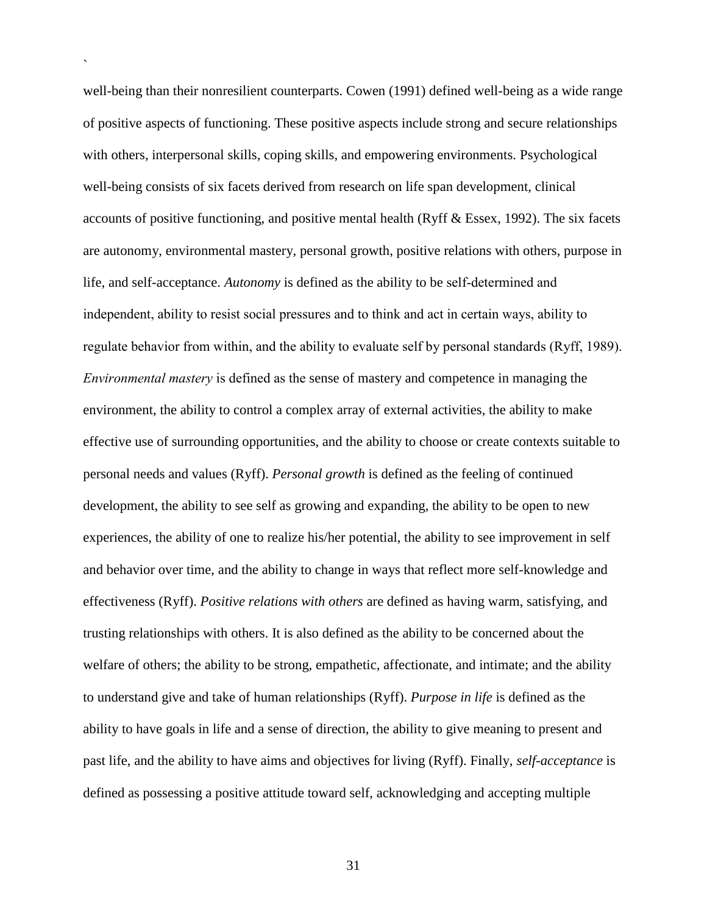well-being than their nonresilient counterparts. Cowen (1991) defined well-being as a wide range of positive aspects of functioning. These positive aspects include strong and secure relationships with others, interpersonal skills, coping skills, and empowering environments. Psychological well-being consists of six facets derived from research on life span development, clinical accounts of positive functioning, and positive mental health (Ryff & Essex, 1992). The six facets are autonomy, environmental mastery, personal growth, positive relations with others, purpose in life, and self-acceptance. *Autonomy* is defined as the ability to be self-determined and independent, ability to resist social pressures and to think and act in certain ways, ability to regulate behavior from within, and the ability to evaluate self by personal standards (Ryff, 1989). *Environmental mastery* is defined as the sense of mastery and competence in managing the environment, the ability to control a complex array of external activities, the ability to make effective use of surrounding opportunities, and the ability to choose or create contexts suitable to personal needs and values (Ryff). *Personal growth* is defined as the feeling of continued development, the ability to see self as growing and expanding, the ability to be open to new experiences, the ability of one to realize his/her potential, the ability to see improvement in self and behavior over time, and the ability to change in ways that reflect more self-knowledge and effectiveness (Ryff). *Positive relations with others* are defined as having warm, satisfying, and trusting relationships with others. It is also defined as the ability to be concerned about the welfare of others; the ability to be strong, empathetic, affectionate, and intimate; and the ability to understand give and take of human relationships (Ryff). *Purpose in life* is defined as the ability to have goals in life and a sense of direction, the ability to give meaning to present and past life, and the ability to have aims and objectives for living (Ryff). Finally, *self-acceptance* is defined as possessing a positive attitude toward self, acknowledging and accepting multiple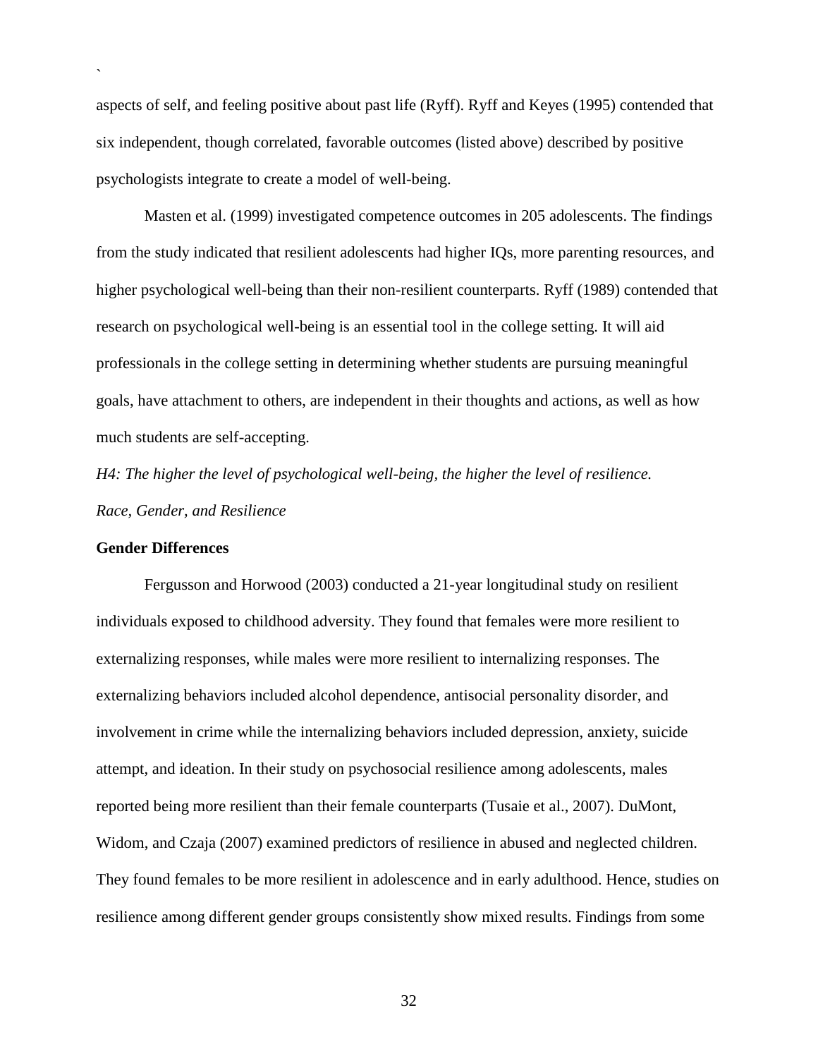aspects of self, and feeling positive about past life (Ryff). Ryff and Keyes (1995) contended that six independent, though correlated, favorable outcomes (listed above) described by positive psychologists integrate to create a model of well-being.

Masten et al. (1999) investigated competence outcomes in 205 adolescents. The findings from the study indicated that resilient adolescents had higher IQs, more parenting resources, and higher psychological well-being than their non-resilient counterparts. Ryff (1989) contended that research on psychological well-being is an essential tool in the college setting. It will aid professionals in the college setting in determining whether students are pursuing meaningful goals, have attachment to others, are independent in their thoughts and actions, as well as how much students are self-accepting.

*H4: The higher the level of psychological well-being, the higher the level of resilience.*

*Race, Gender, and Resilience*

**Gender Differences**

Fergusson and Horwood (2003) conducted a 21-year longitudinal study on resilient individuals exposed to childhood adversity. They found that females were more resilient to externalizing responses, while males were more resilient to internalizing responses. The externalizing behaviors included alcohol dependence, antisocial personality disorder, and involvement in crime while the internalizing behaviors included depression, anxiety, suicide attempt, and ideation. In their study on psychosocial resilience among adolescents, males reported being more resilient than their female counterparts (Tusaie et al., 2007). DuMont, Widom, and Czaja (2007) examined predictors of resilience in abused and neglected children. They found females to be more resilient in adolescence and in early adulthood. Hence, studies on resilience among different gender groups consistently show mixed results. Findings from some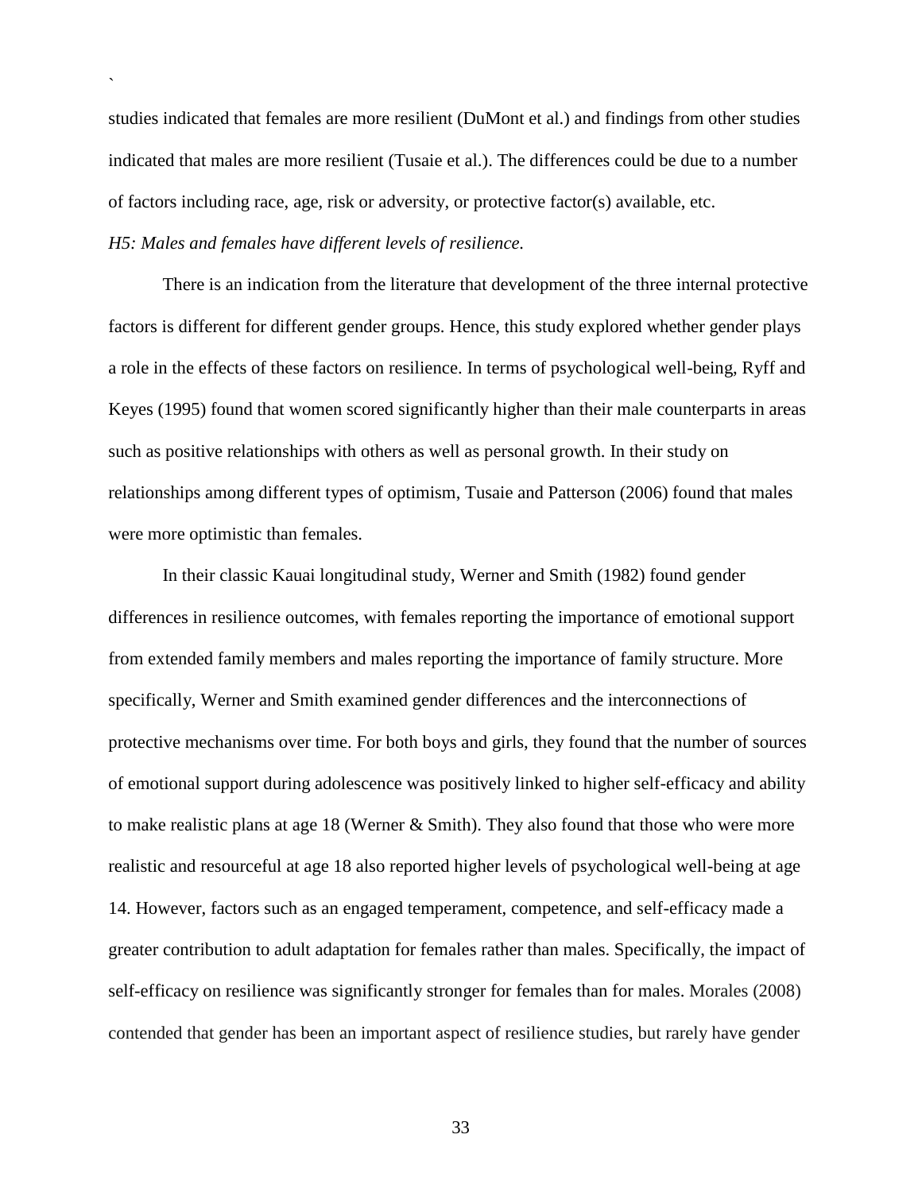studies indicated that females are more resilient (DuMont et al.) and findings from other studies indicated that males are more resilient (Tusaie et al.). The differences could be due to a number of factors including race, age, risk or adversity, or protective factor(s) available, etc.

*H5: Males and females have different levels of resilience.*

There is an indication from the literature that development of the three internal protective factors is different for different gender groups. Hence, this study explored whether gender plays a role in the effects of these factors on resilience. In terms of psychological well-being, Ryff and Keyes (1995) found that women scored significantly higher than their male counterparts in areas such as positive relationships with others as well as personal growth. In their study on relationships among different types of optimism, Tusaie and Patterson (2006) found that males were more optimistic than females.

In their classic Kauai longitudinal study, Werner and Smith (1982) found gender differences in resilience outcomes, with females reporting the importance of emotional support from extended family members and males reporting the importance of family structure. More specifically, Werner and Smith examined gender differences and the interconnections of protective mechanisms over time. For both boys and girls, they found that the number of sources of emotional support during adolescence was positively linked to higher self-efficacy and ability to make realistic plans at age 18 (Werner & Smith). They also found that those who were more realistic and resourceful at age 18 also reported higher levels of psychological well-being at age 14. However, factors such as an engaged temperament, competence, and self-efficacy made a greater contribution to adult adaptation for females rather than males. Specifically, the impact of self-efficacy on resilience was significantly stronger for females than for males. Morales (2008) contended that gender has been an important aspect of resilience studies, but rarely have gender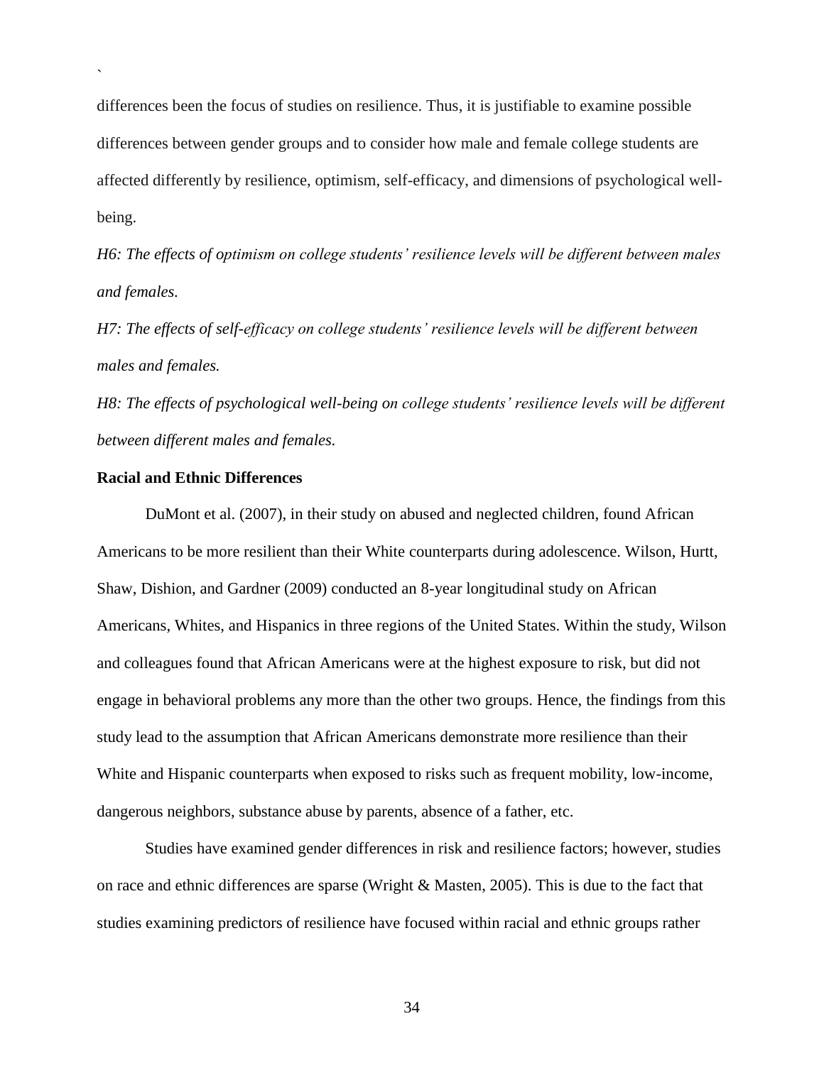differences been the focus of studies on resilience. Thus, it is justifiable to examine possible differences between gender groups and to consider how male and female college students are affected differently by resilience, optimism, self-efficacy, and dimensions of psychological well-being.

*H6: The effects of optimism on college students' resilience levels will be different between males and females.*

*H7: The effects of self-efficacy on college students' resilience levels will be different between males and females.*

*H8: The effects of psychological well-being on college students' resilience levels will be different between different males and females.*

**Racial and Ethnic Differences**

DuMont et al. (2007), in their study on abused and neglected children, found African Americans to be more resilient than their White counterparts during adolescence. Wilson, Hurtt, Shaw, Dishion, and Gardner (2009) conducted an 8-year longitudinal study on African Americans, Whites, and Hispanics in three regions of the United States. Within the study, Wilson and colleagues found that African Americans were at the highest exposure to risk, but did not engage in behavioral problems any more than the other two groups. Hence, the findings from this study lead to the assumption that African Americans demonstrate more resilience than their White and Hispanic counterparts when exposed to risks such as frequent mobility, low-income, dangerous neighbors, substance abuse by parents, absence of a father, etc.

Studies have examined gender differences in risk and resilience factors; however, studies on race and ethnic differences are sparse (Wright & Masten, 2005). This is due to the fact that studies examining predictors of resilience have focused within racial and ethnic groups rather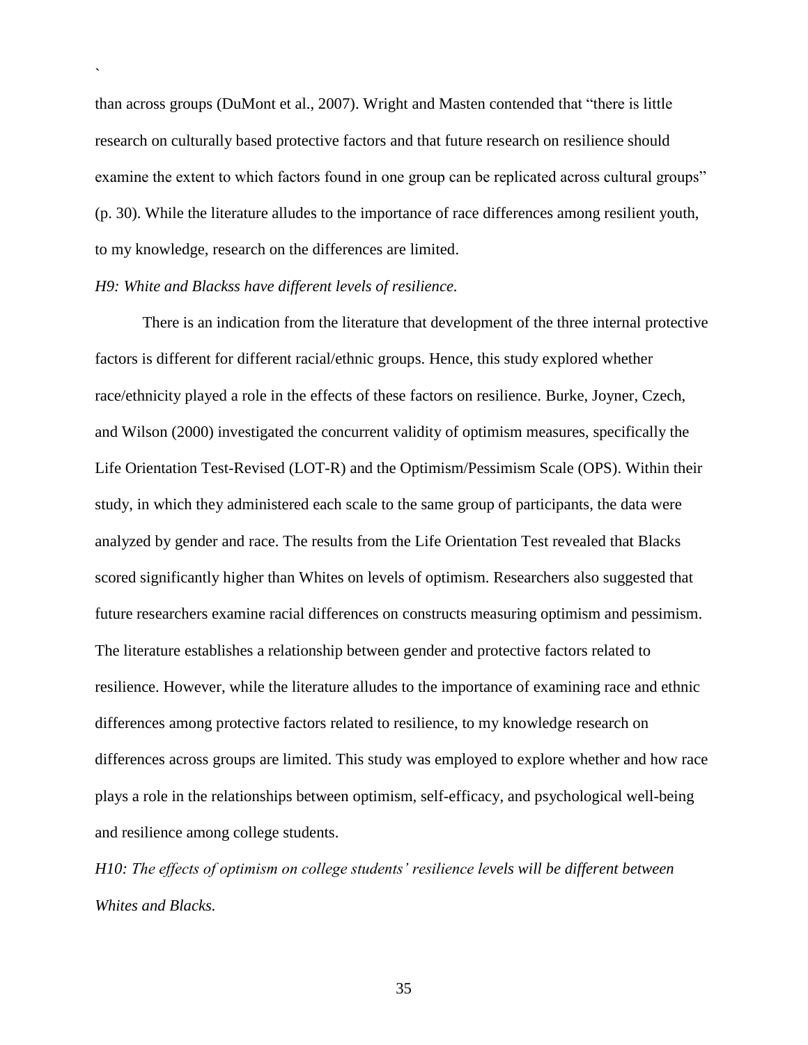than across groups (DuMont et al., 2007). Wright and Masten contended that “there is little research on culturally based protective factors and that future research on resilience should examine the extent to which factors found in one group can be replicated across cultural groups” (p. 30). While the literature alludes to the importance of race differences among resilient youth, to my knowledge, research on the differences are limited.

*H9: White and Blackss have different levels of resilience.*

There is an indication from the literature that development of the three internal protective factors is different for different racial/ethnic groups. Hence, this study explored whether race/ethnicity played a role in the effects of these factors on resilience. Burke, Joyner, Czech, and Wilson (2000) investigated the concurrent validity of optimism measures, specifically the Life Orientation Test-Revised (LOT-R) and the Optimism/Pessimism Scale (OPS). Within their study, in which they administered each scale to the same group of participants, the data were analyzed by gender and race. The results from the Life Orientation Test revealed that Blacks scored significantly higher than Whites on levels of optimism. Researchers also suggested that future researchers examine racial differences on constructs measuring optimism and pessimism. The literature establishes a relationship between gender and protective factors related to resilience. However, while the literature alludes to the importance of examining race and ethnic differences among protective factors related to resilience, to my knowledge research on differences across groups are limited. This study was employed to explore whether and how race plays a role in the relationships between optimism, self-efficacy, and psychological well-being and resilience among college students.

*H10: The effects of optimism on college students’ resilience levels will be different between Whites and Blacks.*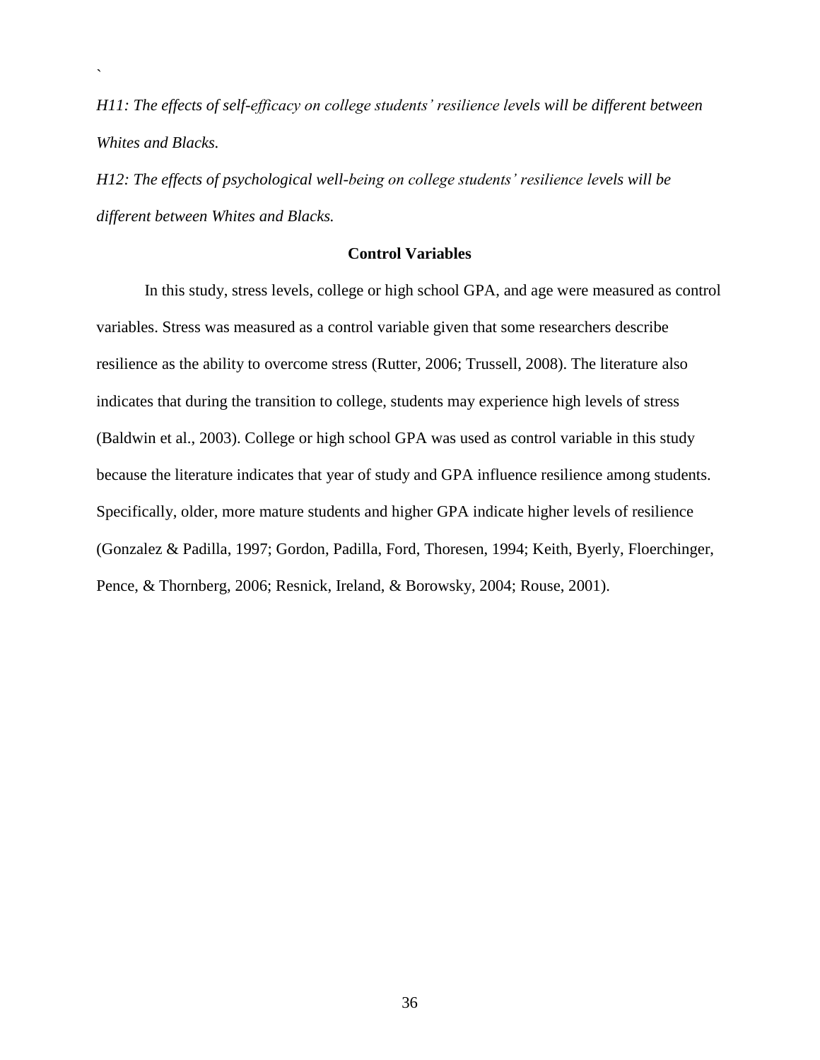*H11: The effects of self-efficacy on college students' resilience levels will be different between Whites and Blacks.*

*H12: The effects of psychological well-being on college students' resilience levels will be different between Whites and Blacks.*

## Control Variables

In this study, stress levels, college or high school GPA, and age were measured as control variables. Stress was measured as a control variable given that some researchers describe resilience as the ability to overcome stress (Rutter, 2006; Trussell, 2008). The literature also indicates that during the transition to college, students may experience high levels of stress (Baldwin et al., 2003). College or high school GPA was used as control variable in this study because the literature indicates that year of study and GPA influence resilience among students. Specifically, older, more mature students and higher GPA indicate higher levels of resilience (Gonzalez & Padilla, 1997; Gordon, Padilla, Ford, Thoresen, 1994; Keith, Byerly, Floerchinger, Pence, & Thornberg, 2006; Resnick, Ireland, & Borowsky, 2004; Rouse, 2001).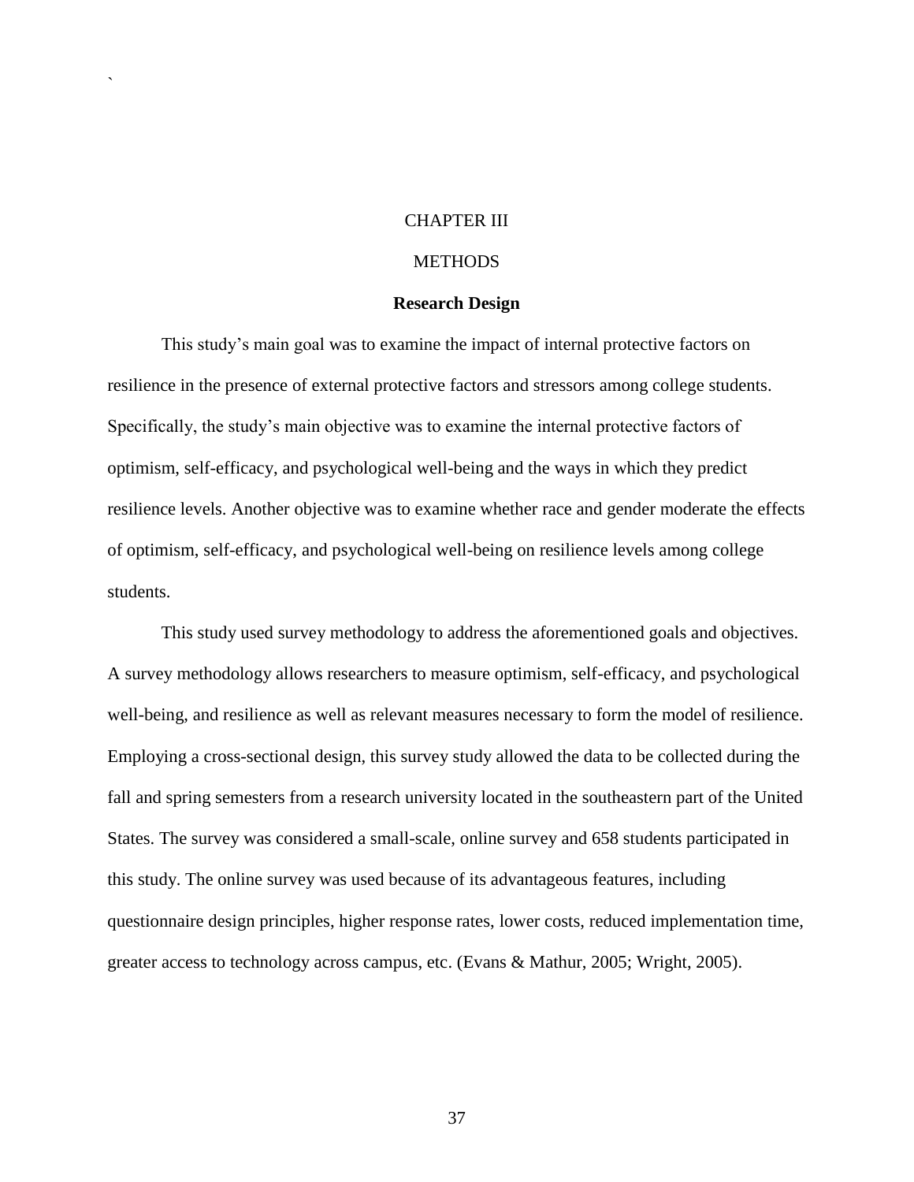# CHAPTER III

# METHODS

## Research Design

This study's main goal was to examine the impact of internal protective factors on resilience in the presence of external protective factors and stressors among college students. Specifically, the study's main objective was to examine the internal protective factors of optimism, self-efficacy, and psychological well-being and the ways in which they predict resilience levels. Another objective was to examine whether race and gender moderate the effects of optimism, self-efficacy, and psychological well-being on resilience levels among college students.

This study used survey methodology to address the aforementioned goals and objectives. A survey methodology allows researchers to measure optimism, self-efficacy, and psychological well-being, and resilience as well as relevant measures necessary to form the model of resilience. Employing a cross-sectional design, this survey study allowed the data to be collected during the fall and spring semesters from a research university located in the southeastern part of the United States. The survey was considered a small-scale, online survey and 658 students participated in this study. The online survey was used because of its advantageous features, including questionnaire design principles, higher response rates, lower costs, reduced implementation time, greater access to technology across campus, etc. (Evans & Mathur, 2005; Wright, 2005).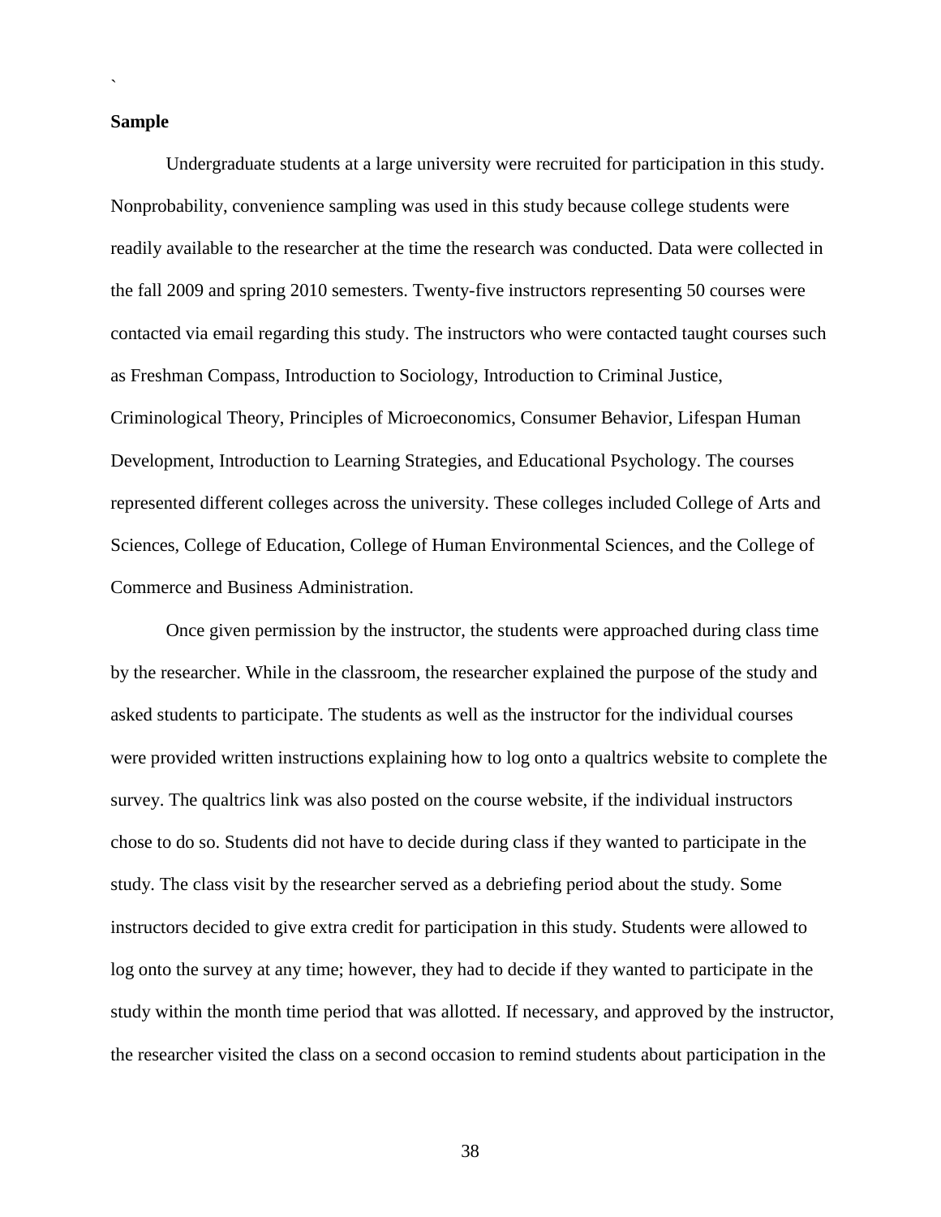**Sample**

Undergraduate students at a large university were recruited for participation in this study. Nonprobability, convenience sampling was used in this study because college students were readily available to the researcher at the time the research was conducted. Data were collected in the fall 2009 and spring 2010 semesters. Twenty-five instructors representing 50 courses were contacted via email regarding this study. The instructors who were contacted taught courses such as Freshman Compass, Introduction to Sociology, Introduction to Criminal Justice, Criminological Theory, Principles of Microeconomics, Consumer Behavior, Lifespan Human Development, Introduction to Learning Strategies, and Educational Psychology. The courses represented different colleges across the university. These colleges included College of Arts and Sciences, College of Education, College of Human Environmental Sciences, and the College of Commerce and Business Administration.

Once given permission by the instructor, the students were approached during class time by the researcher. While in the classroom, the researcher explained the purpose of the study and asked students to participate. The students as well as the instructor for the individual courses were provided written instructions explaining how to log onto a qualtrics website to complete the survey. The qualtrics link was also posted on the course website, if the individual instructors chose to do so. Students did not have to decide during class if they wanted to participate in the study. The class visit by the researcher served as a debriefing period about the study. Some instructors decided to give extra credit for participation in this study. Students were allowed to log onto the survey at any time; however, they had to decide if they wanted to participate in the study within the month time period that was allotted. If necessary, and approved by the instructor, the researcher visited the class on a second occasion to remind students about participation in the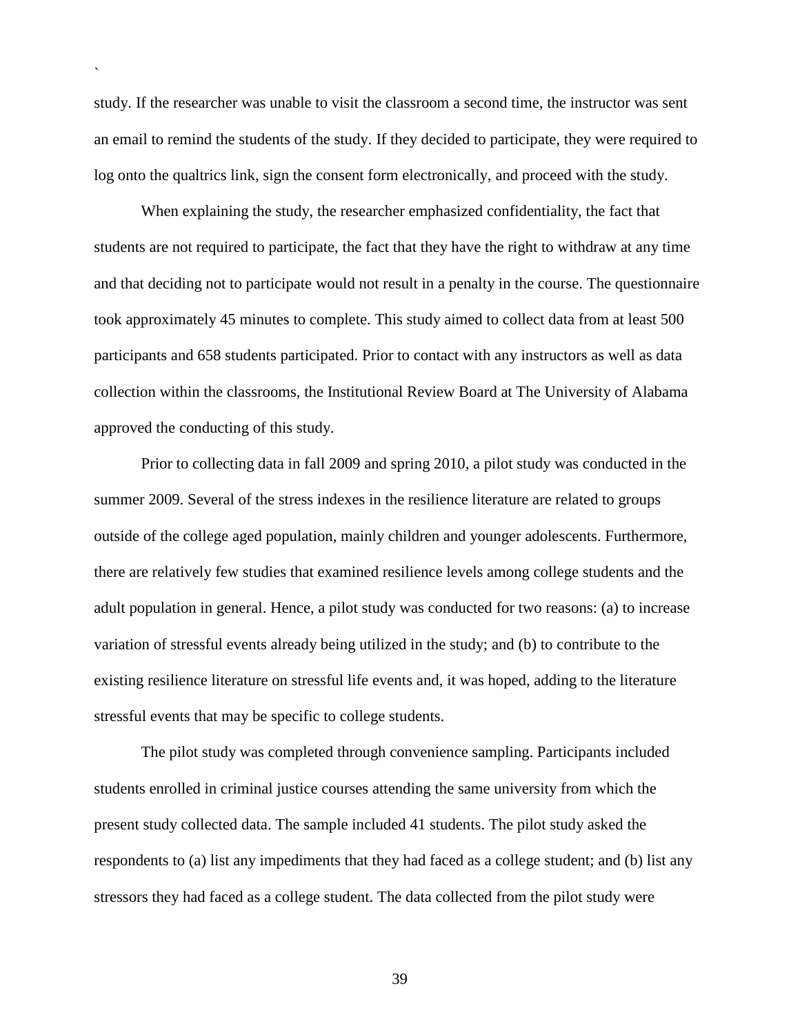study. If the researcher was unable to visit the classroom a second time, the instructor was sent an email to remind the students of the study. If they decided to participate, they were required to log onto the qualtrics link, sign the consent form electronically, and proceed with the study.

When explaining the study, the researcher emphasized confidentiality, the fact that students are not required to participate, the fact that they have the right to withdraw at any time and that deciding not to participate would not result in a penalty in the course. The questionnaire took approximately 45 minutes to complete. This study aimed to collect data from at least 500 participants and 658 students participated. Prior to contact with any instructors as well as data collection within the classrooms, the Institutional Review Board at The University of Alabama approved the conducting of this study.

Prior to collecting data in fall 2009 and spring 2010, a pilot study was conducted in the summer 2009. Several of the stress indexes in the resilience literature are related to groups outside of the college aged population, mainly children and younger adolescents. Furthermore, there are relatively few studies that examined resilience levels among college students and the adult population in general. Hence, a pilot study was conducted for two reasons: (a) to increase variation of stressful events already being utilized in the study; and (b) to contribute to the existing resilience literature on stressful life events and, it was hoped, adding to the literature stressful events that may be specific to college students.

The pilot study was completed through convenience sampling. Participants included students enrolled in criminal justice courses attending the same university from which the present study collected data. The sample included 41 students. The pilot study asked the respondents to (a) list any impediments that they had faced as a college student; and (b) list any stressors they had faced as a college student. The data collected from the pilot study were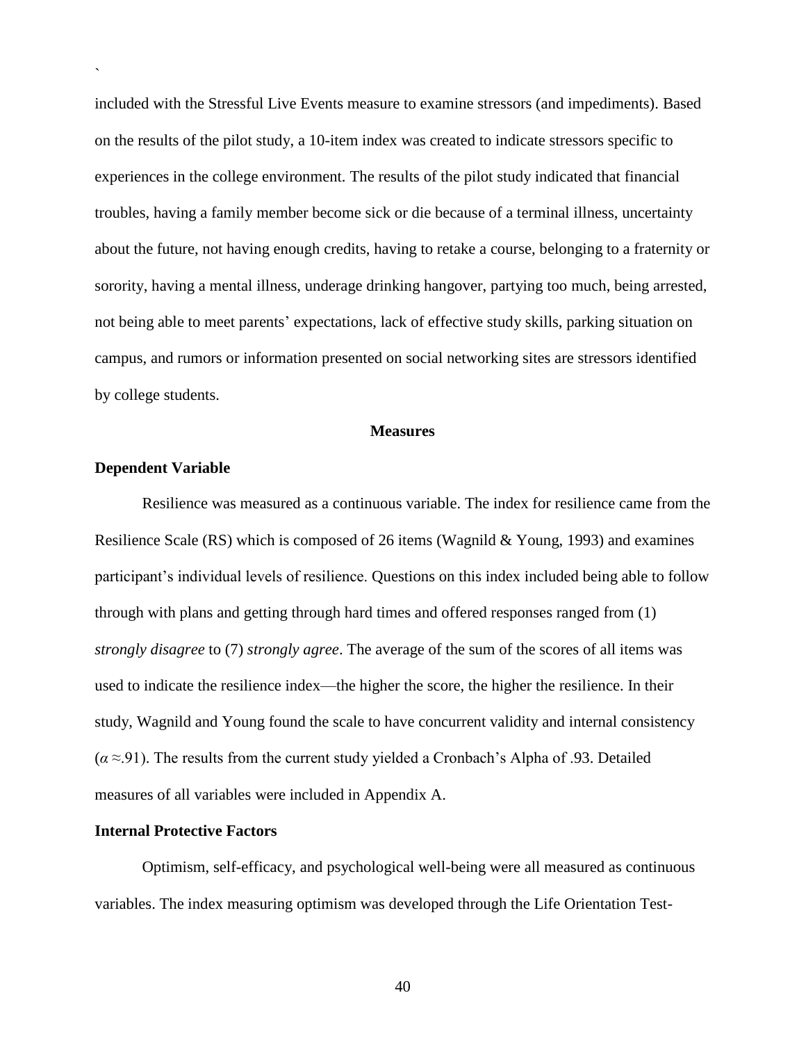included with the Stressful Live Events measure to examine stressors (and impediments). Based on the results of the pilot study, a 10-item index was created to indicate stressors specific to experiences in the college environment. The results of the pilot study indicated that financial troubles, having a family member become sick or die because of a terminal illness, uncertainty about the future, not having enough credits, having to retake a course, belonging to a fraternity or sorority, having a mental illness, underage drinking hangover, partying too much, being arrested, not being able to meet parents' expectations, lack of effective study skills, parking situation on campus, and rumors or information presented on social networking sites are stressors identified by college students.

## Measures

### Dependent Variable

Resilience was measured as a continuous variable. The index for resilience came from the Resilience Scale (RS) which is composed of 26 items (Wagnild & Young, 1993) and examines participant's individual levels of resilience. Questions on this index included being able to follow through with plans and getting through hard times and offered responses ranged from (1) *strongly disagree* to (7) *strongly agree*. The average of the sum of the scores of all items was used to indicate the resilience index—the higher the score, the higher the resilience. In their study, Wagnild and Young found the scale to have concurrent validity and internal consistency ($\alpha \approx .91$). The results from the current study yielded a Cronbach's Alpha of .93. Detailed measures of all variables were included in Appendix A.

### Internal Protective Factors

Optimism, self-efficacy, and psychological well-being were all measured as continuous variables. The index measuring optimism was developed through the Life Orientation Test-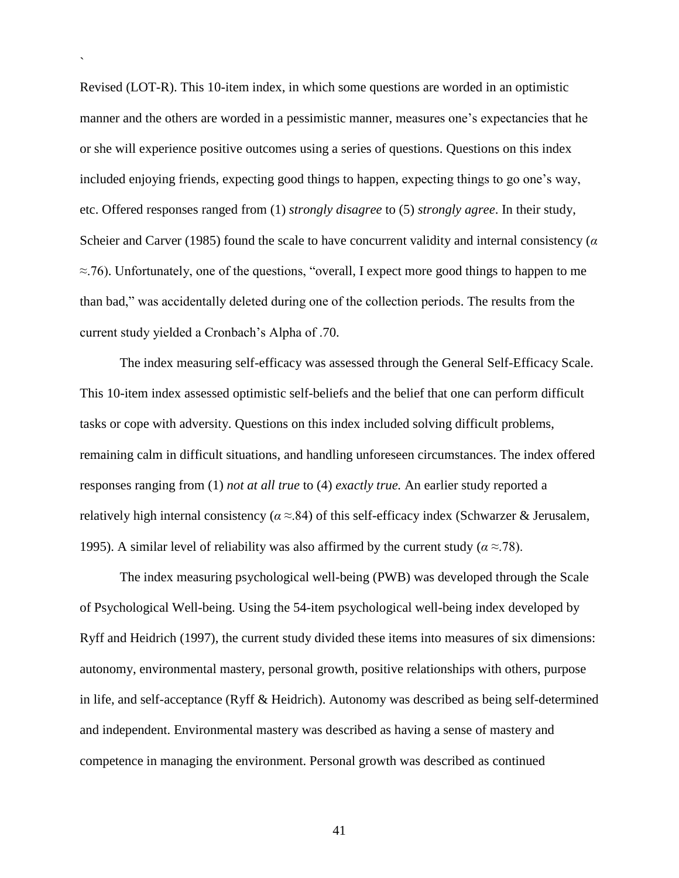Revised (LOT-R). This 10-item index, in which some questions are worded in an optimistic manner and the others are worded in a pessimistic manner, measures one's expectancies that he or she will experience positive outcomes using a series of questions. Questions on this index included enjoying friends, expecting good things to happen, expecting things to go one's way, etc. Offered responses ranged from (1) *strongly disagree* to (5) *strongly agree*. In their study, Scheier and Carver (1985) found the scale to have concurrent validity and internal consistency ($\alpha \approx .76$). Unfortunately, one of the questions, "overall, I expect more good things to happen to me than bad," was accidentally deleted during one of the collection periods. The results from the current study yielded a Cronbach's Alpha of .70.

The index measuring self-efficacy was assessed through the General Self-Efficacy Scale. This 10-item index assessed optimistic self-beliefs and the belief that one can perform difficult tasks or cope with adversity. Questions on this index included solving difficult problems, remaining calm in difficult situations, and handling unforeseen circumstances. The index offered responses ranging from (1) *not at all true* to (4) *exactly true.* An earlier study reported a relatively high internal consistency ($\alpha \approx .84$) of this self-efficacy index (Schwarzer & Jerusalem, 1995). A similar level of reliability was also affirmed by the current study ($\alpha \approx .78$).

The index measuring psychological well-being (PWB) was developed through the Scale of Psychological Well-being. Using the 54-item psychological well-being index developed by Ryff and Heidrich (1997), the current study divided these items into measures of six dimensions: autonomy, environmental mastery, personal growth, positive relationships with others, purpose in life, and self-acceptance (Ryff & Heidrich). Autonomy was described as being self-determined and independent. Environmental mastery was described as having a sense of mastery and competence in managing the environment. Personal growth was described as continued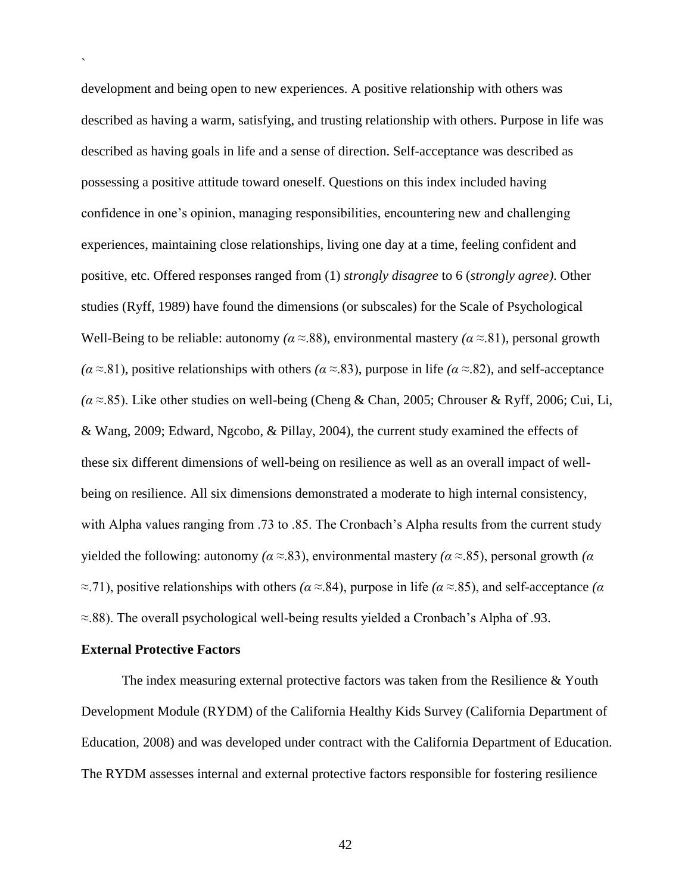development and being open to new experiences. A positive relationship with others was described as having a warm, satisfying, and trusting relationship with others. Purpose in life was described as having goals in life and a sense of direction. Self-acceptance was described as possessing a positive attitude toward oneself. Questions on this index included having confidence in one's opinion, managing responsibilities, encountering new and challenging experiences, maintaining close relationships, living one day at a time, feeling confident and positive, etc. Offered responses ranged from (1) *strongly disagree* to 6 (*strongly agree)*. Other studies (Ryff, 1989) have found the dimensions (or subscales) for the Scale of Psychological Well-Being to be reliable: autonomy *(*$\alpha \approx .88$), environmental mastery *(*$\alpha \approx .81$), personal growth *(*$\alpha \approx .81$), positive relationships with others *(*$\alpha \approx .83$), purpose in life *(*$\alpha \approx .82$), and self-acceptance *(*$\alpha \approx .85$). Like other studies on well-being (Cheng & Chan, 2005; Chrouser & Ryff, 2006; Cui, Li, & Wang, 2009; Edward, Ngcobo, & Pillay, 2004), the current study examined the effects of these six different dimensions of well-being on resilience as well as an overall impact of well-being on resilience. All six dimensions demonstrated a moderate to high internal consistency, with Alpha values ranging from .73 to .85. The Cronbach's Alpha results from the current study yielded the following: autonomy *(*$\alpha \approx .83$), environmental mastery *(*$\alpha \approx .85$), personal growth *(*$\alpha \approx .71$), positive relationships with others *(*$\alpha \approx .84$), purpose in life *(*$\alpha \approx .85$), and self-acceptance *(*$\alpha \approx .88$). The overall psychological well-being results yielded a Cronbach's Alpha of .93.

**External Protective Factors**

The index measuring external protective factors was taken from the Resilience & Youth Development Module (RYDM) of the California Healthy Kids Survey (California Department of Education, 2008) and was developed under contract with the California Department of Education. The RYDM assesses internal and external protective factors responsible for fostering resilience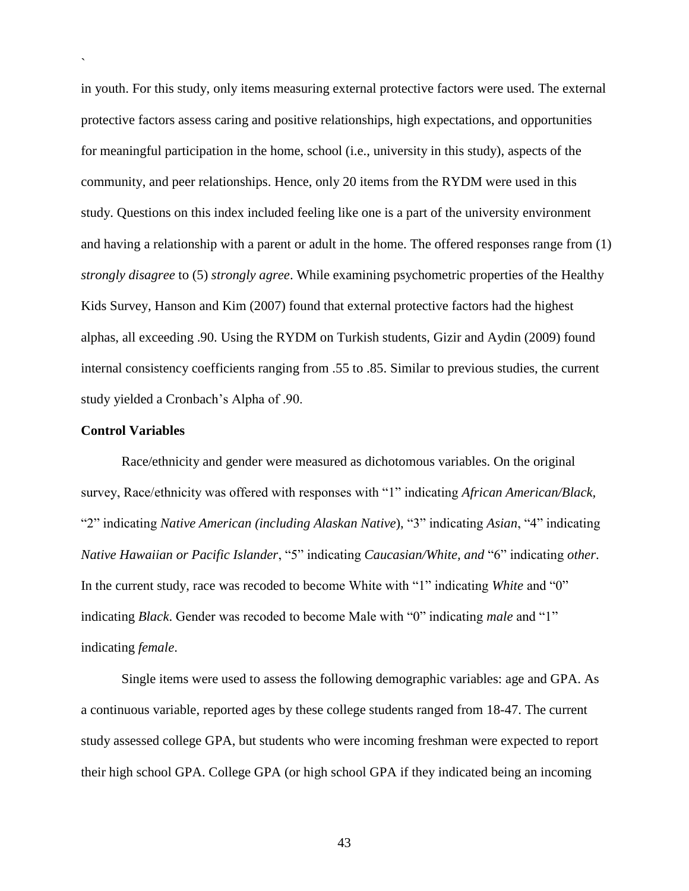in youth. For this study, only items measuring external protective factors were used. The external protective factors assess caring and positive relationships, high expectations, and opportunities for meaningful participation in the home, school (i.e., university in this study), aspects of the community, and peer relationships. Hence, only 20 items from the RYDM were used in this study. Questions on this index included feeling like one is a part of the university environment and having a relationship with a parent or adult in the home. The offered responses range from (1) *strongly disagree* to (5) *strongly agree*. While examining psychometric properties of the Healthy Kids Survey, Hanson and Kim (2007) found that external protective factors had the highest alphas, all exceeding .90. Using the RYDM on Turkish students, Gizir and Aydin (2009) found internal consistency coefficients ranging from .55 to .85. Similar to previous studies, the current study yielded a Cronbach's Alpha of .90.

**Control Variables**

Race/ethnicity and gender were measured as dichotomous variables. On the original survey, Race/ethnicity was offered with responses with "1" indicating *African American/Black,* "2" indicating *Native American (including Alaskan Native*), "3" indicating *Asian*, "4" indicating *Native Hawaiian or Pacific Islander*, "5" indicating *Caucasian/White, and* "6" indicating *other*. In the current study, race was recoded to become White with "1" indicating *White* and "0" indicating *Black*. Gender was recoded to become Male with "0" indicating *male* and "1" indicating *female*.

Single items were used to assess the following demographic variables: age and GPA. As a continuous variable, reported ages by these college students ranged from 18-47. The current study assessed college GPA, but students who were incoming freshman were expected to report their high school GPA. College GPA (or high school GPA if they indicated being an incoming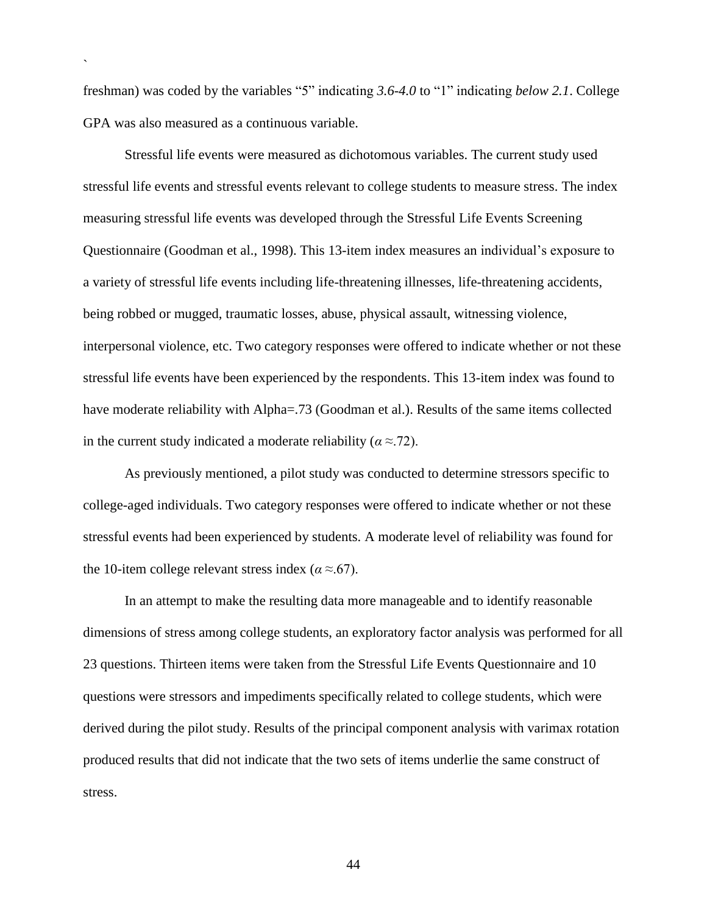freshman) was coded by the variables "5" indicating *3.6-4.0* to "1" indicating *below 2.1*. College GPA was also measured as a continuous variable.

Stressful life events were measured as dichotomous variables. The current study used stressful life events and stressful events relevant to college students to measure stress. The index measuring stressful life events was developed through the Stressful Life Events Screening Questionnaire (Goodman et al., 1998). This 13-item index measures an individual's exposure to a variety of stressful life events including life-threatening illnesses, life-threatening accidents, being robbed or mugged, traumatic losses, abuse, physical assault, witnessing violence, interpersonal violence, etc. Two category responses were offered to indicate whether or not these stressful life events have been experienced by the respondents. This 13-item index was found to have moderate reliability with Alpha=.73 (Goodman et al.). Results of the same items collected in the current study indicated a moderate reliability ($\alpha \approx .72$).

As previously mentioned, a pilot study was conducted to determine stressors specific to college-aged individuals. Two category responses were offered to indicate whether or not these stressful events had been experienced by students. A moderate level of reliability was found for the 10-item college relevant stress index ($\alpha \approx .67$).

In an attempt to make the resulting data more manageable and to identify reasonable dimensions of stress among college students, an exploratory factor analysis was performed for all 23 questions. Thirteen items were taken from the Stressful Life Events Questionnaire and 10 questions were stressors and impediments specifically related to college students, which were derived during the pilot study. Results of the principal component analysis with varimax rotation produced results that did not indicate that the two sets of items underlie the same construct of stress.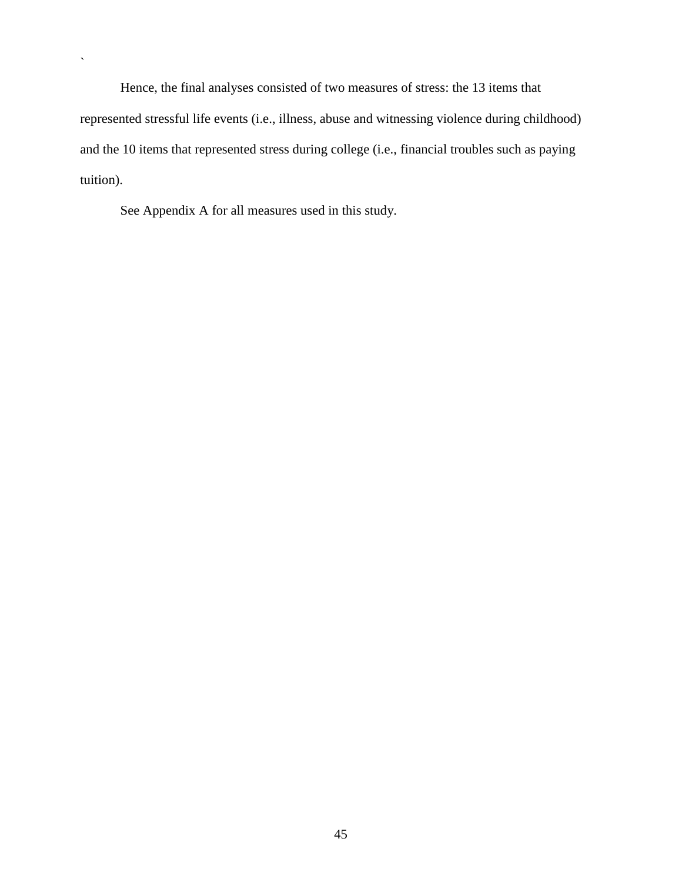Hence, the final analyses consisted of two measures of stress: the 13 items that represented stressful life events (i.e., illness, abuse and witnessing violence during childhood) and the 10 items that represented stress during college (i.e., financial troubles such as paying tuition).

See Appendix A for all measures used in this study.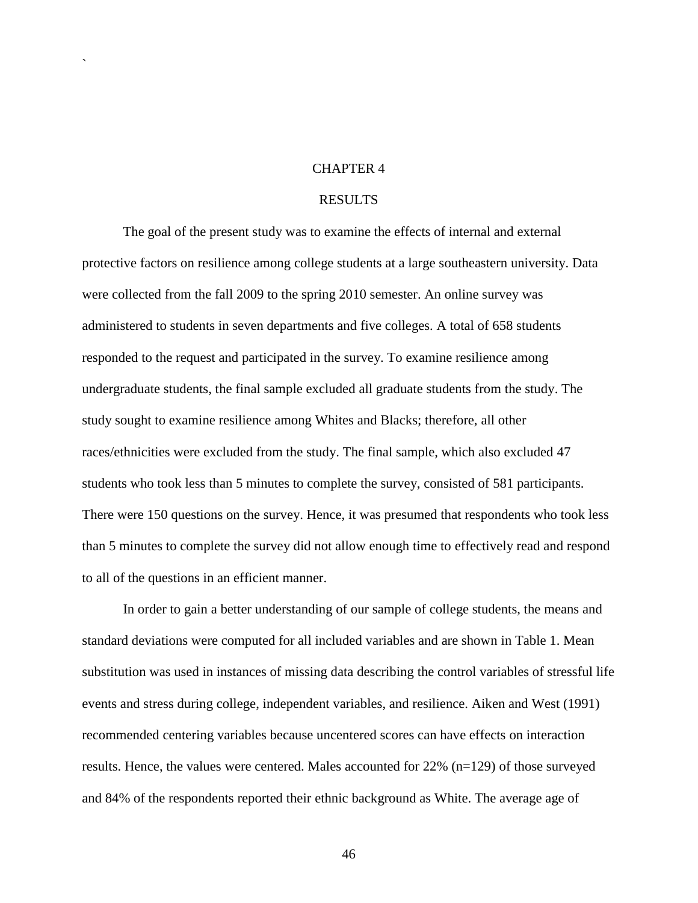# CHAPTER 4

## RESULTS

The goal of the present study was to examine the effects of internal and external protective factors on resilience among college students at a large southeastern university. Data were collected from the fall 2009 to the spring 2010 semester. An online survey was administered to students in seven departments and five colleges. A total of 658 students responded to the request and participated in the survey. To examine resilience among undergraduate students, the final sample excluded all graduate students from the study. The study sought to examine resilience among Whites and Blacks; therefore, all other races/ethnicities were excluded from the study. The final sample, which also excluded 47 students who took less than 5 minutes to complete the survey, consisted of 581 participants. There were 150 questions on the survey. Hence, it was presumed that respondents who took less than 5 minutes to complete the survey did not allow enough time to effectively read and respond to all of the questions in an efficient manner.

In order to gain a better understanding of our sample of college students, the means and standard deviations were computed for all included variables and are shown in Table 1. Mean substitution was used in instances of missing data describing the control variables of stressful life events and stress during college, independent variables, and resilience. Aiken and West (1991) recommended centering variables because uncentered scores can have effects on interaction results. Hence, the values were centered. Males accounted for 22% (n=129) of those surveyed and 84% of the respondents reported their ethnic background as White. The average age of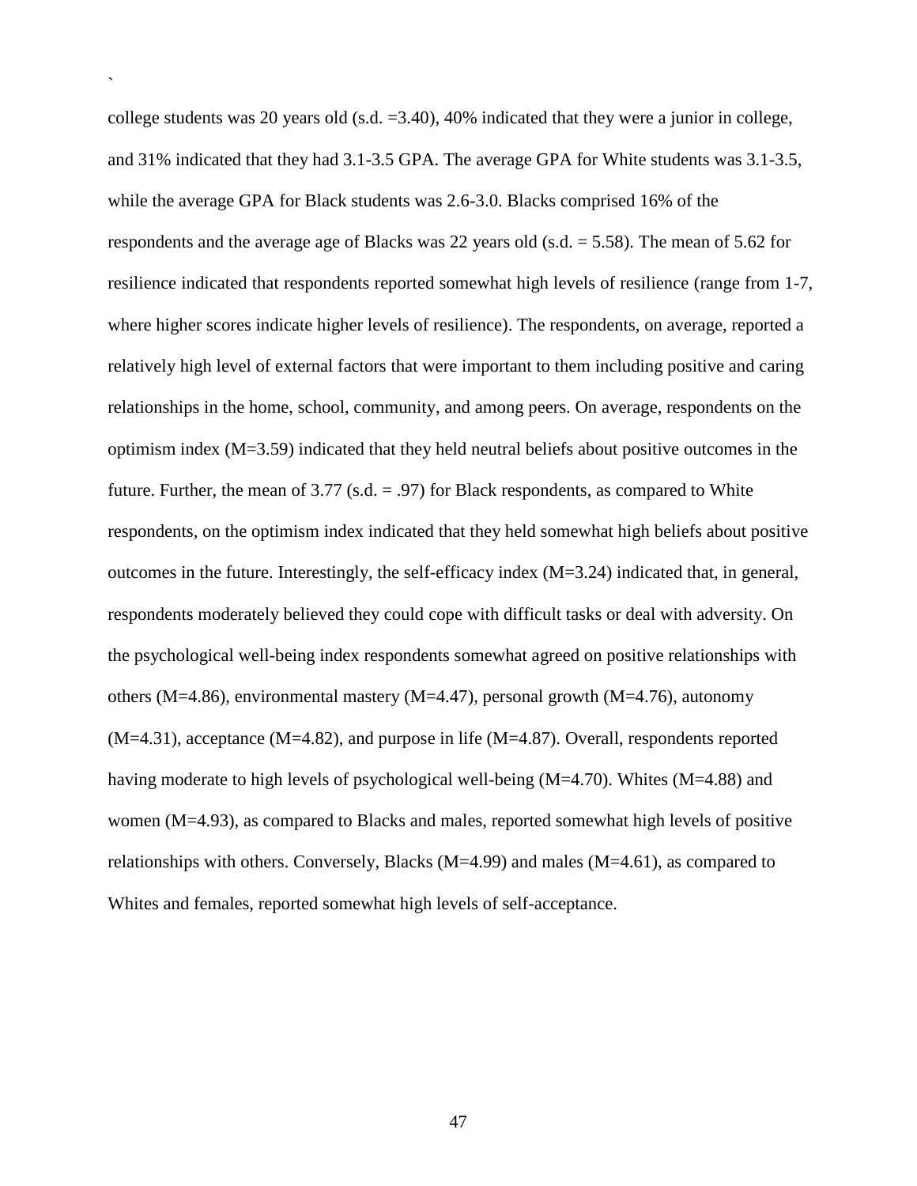college students was 20 years old (s.d. =3.40), 40% indicated that they were a junior in college, and 31% indicated that they had 3.1-3.5 GPA. The average GPA for White students was 3.1-3.5, while the average GPA for Black students was 2.6-3.0. Blacks comprised 16% of the respondents and the average age of Blacks was 22 years old (s.d. = 5.58). The mean of 5.62 for resilience indicated that respondents reported somewhat high levels of resilience (range from 1-7, where higher scores indicate higher levels of resilience). The respondents, on average, reported a relatively high level of external factors that were important to them including positive and caring relationships in the home, school, community, and among peers. On average, respondents on the optimism index (M=3.59) indicated that they held neutral beliefs about positive outcomes in the future. Further, the mean of 3.77 (s.d. = .97) for Black respondents, as compared to White respondents, on the optimism index indicated that they held somewhat high beliefs about positive outcomes in the future. Interestingly, the self-efficacy index (M=3.24) indicated that, in general, respondents moderately believed they could cope with difficult tasks or deal with adversity. On the psychological well-being index respondents somewhat agreed on positive relationships with others (M=4.86), environmental mastery (M=4.47), personal growth (M=4.76), autonomy (M=4.31), acceptance (M=4.82), and purpose in life (M=4.87). Overall, respondents reported having moderate to high levels of psychological well-being (M=4.70). Whites (M=4.88) and women (M=4.93), as compared to Blacks and males, reported somewhat high levels of positive relationships with others. Conversely, Blacks (M=4.99) and males (M=4.61), as compared to Whites and females, reported somewhat high levels of self-acceptance.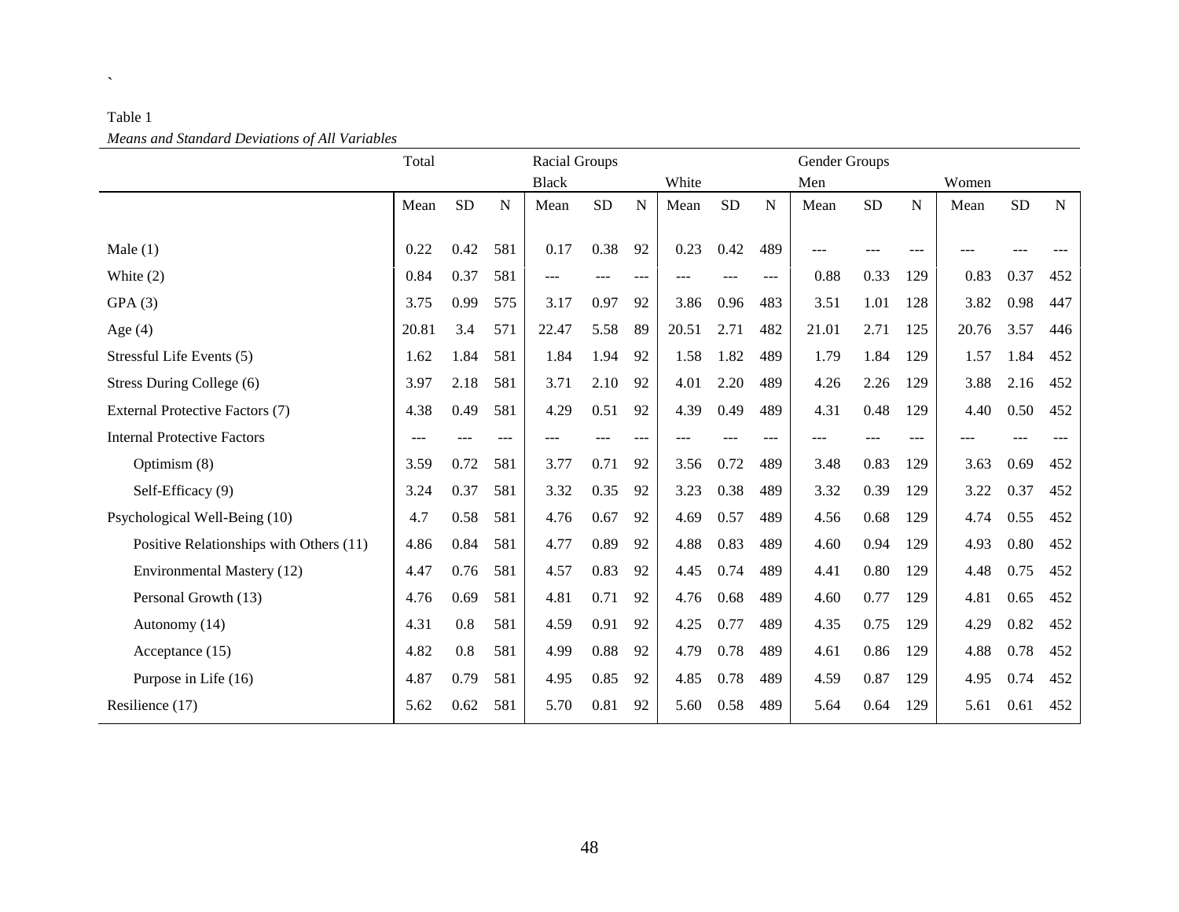`

Table 1

*Means and Standard Deviations of All Variables*

| | Total | | | Racial Groups | | | | | | Gender Groups | | | | | |
|---|---|---|---|---|---|---|---|---|---|---|---|---|---|---|---|
| | | | | Black | | | White | | | Men | | | Women | | |
| | Mean | SD | N | Mean | SD | N | Mean | SD | N | Mean | SD | N | Mean | SD | N |
| Male (1) | 0.22 | 0.42 | 581 | 0.17 | 0.38 | 92 | 0.23 | 0.42 | 489 | --- | --- | --- | --- | --- | --- |
| White (2) | 0.84 | 0.37 | 581 | --- | --- | --- | --- | --- | --- | 0.88 | 0.33 | 129 | 0.83 | 0.37 | 452 |
| GPA (3) | 3.75 | 0.99 | 575 | 3.17 | 0.97 | 92 | 3.86 | 0.96 | 483 | 3.51 | 1.01 | 128 | 3.82 | 0.98 | 447 |
| Age (4) | 20.81 | 3.4 | 571 | 22.47 | 5.58 | 89 | 20.51 | 2.71 | 482 | 21.01 | 2.71 | 125 | 20.76 | 3.57 | 446 |
| Stressful Life Events (5) | 1.62 | 1.84 | 581 | 1.84 | 1.94 | 92 | 1.58 | 1.82 | 489 | 1.79 | 1.84 | 129 | 1.57 | 1.84 | 452 |
| Stress During College (6) | 3.97 | 2.18 | 581 | 3.71 | 2.10 | 92 | 4.01 | 2.20 | 489 | 4.26 | 2.26 | 129 | 3.88 | 2.16 | 452 |
| External Protective Factors (7) | 4.38 | 0.49 | 581 | 4.29 | 0.51 | 92 | 4.39 | 0.49 | 489 | 4.31 | 0.48 | 129 | 4.40 | 0.50 | 452 |
| Internal Protective Factors | --- | --- | --- | --- | --- | --- | --- | --- | --- | --- | --- | --- | --- | --- | --- |
| Optimism (8) | 3.59 | 0.72 | 581 | 3.77 | 0.71 | 92 | 3.56 | 0.72 | 489 | 3.48 | 0.83 | 129 | 3.63 | 0.69 | 452 |
| Self-Efficacy (9) | 3.24 | 0.37 | 581 | 3.32 | 0.35 | 92 | 3.23 | 0.38 | 489 | 3.32 | 0.39 | 129 | 3.22 | 0.37 | 452 |
| Psychological Well-Being (10) | 4.7 | 0.58 | 581 | 4.76 | 0.67 | 92 | 4.69 | 0.57 | 489 | 4.56 | 0.68 | 129 | 4.74 | 0.55 | 452 |
| Positive Relationships with Others (11) | 4.86 | 0.84 | 581 | 4.77 | 0.89 | 92 | 4.88 | 0.83 | 489 | 4.60 | 0.94 | 129 | 4.93 | 0.80 | 452 |
| Environmental Mastery (12) | 4.47 | 0.76 | 581 | 4.57 | 0.83 | 92 | 4.45 | 0.74 | 489 | 4.41 | 0.80 | 129 | 4.48 | 0.75 | 452 |
| Personal Growth (13) | 4.76 | 0.69 | 581 | 4.81 | 0.71 | 92 | 4.76 | 0.68 | 489 | 4.60 | 0.77 | 129 | 4.81 | 0.65 | 452 |
| Autonomy (14) | 4.31 | 0.8 | 581 | 4.59 | 0.91 | 92 | 4.25 | 0.77 | 489 | 4.35 | 0.75 | 129 | 4.29 | 0.82 | 452 |
| Acceptance (15) | 4.82 | 0.8 | 581 | 4.99 | 0.88 | 92 | 4.79 | 0.78 | 489 | 4.61 | 0.86 | 129 | 4.88 | 0.78 | 452 |
| Purpose in Life (16) | 4.87 | 0.79 | 581 | 4.95 | 0.85 | 92 | 4.85 | 0.78 | 489 | 4.59 | 0.87 | 129 | 4.95 | 0.74 | 452 |
| Resilience (17) | 5.62 | 0.62 | 581 | 5.70 | 0.81 | 92 | 5.60 | 0.58 | 489 | 5.64 | 0.64 | 129 | 5.61 | 0.61 | 452 |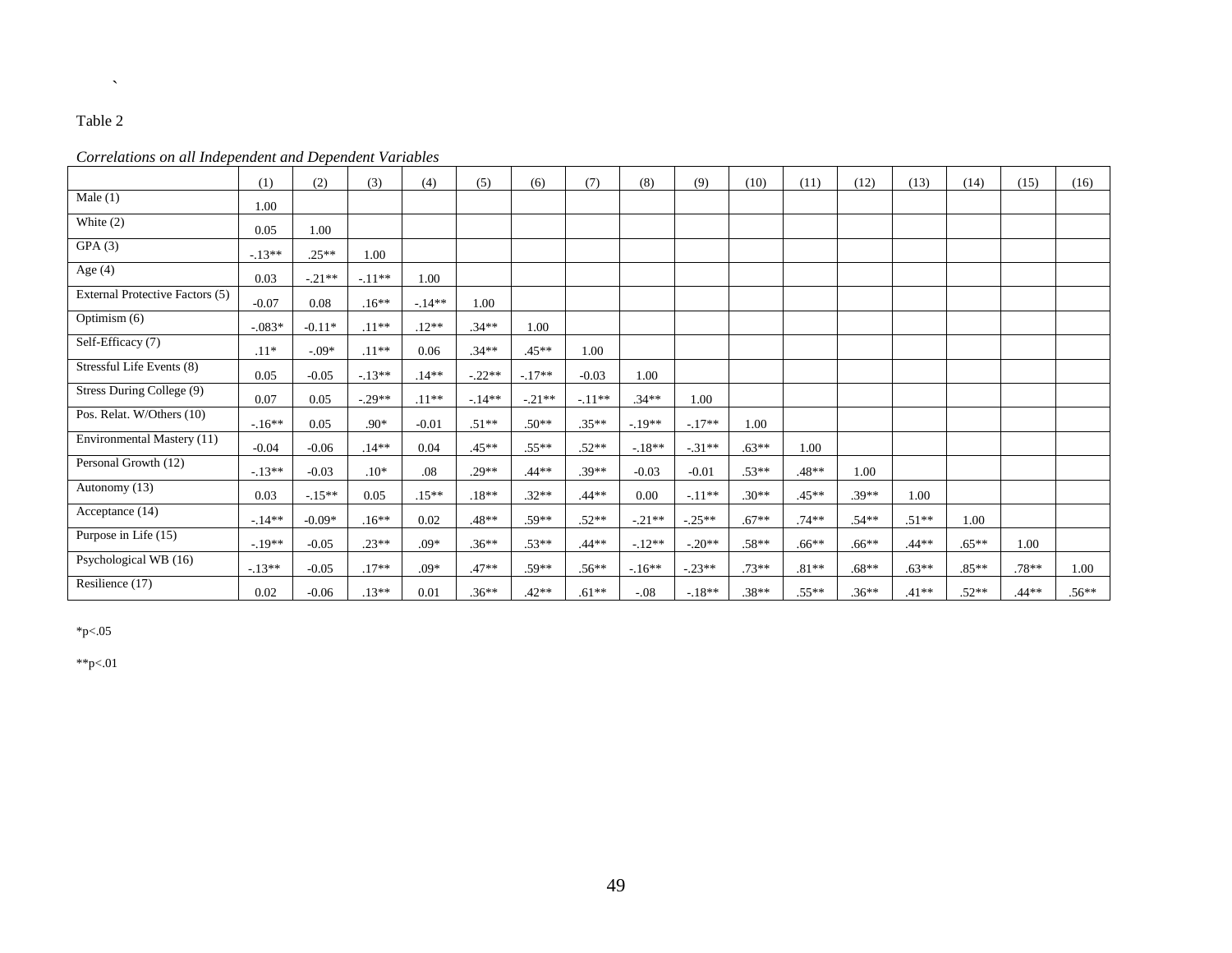Table 2

*Correlations on all Independent and Dependent Variables*

| | (1) | (2) | (3) | (4) | (5) | (6) | (7) | (8) | (9) | (10) | (11) | (12) | (13) | (14) | (15) | (16) |
|---|---|---|---|---|---|---|---|---|---|---|---|---|---|---|---|---|
| Male (1) | 1.00 | | | | | | | | | | | | | | | |
| White (2) | 0.05 | 1.00 | | | | | | | | | | | | | | |
| GPA (3) | -.13** | .25** | 1.00 | | | | | | | | | | | | | |
| Age (4) | 0.03 | -.21** | -.11** | 1.00 | | | | | | | | | | | | |
| External Protective Factors (5) | -0.07 | 0.08 | .16** | -.14** | 1.00 | | | | | | | | | | | |
| Optimism (6) | -.083* | -0.11* | .11** | .12** | .34** | 1.00 | | | | | | | | | | |
| Self-Efficacy (7) | .11* | -.09* | .11** | 0.06 | .34** | .45** | 1.00 | | | | | | | | | |
| Stressful Life Events (8) | 0.05 | -0.05 | -.13** | .14** | -.22** | -.17** | -0.03 | 1.00 | | | | | | | | |
| Stress During College (9) | 0.07 | 0.05 | -.29** | .11** | -.14** | -.21** | -.11** | .34** | 1.00 | | | | | | | |
| Pos. Relat. W/Others (10) | -.16** | 0.05 | .90* | -0.01 | .51** | .50** | .35** | -.19** | -.17** | 1.00 | | | | | | |
| Environmental Mastery (11) | -0.04 | -0.06 | .14** | 0.04 | .45** | .55** | .52** | -.18** | -.31** | .63** | 1.00 | | | | | |
| Personal Growth (12) | -.13** | -0.03 | .10* | .08 | .29** | .44** | .39** | -0.03 | -0.01 | .53** | .48** | 1.00 | | | | |
| Autonomy (13) | 0.03 | -.15** | 0.05 | .15** | .18** | .32** | .44** | 0.00 | -.11** | .30** | .45** | .39** | 1.00 | | | |
| Acceptance (14) | -.14** | -0.09* | .16** | 0.02 | .48** | .59** | .52** | -.21** | -.25** | .67** | .74** | .54** | .51** | 1.00 | | |
| Purpose in Life (15) | -.19** | -0.05 | .23** | .09* | .36** | .53** | .44** | -.12** | -.20** | .58** | .66** | .66** | .44** | .65** | 1.00 | |
| Psychological WB (16) | -.13** | -0.05 | .17** | .09* | .47** | .59** | .56** | -.16** | -.23** | .73** | .81** | .68** | .63** | .85** | .78** | 1.00 |
| Resilience (17) | 0.02 | -0.06 | .13** | 0.01 | .36** | .42** | .61** | -.08 | -.18** | .38** | .55** | .36** | .41** | .52** | .44** | .56** |

*p<.05

**p<.01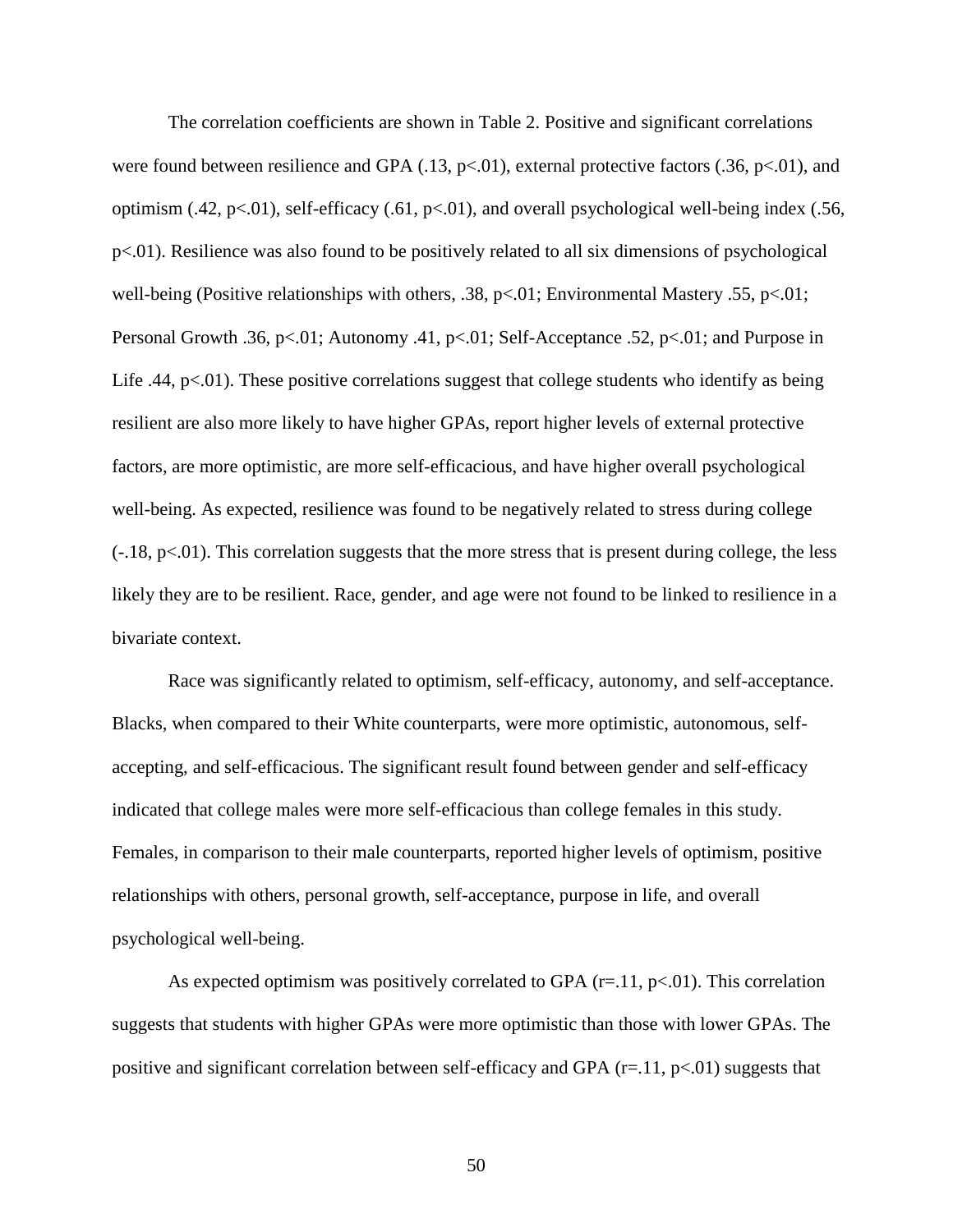The correlation coefficients are shown in Table 2. Positive and significant correlations were found between resilience and GPA (.13, $p<.01$), external protective factors (.36, $p<.01$), and optimism (.42, $p<.01$), self-efficacy (.61, $p<.01$), and overall psychological well-being index (.56, $p<.01$). Resilience was also found to be positively related to all six dimensions of psychological well-being (Positive relationships with others, .38, $p<.01$; Environmental Mastery .55, $p<.01$; Personal Growth .36, $p<.01$; Autonomy .41, $p<.01$; Self-Acceptance .52, $p<.01$; and Purpose in Life .44, $p<.01$). These positive correlations suggest that college students who identify as being resilient are also more likely to have higher GPAs, report higher levels of external protective factors, are more optimistic, are more self-efficacious, and have higher overall psychological well-being. As expected, resilience was found to be negatively related to stress during college (-.18, $p<.01$). This correlation suggests that the more stress that is present during college, the less likely they are to be resilient. Race, gender, and age were not found to be linked to resilience in a bivariate context.

Race was significantly related to optimism, self-efficacy, autonomy, and self-acceptance. Blacks, when compared to their White counterparts, were more optimistic, autonomous, self-accepting, and self-efficacious. The significant result found between gender and self-efficacy indicated that college males were more self-efficacious than college females in this study. Females, in comparison to their male counterparts, reported higher levels of optimism, positive relationships with others, personal growth, self-acceptance, purpose in life, and overall psychological well-being.

As expected optimism was positively correlated to GPA ($r=.11$, $p<.01$). This correlation suggests that students with higher GPAs were more optimistic than those with lower GPAs. The positive and significant correlation between self-efficacy and GPA ($r=.11$, $p<.01$) suggests that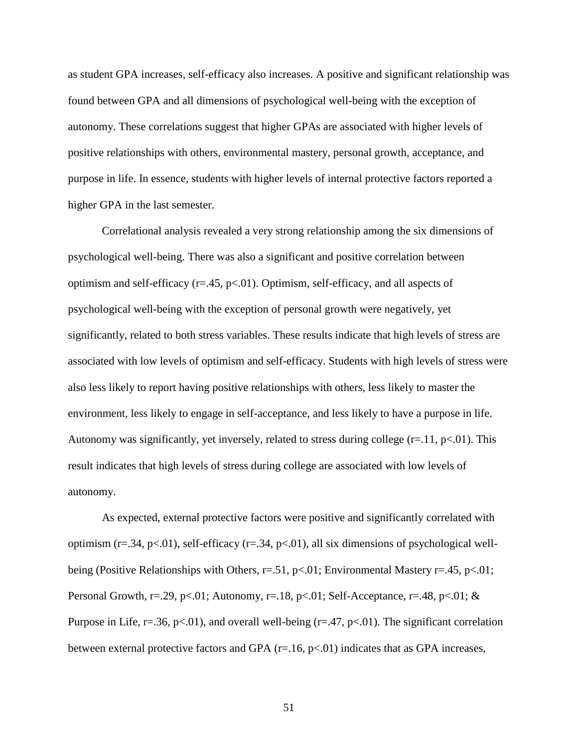as student GPA increases, self-efficacy also increases. A positive and significant relationship was found between GPA and all dimensions of psychological well-being with the exception of autonomy. These correlations suggest that higher GPAs are associated with higher levels of positive relationships with others, environmental mastery, personal growth, acceptance, and purpose in life. In essence, students with higher levels of internal protective factors reported a higher GPA in the last semester.

Correlational analysis revealed a very strong relationship among the six dimensions of psychological well-being. There was also a significant and positive correlation between optimism and self-efficacy ($r=.45$, $p<.01$). Optimism, self-efficacy, and all aspects of psychological well-being with the exception of personal growth were negatively, yet significantly, related to both stress variables. These results indicate that high levels of stress are associated with low levels of optimism and self-efficacy. Students with high levels of stress were also less likely to report having positive relationships with others, less likely to master the environment, less likely to engage in self-acceptance, and less likely to have a purpose in life. Autonomy was significantly, yet inversely, related to stress during college ($r=.11$, $p<.01$). This result indicates that high levels of stress during college are associated with low levels of autonomy.

As expected, external protective factors were positive and significantly correlated with optimism ($r=.34$, $p<.01$), self-efficacy ($r=.34$, $p<.01$), all six dimensions of psychological well-being (Positive Relationships with Others, $r=.51$, $p<.01$; Environmental Mastery $r=.45$, $p<.01$; Personal Growth, $r=.29$, $p<.01$; Autonomy, $r=.18$, $p<.01$; Self-Acceptance, $r=.48$, $p<.01$; & Purpose in Life, $r=.36$, $p<.01$), and overall well-being ($r=.47$, $p<.01$). The significant correlation between external protective factors and GPA ($r=.16$, $p<.01$) indicates that as GPA increases,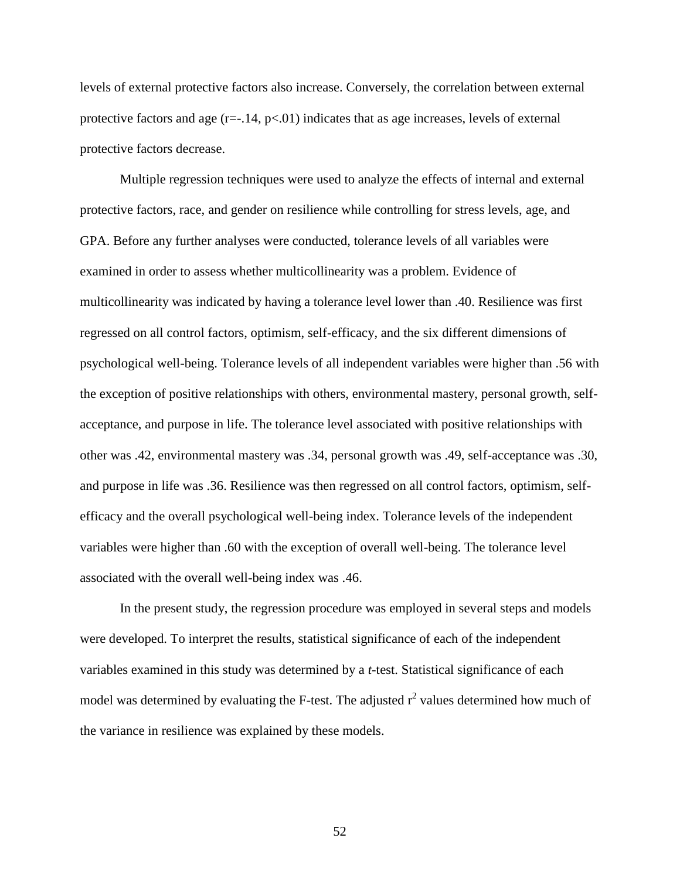levels of external protective factors also increase. Conversely, the correlation between external protective factors and age ($r=-.14$, $p<.01$) indicates that as age increases, levels of external protective factors decrease.

Multiple regression techniques were used to analyze the effects of internal and external protective factors, race, and gender on resilience while controlling for stress levels, age, and GPA. Before any further analyses were conducted, tolerance levels of all variables were examined in order to assess whether multicollinearity was a problem. Evidence of multicollinearity was indicated by having a tolerance level lower than .40. Resilience was first regressed on all control factors, optimism, self-efficacy, and the six different dimensions of psychological well-being. Tolerance levels of all independent variables were higher than .56 with the exception of positive relationships with others, environmental mastery, personal growth, self-acceptance, and purpose in life. The tolerance level associated with positive relationships with other was .42, environmental mastery was .34, personal growth was .49, self-acceptance was .30, and purpose in life was .36. Resilience was then regressed on all control factors, optimism, self-efficacy and the overall psychological well-being index. Tolerance levels of the independent variables were higher than .60 with the exception of overall well-being. The tolerance level associated with the overall well-being index was .46.

In the present study, the regression procedure was employed in several steps and models were developed. To interpret the results, statistical significance of each of the independent variables examined in this study was determined by a *t*-test. Statistical significance of each model was determined by evaluating the F-test. The adjusted $r^2$ values determined how much of the variance in resilience was explained by these models.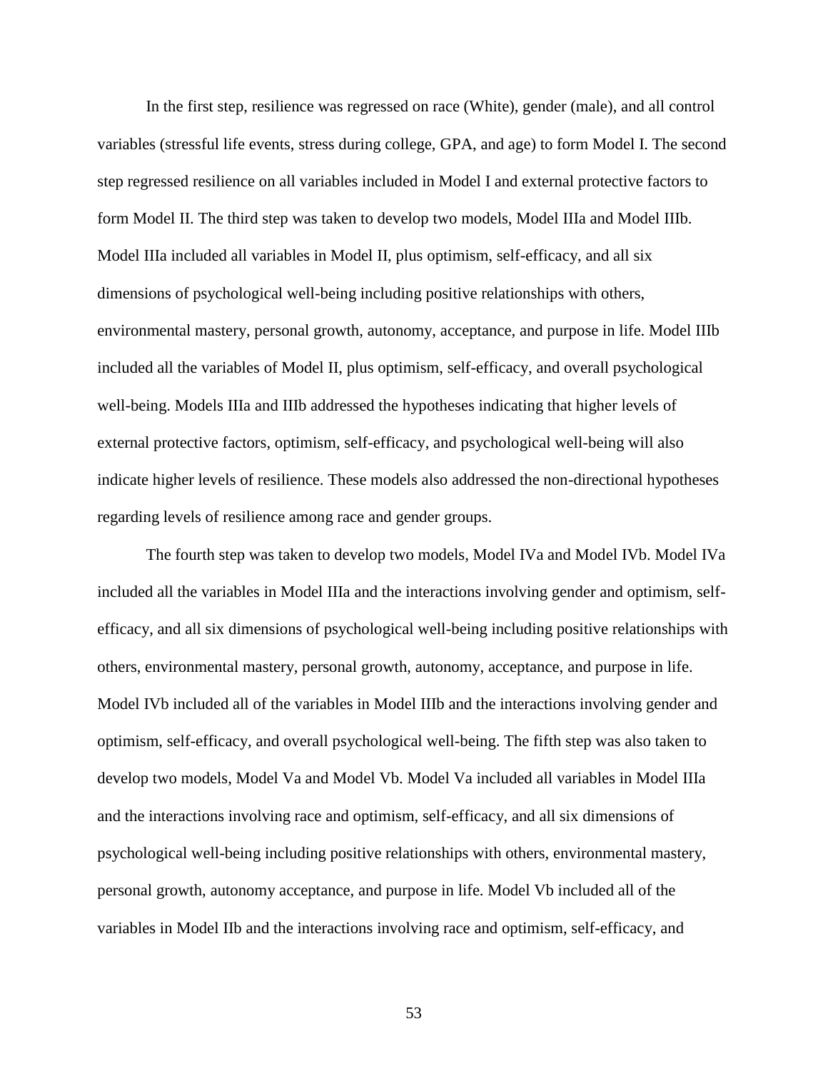In the first step, resilience was regressed on race (White), gender (male), and all control variables (stressful life events, stress during college, GPA, and age) to form Model I. The second step regressed resilience on all variables included in Model I and external protective factors to form Model II. The third step was taken to develop two models, Model IIIa and Model IIIb. Model IIIa included all variables in Model II, plus optimism, self-efficacy, and all six dimensions of psychological well-being including positive relationships with others, environmental mastery, personal growth, autonomy, acceptance, and purpose in life. Model IIIb included all the variables of Model II, plus optimism, self-efficacy, and overall psychological well-being. Models IIIa and IIIb addressed the hypotheses indicating that higher levels of external protective factors, optimism, self-efficacy, and psychological well-being will also indicate higher levels of resilience. These models also addressed the non-directional hypotheses regarding levels of resilience among race and gender groups.

The fourth step was taken to develop two models, Model IVa and Model IVb. Model IVa included all the variables in Model IIIa and the interactions involving gender and optimism, self-efficacy, and all six dimensions of psychological well-being including positive relationships with others, environmental mastery, personal growth, autonomy, acceptance, and purpose in life. Model IVb included all of the variables in Model IIIb and the interactions involving gender and optimism, self-efficacy, and overall psychological well-being. The fifth step was also taken to develop two models, Model Va and Model Vb. Model Va included all variables in Model IIIa and the interactions involving race and optimism, self-efficacy, and all six dimensions of psychological well-being including positive relationships with others, environmental mastery, personal growth, autonomy acceptance, and purpose in life. Model Vb included all of the variables in Model IIb and the interactions involving race and optimism, self-efficacy, and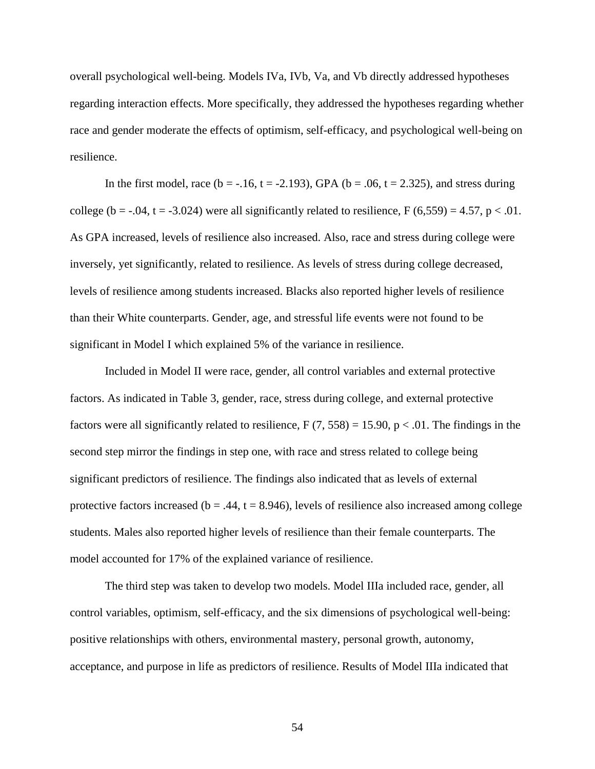overall psychological well-being. Models IVa, IVb, Va, and Vb directly addressed hypotheses regarding interaction effects. More specifically, they addressed the hypotheses regarding whether race and gender moderate the effects of optimism, self-efficacy, and psychological well-being on resilience.

In the first model, race ($b = -.16$, $t = -2.193$), GPA ($b = .06$, $t = 2.325$), and stress during college ($b = -.04$, $t = -3.024$) were all significantly related to resilience, $F(6,559) = 4.57$, $p < .01$. As GPA increased, levels of resilience also increased. Also, race and stress during college were inversely, yet significantly, related to resilience. As levels of stress during college decreased, levels of resilience among students increased. Blacks also reported higher levels of resilience than their White counterparts. Gender, age, and stressful life events were not found to be significant in Model I which explained 5% of the variance in resilience.

Included in Model II were race, gender, all control variables and external protective factors. As indicated in Table 3, gender, race, stress during college, and external protective factors were all significantly related to resilience, $F(7, 558) = 15.90$, $p < .01$. The findings in the second step mirror the findings in step one, with race and stress related to college being significant predictors of resilience. The findings also indicated that as levels of external protective factors increased ($b = .44$, $t = 8.946$), levels of resilience also increased among college students. Males also reported higher levels of resilience than their female counterparts. The model accounted for 17% of the explained variance of resilience.

The third step was taken to develop two models. Model IIIa included race, gender, all control variables, optimism, self-efficacy, and the six dimensions of psychological well-being: positive relationships with others, environmental mastery, personal growth, autonomy, acceptance, and purpose in life as predictors of resilience. Results of Model IIIa indicated that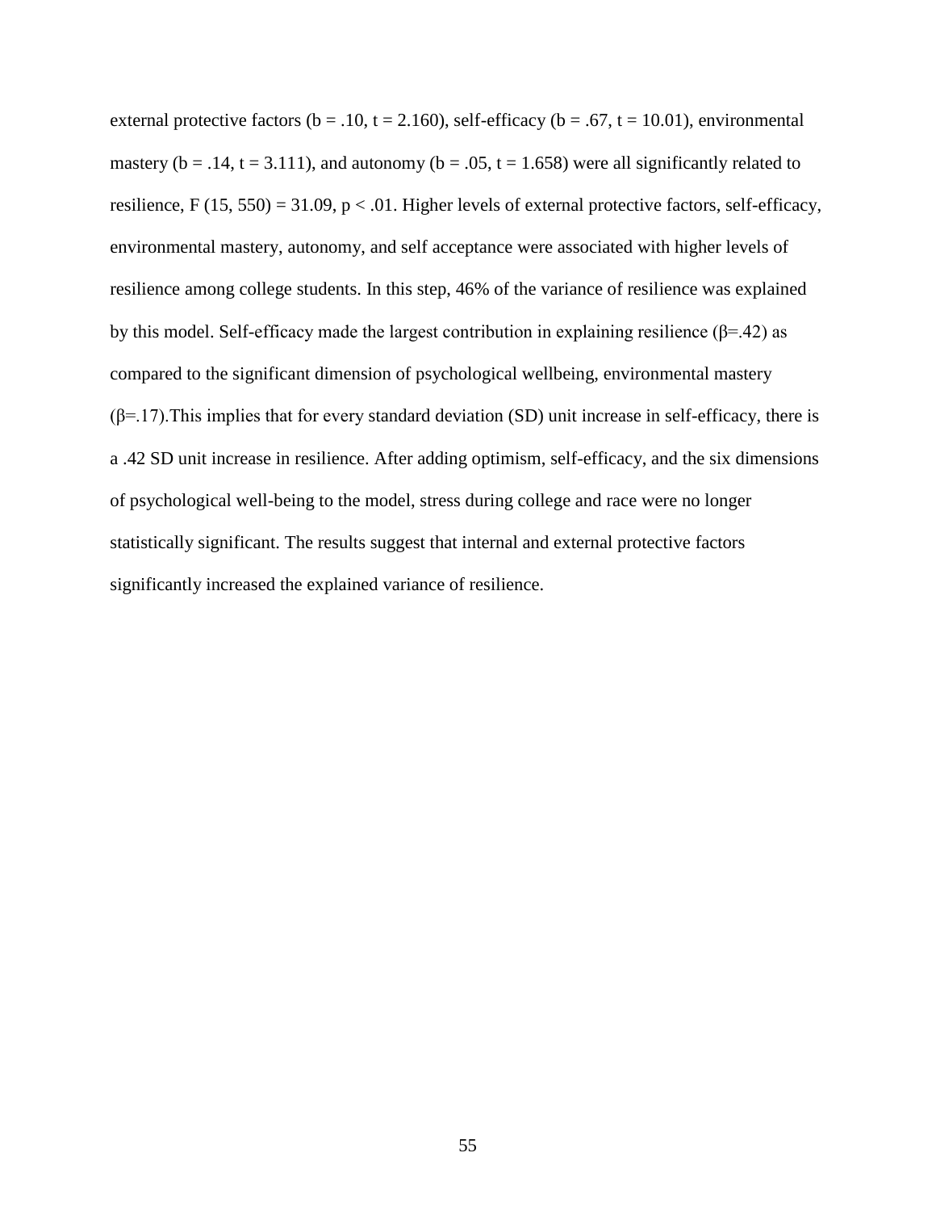external protective factors ($b = .10$, $t = 2.160$), self-efficacy ($b = .67$, $t = 10.01$), environmental mastery ($b = .14$, $t = 3.111$), and autonomy ($b = .05$, $t = 1.658$) were all significantly related to resilience, $F(15, 550) = 31.09$, $p < .01$. Higher levels of external protective factors, self-efficacy, environmental mastery, autonomy, and self acceptance were associated with higher levels of resilience among college students. In this step, 46% of the variance of resilience was explained by this model. Self-efficacy made the largest contribution in explaining resilience ($\beta$=.42) as compared to the significant dimension of psychological wellbeing, environmental mastery ($\beta$=.17).This implies that for every standard deviation (SD) unit increase in self-efficacy, there is a .42 SD unit increase in resilience. After adding optimism, self-efficacy, and the six dimensions of psychological well-being to the model, stress during college and race were no longer statistically significant. The results suggest that internal and external protective factors significantly increased the explained variance of resilience.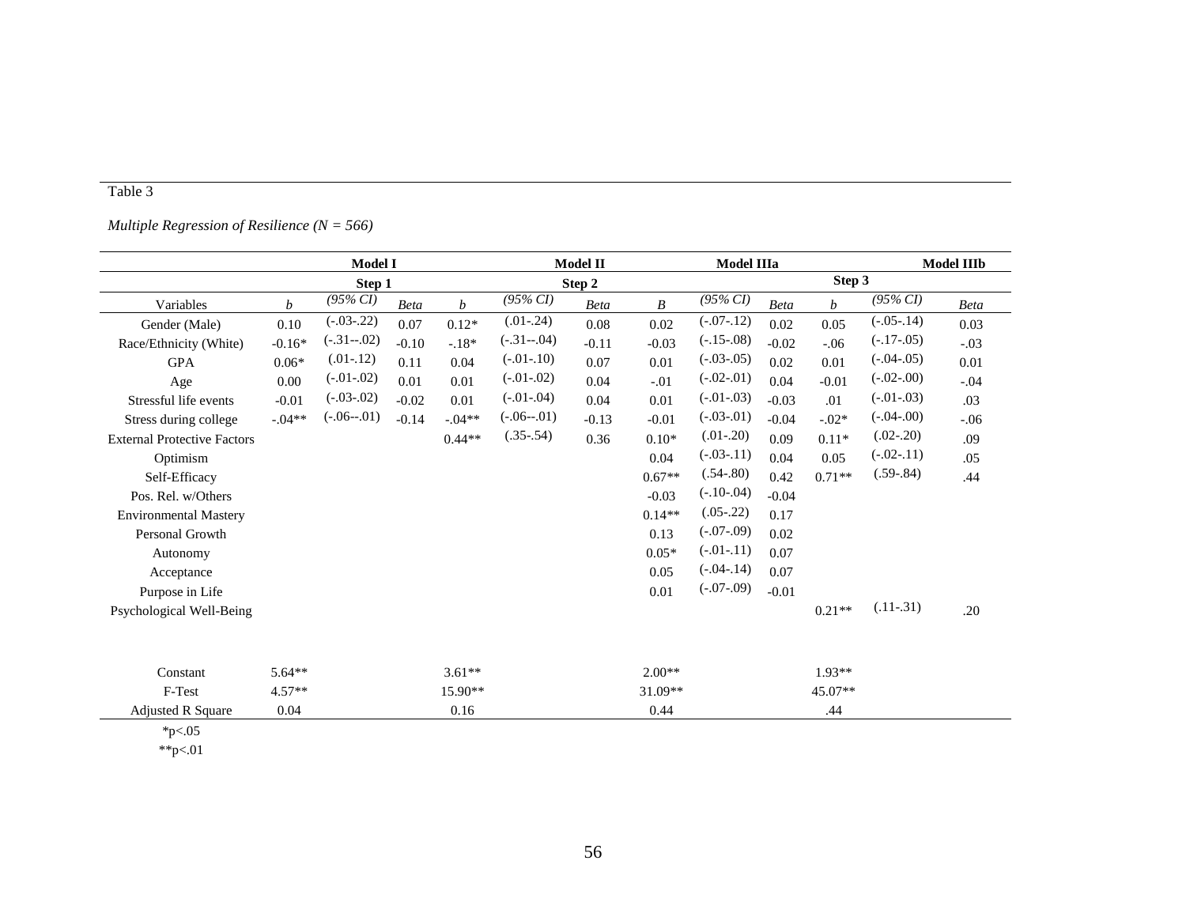Table 3

*Multiple Regression of Resilience (N = 566)*

| | Model I | | | Model II | | | Model IIIa | | | Model IIIb | | |
|---|---|---|---|---|---|---|---|---|---|---|---|---|
| | Step 1 | | | Step 2 | | | Step 3 | | | | | |
| Variables | *b* | *(95% CI)* | *Beta* | *b* | *(95% CI)* | *Beta* | *B* | *(95% CI)* | *Beta* | *b* | *(95% CI)* | *Beta* |
| Gender (Male) | 0.10 | (-.03-.22) | 0.07 | 0.12* | (.01-.24) | 0.08 | 0.02 | (-.07-.12) | 0.02 | 0.05 | (-.05-.14) | 0.03 |
| Race/Ethnicity (White) | -0.16* | (-.31--.02) | -0.10 | -.18* | (-.31--.04) | -0.11 | -0.03 | (-.15-.08) | -0.02 | -.06 | (-.17-.05) | -.03 |
| GPA | 0.06* | (.01-.12) | 0.11 | 0.04 | (-.01-.10) | 0.07 | 0.01 | (-.03-.05) | 0.02 | 0.01 | (-.04-.05) | 0.01 |
| Age | 0.00 | (-.01-.02) | 0.01 | 0.01 | (-.01-.02) | 0.04 | -.01 | (-.02-.01) | 0.04 | -0.01 | (-.02-.00) | -.04 |
| Stressful life events | -0.01 | (-.03-.02) | -0.02 | 0.01 | (-.01-.04) | 0.04 | 0.01 | (-.01-.03) | -0.03 | .01 | (-.01-.03) | .03 |
| Stress during college | -.04** | (-.06--.01) | -0.14 | -.04** | (-.06--.01) | -0.13 | -0.01 | (-.03-.01) | -0.04 | -.02* | (-.04-.00) | -.06 |
| External Protective Factors | | | | 0.44** | (.35-.54) | 0.36 | 0.10* | (.01-.20) | 0.09 | 0.11* | (.02-.20) | .09 |
| Optimism | | | | | | | 0.04 | (-.03-.11) | 0.04 | 0.05 | (-.02-.11) | .05 |
| Self-Efficacy | | | | | | | 0.67** | (.54-.80) | 0.42 | 0.71** | (.59-.84) | .44 |
| Pos. Rel. w/Others | | | | | | | -0.03 | (-.10-.04) | -0.04 | | | |
| Environmental Mastery | | | | | | | 0.14** | (.05-.22) | 0.17 | | | |
| Personal Growth | | | | | | | 0.13 | (-.07-.09) | 0.02 | | | |
| Autonomy | | | | | | | 0.05* | (-.01-.11) | 0.07 | | | |
| Acceptance | | | | | | | 0.05 | (-.04-.14) | 0.07 | | | |
| Purpose in Life | | | | | | | 0.01 | (-.07-.09) | -0.01 | | | |
| Psychological Well-Being | | | | | | | | | | 0.21** | (.11-.31) | .20 |
| Constant | 5.64** | | | 3.61** | | | 2.00** | | | 1.93** | | |
| F-Test | 4.57** | | | 15.90** | | | 31.09** | | | 45.07** | | |
| Adjusted R Square | 0.04 | | | 0.16 | | | 0.44 | | | .44 | | |

*p<.05

**p<.01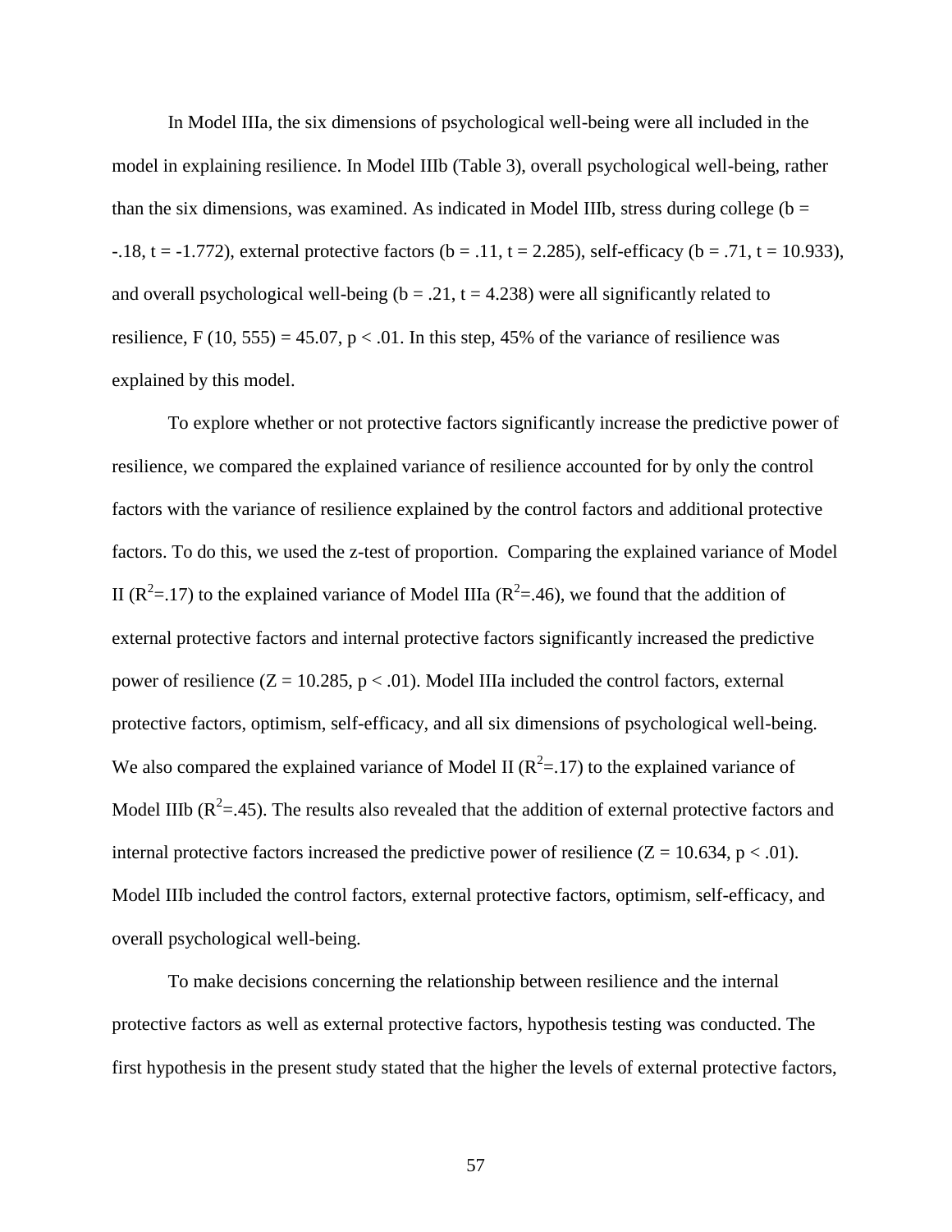In Model IIIa, the six dimensions of psychological well-being were all included in the model in explaining resilience. In Model IIIb (Table 3), overall psychological well-being, rather than the six dimensions, was examined. As indicated in Model IIIb, stress during college ($b = -.18$, $t = -1.772$), external protective factors ($b = .11$, $t = 2.285$), self-efficacy ($b = .71$, $t = 10.933$), and overall psychological well-being ($b = .21$, $t = 4.238$) were all significantly related to resilience, $F(10, 555) = 45.07$, $p < .01$. In this step, 45% of the variance of resilience was explained by this model.

To explore whether or not protective factors significantly increase the predictive power of resilience, we compared the explained variance of resilience accounted for by only the control factors with the variance of resilience explained by the control factors and additional protective factors. To do this, we used the z-test of proportion. Comparing the explained variance of Model II ($R^2$=.17) to the explained variance of Model IIIa ($R^2$=.46), we found that the addition of external protective factors and internal protective factors significantly increased the predictive power of resilience ($Z = 10.285$, $p < .01$). Model IIIa included the control factors, external protective factors, optimism, self-efficacy, and all six dimensions of psychological well-being. We also compared the explained variance of Model II ($R^2$=.17) to the explained variance of Model IIIb ($R^2$=.45). The results also revealed that the addition of external protective factors and internal protective factors increased the predictive power of resilience ($Z = 10.634$, $p < .01$). Model IIIb included the control factors, external protective factors, optimism, self-efficacy, and overall psychological well-being.

To make decisions concerning the relationship between resilience and the internal protective factors as well as external protective factors, hypothesis testing was conducted. The first hypothesis in the present study stated that the higher the levels of external protective factors,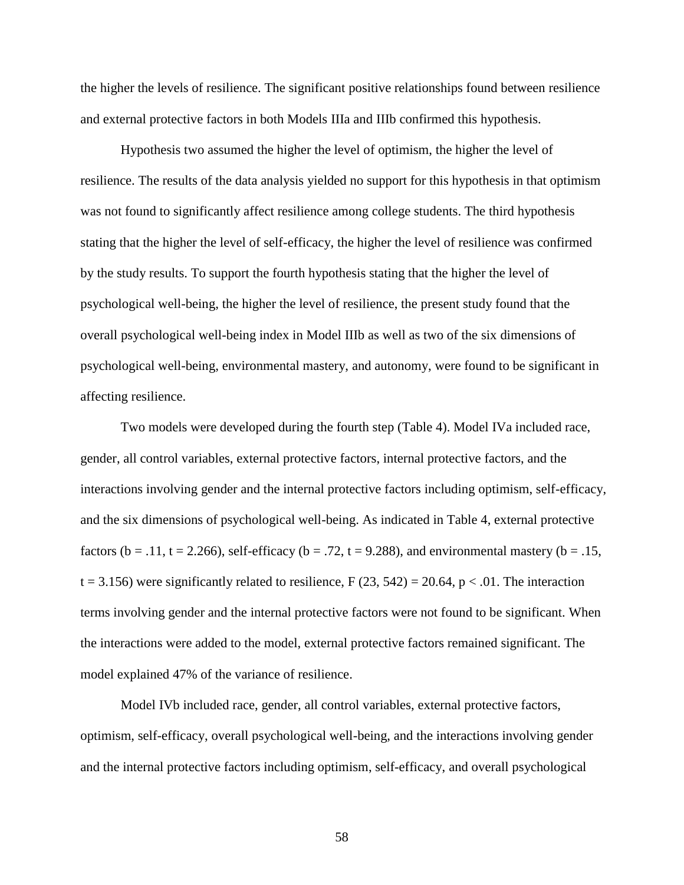the higher the levels of resilience. The significant positive relationships found between resilience and external protective factors in both Models IIIa and IIIb confirmed this hypothesis.

Hypothesis two assumed the higher the level of optimism, the higher the level of resilience. The results of the data analysis yielded no support for this hypothesis in that optimism was not found to significantly affect resilience among college students. The third hypothesis stating that the higher the level of self-efficacy, the higher the level of resilience was confirmed by the study results. To support the fourth hypothesis stating that the higher the level of psychological well-being, the higher the level of resilience, the present study found that the overall psychological well-being index in Model IIIb as well as two of the six dimensions of psychological well-being, environmental mastery, and autonomy, were found to be significant in affecting resilience.

Two models were developed during the fourth step (Table 4). Model IVa included race, gender, all control variables, external protective factors, internal protective factors, and the interactions involving gender and the internal protective factors including optimism, self-efficacy, and the six dimensions of psychological well-being. As indicated in Table 4, external protective factors ($b = .11$, $t = 2.266$), self-efficacy ($b = .72$, $t = 9.288$), and environmental mastery ($b = .15$, $t = 3.156$) were significantly related to resilience, $F(23, 542) = 20.64$, $p < .01$. The interaction terms involving gender and the internal protective factors were not found to be significant. When the interactions were added to the model, external protective factors remained significant. The model explained 47% of the variance of resilience.

Model IVb included race, gender, all control variables, external protective factors, optimism, self-efficacy, overall psychological well-being, and the interactions involving gender and the internal protective factors including optimism, self-efficacy, and overall psychological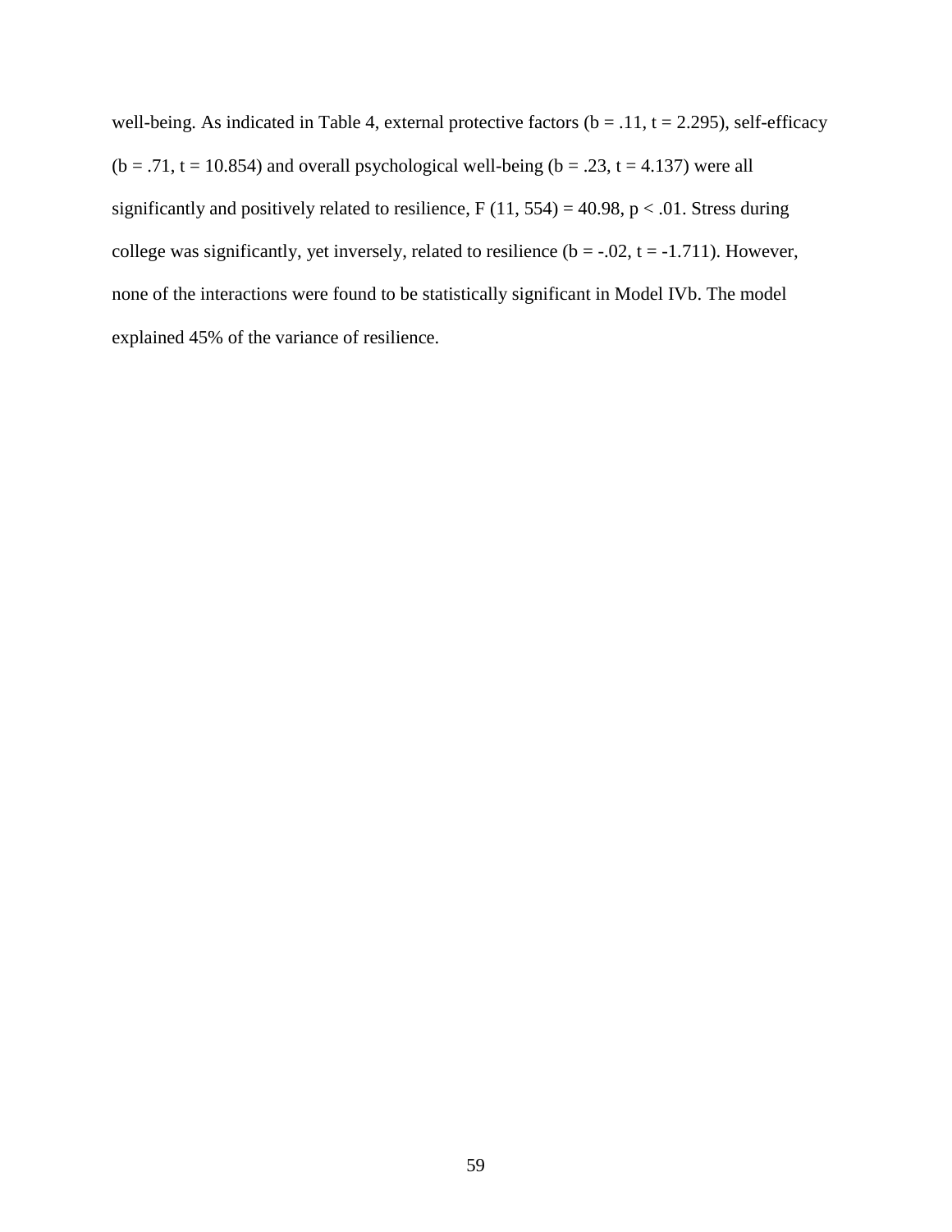well-being. As indicated in Table 4, external protective factors ($b = .11$, $t = 2.295$), self-efficacy ($b = .71$, $t = 10.854$) and overall psychological well-being ($b = .23$, $t = 4.137$) were all significantly and positively related to resilience, $F(11, 554) = 40.98$, $p < .01$. Stress during college was significantly, yet inversely, related to resilience ($b = -.02$, $t = -1.711$). However, none of the interactions were found to be statistically significant in Model IVb. The model explained 45% of the variance of resilience.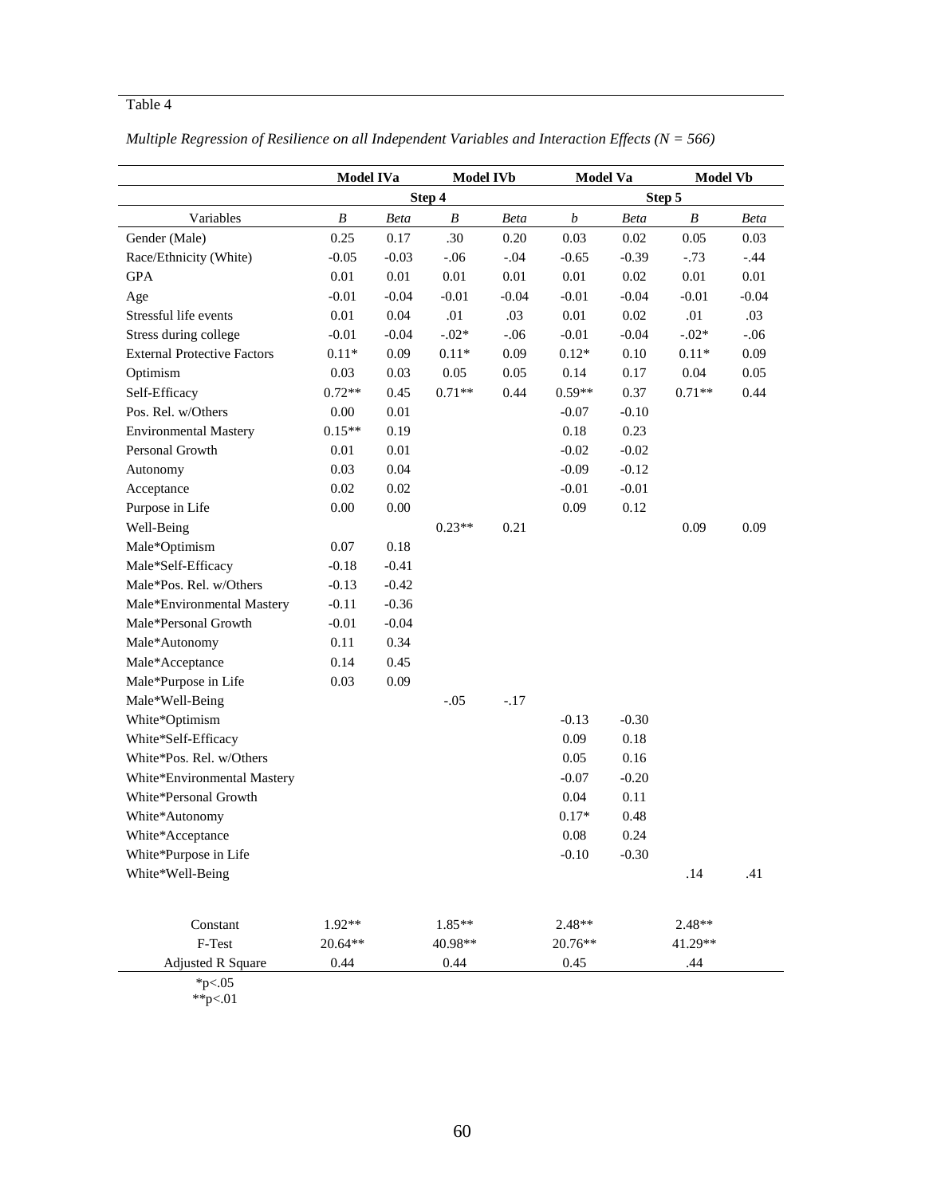Table 4

*Multiple Regression of Resilience on all Independent Variables and Interaction Effects (N = 566)*

| | Model IVa | | Model IVb | | Model Va | | Model Vb | |
|---|---|---|---|---|---|---|---|---|
| | Step 4 | | | | Step 5 | | | |
| Variables | *B* | *Beta* | *B* | *Beta* | *b* | *Beta* | *B* | *Beta* |
| Gender (Male) | 0.25 | 0.17 | .30 | 0.20 | 0.03 | 0.02 | 0.05 | 0.03 |
| Race/Ethnicity (White) | -0.05 | -0.03 | -.06 | -.04 | -0.65 | -0.39 | -.73 | -.44 |
| GPA | 0.01 | 0.01 | 0.01 | 0.01 | 0.01 | 0.02 | 0.01 | 0.01 |
| Age | -0.01 | -0.04 | -0.01 | -0.04 | -0.01 | -0.04 | -0.01 | -0.04 |
| Stressful life events | 0.01 | 0.04 | .01 | .03 | 0.01 | 0.02 | .01 | .03 |
| Stress during college | -0.01 | -0.04 | -.02* | -.06 | -0.01 | -0.04 | -.02* | -.06 |
| External Protective Factors | 0.11* | 0.09 | 0.11* | 0.09 | 0.12* | 0.10 | 0.11* | 0.09 |
| Optimism | 0.03 | 0.03 | 0.05 | 0.05 | 0.14 | 0.17 | 0.04 | 0.05 |
| Self-Efficacy | 0.72** | 0.45 | 0.71** | 0.44 | 0.59** | 0.37 | 0.71** | 0.44 |
| Pos. Rel. w/Others | 0.00 | 0.01 | | | -0.07 | -0.10 | | |
| Environmental Mastery | 0.15** | 0.19 | | | 0.18 | 0.23 | | |
| Personal Growth | 0.01 | 0.01 | | | -0.02 | -0.02 | | |
| Autonomy | 0.03 | 0.04 | | | -0.09 | -0.12 | | |
| Acceptance | 0.02 | 0.02 | | | -0.01 | -0.01 | | |
| Purpose in Life | 0.00 | 0.00 | | | 0.09 | 0.12 | | |
| Well-Being | | | 0.23** | 0.21 | | | 0.09 | 0.09 |
| Male*Optimism | 0.07 | 0.18 | | | | | | |
| Male*Self-Efficacy | -0.18 | -0.41 | | | | | | |
| Male*Pos. Rel. w/Others | -0.13 | -0.42 | | | | | | |
| Male*Environmental Mastery | -0.11 | -0.36 | | | | | | |
| Male*Personal Growth | -0.01 | -0.04 | | | | | | |
| Male*Autonomy | 0.11 | 0.34 | | | | | | |
| Male*Acceptance | 0.14 | 0.45 | | | | | | |
| Male*Purpose in Life | 0.03 | 0.09 | | | | | | |
| Male*Well-Being | | | -.05 | -.17 | | | | |
| White*Optimism | | | | | -0.13 | -0.30 | | |
| White*Self-Efficacy | | | | | 0.09 | 0.18 | | |
| White*Pos. Rel. w/Others | | | | | 0.05 | 0.16 | | |
| White*Environmental Mastery | | | | | -0.07 | -0.20 | | |
| White*Personal Growth | | | | | 0.04 | 0.11 | | |
| White*Autonomy | | | | | 0.17* | 0.48 | | |
| White*Acceptance | | | | | 0.08 | 0.24 | | |
| White*Purpose in Life | | | | | -0.10 | -0.30 | | |
| White*Well-Being | | | | | | | .14 | .41 |
| Constant | 1.92** | | 1.85** | | 2.48** | | 2.48** | |
| F-Test | 20.64** | | 40.98** | | 20.76** | | 41.29** | |
| Adjusted R Square | 0.44 | | 0.44 | | 0.45 | | .44 | |

*p<.05
**p<.01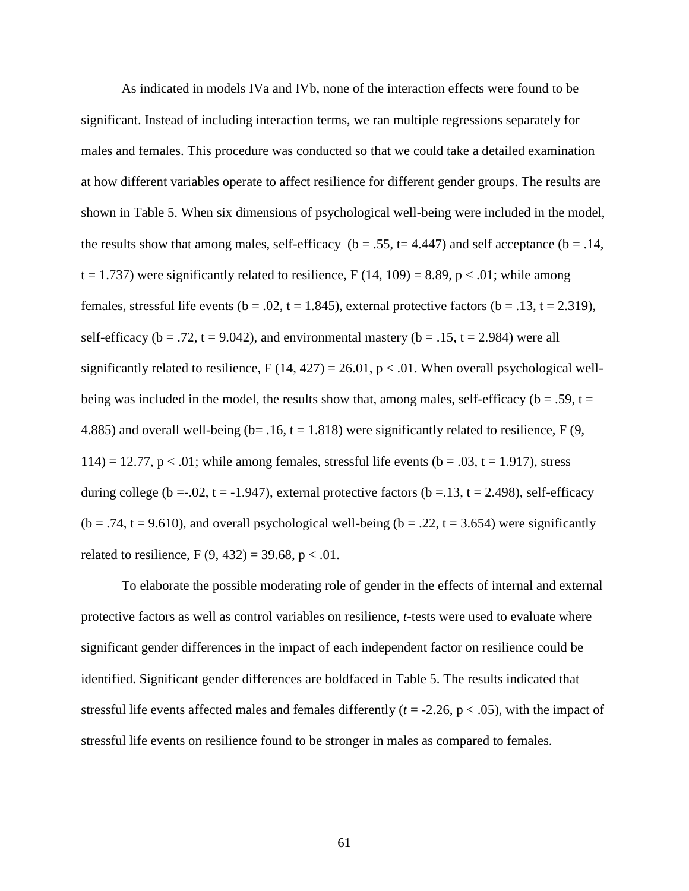As indicated in models IVa and IVb, none of the interaction effects were found to be significant. Instead of including interaction terms, we ran multiple regressions separately for males and females. This procedure was conducted so that we could take a detailed examination at how different variables operate to affect resilience for different gender groups. The results are shown in Table 5. When six dimensions of psychological well-being were included in the model, the results show that among males, self-efficacy ($b = .55$, $t = 4.447$) and self acceptance ($b = .14$, $t = 1.737$) were significantly related to resilience, $F(14, 109) = 8.89$, $p < .01$; while among females, stressful life events ($b = .02$, $t = 1.845$), external protective factors ($b = .13$, $t = 2.319$), self-efficacy ($b = .72$, $t = 9.042$), and environmental mastery ($b = .15$, $t = 2.984$) were all significantly related to resilience, $F(14, 427) = 26.01$, $p < .01$. When overall psychological well-being was included in the model, the results show that, among males, self-efficacy ($b = .59$, $t = 4.885$) and overall well-being ($b = .16$, $t = 1.818$) were significantly related to resilience, $F(9, 114) = 12.77$, $p < .01$; while among females, stressful life events ($b = .03$, $t = 1.917$), stress during college ($b = -.02$, $t = -1.947$), external protective factors ($b = .13$, $t = 2.498$), self-efficacy ($b = .74$, $t = 9.610$), and overall psychological well-being ($b = .22$, $t = 3.654$) were significantly related to resilience, $F(9, 432) = 39.68$, $p < .01$.

To elaborate the possible moderating role of gender in the effects of internal and external protective factors as well as control variables on resilience, *t*-tests were used to evaluate where significant gender differences in the impact of each independent factor on resilience could be identified. Significant gender differences are boldfaced in Table 5. The results indicated that stressful life events affected males and females differently ($t = -2.26$, $p < .05$), with the impact of stressful life events on resilience found to be stronger in males as compared to females.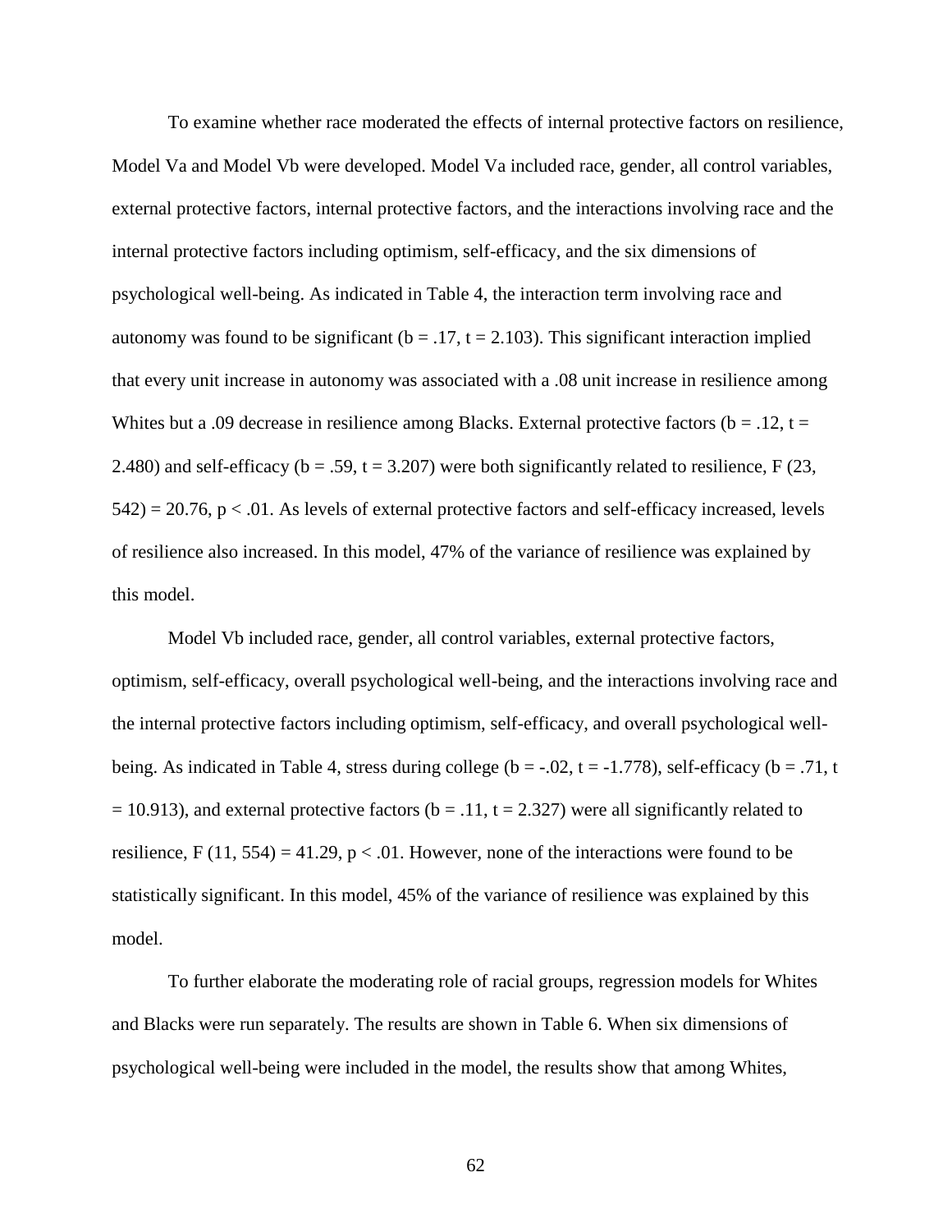To examine whether race moderated the effects of internal protective factors on resilience, Model Va and Model Vb were developed. Model Va included race, gender, all control variables, external protective factors, internal protective factors, and the interactions involving race and the internal protective factors including optimism, self-efficacy, and the six dimensions of psychological well-being. As indicated in Table 4, the interaction term involving race and autonomy was found to be significant ($b = .17$, $t = 2.103$). This significant interaction implied that every unit increase in autonomy was associated with a .08 unit increase in resilience among Whites but a .09 decrease in resilience among Blacks. External protective factors ($b = .12$, $t = 2.480$) and self-efficacy ($b = .59$, $t = 3.207$) were both significantly related to resilience, $F(23, 542) = 20.76$, $p < .01$. As levels of external protective factors and self-efficacy increased, levels of resilience also increased. In this model, 47% of the variance of resilience was explained by this model.

Model Vb included race, gender, all control variables, external protective factors, optimism, self-efficacy, overall psychological well-being, and the interactions involving race and the internal protective factors including optimism, self-efficacy, and overall psychological well-being. As indicated in Table 4, stress during college ($b = -.02$, $t = -1.778$), self-efficacy ($b = .71$, $t = 10.913$), and external protective factors ($b = .11$, $t = 2.327$) were all significantly related to resilience, $F(11, 554) = 41.29$, $p < .01$. However, none of the interactions were found to be statistically significant. In this model, 45% of the variance of resilience was explained by this model.

To further elaborate the moderating role of racial groups, regression models for Whites and Blacks were run separately. The results are shown in Table 6. When six dimensions of psychological well-being were included in the model, the results show that among Whites,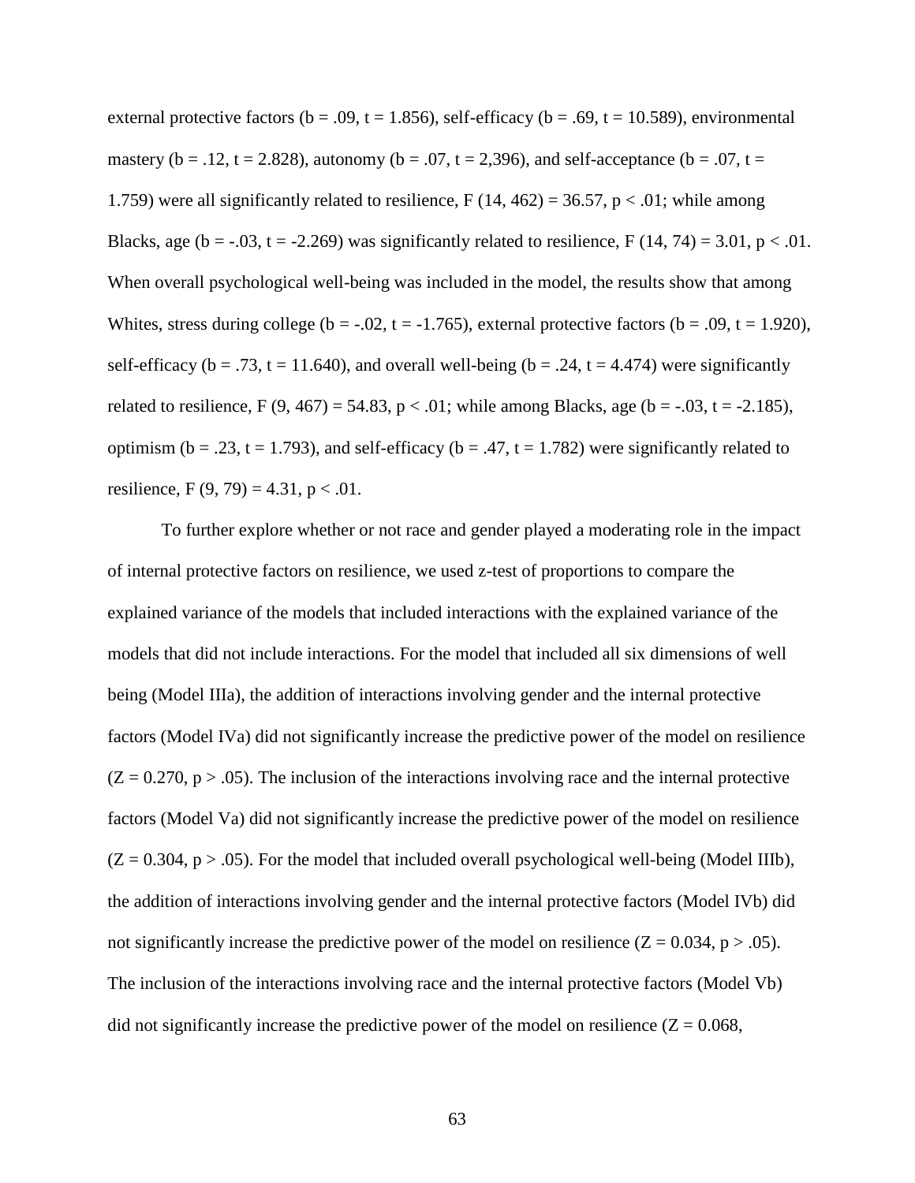external protective factors ($b = .09$, $t = 1.856$), self-efficacy ($b = .69$, $t = 10.589$), environmental mastery ($b = .12$, $t = 2.828$), autonomy ($b = .07$, $t = 2{,}396$), and self-acceptance ($b = .07$, $t = 1.759$) were all significantly related to resilience, $F(14, 462) = 36.57$, $p < .01$; while among Blacks, age ($b = -.03$, $t = -2.269$) was significantly related to resilience, $F(14, 74) = 3.01$, $p < .01$. When overall psychological well-being was included in the model, the results show that among Whites, stress during college ($b = -.02$, $t = -1.765$), external protective factors ($b = .09$, $t = 1.920$), self-efficacy ($b = .73$, $t = 11.640$), and overall well-being ($b = .24$, $t = 4.474$) were significantly related to resilience, $F(9, 467) = 54.83$, $p < .01$; while among Blacks, age ($b = -.03$, $t = -2.185$), optimism ($b = .23$, $t = 1.793$), and self-efficacy ($b = .47$, $t = 1.782$) were significantly related to resilience, $F(9, 79) = 4.31$, $p < .01$.

To further explore whether or not race and gender played a moderating role in the impact of internal protective factors on resilience, we used z-test of proportions to compare the explained variance of the models that included interactions with the explained variance of the models that did not include interactions. For the model that included all six dimensions of well being (Model IIIa), the addition of interactions involving gender and the internal protective factors (Model IVa) did not significantly increase the predictive power of the model on resilience ($Z = 0.270$, $p > .05$). The inclusion of the interactions involving race and the internal protective factors (Model Va) did not significantly increase the predictive power of the model on resilience ($Z = 0.304$, $p > .05$). For the model that included overall psychological well-being (Model IIIb), the addition of interactions involving gender and the internal protective factors (Model IVb) did not significantly increase the predictive power of the model on resilience ($Z = 0.034$, $p > .05$). The inclusion of the interactions involving race and the internal protective factors (Model Vb) did not significantly increase the predictive power of the model on resilience ($Z = 0.068$,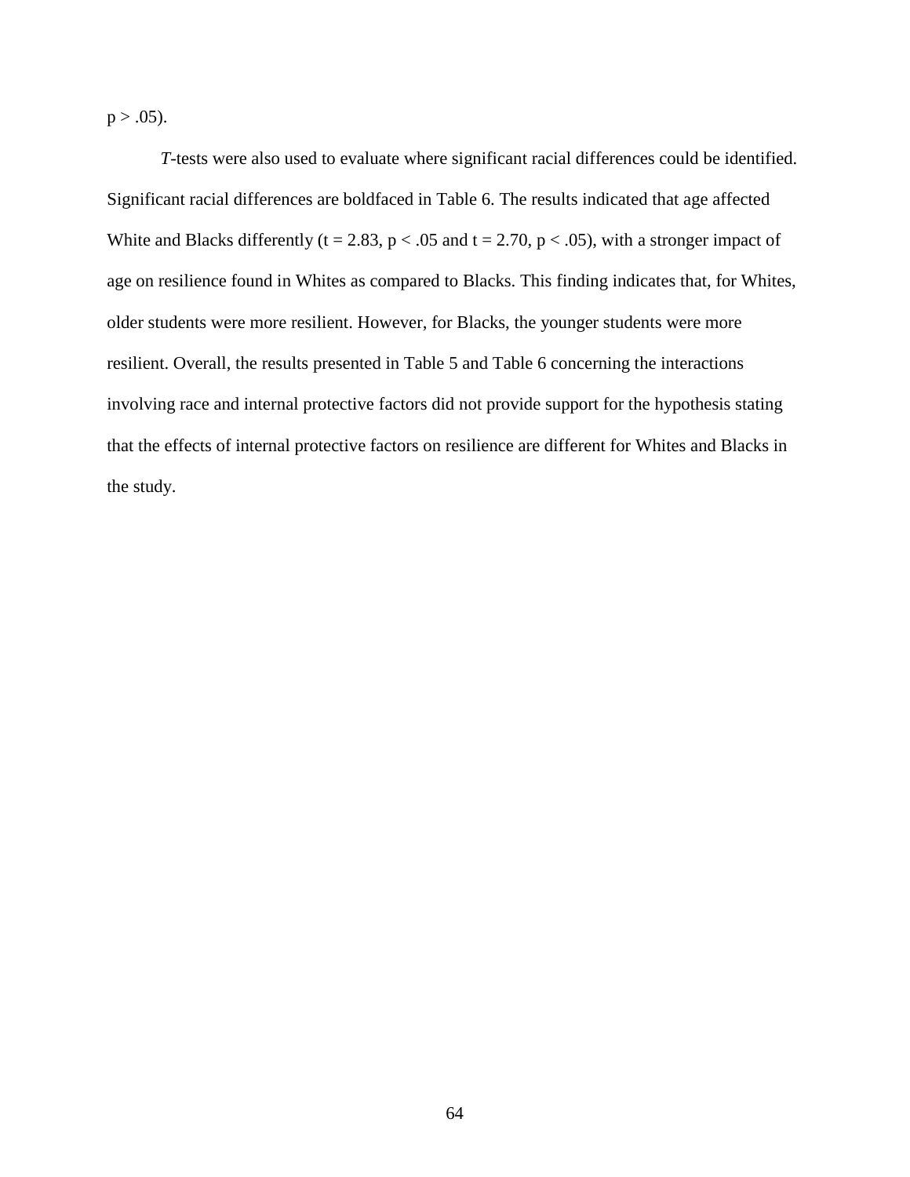$p > .05$).

*T*-tests were also used to evaluate where significant racial differences could be identified. Significant racial differences are boldfaced in Table 6. The results indicated that age affected White and Blacks differently ($t = 2.83$, $p < .05$ and $t = 2.70$, $p < .05$), with a stronger impact of age on resilience found in Whites as compared to Blacks. This finding indicates that, for Whites, older students were more resilient. However, for Blacks, the younger students were more resilient. Overall, the results presented in Table 5 and Table 6 concerning the interactions involving race and internal protective factors did not provide support for the hypothesis stating that the effects of internal protective factors on resilience are different for Whites and Blacks in the study.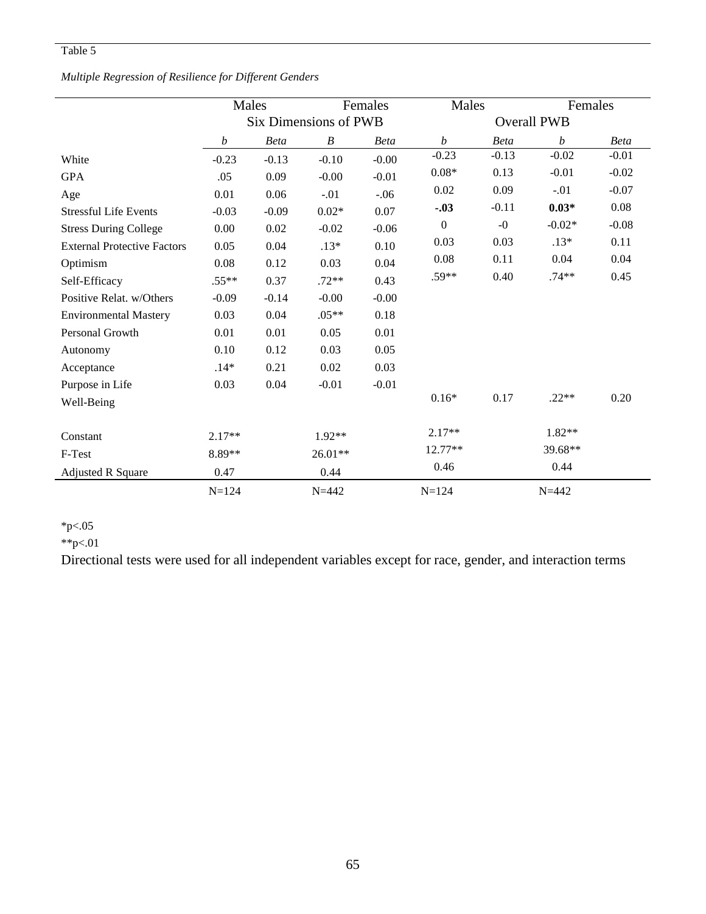Table 5

*Multiple Regression of Resilience for Different Genders*

| | Males | | Females | | Males | | Females | |
|---|---|---|---|---|---|---|---|---|
| | Six Dimensions of PWB | | | | Overall PWB | | | |
| | *b* | *Beta* | *B* | *Beta* | *b* | *Beta* | *b* | *Beta* |
| White | -0.23 | -0.13 | -0.10 | -0.00 | -0.23 | -0.13 | -0.02 | -0.01 |
| GPA | .05 | 0.09 | -0.00 | -0.01 | 0.08* | 0.13 | -0.01 | -0.02 |
| Age | 0.01 | 0.06 | -.01 | -.06 | 0.02 | 0.09 | -.01 | -0.07 |
| Stressful Life Events | -0.03 | -0.09 | 0.02* | 0.07 | **-.03** | -0.11 | **0.03*** | 0.08 |
| Stress During College | 0.00 | 0.02 | -0.02 | -0.06 | 0 | -0 | -0.02* | -0.08 |
| External Protective Factors | 0.05 | 0.04 | .13* | 0.10 | 0.03 | 0.03 | .13* | 0.11 |
| Optimism | 0.08 | 0.12 | 0.03 | 0.04 | 0.08 | 0.11 | 0.04 | 0.04 |
| Self-Efficacy | .55** | 0.37 | .72** | 0.43 | .59** | 0.40 | .74** | 0.45 |
| Positive Relat. w/Others | -0.09 | -0.14 | -0.00 | -0.00 | | | | |
| Environmental Mastery | 0.03 | 0.04 | .05** | 0.18 | | | | |
| Personal Growth | 0.01 | 0.01 | 0.05 | 0.01 | | | | |
| Autonomy | 0.10 | 0.12 | 0.03 | 0.05 | | | | |
| Acceptance | .14* | 0.21 | 0.02 | 0.03 | | | | |
| Purpose in Life | 0.03 | 0.04 | -0.01 | -0.01 | | | | |
| Well-Being | | | | | 0.16* | 0.17 | .22** | 0.20 |
| Constant | 2.17** | | 1.92** | | 2.17** | | 1.82** | |
| F-Test | 8.89** | | 26.01** | | 12.77** | | 39.68** | |
| Adjusted R Square | 0.47 | | 0.44 | | 0.46 | | 0.44 | |
| | N=124 | | N=442 | | N=124 | | N=442 | |

*p<.05
**p<.01
Directional tests were used for all independent variables except for race, gender, and interaction terms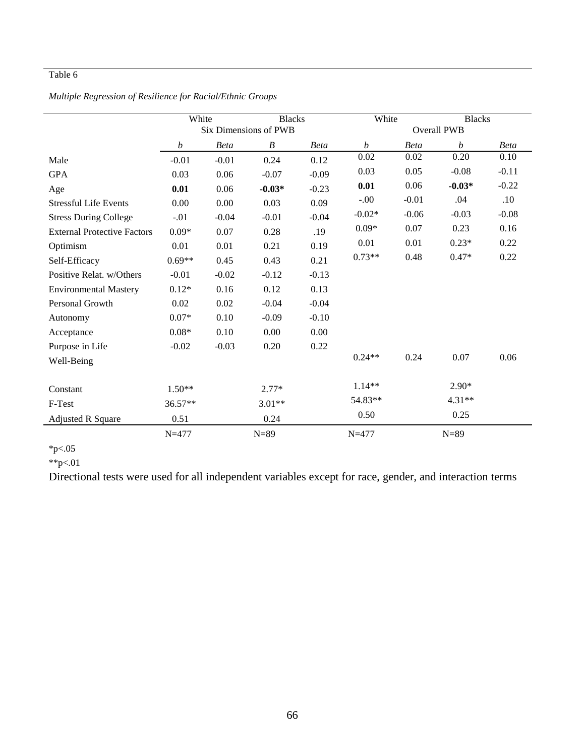Table 6

*Multiple Regression of Resilience for Racial/Ethnic Groups*

| | White | | Blacks | | White | | Blacks | |
|---|---|---|---|---|---|---|---|---|
| | Six Dimensions of PWB | | | | Overall PWB | | | |
| | *b* | *Beta* | *B* | *Beta* | *b* | *Beta* | *b* | *Beta* |
| Male | -0.01 | -0.01 | 0.24 | 0.12 | 0.02 | 0.02 | 0.20 | 0.10 |
| GPA | 0.03 | 0.06 | -0.07 | -0.09 | 0.03 | 0.05 | -0.08 | -0.11 |
| Age | **0.01** | 0.06 | **-0.03*** | -0.23 | **0.01** | 0.06 | **-0.03*** | -0.22 |
| Stressful Life Events | 0.00 | 0.00 | 0.03 | 0.09 | -.00 | -0.01 | .04 | .10 |
| Stress During College | -.01 | -0.04 | -0.01 | -0.04 | -0.02* | -0.06 | -0.03 | -0.08 |
| External Protective Factors | 0.09* | 0.07 | 0.28 | .19 | 0.09* | 0.07 | 0.23 | 0.16 |
| Optimism | 0.01 | 0.01 | 0.21 | 0.19 | 0.01 | 0.01 | 0.23* | 0.22 |
| Self-Efficacy | 0.69** | 0.45 | 0.43 | 0.21 | 0.73** | 0.48 | 0.47* | 0.22 |
| Positive Relat. w/Others | -0.01 | -0.02 | -0.12 | -0.13 | | | | |
| Environmental Mastery | 0.12* | 0.16 | 0.12 | 0.13 | | | | |
| Personal Growth | 0.02 | 0.02 | -0.04 | -0.04 | | | | |
| Autonomy | 0.07* | 0.10 | -0.09 | -0.10 | | | | |
| Acceptance | 0.08* | 0.10 | 0.00 | 0.00 | | | | |
| Purpose in Life | -0.02 | -0.03 | 0.20 | 0.22 | | | | |
| Well-Being | | | | | 0.24** | 0.24 | 0.07 | 0.06 |
| Constant | 1.50** | | 2.77* | | 1.14** | | 2.90* | |
| F-Test | 36.57** | | 3.01** | | 54.83** | | 4.31** | |
| Adjusted R Square | 0.51 | | 0.24 | | 0.50 | | 0.25 | |
| | N=477 | | N=89 | | N=477 | | N=89 | |

*p<.05

**p<.01

Directional tests were used for all independent variables except for race, gender, and interaction terms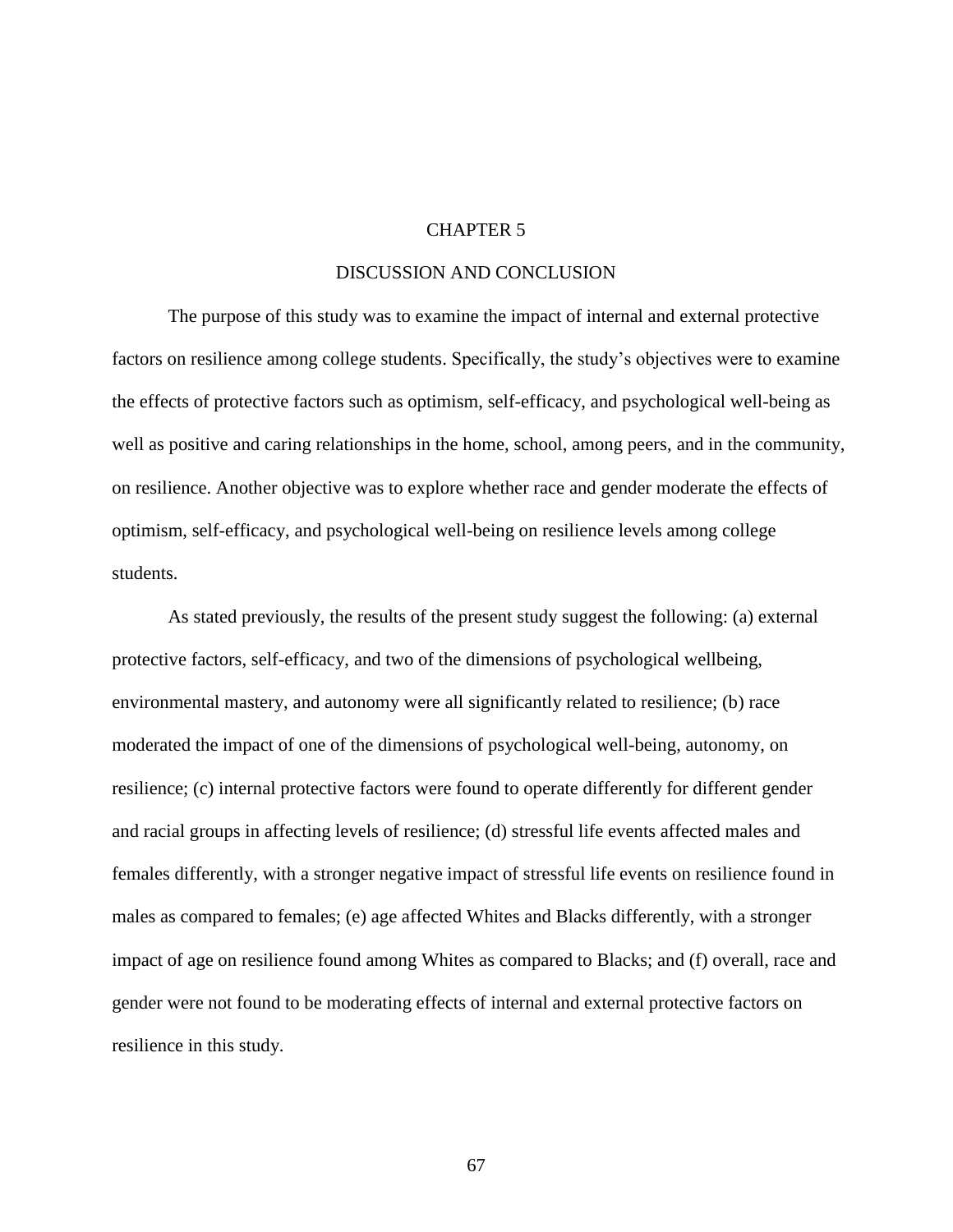# CHAPTER 5

## DISCUSSION AND CONCLUSION

The purpose of this study was to examine the impact of internal and external protective factors on resilience among college students. Specifically, the study's objectives were to examine the effects of protective factors such as optimism, self-efficacy, and psychological well-being as well as positive and caring relationships in the home, school, among peers, and in the community, on resilience. Another objective was to explore whether race and gender moderate the effects of optimism, self-efficacy, and psychological well-being on resilience levels among college students.

As stated previously, the results of the present study suggest the following: (a) external protective factors, self-efficacy, and two of the dimensions of psychological wellbeing, environmental mastery, and autonomy were all significantly related to resilience; (b) race moderated the impact of one of the dimensions of psychological well-being, autonomy, on resilience; (c) internal protective factors were found to operate differently for different gender and racial groups in affecting levels of resilience; (d) stressful life events affected males and females differently, with a stronger negative impact of stressful life events on resilience found in males as compared to females; (e) age affected Whites and Blacks differently, with a stronger impact of age on resilience found among Whites as compared to Blacks; and (f) overall, race and gender were not found to be moderating effects of internal and external protective factors on resilience in this study.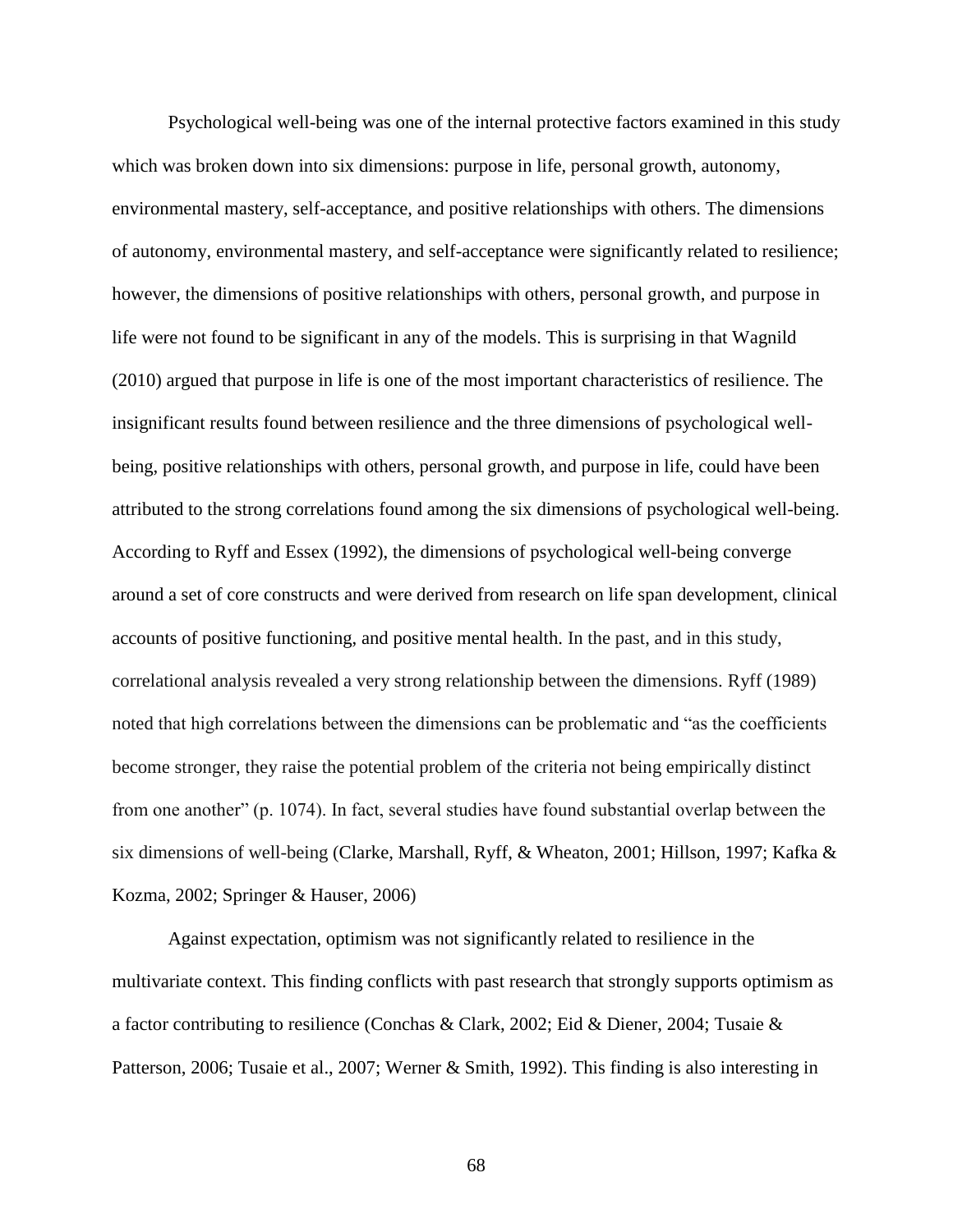Psychological well-being was one of the internal protective factors examined in this study which was broken down into six dimensions: purpose in life, personal growth, autonomy, environmental mastery, self-acceptance, and positive relationships with others. The dimensions of autonomy, environmental mastery, and self-acceptance were significantly related to resilience; however, the dimensions of positive relationships with others, personal growth, and purpose in life were not found to be significant in any of the models. This is surprising in that Wagnild (2010) argued that purpose in life is one of the most important characteristics of resilience. The insignificant results found between resilience and the three dimensions of psychological well-being, positive relationships with others, personal growth, and purpose in life, could have been attributed to the strong correlations found among the six dimensions of psychological well-being. According to Ryff and Essex (1992), the dimensions of psychological well-being converge around a set of core constructs and were derived from research on life span development, clinical accounts of positive functioning, and positive mental health. In the past, and in this study, correlational analysis revealed a very strong relationship between the dimensions. Ryff (1989) noted that high correlations between the dimensions can be problematic and "as the coefficients become stronger, they raise the potential problem of the criteria not being empirically distinct from one another" (p. 1074). In fact, several studies have found substantial overlap between the six dimensions of well-being (Clarke, Marshall, Ryff, & Wheaton, 2001; Hillson, 1997; Kafka & Kozma, 2002; Springer & Hauser, 2006)

Against expectation, optimism was not significantly related to resilience in the multivariate context. This finding conflicts with past research that strongly supports optimism as a factor contributing to resilience (Conchas & Clark, 2002; Eid & Diener, 2004; Tusaie & Patterson, 2006; Tusaie et al., 2007; Werner & Smith, 1992). This finding is also interesting in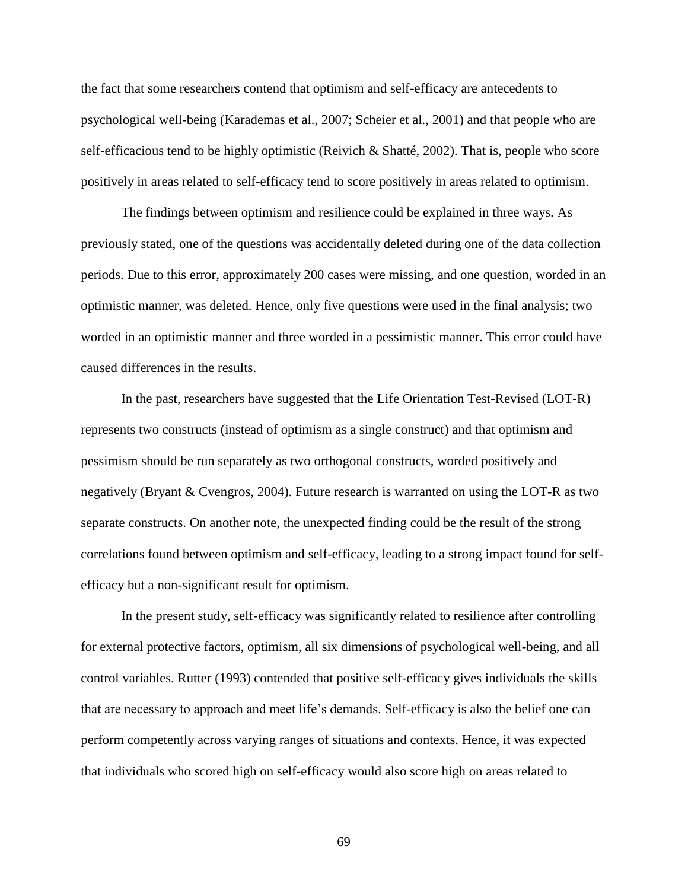the fact that some researchers contend that optimism and self-efficacy are antecedents to psychological well-being (Karademas et al., 2007; Scheier et al., 2001) and that people who are self-efficacious tend to be highly optimistic (Reivich & Shatté, 2002). That is, people who score positively in areas related to self-efficacy tend to score positively in areas related to optimism.

The findings between optimism and resilience could be explained in three ways. As previously stated, one of the questions was accidentally deleted during one of the data collection periods. Due to this error, approximately 200 cases were missing, and one question, worded in an optimistic manner, was deleted. Hence, only five questions were used in the final analysis; two worded in an optimistic manner and three worded in a pessimistic manner. This error could have caused differences in the results.

In the past, researchers have suggested that the Life Orientation Test-Revised (LOT-R) represents two constructs (instead of optimism as a single construct) and that optimism and pessimism should be run separately as two orthogonal constructs, worded positively and negatively (Bryant & Cvengros, 2004). Future research is warranted on using the LOT-R as two separate constructs. On another note, the unexpected finding could be the result of the strong correlations found between optimism and self-efficacy, leading to a strong impact found for self-efficacy but a non-significant result for optimism.

In the present study, self-efficacy was significantly related to resilience after controlling for external protective factors, optimism, all six dimensions of psychological well-being, and all control variables. Rutter (1993) contended that positive self-efficacy gives individuals the skills that are necessary to approach and meet life's demands. Self-efficacy is also the belief one can perform competently across varying ranges of situations and contexts. Hence, it was expected that individuals who scored high on self-efficacy would also score high on areas related to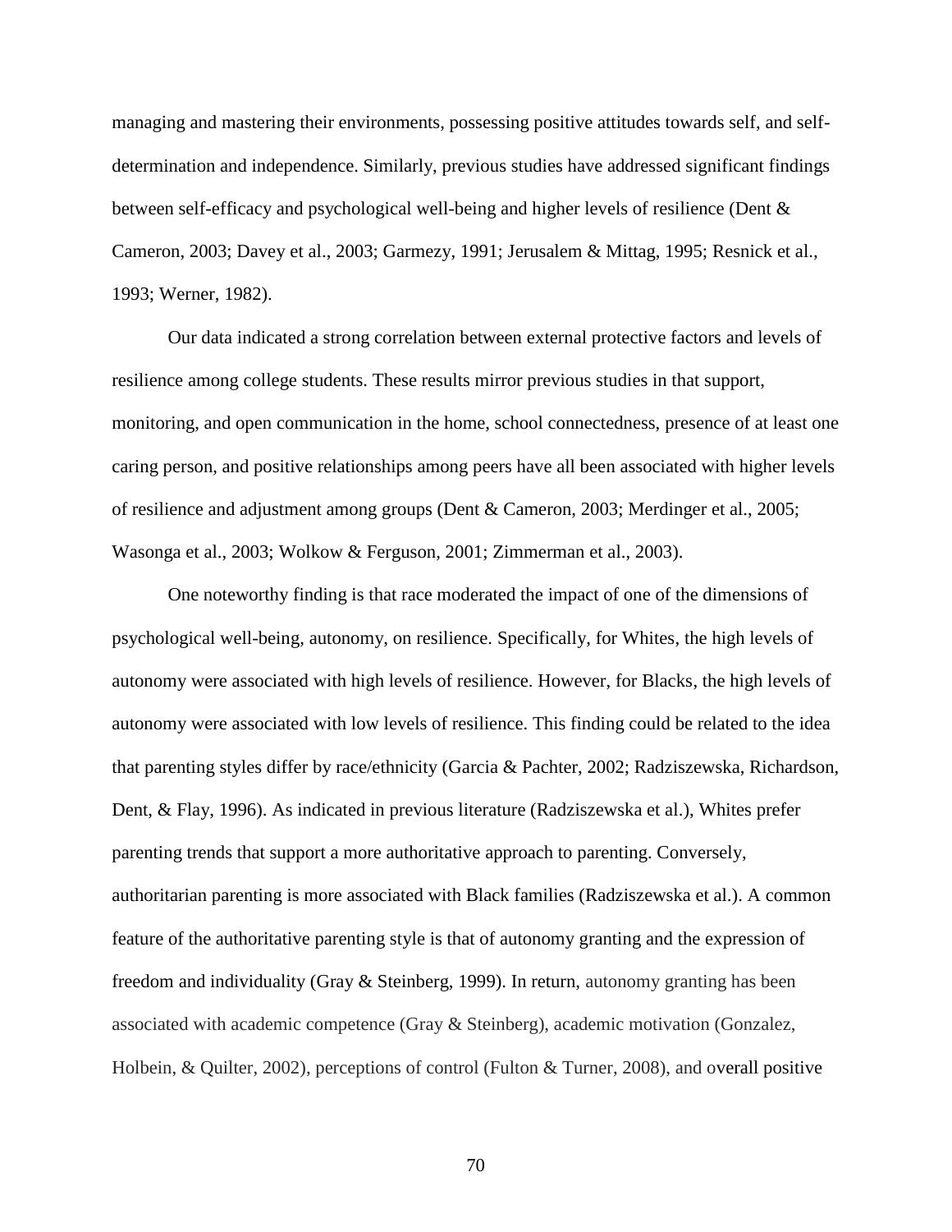managing and mastering their environments, possessing positive attitudes towards self, and self-determination and independence. Similarly, previous studies have addressed significant findings between self-efficacy and psychological well-being and higher levels of resilience (Dent & Cameron, 2003; Davey et al., 2003; Garmezy, 1991; Jerusalem & Mittag, 1995; Resnick et al., 1993; Werner, 1982).

Our data indicated a strong correlation between external protective factors and levels of resilience among college students. These results mirror previous studies in that support, monitoring, and open communication in the home, school connectedness, presence of at least one caring person, and positive relationships among peers have all been associated with higher levels of resilience and adjustment among groups (Dent & Cameron, 2003; Merdinger et al., 2005; Wasonga et al., 2003; Wolkow & Ferguson, 2001; Zimmerman et al., 2003).

One noteworthy finding is that race moderated the impact of one of the dimensions of psychological well-being, autonomy, on resilience. Specifically, for Whites, the high levels of autonomy were associated with high levels of resilience. However, for Blacks, the high levels of autonomy were associated with low levels of resilience. This finding could be related to the idea that parenting styles differ by race/ethnicity (Garcia & Pachter, 2002; Radziszewska, Richardson, Dent, & Flay, 1996). As indicated in previous literature (Radziszewska et al.), Whites prefer parenting trends that support a more authoritative approach to parenting. Conversely, authoritarian parenting is more associated with Black families (Radziszewska et al.). A common feature of the authoritative parenting style is that of autonomy granting and the expression of freedom and individuality (Gray & Steinberg, 1999). In return, autonomy granting has been associated with academic competence (Gray & Steinberg), academic motivation (Gonzalez, Holbein, & Quilter, 2002), perceptions of control (Fulton & Turner, 2008), and overall positive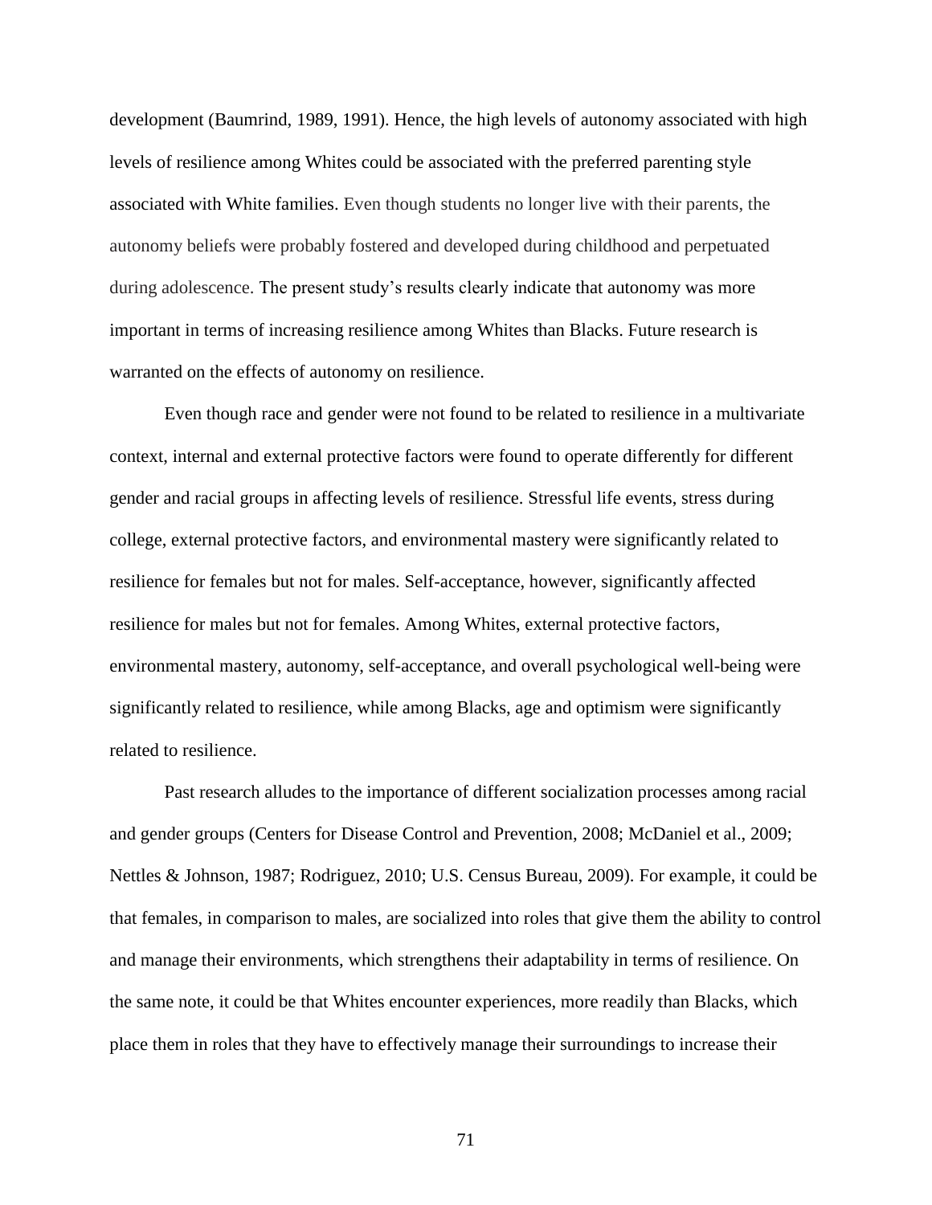development (Baumrind, 1989, 1991). Hence, the high levels of autonomy associated with high levels of resilience among Whites could be associated with the preferred parenting style associated with White families. Even though students no longer live with their parents, the autonomy beliefs were probably fostered and developed during childhood and perpetuated during adolescence. The present study's results clearly indicate that autonomy was more important in terms of increasing resilience among Whites than Blacks. Future research is warranted on the effects of autonomy on resilience.

Even though race and gender were not found to be related to resilience in a multivariate context, internal and external protective factors were found to operate differently for different gender and racial groups in affecting levels of resilience. Stressful life events, stress during college, external protective factors, and environmental mastery were significantly related to resilience for females but not for males. Self-acceptance, however, significantly affected resilience for males but not for females. Among Whites, external protective factors, environmental mastery, autonomy, self-acceptance, and overall psychological well-being were significantly related to resilience, while among Blacks, age and optimism were significantly related to resilience.

Past research alludes to the importance of different socialization processes among racial and gender groups (Centers for Disease Control and Prevention, 2008; McDaniel et al., 2009; Nettles & Johnson, 1987; Rodriguez, 2010; U.S. Census Bureau, 2009). For example, it could be that females, in comparison to males, are socialized into roles that give them the ability to control and manage their environments, which strengthens their adaptability in terms of resilience. On the same note, it could be that Whites encounter experiences, more readily than Blacks, which place them in roles that they have to effectively manage their surroundings to increase their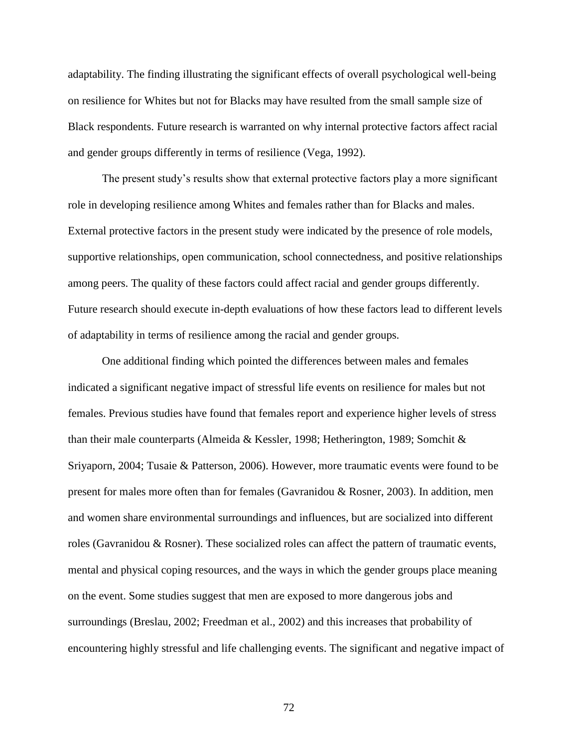adaptability. The finding illustrating the significant effects of overall psychological well-being on resilience for Whites but not for Blacks may have resulted from the small sample size of Black respondents. Future research is warranted on why internal protective factors affect racial and gender groups differently in terms of resilience (Vega, 1992).

The present study's results show that external protective factors play a more significant role in developing resilience among Whites and females rather than for Blacks and males. External protective factors in the present study were indicated by the presence of role models, supportive relationships, open communication, school connectedness, and positive relationships among peers. The quality of these factors could affect racial and gender groups differently. Future research should execute in-depth evaluations of how these factors lead to different levels of adaptability in terms of resilience among the racial and gender groups.

One additional finding which pointed the differences between males and females indicated a significant negative impact of stressful life events on resilience for males but not females. Previous studies have found that females report and experience higher levels of stress than their male counterparts (Almeida & Kessler, 1998; Hetherington, 1989; Somchit & Sriyaporn, 2004; Tusaie & Patterson, 2006). However, more traumatic events were found to be present for males more often than for females (Gavranidou & Rosner, 2003). In addition, men and women share environmental surroundings and influences, but are socialized into different roles (Gavranidou & Rosner). These socialized roles can affect the pattern of traumatic events, mental and physical coping resources, and the ways in which the gender groups place meaning on the event. Some studies suggest that men are exposed to more dangerous jobs and surroundings (Breslau, 2002; Freedman et al., 2002) and this increases that probability of encountering highly stressful and life challenging events. The significant and negative impact of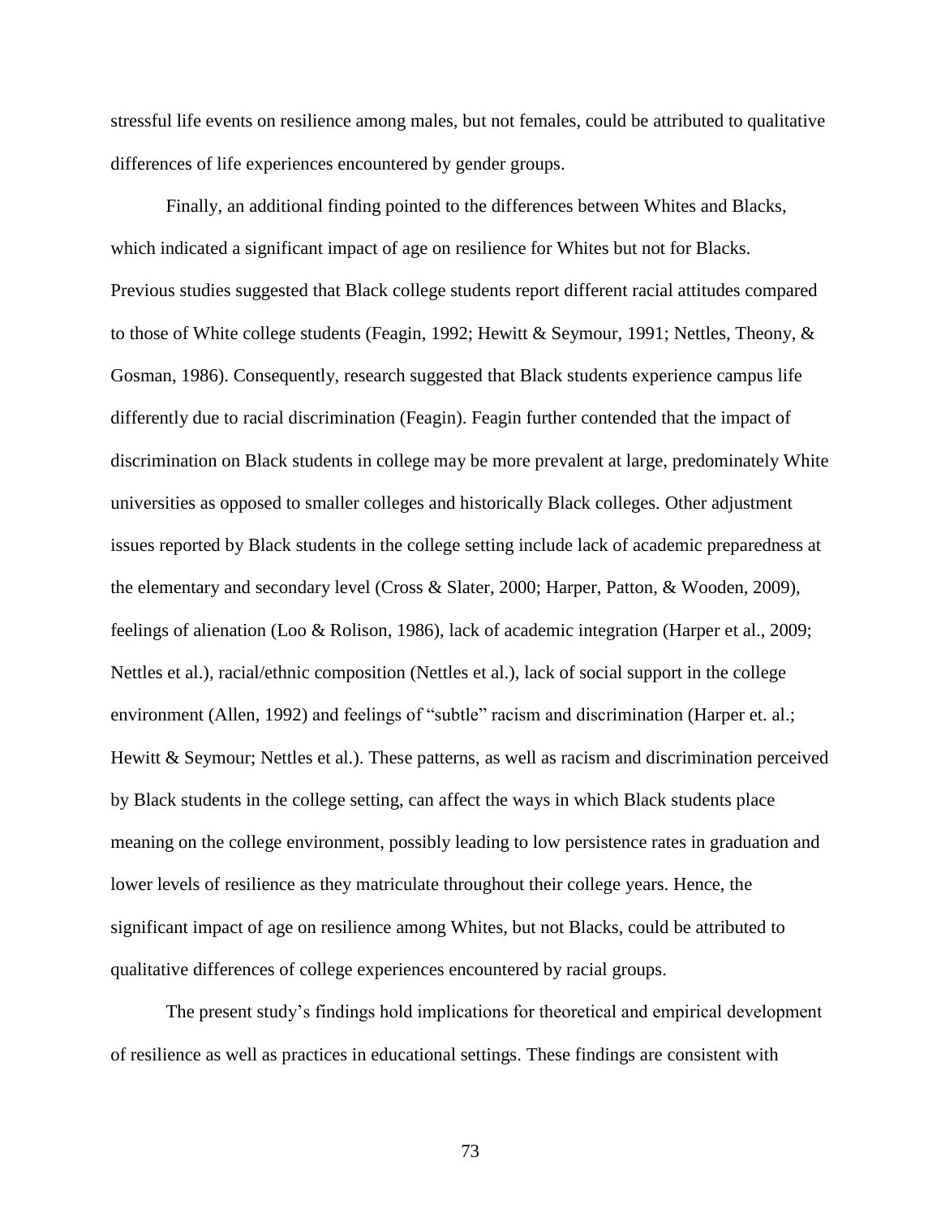stressful life events on resilience among males, but not females, could be attributed to qualitative differences of life experiences encountered by gender groups.

Finally, an additional finding pointed to the differences between Whites and Blacks, which indicated a significant impact of age on resilience for Whites but not for Blacks. Previous studies suggested that Black college students report different racial attitudes compared to those of White college students (Feagin, 1992; Hewitt & Seymour, 1991; Nettles, Theony, & Gosman, 1986). Consequently, research suggested that Black students experience campus life differently due to racial discrimination (Feagin). Feagin further contended that the impact of discrimination on Black students in college may be more prevalent at large, predominately White universities as opposed to smaller colleges and historically Black colleges. Other adjustment issues reported by Black students in the college setting include lack of academic preparedness at the elementary and secondary level (Cross & Slater, 2000; Harper, Patton, & Wooden, 2009), feelings of alienation (Loo & Rolison, 1986), lack of academic integration (Harper et al., 2009; Nettles et al.), racial/ethnic composition (Nettles et al.), lack of social support in the college environment (Allen, 1992) and feelings of "subtle" racism and discrimination (Harper et. al.; Hewitt & Seymour; Nettles et al.). These patterns, as well as racism and discrimination perceived by Black students in the college setting, can affect the ways in which Black students place meaning on the college environment, possibly leading to low persistence rates in graduation and lower levels of resilience as they matriculate throughout their college years. Hence, the significant impact of age on resilience among Whites, but not Blacks, could be attributed to qualitative differences of college experiences encountered by racial groups.

The present study's findings hold implications for theoretical and empirical development of resilience as well as practices in educational settings. These findings are consistent with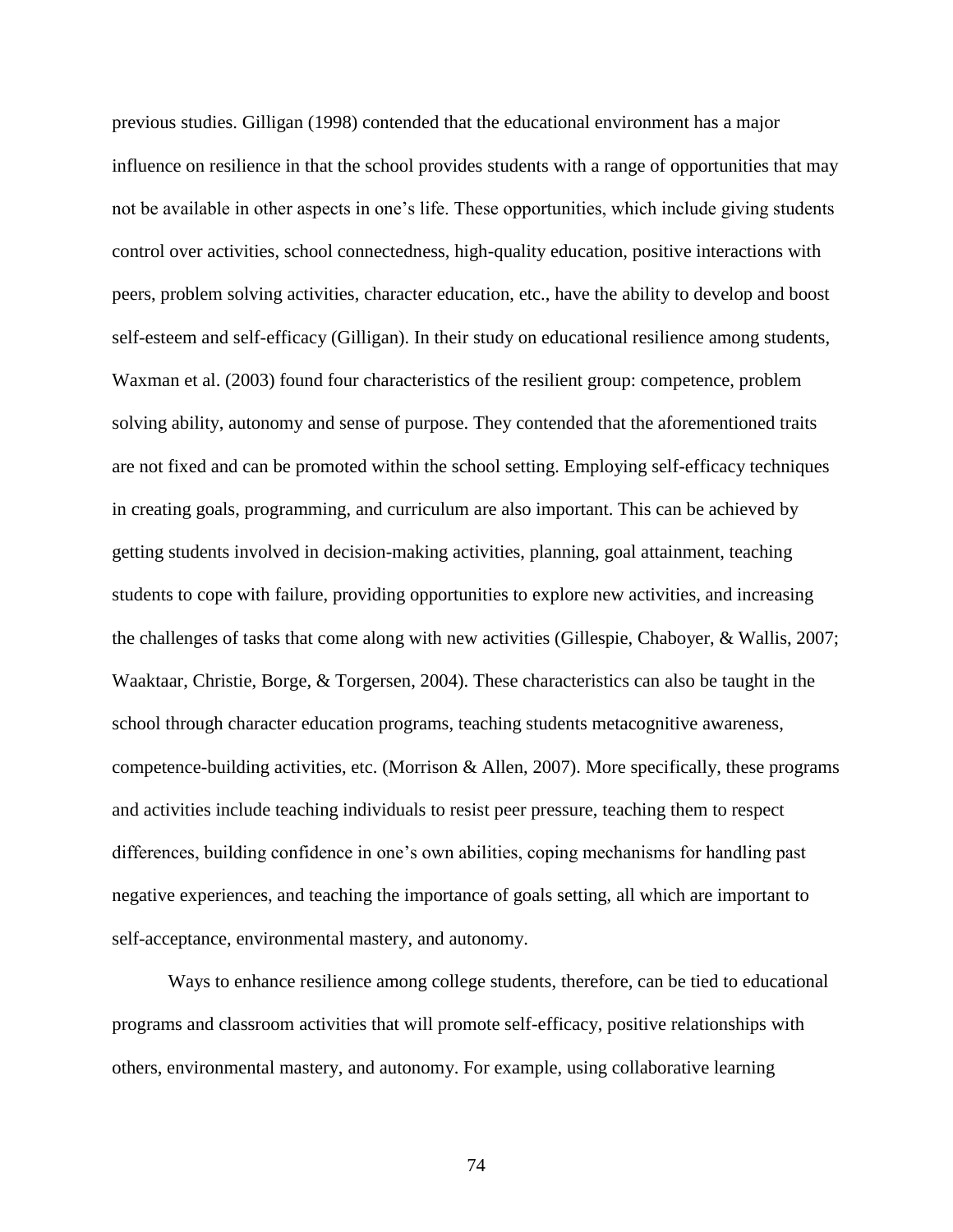previous studies. Gilligan (1998) contended that the educational environment has a major influence on resilience in that the school provides students with a range of opportunities that may not be available in other aspects in one's life. These opportunities, which include giving students control over activities, school connectedness, high-quality education, positive interactions with peers, problem solving activities, character education, etc., have the ability to develop and boost self-esteem and self-efficacy (Gilligan). In their study on educational resilience among students, Waxman et al. (2003) found four characteristics of the resilient group: competence, problem solving ability, autonomy and sense of purpose. They contended that the aforementioned traits are not fixed and can be promoted within the school setting. Employing self-efficacy techniques in creating goals, programming, and curriculum are also important. This can be achieved by getting students involved in decision-making activities, planning, goal attainment, teaching students to cope with failure, providing opportunities to explore new activities, and increasing the challenges of tasks that come along with new activities (Gillespie, Chaboyer, & Wallis, 2007; Waaktaar, Christie, Borge, & Torgersen, 2004). These characteristics can also be taught in the school through character education programs, teaching students metacognitive awareness, competence-building activities, etc. (Morrison & Allen, 2007). More specifically, these programs and activities include teaching individuals to resist peer pressure, teaching them to respect differences, building confidence in one's own abilities, coping mechanisms for handling past negative experiences, and teaching the importance of goals setting, all which are important to self-acceptance, environmental mastery, and autonomy.

Ways to enhance resilience among college students, therefore, can be tied to educational programs and classroom activities that will promote self-efficacy, positive relationships with others, environmental mastery, and autonomy. For example, using collaborative learning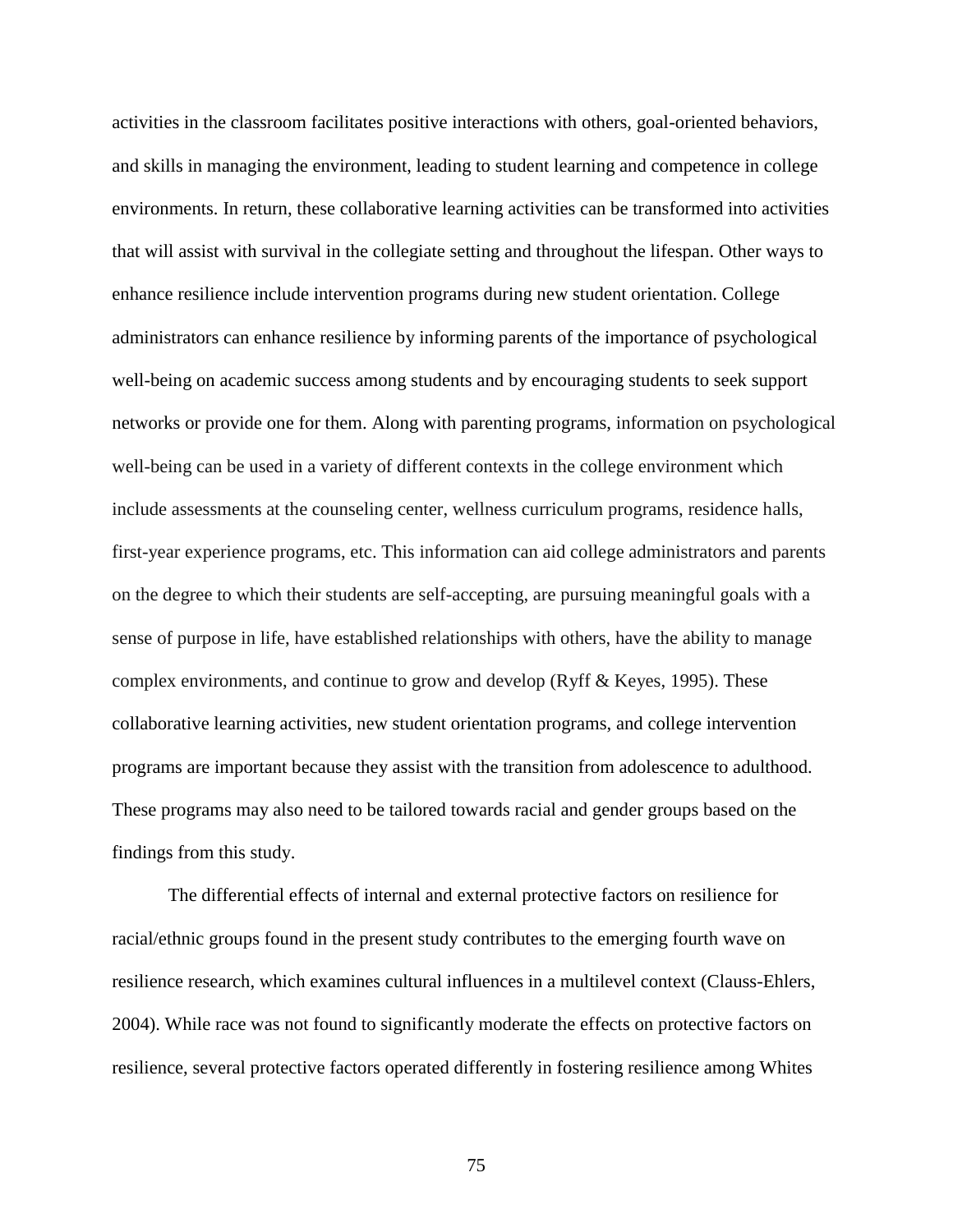activities in the classroom facilitates positive interactions with others, goal-oriented behaviors, and skills in managing the environment, leading to student learning and competence in college environments. In return, these collaborative learning activities can be transformed into activities that will assist with survival in the collegiate setting and throughout the lifespan. Other ways to enhance resilience include intervention programs during new student orientation. College administrators can enhance resilience by informing parents of the importance of psychological well-being on academic success among students and by encouraging students to seek support networks or provide one for them. Along with parenting programs, information on psychological well-being can be used in a variety of different contexts in the college environment which include assessments at the counseling center, wellness curriculum programs, residence halls, first-year experience programs, etc. This information can aid college administrators and parents on the degree to which their students are self-accepting, are pursuing meaningful goals with a sense of purpose in life, have established relationships with others, have the ability to manage complex environments, and continue to grow and develop (Ryff & Keyes, 1995). These collaborative learning activities, new student orientation programs, and college intervention programs are important because they assist with the transition from adolescence to adulthood. These programs may also need to be tailored towards racial and gender groups based on the findings from this study.

The differential effects of internal and external protective factors on resilience for racial/ethnic groups found in the present study contributes to the emerging fourth wave on resilience research, which examines cultural influences in a multilevel context (Clauss-Ehlers, 2004). While race was not found to significantly moderate the effects on protective factors on resilience, several protective factors operated differently in fostering resilience among Whites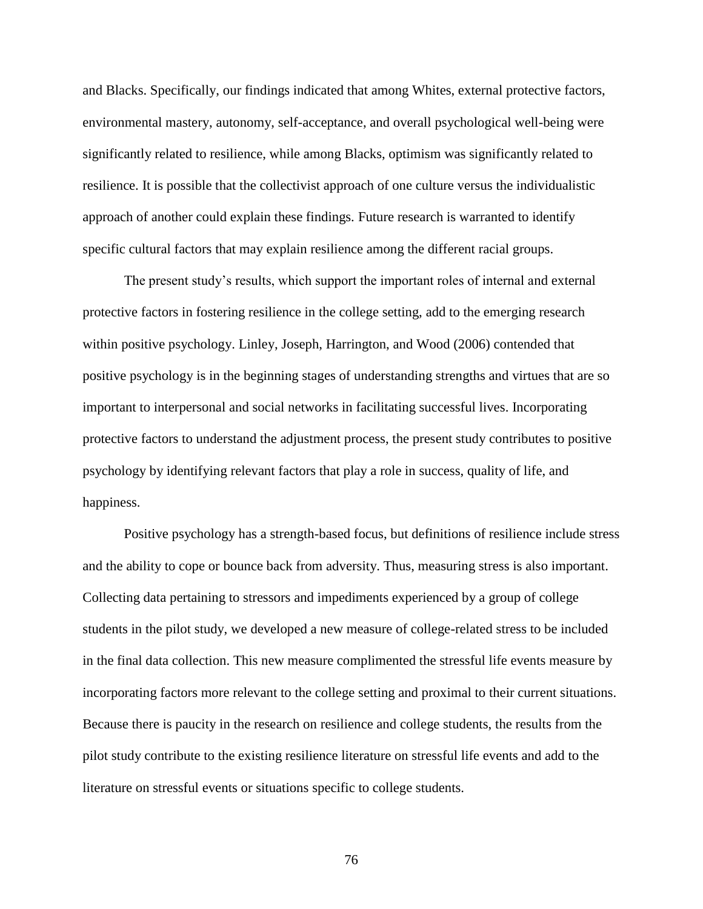and Blacks. Specifically, our findings indicated that among Whites, external protective factors, environmental mastery, autonomy, self-acceptance, and overall psychological well-being were significantly related to resilience, while among Blacks, optimism was significantly related to resilience. It is possible that the collectivist approach of one culture versus the individualistic approach of another could explain these findings. Future research is warranted to identify specific cultural factors that may explain resilience among the different racial groups.

The present study's results, which support the important roles of internal and external protective factors in fostering resilience in the college setting, add to the emerging research within positive psychology. Linley, Joseph, Harrington, and Wood (2006) contended that positive psychology is in the beginning stages of understanding strengths and virtues that are so important to interpersonal and social networks in facilitating successful lives. Incorporating protective factors to understand the adjustment process, the present study contributes to positive psychology by identifying relevant factors that play a role in success, quality of life, and happiness.

Positive psychology has a strength-based focus, but definitions of resilience include stress and the ability to cope or bounce back from adversity. Thus, measuring stress is also important. Collecting data pertaining to stressors and impediments experienced by a group of college students in the pilot study, we developed a new measure of college-related stress to be included in the final data collection. This new measure complimented the stressful life events measure by incorporating factors more relevant to the college setting and proximal to their current situations. Because there is paucity in the research on resilience and college students, the results from the pilot study contribute to the existing resilience literature on stressful life events and add to the literature on stressful events or situations specific to college students.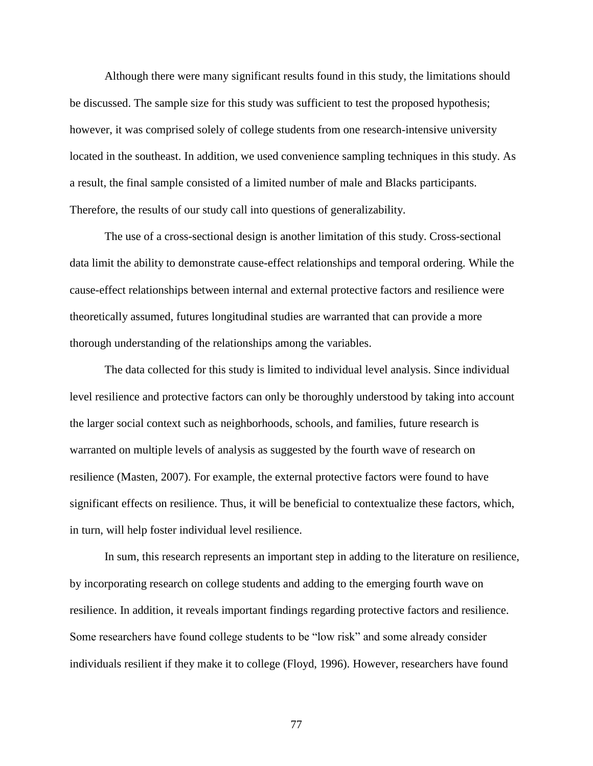Although there were many significant results found in this study, the limitations should be discussed. The sample size for this study was sufficient to test the proposed hypothesis; however, it was comprised solely of college students from one research-intensive university located in the southeast. In addition, we used convenience sampling techniques in this study. As a result, the final sample consisted of a limited number of male and Blacks participants. Therefore, the results of our study call into questions of generalizability.

The use of a cross-sectional design is another limitation of this study. Cross-sectional data limit the ability to demonstrate cause-effect relationships and temporal ordering. While the cause-effect relationships between internal and external protective factors and resilience were theoretically assumed, futures longitudinal studies are warranted that can provide a more thorough understanding of the relationships among the variables.

The data collected for this study is limited to individual level analysis. Since individual level resilience and protective factors can only be thoroughly understood by taking into account the larger social context such as neighborhoods, schools, and families, future research is warranted on multiple levels of analysis as suggested by the fourth wave of research on resilience (Masten, 2007). For example, the external protective factors were found to have significant effects on resilience. Thus, it will be beneficial to contextualize these factors, which, in turn, will help foster individual level resilience.

In sum, this research represents an important step in adding to the literature on resilience, by incorporating research on college students and adding to the emerging fourth wave on resilience. In addition, it reveals important findings regarding protective factors and resilience. Some researchers have found college students to be "low risk" and some already consider individuals resilient if they make it to college (Floyd, 1996). However, researchers have found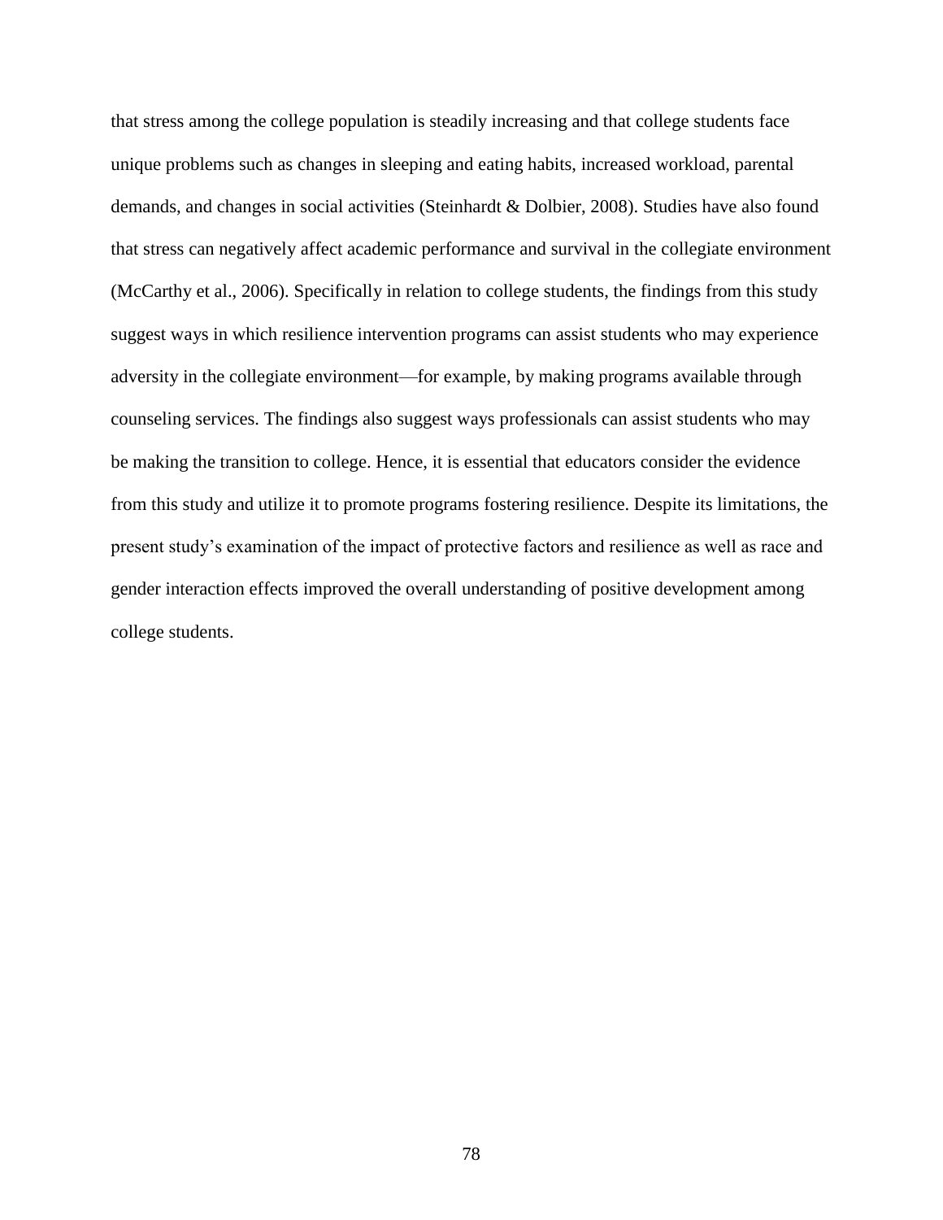that stress among the college population is steadily increasing and that college students face unique problems such as changes in sleeping and eating habits, increased workload, parental demands, and changes in social activities (Steinhardt & Dolbier, 2008). Studies have also found that stress can negatively affect academic performance and survival in the collegiate environment (McCarthy et al., 2006). Specifically in relation to college students, the findings from this study suggest ways in which resilience intervention programs can assist students who may experience adversity in the collegiate environment—for example, by making programs available through counseling services. The findings also suggest ways professionals can assist students who may be making the transition to college. Hence, it is essential that educators consider the evidence from this study and utilize it to promote programs fostering resilience. Despite its limitations, the present study's examination of the impact of protective factors and resilience as well as race and gender interaction effects improved the overall understanding of positive development among college students.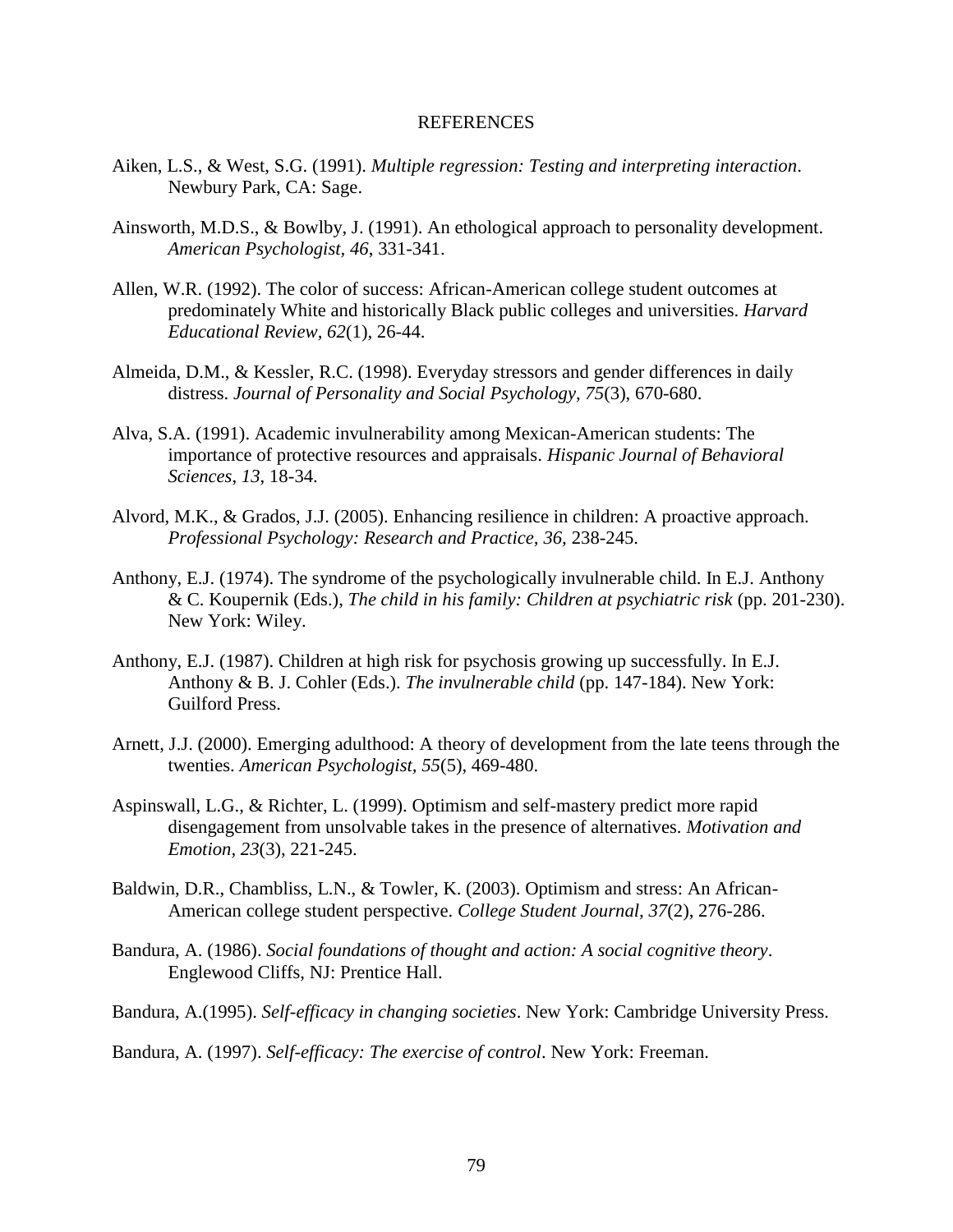# REFERENCES

Aiken, L.S., & West, S.G. (1991). *Multiple regression: Testing and interpreting interaction*. Newbury Park, CA: Sage.

Ainsworth, M.D.S., & Bowlby, J. (1991). An ethological approach to personality development. *American Psychologist*, *46*, 331-341.

Allen, W.R. (1992). The color of success: African-American college student outcomes at predominately White and historically Black public colleges and universities. *Harvard Educational Review, 62*(1), 26-44.

Almeida, D.M., & Kessler, R.C. (1998). Everyday stressors and gender differences in daily distress. *Journal of Personality and Social Psychology, 75*(3), 670-680.

Alva, S.A. (1991). Academic invulnerability among Mexican-American students: The importance of protective resources and appraisals. *Hispanic Journal of Behavioral Sciences*, *13*, 18-34.

Alvord, M.K., & Grados, J.J. (2005). Enhancing resilience in children: A proactive approach. *Professional Psychology: Research and Practice, 36,* 238-245.

Anthony, E.J. (1974). The syndrome of the psychologically invulnerable child. In E.J. Anthony & C. Koupernik (Eds.), *The child in his family: Children at psychiatric risk* (pp. 201-230). New York: Wiley.

Anthony, E.J. (1987). Children at high risk for psychosis growing up successfully. In E.J. Anthony & B. J. Cohler (Eds.). *The invulnerable child* (pp. 147-184). New York: Guilford Press.

Arnett, J.J. (2000). Emerging adulthood: A theory of development from the late teens through the twenties. *American Psychologist, 55*(5), 469-480.

Aspinswall, L.G., & Richter, L. (1999). Optimism and self-mastery predict more rapid disengagement from unsolvable takes in the presence of alternatives. *Motivation and Emotion, 23*(3), 221-245.

Baldwin, D.R., Chambliss, L.N., & Towler, K. (2003). Optimism and stress: An African-American college student perspective. *College Student Journal, 37*(2), 276-286.

Bandura, A. (1986). *Social foundations of thought and action: A social cognitive theory*. Englewood Cliffs, NJ: Prentice Hall.

Bandura, A.(1995). *Self-efficacy in changing societies*. New York: Cambridge University Press.

Bandura, A. (1997). *Self-efficacy: The exercise of control*. New York: Freeman.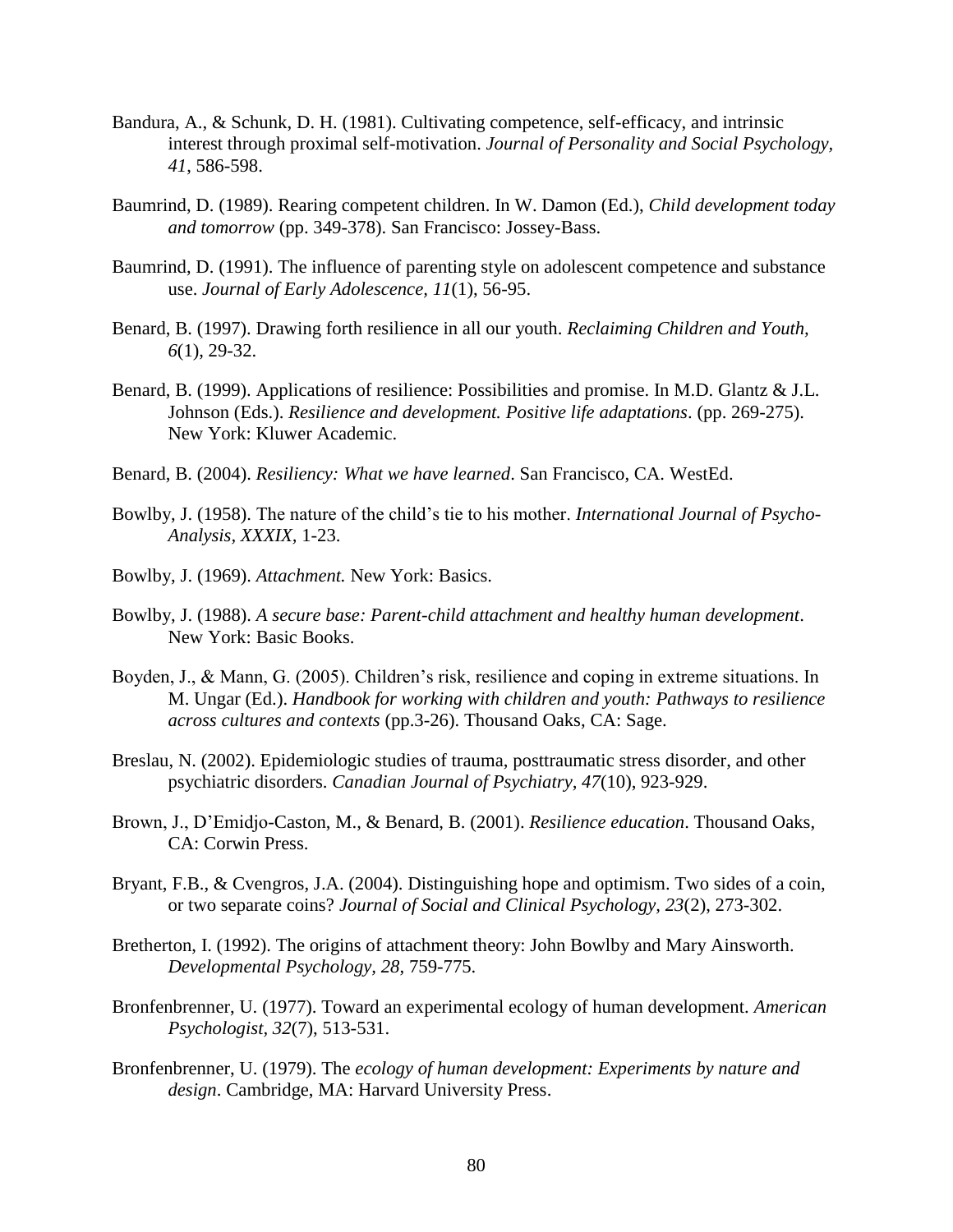Bandura, A., & Schunk, D. H. (1981). Cultivating competence, self-efficacy, and intrinsic interest through proximal self-motivation. *Journal of Personality and Social Psychology, 41*, 586-598.

Baumrind, D. (1989). Rearing competent children. In W. Damon (Ed.), *Child development today and tomorrow* (pp. 349-378). San Francisco: Jossey-Bass.

Baumrind, D. (1991). The influence of parenting style on adolescent competence and substance use. *Journal of Early Adolescence, 11*(1), 56-95.

Benard, B. (1997). Drawing forth resilience in all our youth. *Reclaiming Children and Youth, 6*(1), 29-32.

Benard, B. (1999). Applications of resilience: Possibilities and promise. In M.D. Glantz & J.L. Johnson (Eds.). *Resilience and development. Positive life adaptations*. (pp. 269-275). New York: Kluwer Academic.

Benard, B. (2004). *Resiliency: What we have learned*. San Francisco, CA. WestEd.

Bowlby, J. (1958). The nature of the child's tie to his mother. *International Journal of Psycho-Analysis, XXXIX,* 1-23.

Bowlby, J. (1969). *Attachment.* New York: Basics.

Bowlby, J. (1988). *A secure base: Parent-child attachment and healthy human development*. New York: Basic Books.

Boyden, J., & Mann, G. (2005). Children's risk, resilience and coping in extreme situations. In M. Ungar (Ed.). *Handbook for working with children and youth: Pathways to resilience across cultures and contexts* (pp.3-26). Thousand Oaks, CA: Sage.

Breslau, N. (2002). Epidemiologic studies of trauma, posttraumatic stress disorder, and other psychiatric disorders. *Canadian Journal of Psychiatry, 47*(10), 923-929.

Brown, J., D'Emidjo-Caston, M., & Benard, B. (2001). *Resilience education*. Thousand Oaks, CA: Corwin Press.

Bryant, F.B., & Cvengros, J.A. (2004). Distinguishing hope and optimism. Two sides of a coin, or two separate coins? *Journal of Social and Clinical Psychology, 23*(2), 273-302.

Bretherton, I. (1992). The origins of attachment theory: John Bowlby and Mary Ainsworth. *Developmental Psychology, 28*, 759-775.

Bronfenbrenner, U. (1977). Toward an experimental ecology of human development. *American Psychologist, 32*(7), 513-531.

Bronfenbrenner, U. (1979). The *ecology of human development: Experiments by nature and design*. Cambridge, MA: Harvard University Press.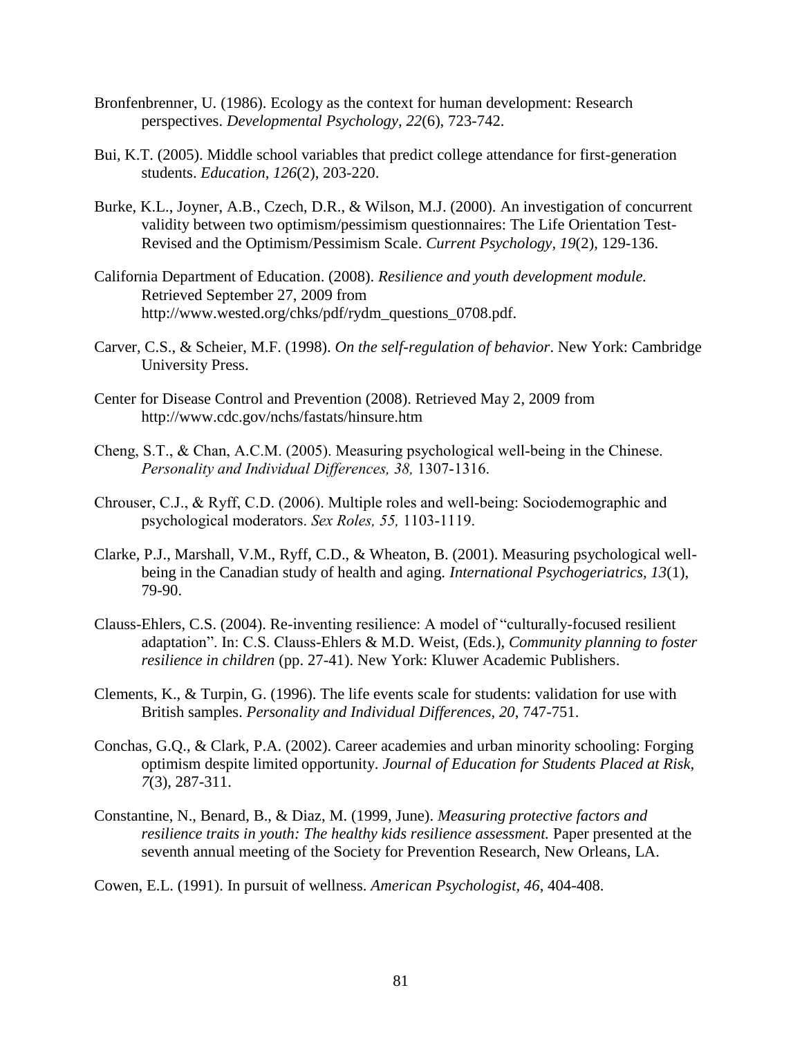Bronfenbrenner, U. (1986). Ecology as the context for human development: Research perspectives. *Developmental Psychology, 22*(6), 723-742.

Bui, K.T. (2005). Middle school variables that predict college attendance for first-generation students. *Education, 126*(2), 203-220.

Burke, K.L., Joyner, A.B., Czech, D.R., & Wilson, M.J. (2000). An investigation of concurrent validity between two optimism/pessimism questionnaires: The Life Orientation Test-Revised and the Optimism/Pessimism Scale. *Current Psychology, 19*(2), 129-136.

California Department of Education. (2008). *Resilience and youth development module.* Retrieved September 27, 2009 from http://www.wested.org/chks/pdf/rydm_questions_0708.pdf.

Carver, C.S., & Scheier, M.F. (1998). *On the self-regulation of behavior*. New York: Cambridge University Press.

Center for Disease Control and Prevention (2008). Retrieved May 2, 2009 from http://www.cdc.gov/nchs/fastats/hinsure.htm

Cheng, S.T., & Chan, A.C.M. (2005). Measuring psychological well-being in the Chinese. *Personality and Individual Differences, 38,* 1307-1316.

Chrouser, C.J., & Ryff, C.D. (2006). Multiple roles and well-being: Sociodemographic and psychological moderators. *Sex Roles, 55,* 1103-1119.

Clarke, P.J., Marshall, V.M., Ryff, C.D., & Wheaton, B. (2001). Measuring psychological well-being in the Canadian study of health and aging. *International Psychogeriatrics, 13*(1), 79-90.

Clauss-Ehlers, C.S. (2004). Re-inventing resilience: A model of "culturally-focused resilient adaptation". In: C.S. Clauss-Ehlers & M.D. Weist, (Eds.), *Community planning to foster resilience in children* (pp. 27-41). New York: Kluwer Academic Publishers.

Clements, K., & Turpin, G. (1996). The life events scale for students: validation for use with British samples. *Personality and Individual Differences, 20*, 747-751.

Conchas, G.Q., & Clark, P.A. (2002). Career academies and urban minority schooling: Forging optimism despite limited opportunity. *Journal of Education for Students Placed at Risk, 7*(3), 287-311.

Constantine, N., Benard, B., & Diaz, M. (1999, June). *Measuring protective factors and resilience traits in youth: The healthy kids resilience assessment.* Paper presented at the seventh annual meeting of the Society for Prevention Research, New Orleans, LA.

Cowen, E.L. (1991). In pursuit of wellness. *American Psychologist, 46*, 404-408.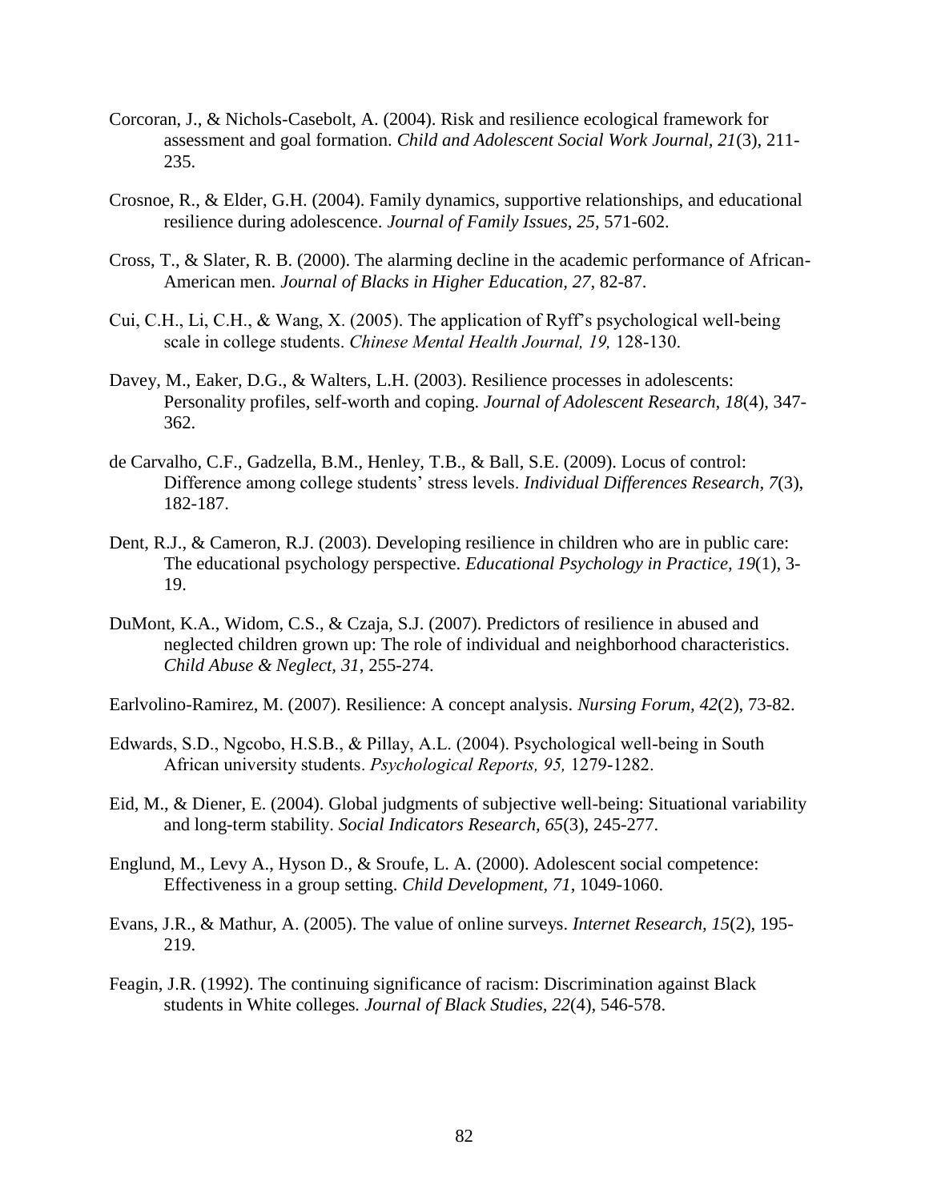Corcoran, J., & Nichols-Casebolt, A. (2004). Risk and resilience ecological framework for assessment and goal formation. *Child and Adolescent Social Work Journal, 21*(3), 211-235.

Crosnoe, R., & Elder, G.H. (2004). Family dynamics, supportive relationships, and educational resilience during adolescence. *Journal of Family Issues, 25*, 571-602.

Cross, T., & Slater, R. B. (2000). The alarming decline in the academic performance of African-American men. *Journal of Blacks in Higher Education, 27*, 82-87.

Cui, C.H., Li, C.H., & Wang, X. (2005). The application of Ryff's psychological well-being scale in college students. *Chinese Mental Health Journal, 19,* 128-130.

Davey, M., Eaker, D.G., & Walters, L.H. (2003). Resilience processes in adolescents: Personality profiles, self-worth and coping. *Journal of Adolescent Research, 18*(4), 347-362.

de Carvalho, C.F., Gadzella, B.M., Henley, T.B., & Ball, S.E. (2009). Locus of control: Difference among college students' stress levels. *Individual Differences Research, 7*(3), 182-187.

Dent, R.J., & Cameron, R.J. (2003). Developing resilience in children who are in public care: The educational psychology perspective. *Educational Psychology in Practice, 19*(1), 3-19.

DuMont, K.A., Widom, C.S., & Czaja, S.J. (2007). Predictors of resilience in abused and neglected children grown up: The role of individual and neighborhood characteristics. *Child Abuse & Neglect, 31*, 255-274.

Earlvolino-Ramirez, M. (2007). Resilience: A concept analysis. *Nursing Forum, 42*(2), 73-82.

Edwards, S.D., Ngcobo, H.S.B., & Pillay, A.L. (2004). Psychological well-being in South African university students. *Psychological Reports, 95,* 1279-1282.

Eid, M., & Diener, E. (2004). Global judgments of subjective well-being: Situational variability and long-term stability. *Social Indicators Research, 65*(3), 245-277.

Englund, M., Levy A., Hyson D., & Sroufe, L. A. (2000). Adolescent social competence: Effectiveness in a group setting. *Child Development, 71*, 1049-1060.

Evans, J.R., & Mathur, A. (2005). The value of online surveys. *Internet Research, 15*(2), 195-219.

Feagin, J.R. (1992). The continuing significance of racism: Discrimination against Black students in White colleges. *Journal of Black Studies, 22*(4), 546-578.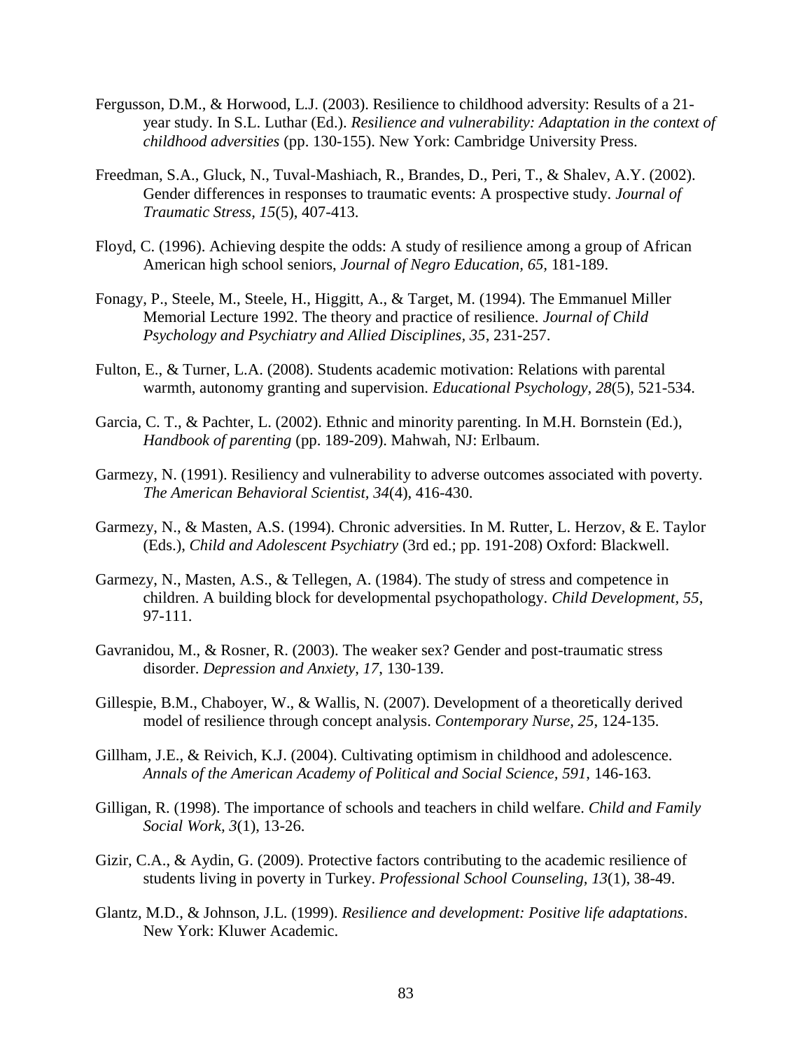Fergusson, D.M., & Horwood, L.J. (2003). Resilience to childhood adversity: Results of a 21-year study. In S.L. Luthar (Ed.). *Resilience and vulnerability: Adaptation in the context of childhood adversities* (pp. 130-155). New York: Cambridge University Press.

Freedman, S.A., Gluck, N., Tuval-Mashiach, R., Brandes, D., Peri, T., & Shalev, A.Y. (2002). Gender differences in responses to traumatic events: A prospective study. *Journal of Traumatic Stress*, *15*(5), 407-413.

Floyd, C. (1996). Achieving despite the odds: A study of resilience among a group of African American high school seniors, *Journal of Negro Education*, *65*, 181-189.

Fonagy, P., Steele, M., Steele, H., Higgitt, A., & Target, M. (1994). The Emmanuel Miller Memorial Lecture 1992. The theory and practice of resilience. *Journal of Child Psychology and Psychiatry and Allied Disciplines*, *35*, 231-257.

Fulton, E., & Turner, L.A. (2008). Students academic motivation: Relations with parental warmth, autonomy granting and supervision. *Educational Psychology*, *28*(5), 521-534.

Garcia, C. T., & Pachter, L. (2002). Ethnic and minority parenting. In M.H. Bornstein (Ed.), *Handbook of parenting* (pp. 189-209). Mahwah, NJ: Erlbaum.

Garmezy, N. (1991). Resiliency and vulnerability to adverse outcomes associated with poverty. *The American Behavioral Scientist, 34*(4), 416-430.

Garmezy, N., & Masten, A.S. (1994). Chronic adversities. In M. Rutter, L. Herzov, & E. Taylor (Eds.), *Child and Adolescent Psychiatry* (3rd ed.; pp. 191-208) Oxford: Blackwell.

Garmezy, N., Masten, A.S., & Tellegen, A. (1984). The study of stress and competence in children. A building block for developmental psychopathology. *Child Development, 55*, 97-111.

Gavranidou, M., & Rosner, R. (2003). The weaker sex? Gender and post-traumatic stress disorder. *Depression and Anxiety, 17*, 130-139.

Gillespie, B.M., Chaboyer, W., & Wallis, N. (2007). Development of a theoretically derived model of resilience through concept analysis. *Contemporary Nurse, 25*, 124-135.

Gillham, J.E., & Reivich, K.J. (2004). Cultivating optimism in childhood and adolescence. *Annals of the American Academy of Political and Social Science, 591,* 146-163.

Gilligan, R. (1998). The importance of schools and teachers in child welfare. *Child and Family Social Work, 3*(1), 13-26.

Gizir, C.A., & Aydin, G. (2009). Protective factors contributing to the academic resilience of students living in poverty in Turkey. *Professional School Counseling, 13*(1), 38-49.

Glantz, M.D., & Johnson, J.L. (1999). *Resilience and development: Positive life adaptations*. New York: Kluwer Academic.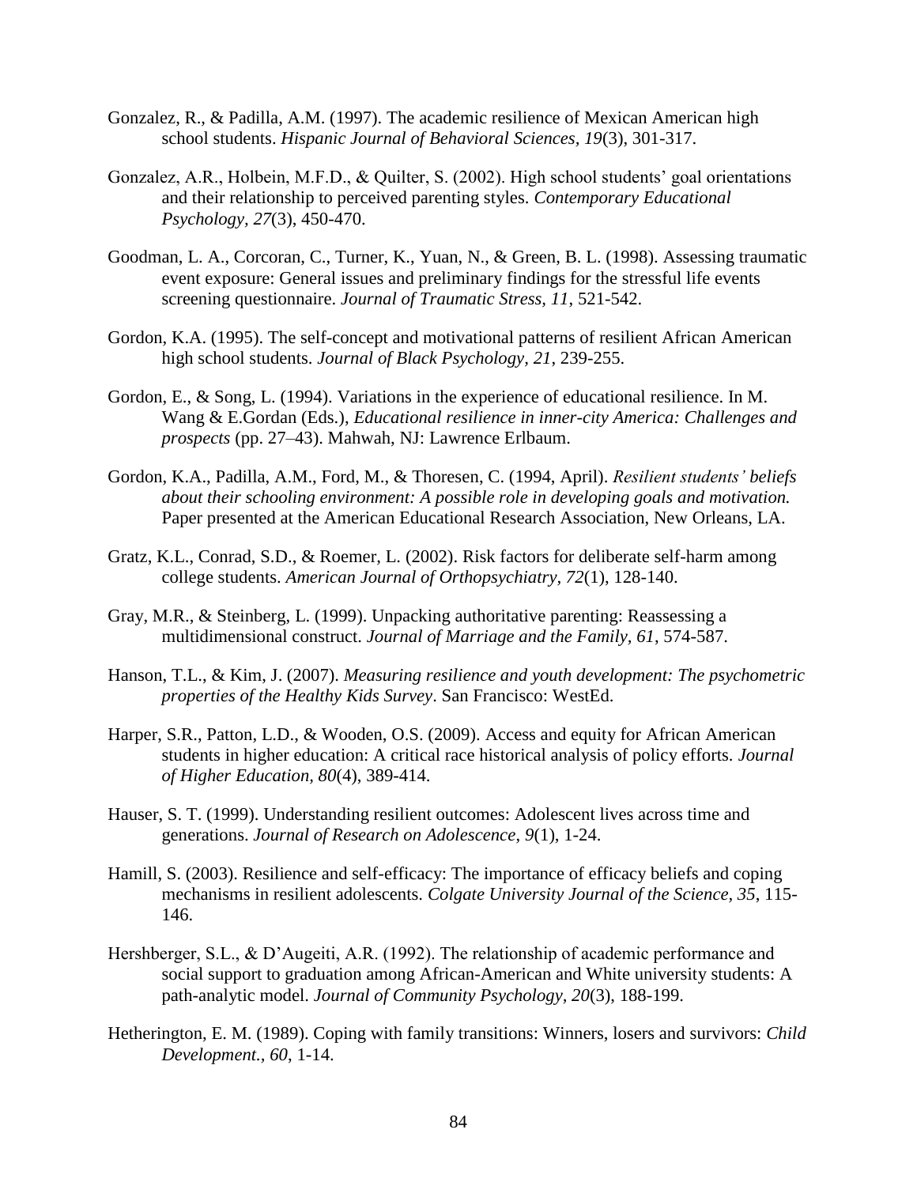Gonzalez, R., & Padilla, A.M. (1997). The academic resilience of Mexican American high school students. *Hispanic Journal of Behavioral Sciences, 19*(3), 301-317.

Gonzalez, A.R., Holbein, M.F.D., & Quilter, S. (2002). High school students' goal orientations and their relationship to perceived parenting styles. *Contemporary Educational Psychology, 27*(3), 450-470.

Goodman, L. A., Corcoran, C., Turner, K., Yuan, N., & Green, B. L. (1998). Assessing traumatic event exposure: General issues and preliminary findings for the stressful life events screening questionnaire. *Journal of Traumatic Stress, 11*, 521-542.

Gordon, K.A. (1995). The self-concept and motivational patterns of resilient African American high school students. *Journal of Black Psychology, 21*, 239-255.

Gordon, E., & Song, L. (1994). Variations in the experience of educational resilience. In M. Wang & E.Gordan (Eds.), *Educational resilience in inner-city America: Challenges and prospects* (pp. 27–43). Mahwah, NJ: Lawrence Erlbaum.

Gordon, K.A., Padilla, A.M., Ford, M., & Thoresen, C. (1994, April). *Resilient students' beliefs about their schooling environment: A possible role in developing goals and motivation.* Paper presented at the American Educational Research Association, New Orleans, LA.

Gratz, K.L., Conrad, S.D., & Roemer, L. (2002). Risk factors for deliberate self-harm among college students. *American Journal of Orthopsychiatry, 72*(1), 128-140.

Gray, M.R., & Steinberg, L. (1999). Unpacking authoritative parenting: Reassessing a multidimensional construct. *Journal of Marriage and the Family, 61*, 574-587.

Hanson, T.L., & Kim, J. (2007). *Measuring resilience and youth development: The psychometric properties of the Healthy Kids Survey*. San Francisco: WestEd.

Harper, S.R., Patton, L.D., & Wooden, O.S. (2009). Access and equity for African American students in higher education: A critical race historical analysis of policy efforts. *Journal of Higher Education, 80*(4), 389-414.

Hauser, S. T. (1999). Understanding resilient outcomes: Adolescent lives across time and generations. *Journal of Research on Adolescence, 9*(1), 1-24.

Hamill, S. (2003). Resilience and self-efficacy: The importance of efficacy beliefs and coping mechanisms in resilient adolescents. *Colgate University Journal of the Science, 35*, 115-146.

Hershberger, S.L., & D'Augeiti, A.R. (1992). The relationship of academic performance and social support to graduation among African-American and White university students: A path-analytic model. *Journal of Community Psychology, 20*(3), 188-199.

Hetherington, E. M. (1989). Coping with family transitions: Winners, losers and survivors: *Child Development., 60*, 1-14.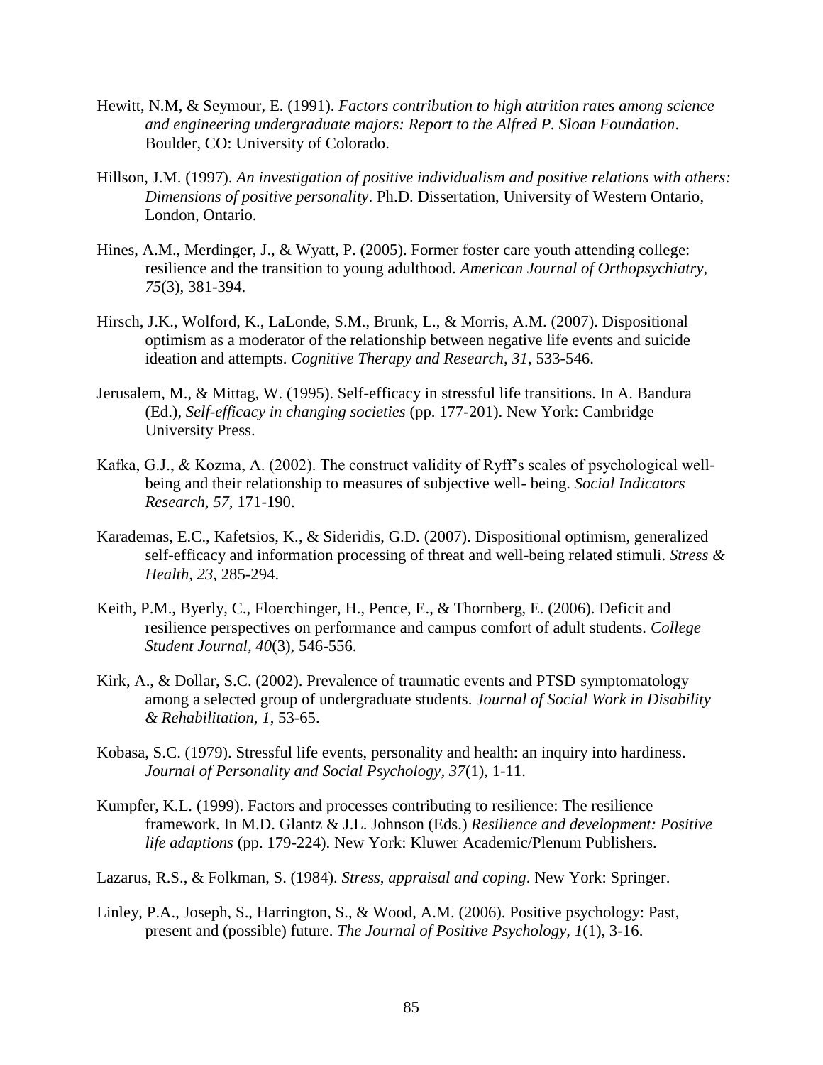Hewitt, N.M, & Seymour, E. (1991). *Factors contribution to high attrition rates among science and engineering undergraduate majors: Report to the Alfred P. Sloan Foundation*. Boulder, CO: University of Colorado.

Hillson, J.M. (1997). *An investigation of positive individualism and positive relations with others: Dimensions of positive personality*. Ph.D. Dissertation, University of Western Ontario, London, Ontario.

Hines, A.M., Merdinger, J., & Wyatt, P. (2005). Former foster care youth attending college: resilience and the transition to young adulthood. *American Journal of Orthopsychiatry, 75*(3), 381-394.

Hirsch, J.K., Wolford, K., LaLonde, S.M., Brunk, L., & Morris, A.M. (2007). Dispositional optimism as a moderator of the relationship between negative life events and suicide ideation and attempts. *Cognitive Therapy and Research, 31*, 533-546.

Jerusalem, M., & Mittag, W. (1995). Self-efficacy in stressful life transitions. In A. Bandura (Ed.), *Self-efficacy in changing societies* (pp. 177-201). New York: Cambridge University Press.

Kafka, G.J., & Kozma, A. (2002). The construct validity of Ryff's scales of psychological well-being and their relationship to measures of subjective well- being. *Social Indicators Research, 57*, 171-190.

Karademas, E.C., Kafetsios, K., & Sideridis, G.D. (2007). Dispositional optimism, generalized self-efficacy and information processing of threat and well-being related stimuli. *Stress & Health, 23*, 285-294.

Keith, P.M., Byerly, C., Floerchinger, H., Pence, E., & Thornberg, E. (2006). Deficit and resilience perspectives on performance and campus comfort of adult students. *College Student Journal, 40*(3), 546-556.

Kirk, A., & Dollar, S.C. (2002). Prevalence of traumatic events and PTSD symptomatology among a selected group of undergraduate students. *Journal of Social Work in Disability & Rehabilitation, 1*, 53-65.

Kobasa, S.C. (1979). Stressful life events, personality and health: an inquiry into hardiness. *Journal of Personality and Social Psychology, 37*(1), 1-11.

Kumpfer, K.L. (1999). Factors and processes contributing to resilience: The resilience framework. In M.D. Glantz & J.L. Johnson (Eds.) *Resilience and development: Positive life adaptions* (pp. 179-224). New York: Kluwer Academic/Plenum Publishers.

Lazarus, R.S., & Folkman, S. (1984). *Stress, appraisal and coping*. New York: Springer.

Linley, P.A., Joseph, S., Harrington, S., & Wood, A.M. (2006). Positive psychology: Past, present and (possible) future. *The Journal of Positive Psychology, 1*(1), 3-16.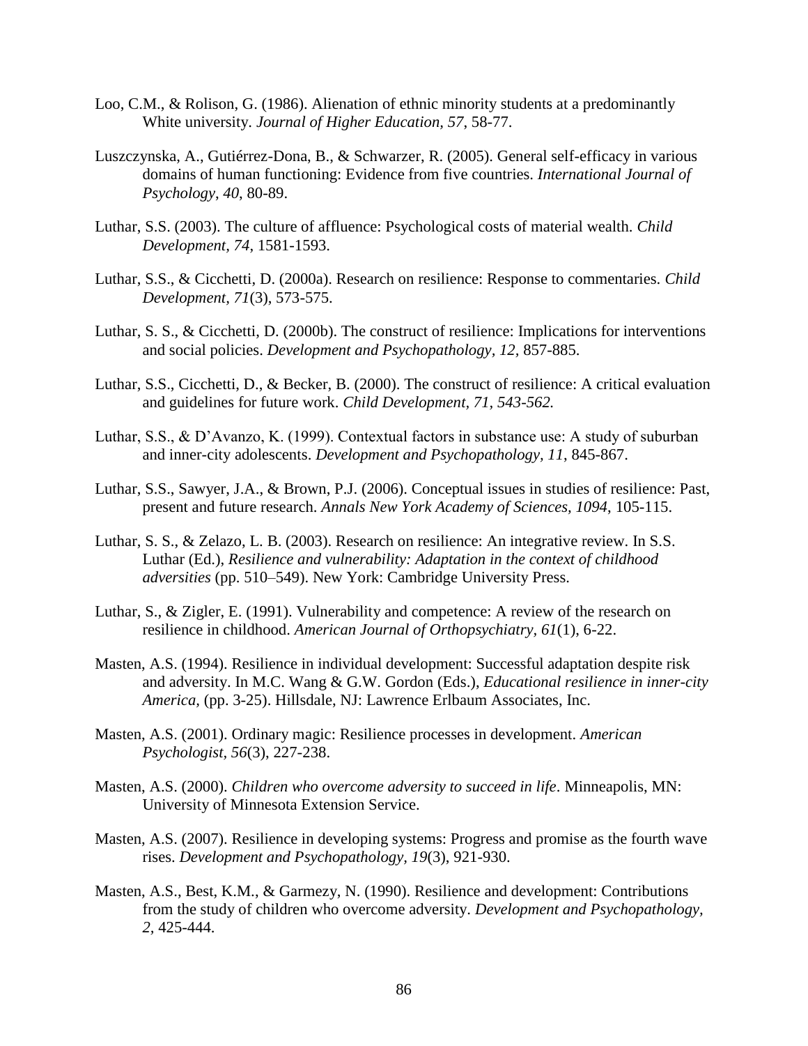Loo, C.M., & Rolison, G. (1986). Alienation of ethnic minority students at a predominantly White university. *Journal of Higher Education, 57*, 58-77.

Luszczynska, A., Gutiérrez-Dona, B., & Schwarzer, R. (2005). General self-efficacy in various domains of human functioning: Evidence from five countries. *International Journal of Psychology*, *40*, 80-89.

Luthar, S.S. (2003). The culture of affluence: Psychological costs of material wealth. *Child Development, 74*, 1581-1593.

Luthar, S.S., & Cicchetti, D. (2000a). Research on resilience: Response to commentaries. *Child Development*, *71*(3), 573-575.

Luthar, S. S., & Cicchetti, D. (2000b). The construct of resilience: Implications for interventions and social policies. *Development and Psychopathology, 12,* 857-885.

Luthar, S.S., Cicchetti, D., & Becker, B. (2000). The construct of resilience: A critical evaluation and guidelines for future work. *Child Development, 71, 543-562.*

Luthar, S.S., & D'Avanzo, K. (1999). Contextual factors in substance use: A study of suburban and inner-city adolescents. *Development and Psychopathology, 11*, 845-867.

Luthar, S.S., Sawyer, J.A., & Brown, P.J. (2006). Conceptual issues in studies of resilience: Past, present and future research. *Annals New York Academy of Sciences, 1094*, 105-115.

Luthar, S. S., & Zelazo, L. B. (2003). Research on resilience: An integrative review. In S.S. Luthar (Ed.), *Resilience and vulnerability: Adaptation in the context of childhood adversities* (pp. 510–549). New York: Cambridge University Press.

Luthar, S., & Zigler, E. (1991). Vulnerability and competence: A review of the research on resilience in childhood. *American Journal of Orthopsychiatry, 61*(1), 6-22.

Masten, A.S. (1994). Resilience in individual development: Successful adaptation despite risk and adversity. In M.C. Wang & G.W. Gordon (Eds.), *Educational resilience in inner-city America,* (pp. 3-25). Hillsdale, NJ: Lawrence Erlbaum Associates, Inc.

Masten, A.S. (2001). Ordinary magic: Resilience processes in development. *American Psychologist, 56*(3), 227-238.

Masten, A.S. (2000). *Children who overcome adversity to succeed in life*. Minneapolis, MN: University of Minnesota Extension Service.

Masten, A.S. (2007). Resilience in developing systems: Progress and promise as the fourth wave rises. *Development and Psychopathology, 19*(3), 921-930.

Masten, A.S., Best, K.M., & Garmezy, N. (1990). Resilience and development: Contributions from the study of children who overcome adversity. *Development and Psychopathology, 2,* 425-444.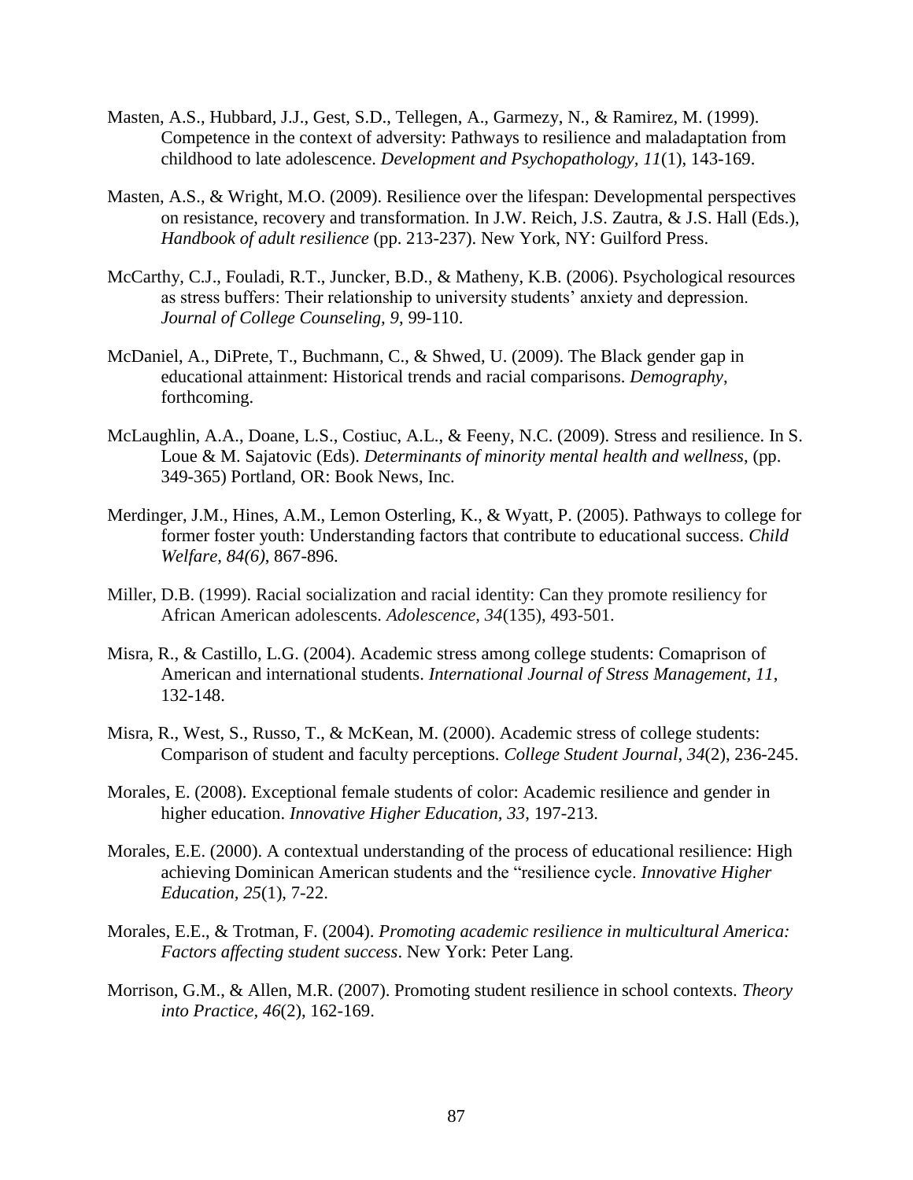Masten, A.S., Hubbard, J.J., Gest, S.D., Tellegen, A., Garmezy, N., & Ramirez, M. (1999). Competence in the context of adversity: Pathways to resilience and maladaptation from childhood to late adolescence. *Development and Psychopathology, 11*(1), 143-169.

Masten, A.S., & Wright, M.O. (2009). Resilience over the lifespan: Developmental perspectives on resistance, recovery and transformation. In J.W. Reich, J.S. Zautra, & J.S. Hall (Eds.), *Handbook of adult resilience* (pp. 213-237). New York, NY: Guilford Press.

McCarthy, C.J., Fouladi, R.T., Juncker, B.D., & Matheny, K.B. (2006). Psychological resources as stress buffers: Their relationship to university students' anxiety and depression. *Journal of College Counseling, 9*, 99-110.

McDaniel, A., DiPrete, T., Buchmann, C., & Shwed, U. (2009). The Black gender gap in educational attainment: Historical trends and racial comparisons. *Demography*, forthcoming.

McLaughlin, A.A., Doane, L.S., Costiuc, A.L., & Feeny, N.C. (2009). Stress and resilience. In S. Loue & M. Sajatovic (Eds). *Determinants of minority mental health and wellness*, (pp. 349-365) Portland, OR: Book News, Inc.

Merdinger, J.M., Hines, A.M., Lemon Osterling, K., & Wyatt, P. (2005). Pathways to college for former foster youth: Understanding factors that contribute to educational success. *Child Welfare, 84(6)*, 867-896.

Miller, D.B. (1999). Racial socialization and racial identity: Can they promote resiliency for African American adolescents. *Adolescence, 34*(135), 493-501.

Misra, R., & Castillo, L.G. (2004). Academic stress among college students: Comaprison of American and international students. *International Journal of Stress Management, 11*, 132-148.

Misra, R., West, S., Russo, T., & McKean, M. (2000). Academic stress of college students: Comparison of student and faculty perceptions. *College Student Journal, 34*(2), 236-245.

Morales, E. (2008). Exceptional female students of color: Academic resilience and gender in higher education. *Innovative Higher Education, 33*, 197-213.

Morales, E.E. (2000). A contextual understanding of the process of educational resilience: High achieving Dominican American students and the "resilience cycle. *Innovative Higher Education, 25*(1), 7-22.

Morales, E.E., & Trotman, F. (2004). *Promoting academic resilience in multicultural America: Factors affecting student success*. New York: Peter Lang.

Morrison, G.M., & Allen, M.R. (2007). Promoting student resilience in school contexts. *Theory into Practice, 46*(2), 162-169.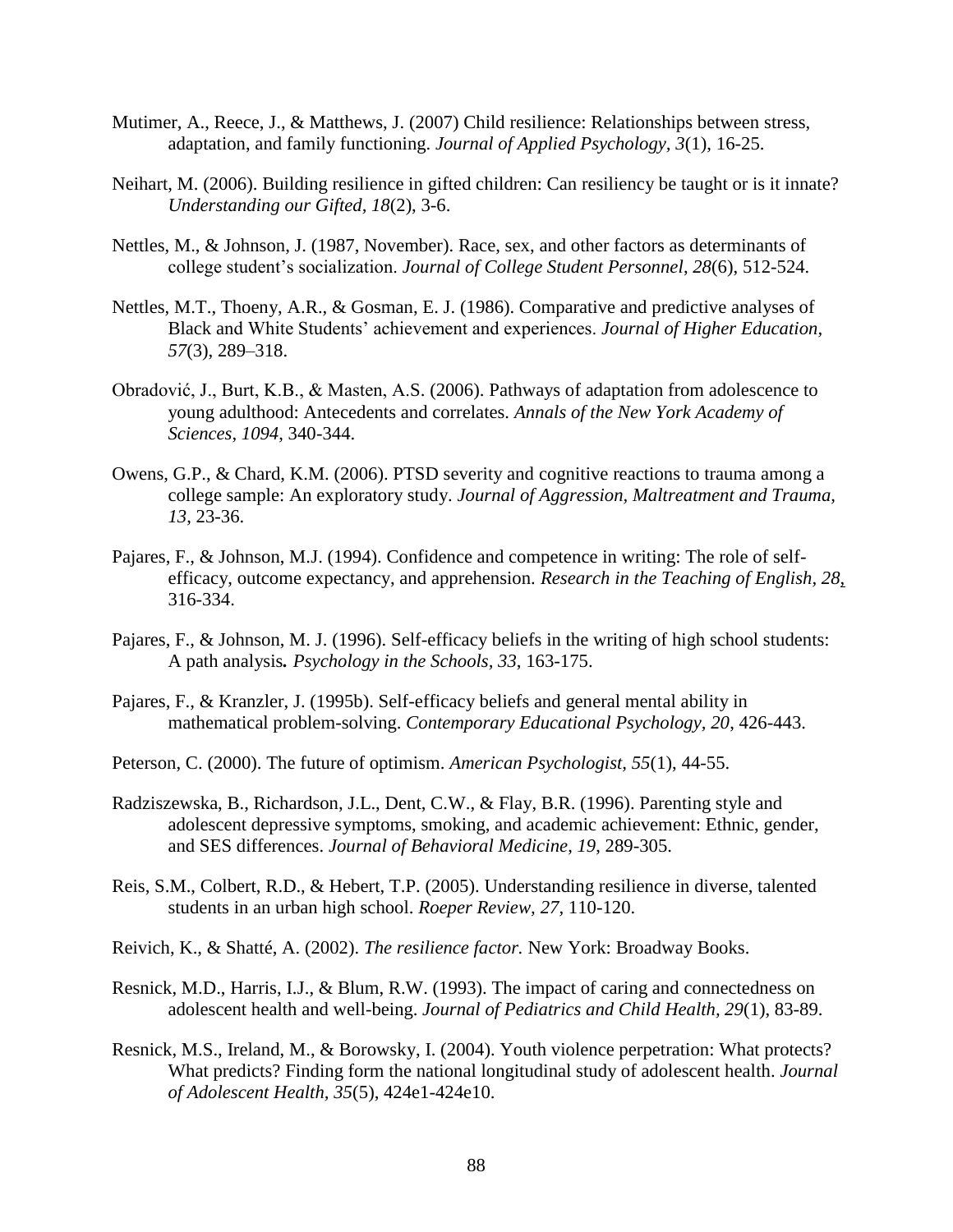Mutimer, A., Reece, J., & Matthews, J. (2007) Child resilience: Relationships between stress, adaptation, and family functioning. *Journal of Applied Psychology, 3*(1), 16-25.

Neihart, M. (2006). Building resilience in gifted children: Can resiliency be taught or is it innate? *Understanding our Gifted, 18*(2), 3-6.

Nettles, M., & Johnson, J. (1987, November). Race, sex, and other factors as determinants of college student's socialization. *Journal of College Student Personnel*, *28*(6), 512-524.

Nettles, M.T., Thoeny, A.R., & Gosman, E. J. (1986). Comparative and predictive analyses of Black and White Students' achievement and experiences. *Journal of Higher Education, 57*(3), 289–318.

Obradović, J., Burt, K.B., & Masten, A.S. (2006). Pathways of adaptation from adolescence to young adulthood: Antecedents and correlates. *Annals of the New York Academy of Sciences*, *1094*, 340-344.

Owens, G.P., & Chard, K.M. (2006). PTSD severity and cognitive reactions to trauma among a college sample: An exploratory study. *Journal of Aggression, Maltreatment and Trauma, 13*, 23-36.

Pajares, F., & Johnson, M.J. (1994). Confidence and competence in writing: The role of self-efficacy, outcome expectancy, and apprehension. *Research in the Teaching of English, 28*, 316-334.

Pajares, F., & Johnson, M. J. (1996). Self-efficacy beliefs in the writing of high school students: A path analysis**.** *Psychology in the Schools, 33*, 163-175.

Pajares, F., & Kranzler, J. (1995b). Self-efficacy beliefs and general mental ability in mathematical problem-solving. *Contemporary Educational Psychology, 20*, 426-443.

Peterson, C. (2000). The future of optimism. *American Psychologist, 55*(1), 44-55.

Radziszewska, B., Richardson, J.L., Dent, C.W., & Flay, B.R. (1996). Parenting style and adolescent depressive symptoms, smoking, and academic achievement: Ethnic, gender, and SES differences. *Journal of Behavioral Medicine*, *19*, 289-305.

Reis, S.M., Colbert, R.D., & Hebert, T.P. (2005). Understanding resilience in diverse, talented students in an urban high school. *Roeper Review, 27*, 110-120.

Reivich, K., & Shatté, A. (2002). *The resilience factor.* New York: Broadway Books.

Resnick, M.D., Harris, I.J., & Blum, R.W. (1993). The impact of caring and connectedness on adolescent health and well-being. *Journal of Pediatrics and Child Health, 29*(1), 83-89.

Resnick, M.S., Ireland, M., & Borowsky, I. (2004). Youth violence perpetration: What protects? What predicts? Finding form the national longitudinal study of adolescent health. *Journal of Adolescent Health, 35*(5), 424e1-424e10.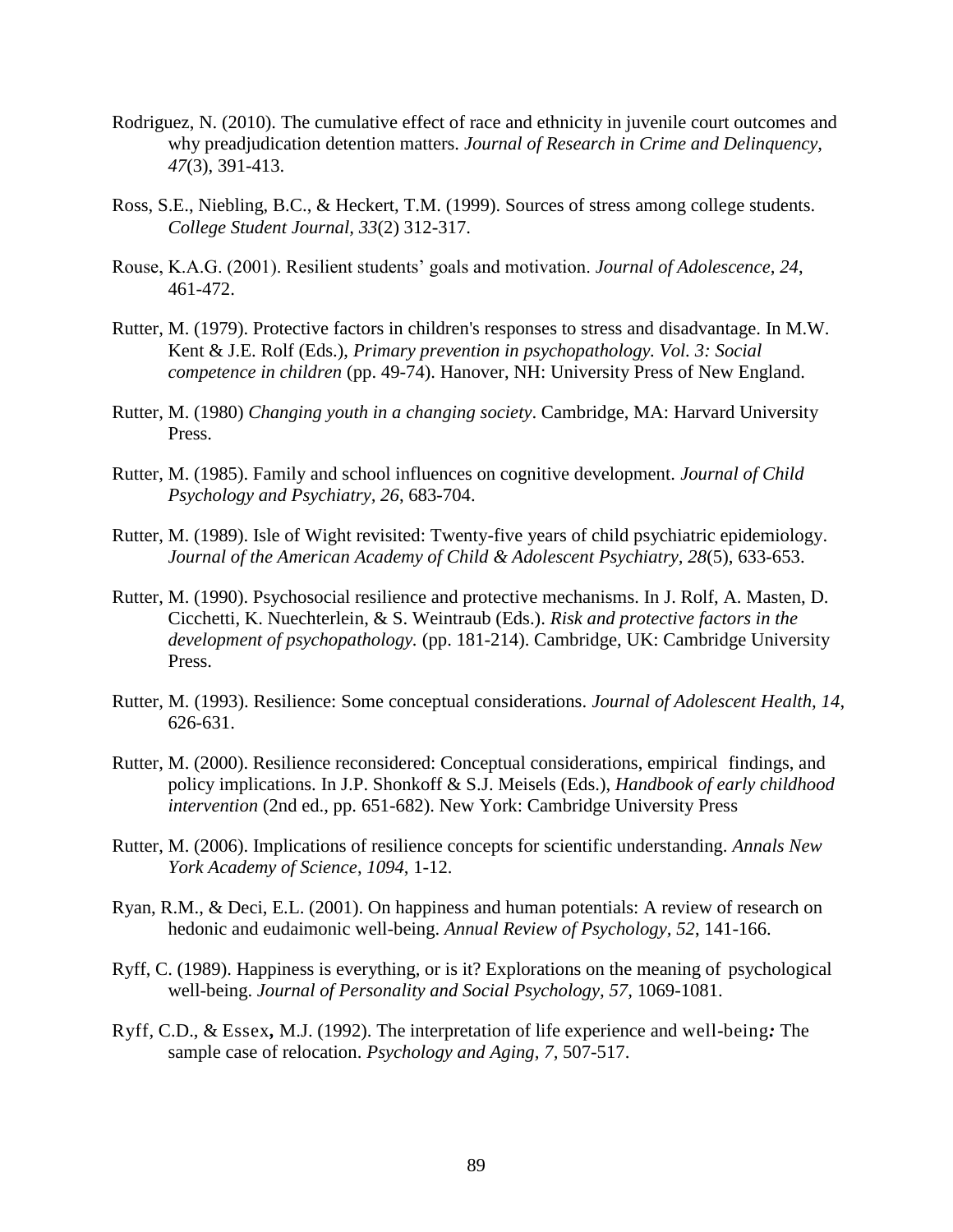Rodriguez, N. (2010). The cumulative effect of race and ethnicity in juvenile court outcomes and why preadjudication detention matters. *Journal of Research in Crime and Delinquency, 47*(3), 391-413.

Ross, S.E., Niebling, B.C., & Heckert, T.M. (1999). Sources of stress among college students. *College Student Journal, 33*(2) 312-317.

Rouse, K.A.G. (2001). Resilient students' goals and motivation. *Journal of Adolescence, 24*, 461-472.

Rutter, M. (1979). Protective factors in children's responses to stress and disadvantage. In M.W. Kent & J.E. Rolf (Eds.), *Primary prevention in psychopathology. Vol. 3: Social competence in children* (pp. 49-74). Hanover, NH: University Press of New England.

Rutter, M. (1980) *Changing youth in a changing society*. Cambridge, MA: Harvard University Press.

Rutter, M. (1985). Family and school influences on cognitive development. *Journal of Child Psychology and Psychiatry, 26*, 683-704.

Rutter, M. (1989). Isle of Wight revisited: Twenty-five years of child psychiatric epidemiology. *Journal of the American Academy of Child & Adolescent Psychiatry, 28*(5), 633-653.

Rutter, M. (1990). Psychosocial resilience and protective mechanisms. In J. Rolf, A. Masten, D. Cicchetti, K. Nuechterlein, & S. Weintraub (Eds.). *Risk and protective factors in the development of psychopathology.* (pp. 181-214). Cambridge, UK: Cambridge University Press.

Rutter, M. (1993). Resilience: Some conceptual considerations. *Journal of Adolescent Health, 14*, 626-631.

Rutter, M. (2000). Resilience reconsidered: Conceptual considerations, empirical findings, and policy implications. In J.P. Shonkoff & S.J. Meisels (Eds.), *Handbook of early childhood intervention* (2nd ed., pp. 651-682). New York: Cambridge University Press

Rutter, M. (2006). Implications of resilience concepts for scientific understanding. *Annals New York Academy of Science, 1094*, 1-12.

Ryan, R.M., & Deci, E.L. (2001). On happiness and human potentials: A review of research on hedonic and eudaimonic well-being. *Annual Review of Psychology, 52*, 141-166.

Ryff, C. (1989). Happiness is everything, or is it? Explorations on the meaning of psychological well-being. *Journal of Personality and Social Psychology, 57*, 1069-1081.

Ryff, C.D., & Essex, M.J. (1992). The interpretation of life experience and well-being: The sample case of relocation. *Psychology and Aging, 7*, 507-517.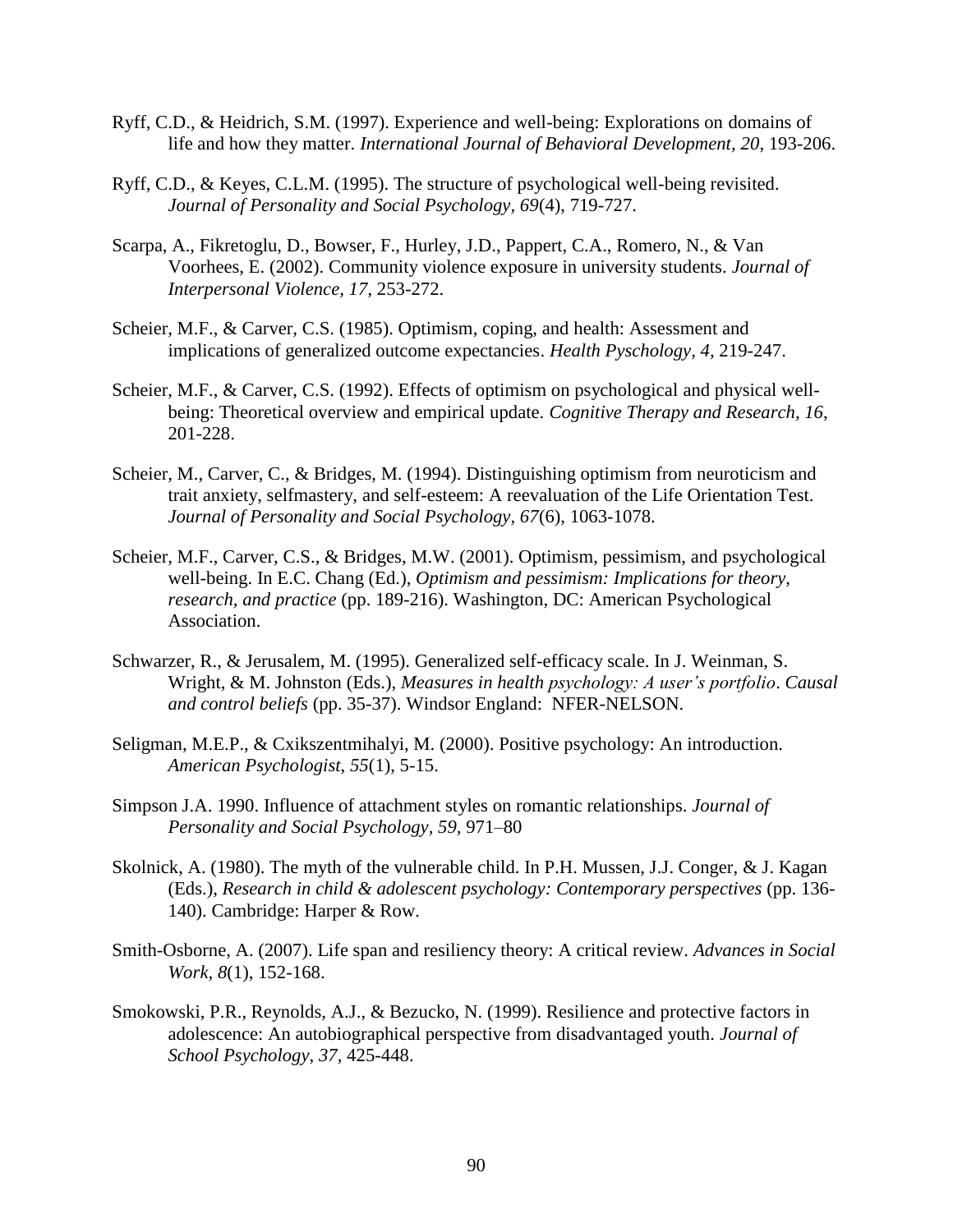Ryff, C.D., & Heidrich, S.M. (1997). Experience and well-being: Explorations on domains of life and how they matter. *International Journal of Behavioral Development, 20*, 193-206.

Ryff, C.D., & Keyes, C.L.M. (1995). The structure of psychological well-being revisited. *Journal of Personality and Social Psychology, 69*(4), 719-727.

Scarpa, A., Fikretoglu, D., Bowser, F., Hurley, J.D., Pappert, C.A., Romero, N., & Van Voorhees, E. (2002). Community violence exposure in university students. *Journal of Interpersonal Violence, 17*, 253-272.

Scheier, M.F., & Carver, C.S. (1985). Optimism, coping, and health: Assessment and implications of generalized outcome expectancies. *Health Pyschology, 4,* 219-247.

Scheier, M.F., & Carver, C.S. (1992). Effects of optimism on psychological and physical well-being: Theoretical overview and empirical update. *Cognitive Therapy and Research, 16*, 201-228.

Scheier, M., Carver, C., & Bridges, M. (1994). Distinguishing optimism from neuroticism and trait anxiety, selfmastery, and self-esteem: A reevaluation of the Life Orientation Test. *Journal of Personality and Social Psychology, 67*(6), 1063-1078.

Scheier, M.F., Carver, C.S., & Bridges, M.W. (2001). Optimism, pessimism, and psychological well-being. In E.C. Chang (Ed.), *Optimism and pessimism: Implications for theory, research, and practice* (pp. 189-216). Washington, DC: American Psychological Association.

Schwarzer, R., & Jerusalem, M. (1995). Generalized self-efficacy scale. In J. Weinman, S. Wright, & M. Johnston (Eds.), *Measures in health psychology: A user's portfolio. Causal and control beliefs* (pp. 35-37). Windsor England: NFER-NELSON.

Seligman, M.E.P., & Cxikszentmihalyi, M. (2000). Positive psychology: An introduction. *American Psychologist, 55*(1), 5-15.

Simpson J.A. 1990. Influence of attachment styles on romantic relationships. *Journal of Personality and Social Psychology, 59,* 971–80

Skolnick, A. (1980). The myth of the vulnerable child. In P.H. Mussen, J.J. Conger, & J. Kagan (Eds.), *Research in child & adolescent psychology: Contemporary perspectives* (pp. 136-140). Cambridge: Harper & Row.

Smith-Osborne, A. (2007). Life span and resiliency theory: A critical review. *Advances in Social Work, 8*(1), 152-168.

Smokowski, P.R., Reynolds, A.J., & Bezucko, N. (1999). Resilience and protective factors in adolescence: An autobiographical perspective from disadvantaged youth. *Journal of School Psychology, 37,* 425-448.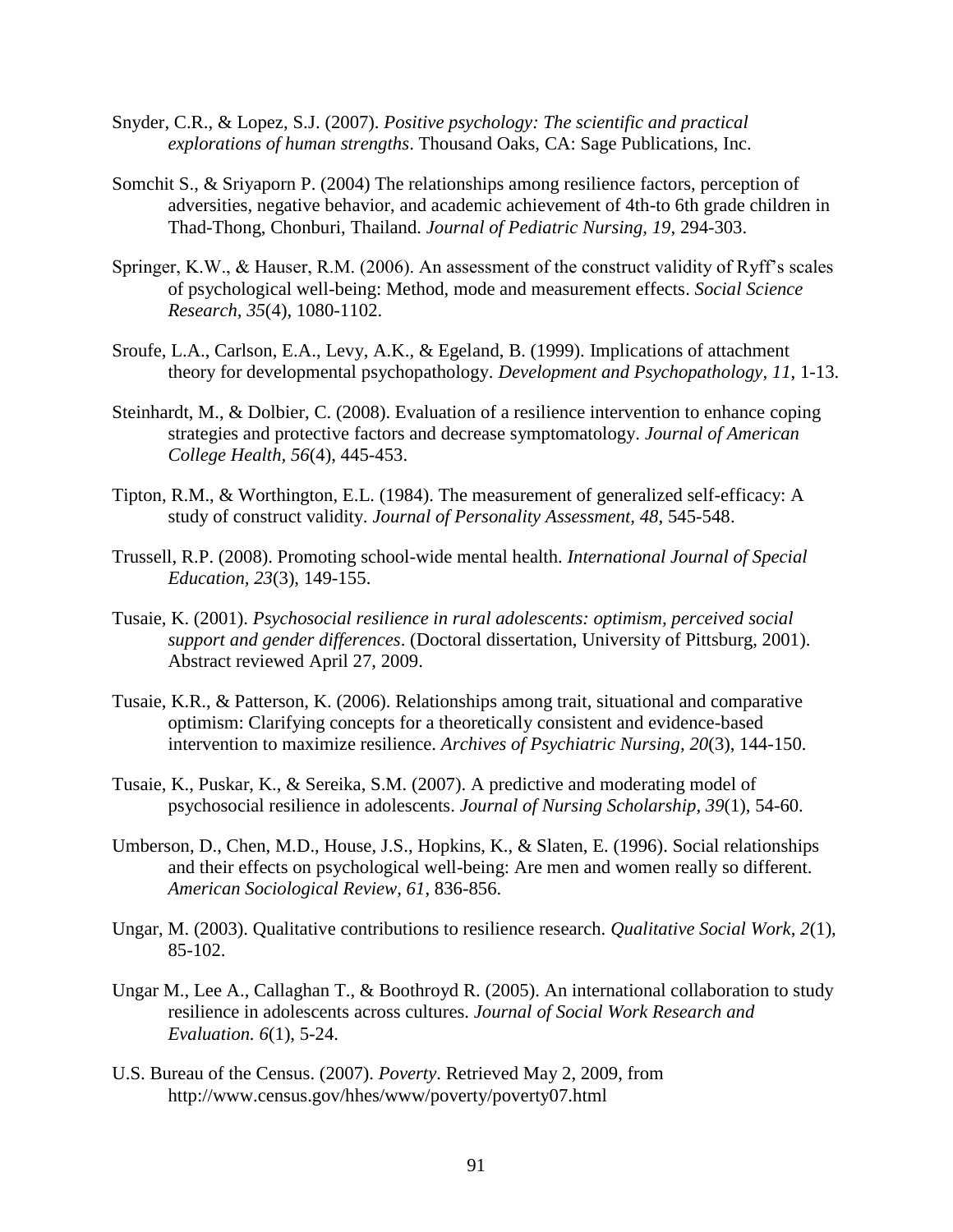Snyder, C.R., & Lopez, S.J. (2007). *Positive psychology: The scientific and practical explorations of human strengths*. Thousand Oaks, CA: Sage Publications, Inc.

Somchit S., & Sriyaporn P. (2004) The relationships among resilience factors, perception of adversities, negative behavior, and academic achievement of 4th-to 6th grade children in Thad-Thong, Chonburi, Thailand. *Journal of Pediatric Nursing, 19*, 294-303.

Springer, K.W., & Hauser, R.M. (2006). An assessment of the construct validity of Ryff's scales of psychological well-being: Method, mode and measurement effects. *Social Science Research, 35*(4), 1080-1102.

Sroufe, L.A., Carlson, E.A., Levy, A.K., & Egeland, B. (1999). Implications of attachment theory for developmental psychopathology. *Development and Psychopathology, 11*, 1-13.

Steinhardt, M., & Dolbier, C. (2008). Evaluation of a resilience intervention to enhance coping strategies and protective factors and decrease symptomatology. *Journal of American College Health, 56*(4), 445-453.

Tipton, R.M., & Worthington, E.L. (1984). The measurement of generalized self-efficacy: A study of construct validity. *Journal of Personality Assessment, 48*, 545-548.

Trussell, R.P. (2008). Promoting school-wide mental health. *International Journal of Special Education, 23*(3), 149-155.

Tusaie, K. (2001). *Psychosocial resilience in rural adolescents: optimism, perceived social support and gender differences*. (Doctoral dissertation, University of Pittsburg, 2001). Abstract reviewed April 27, 2009.

Tusaie, K.R., & Patterson, K. (2006). Relationships among trait, situational and comparative optimism: Clarifying concepts for a theoretically consistent and evidence-based intervention to maximize resilience. *Archives of Psychiatric Nursing, 20*(3), 144-150.

Tusaie, K., Puskar, K., & Sereika, S.M. (2007). A predictive and moderating model of psychosocial resilience in adolescents. *Journal of Nursing Scholarship, 39*(1), 54-60.

Umberson, D., Chen, M.D., House, J.S., Hopkins, K., & Slaten, E. (1996). Social relationships and their effects on psychological well-being: Are men and women really so different. *American Sociological Review, 61*, 836-856.

Ungar, M. (2003). Qualitative contributions to resilience research. *Qualitative Social Work, 2*(1), 85-102.

Ungar M., Lee A., Callaghan T., & Boothroyd R. (2005). An international collaboration to study resilience in adolescents across cultures. *Journal of Social Work Research and Evaluation. 6*(1), 5-24.

U.S. Bureau of the Census. (2007). *Poverty*. Retrieved May 2, 2009, from http://www.census.gov/hhes/www/poverty/poverty07.html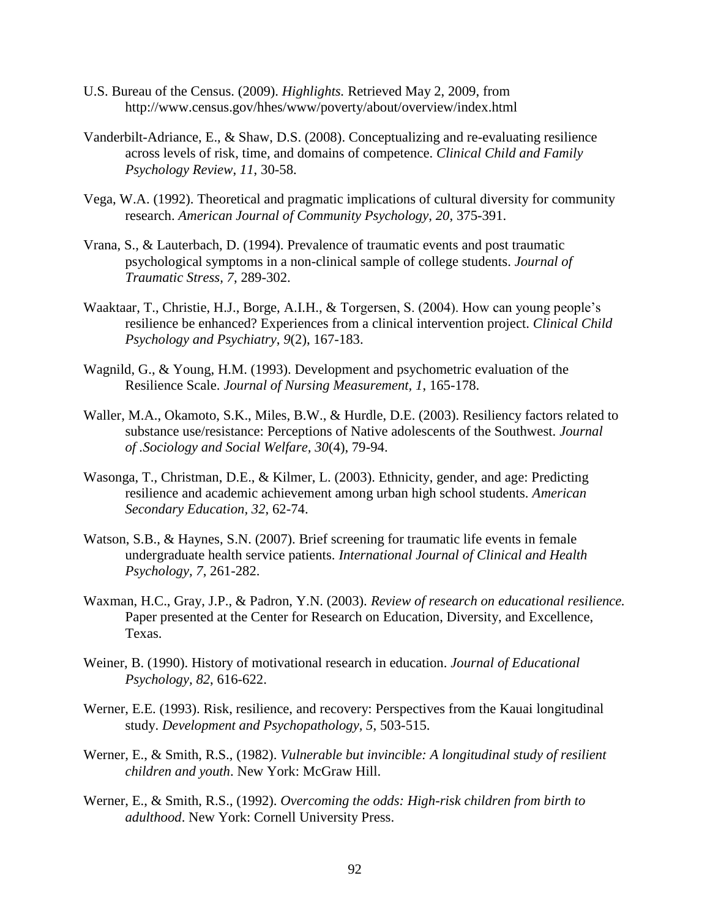U.S. Bureau of the Census. (2009). *Highlights.* Retrieved May 2, 2009, from http://www.census.gov/hhes/www/poverty/about/overview/index.html

Vanderbilt-Adriance, E., & Shaw, D.S. (2008). Conceptualizing and re-evaluating resilience across levels of risk, time, and domains of competence. *Clinical Child and Family Psychology Review*, *11*, 30-58.

Vega, W.A. (1992). Theoretical and pragmatic implications of cultural diversity for community research. *American Journal of Community Psychology, 20*, 375-391.

Vrana, S., & Lauterbach, D. (1994). Prevalence of traumatic events and post traumatic psychological symptoms in a non-clinical sample of college students. *Journal of Traumatic Stress, 7*, 289-302.

Waaktaar, T., Christie, H.J., Borge, A.I.H., & Torgersen, S. (2004). How can young people's resilience be enhanced? Experiences from a clinical intervention project. *Clinical Child Psychology and Psychiatry*, *9*(2), 167-183.

Wagnild, G., & Young, H.M. (1993). Development and psychometric evaluation of the Resilience Scale. *Journal of Nursing Measurement, 1*, 165-178.

Waller, M.A., Okamoto, S.K., Miles, B.W., & Hurdle, D.E. (2003). Resiliency factors related to substance use/resistance: Perceptions of Native adolescents of the Southwest. *Journal of .Sociology and Social Welfare*, *30*(4), 79-94.

Wasonga, T., Christman, D.E., & Kilmer, L. (2003). Ethnicity, gender, and age: Predicting resilience and academic achievement among urban high school students. *American Secondary Education*, *32*, 62-74.

Watson, S.B., & Haynes, S.N. (2007). Brief screening for traumatic life events in female undergraduate health service patients. *International Journal of Clinical and Health Psychology, 7*, 261-282.

Waxman, H.C., Gray, J.P., & Padron, Y.N. (2003). *Review of research on educational resilience.* Paper presented at the Center for Research on Education, Diversity, and Excellence, Texas.

Weiner, B. (1990). History of motivational research in education. *Journal of Educational Psychology, 82*, 616-622.

Werner, E.E. (1993). Risk, resilience, and recovery: Perspectives from the Kauai longitudinal study. *Development and Psychopathology, 5*, 503-515.

Werner, E., & Smith, R.S., (1982). *Vulnerable but invincible: A longitudinal study of resilient children and youth*. New York: McGraw Hill.

Werner, E., & Smith, R.S., (1992). *Overcoming the odds: High-risk children from birth to adulthood*. New York: Cornell University Press.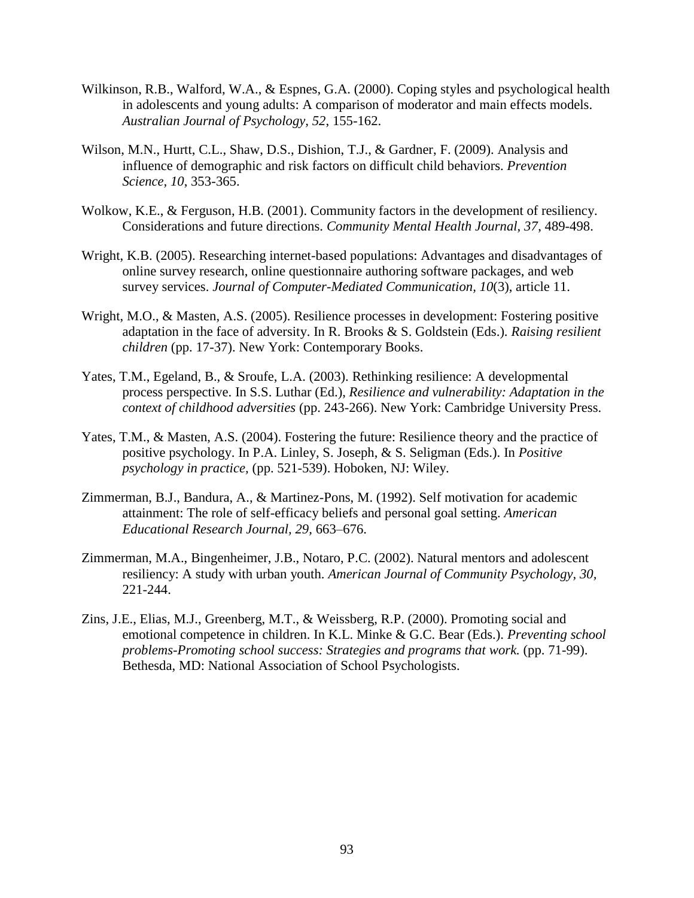Wilkinson, R.B., Walford, W.A., & Espnes, G.A. (2000). Coping styles and psychological health in adolescents and young adults: A comparison of moderator and main effects models. *Australian Journal of Psychology, 52*, 155-162.

Wilson, M.N., Hurtt, C.L., Shaw, D.S., Dishion, T.J., & Gardner, F. (2009). Analysis and influence of demographic and risk factors on difficult child behaviors. *Prevention Science, 10*, 353-365.

Wolkow, K.E., & Ferguson, H.B. (2001). Community factors in the development of resiliency. Considerations and future directions. *Community Mental Health Journal, 37*, 489-498.

Wright, K.B. (2005). Researching internet-based populations: Advantages and disadvantages of online survey research, online questionnaire authoring software packages, and web survey services. *Journal of Computer-Mediated Communication, 10*(3), article 11.

Wright, M.O., & Masten, A.S. (2005). Resilience processes in development: Fostering positive adaptation in the face of adversity. In R. Brooks & S. Goldstein (Eds.). *Raising resilient children* (pp. 17-37). New York: Contemporary Books.

Yates, T.M., Egeland, B., & Sroufe, L.A. (2003). Rethinking resilience: A developmental process perspective. In S.S. Luthar (Ed.), *Resilience and vulnerability: Adaptation in the context of childhood adversities* (pp. 243-266). New York: Cambridge University Press.

Yates, T.M., & Masten, A.S. (2004). Fostering the future: Resilience theory and the practice of positive psychology. In P.A. Linley, S. Joseph, & S. Seligman (Eds.). In *Positive psychology in practice,* (pp. 521-539). Hoboken, NJ: Wiley.

Zimmerman, B.J., Bandura, A., & Martinez-Pons, M. (1992). Self motivation for academic attainment: The role of self-efficacy beliefs and personal goal setting. *American Educational Research Journal, 29*, 663–676.

Zimmerman, M.A., Bingenheimer, J.B., Notaro, P.C. (2002). Natural mentors and adolescent resiliency: A study with urban youth. *American Journal of Community Psychology, 30,* 221-244.

Zins, J.E., Elias, M.J., Greenberg, M.T., & Weissberg, R.P. (2000). Promoting social and emotional competence in children. In K.L. Minke & G.C. Bear (Eds.). *Preventing school problems-Promoting school success: Strategies and programs that work.* (pp. 71-99). Bethesda, MD: National Association of School Psychologists.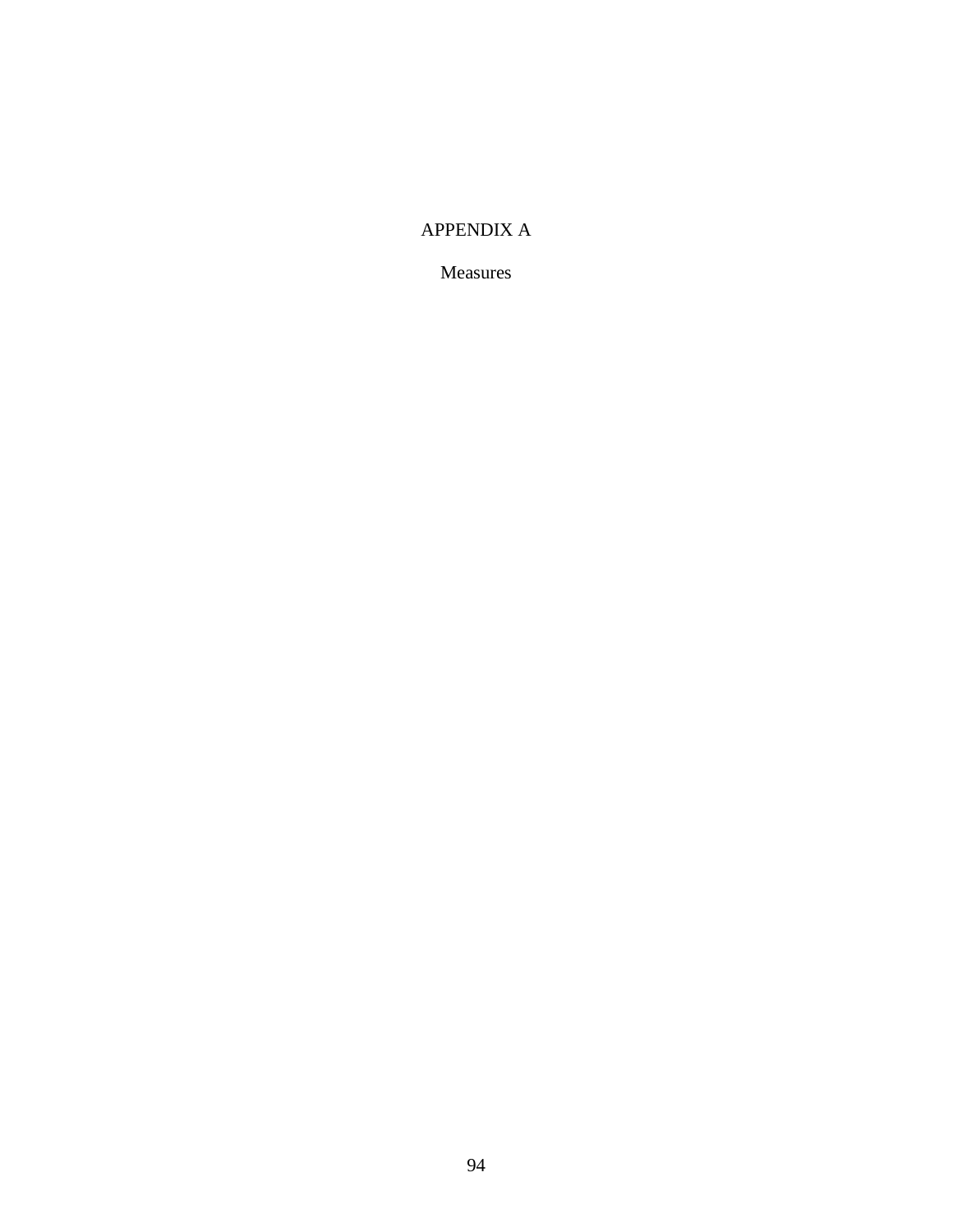# APPENDIX A

## Measures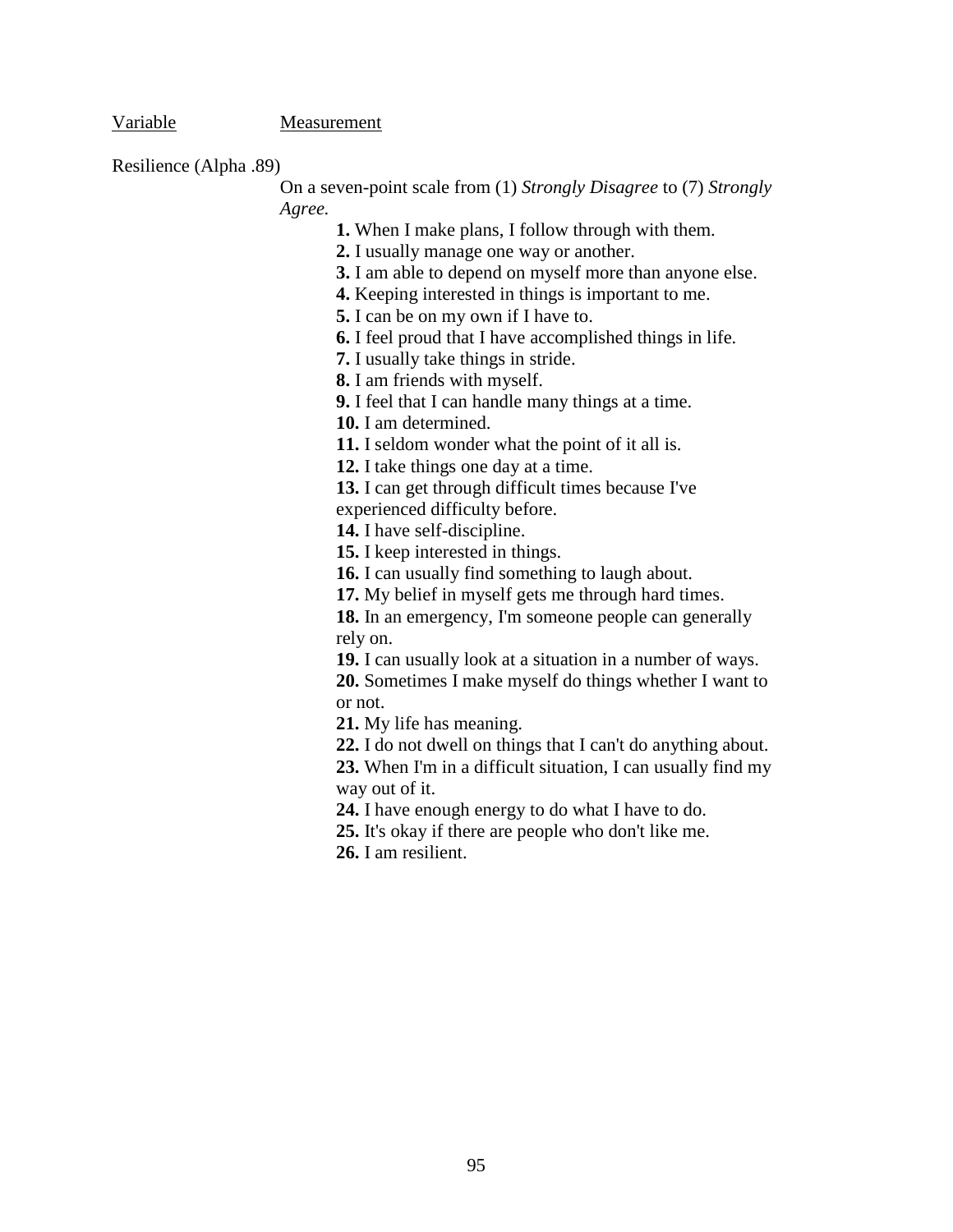<u>Variable</u> <u>Measurement</u>

Resilience (Alpha .89)

On a seven-point scale from (1) *Strongly Disagree* to (7) *Strongly Agree.*

**1.** When I make plans, I follow through with them.
**2.** I usually manage one way or another.
**3.** I am able to depend on myself more than anyone else.
**4.** Keeping interested in things is important to me.
**5.** I can be on my own if I have to.
**6.** I feel proud that I have accomplished things in life.
**7.** I usually take things in stride.
**8.** I am friends with myself.
**9.** I feel that I can handle many things at a time.
**10.** I am determined.
**11.** I seldom wonder what the point of it all is.
**12.** I take things one day at a time.
**13.** I can get through difficult times because I've experienced difficulty before.
**14.** I have self-discipline.
**15.** I keep interested in things.
**16.** I can usually find something to laugh about.
**17.** My belief in myself gets me through hard times.
**18.** In an emergency, I'm someone people can generally rely on.
**19.** I can usually look at a situation in a number of ways.
**20.** Sometimes I make myself do things whether I want to or not.
**21.** My life has meaning.
**22.** I do not dwell on things that I can't do anything about.
**23.** When I'm in a difficult situation, I can usually find my way out of it.
**24.** I have enough energy to do what I have to do.
**25.** It's okay if there are people who don't like me.
**26.** I am resilient.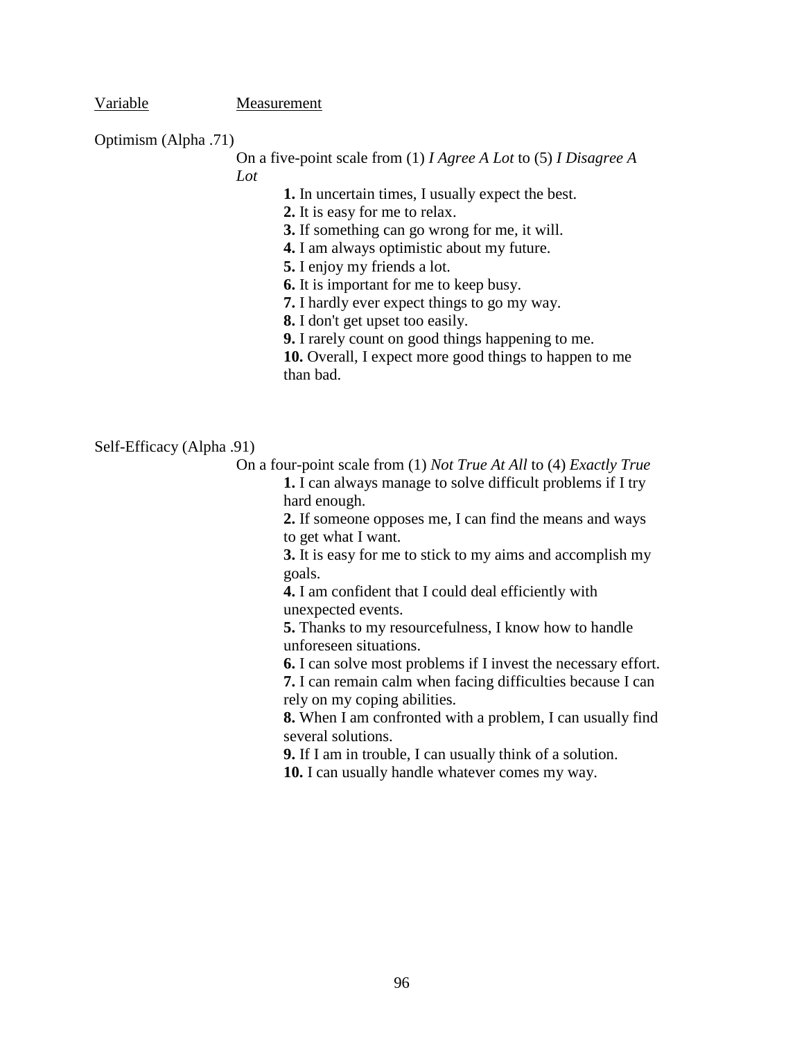Variable | Measurement

Optimism (Alpha .71)

On a five-point scale from (1) *I Agree A Lot* to (5) *I Disagree A Lot*

**1.** In uncertain times, I usually expect the best.
**2.** It is easy for me to relax.
**3.** If something can go wrong for me, it will.
**4.** I am always optimistic about my future.
**5.** I enjoy my friends a lot.
**6.** It is important for me to keep busy.
**7.** I hardly ever expect things to go my way.
**8.** I don't get upset too easily.
**9.** I rarely count on good things happening to me.
**10.** Overall, I expect more good things to happen to me than bad.

Self-Efficacy (Alpha .91)

On a four-point scale from (1) *Not True At All* to (4) *Exactly True*

**1.** I can always manage to solve difficult problems if I try hard enough.
**2.** If someone opposes me, I can find the means and ways to get what I want.
**3.** It is easy for me to stick to my aims and accomplish my goals.
**4.** I am confident that I could deal efficiently with unexpected events.
**5.** Thanks to my resourcefulness, I know how to handle unforeseen situations.
**6.** I can solve most problems if I invest the necessary effort.
**7.** I can remain calm when facing difficulties because I can rely on my coping abilities.
**8.** When I am confronted with a problem, I can usually find several solutions.
**9.** If I am in trouble, I can usually think of a solution.
**10.** I can usually handle whatever comes my way.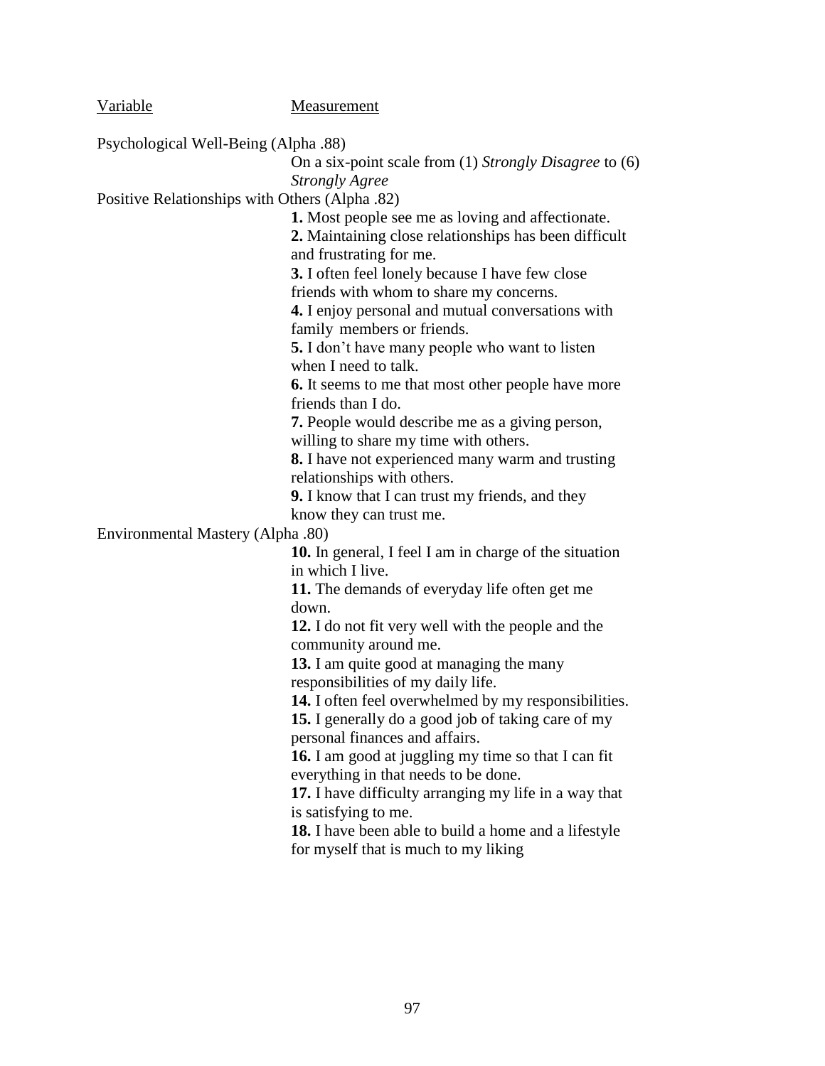| Variable | Measurement |
|---|---|
| Psychological Well-Being (Alpha .88) | On a six-point scale from (1) *Strongly Disagree* to (6) *Strongly Agree* |
| Positive Relationships with Others (Alpha .82) | |
| | **1.** Most people see me as loving and affectionate. |
| | **2.** Maintaining close relationships has been difficult and frustrating for me. |
| | **3.** I often feel lonely because I have few close friends with whom to share my concerns. |
| | **4.** I enjoy personal and mutual conversations with family members or friends. |
| | **5.** I don't have many people who want to listen when I need to talk. |
| | **6.** It seems to me that most other people have more friends than I do. |
| | **7.** People would describe me as a giving person, willing to share my time with others. |
| | **8.** I have not experienced many warm and trusting relationships with others. |
| | **9.** I know that I can trust my friends, and they know they can trust me. |
| Environmental Mastery (Alpha .80) | |
| | **10.** In general, I feel I am in charge of the situation in which I live. |
| | **11.** The demands of everyday life often get me down. |
| | **12.** I do not fit very well with the people and the community around me. |
| | **13.** I am quite good at managing the many responsibilities of my daily life. |
| | **14.** I often feel overwhelmed by my responsibilities. |
| | **15.** I generally do a good job of taking care of my personal finances and affairs. |
| | **16.** I am good at juggling my time so that I can fit everything in that needs to be done. |
| | **17.** I have difficulty arranging my life in a way that is satisfying to me. |
| | **18.** I have been able to build a home and a lifestyle for myself that is much to my liking |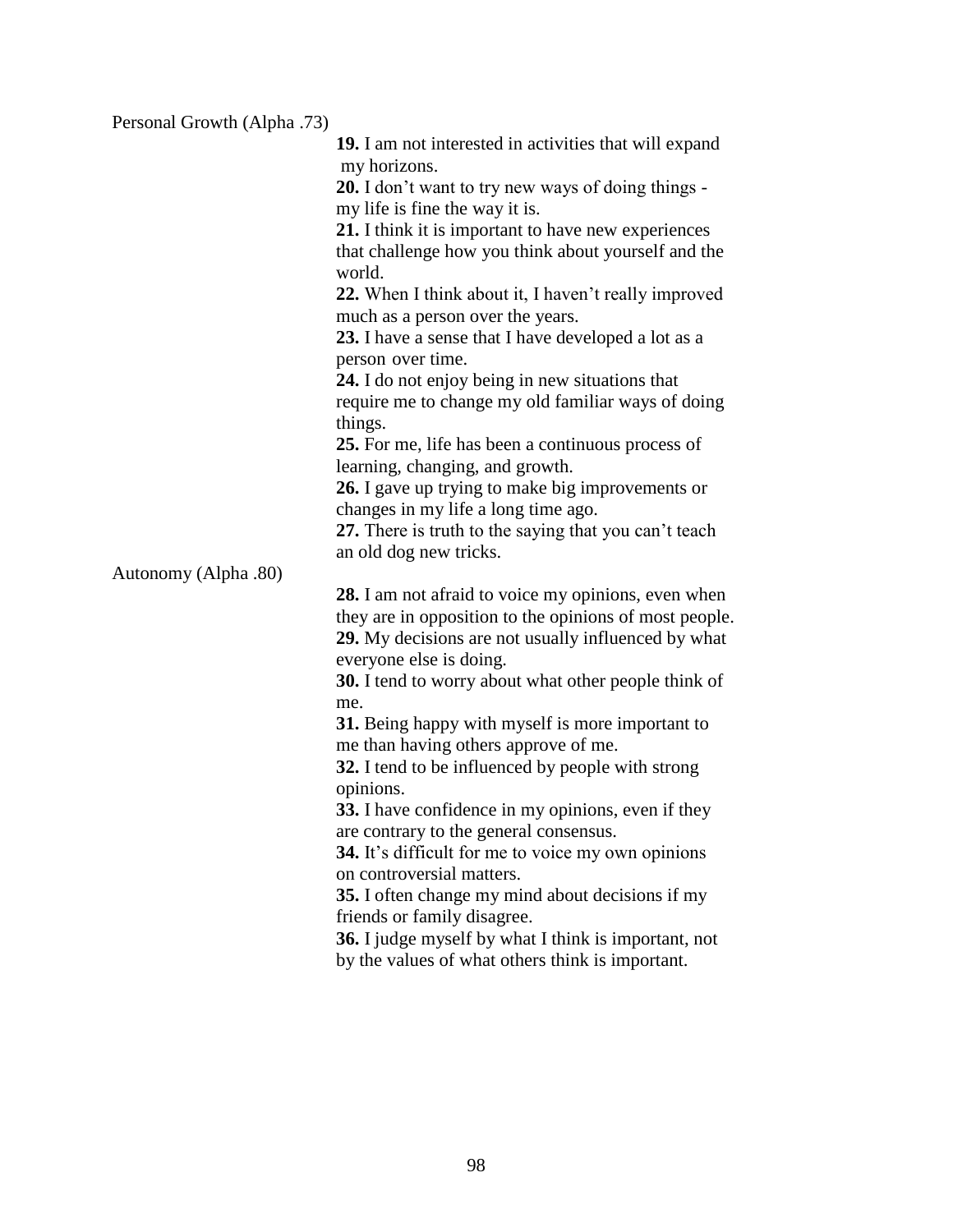Personal Growth (Alpha .73)

**19.** I am not interested in activities that will expand my horizons.
**20.** I don't want to try new ways of doing things - my life is fine the way it is.
**21.** I think it is important to have new experiences that challenge how you think about yourself and the world.
**22.** When I think about it, I haven't really improved much as a person over the years.
**23.** I have a sense that I have developed a lot as a person over time.
**24.** I do not enjoy being in new situations that require me to change my old familiar ways of doing things.
**25.** For me, life has been a continuous process of learning, changing, and growth.
**26.** I gave up trying to make big improvements or changes in my life a long time ago.
**27.** There is truth to the saying that you can't teach an old dog new tricks.

Autonomy (Alpha .80)

**28.** I am not afraid to voice my opinions, even when they are in opposition to the opinions of most people.
**29.** My decisions are not usually influenced by what everyone else is doing.
**30.** I tend to worry about what other people think of me.
**31.** Being happy with myself is more important to me than having others approve of me.
**32.** I tend to be influenced by people with strong opinions.
**33.** I have confidence in my opinions, even if they are contrary to the general consensus.
**34.** It's difficult for me to voice my own opinions on controversial matters.
**35.** I often change my mind about decisions if my friends or family disagree.
**36.** I judge myself by what I think is important, not by the values of what others think is important.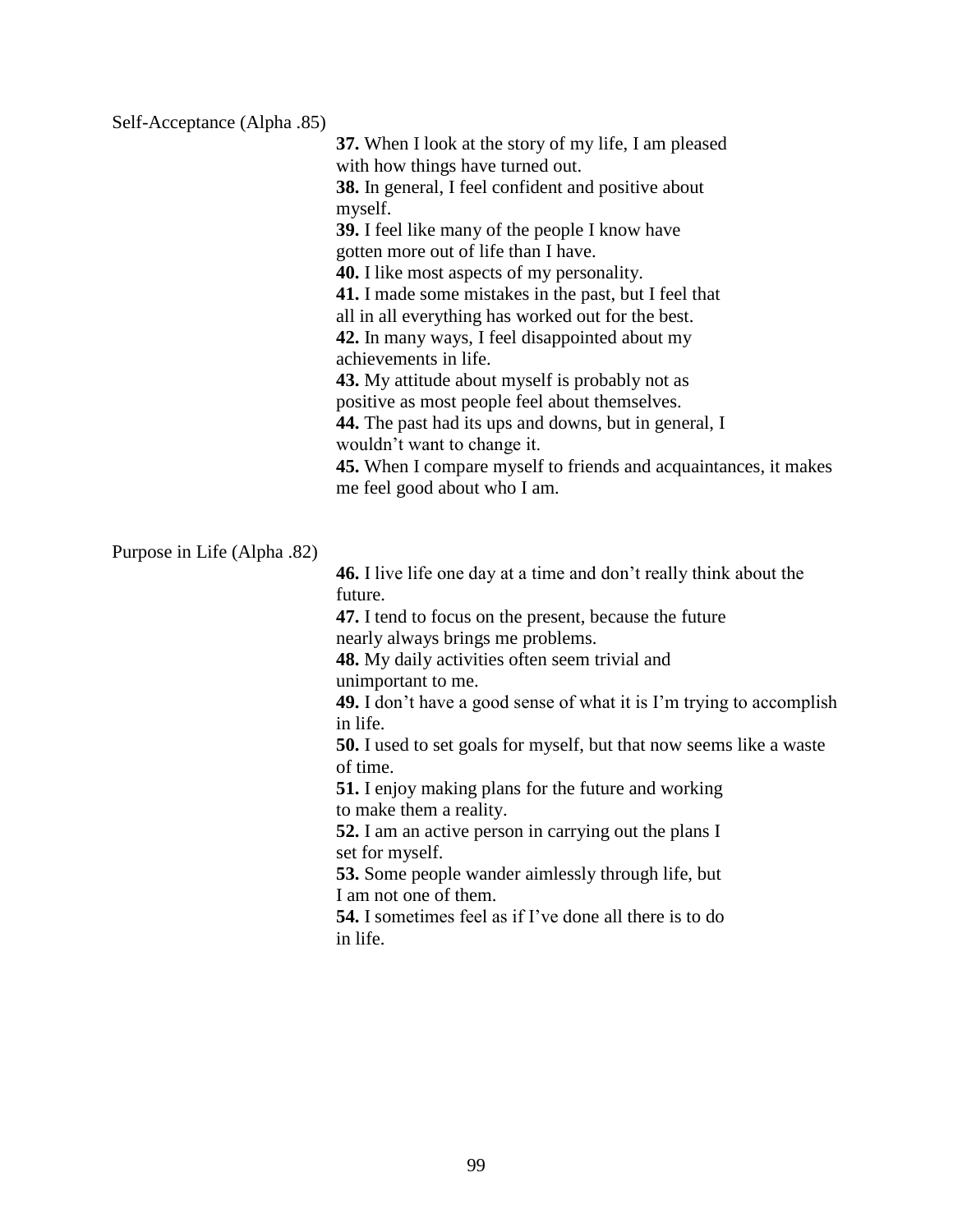Self-Acceptance (Alpha .85)

**37.** When I look at the story of my life, I am pleased with how things have turned out.
**38.** In general, I feel confident and positive about myself.
**39.** I feel like many of the people I know have gotten more out of life than I have.
**40.** I like most aspects of my personality.
**41.** I made some mistakes in the past, but I feel that all in all everything has worked out for the best.
**42.** In many ways, I feel disappointed about my achievements in life.
**43.** My attitude about myself is probably not as positive as most people feel about themselves.
**44.** The past had its ups and downs, but in general, I wouldn't want to change it.
**45.** When I compare myself to friends and acquaintances, it makes me feel good about who I am.

Purpose in Life (Alpha .82)

**46.** I live life one day at a time and don't really think about the future.
**47.** I tend to focus on the present, because the future nearly always brings me problems.
**48.** My daily activities often seem trivial and unimportant to me.
**49.** I don't have a good sense of what it is I'm trying to accomplish in life.
**50.** I used to set goals for myself, but that now seems like a waste of time.
**51.** I enjoy making plans for the future and working to make them a reality.
**52.** I am an active person in carrying out the plans I set for myself.
**53.** Some people wander aimlessly through life, but I am not one of them.
**54.** I sometimes feel as if I've done all there is to do in life.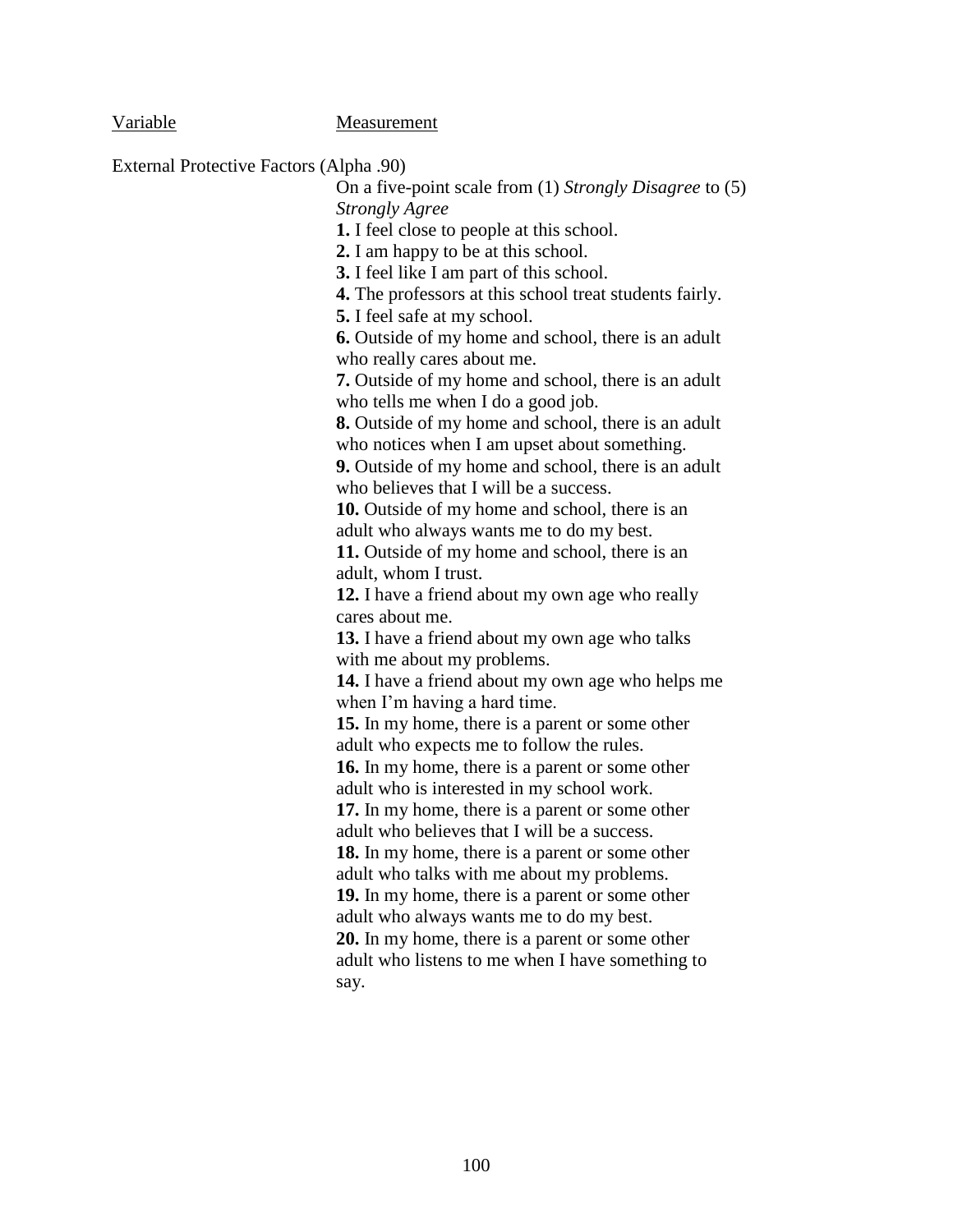| Variable | Measurement |
|---|---|
| External Protective Factors (Alpha .90) | On a five-point scale from (1) *Strongly Disagree* to (5) *Strongly Agree* |

**1.** I feel close to people at this school.
**2.** I am happy to be at this school.
**3.** I feel like I am part of this school.
**4.** The professors at this school treat students fairly.
**5.** I feel safe at my school.
**6.** Outside of my home and school, there is an adult who really cares about me.
**7.** Outside of my home and school, there is an adult who tells me when I do a good job.
**8.** Outside of my home and school, there is an adult who notices when I am upset about something.
**9.** Outside of my home and school, there is an adult who believes that I will be a success.
**10.** Outside of my home and school, there is an adult who always wants me to do my best.
**11.** Outside of my home and school, there is an adult, whom I trust.
**12.** I have a friend about my own age who really cares about me.
**13.** I have a friend about my own age who talks with me about my problems.
**14.** I have a friend about my own age who helps me when I'm having a hard time.
**15.** In my home, there is a parent or some other adult who expects me to follow the rules.
**16.** In my home, there is a parent or some other adult who is interested in my school work.
**17.** In my home, there is a parent or some other adult who believes that I will be a success.
**18.** In my home, there is a parent or some other adult who talks with me about my problems.
**19.** In my home, there is a parent or some other adult who always wants me to do my best.
**20.** In my home, there is a parent or some other adult who listens to me when I have something to say.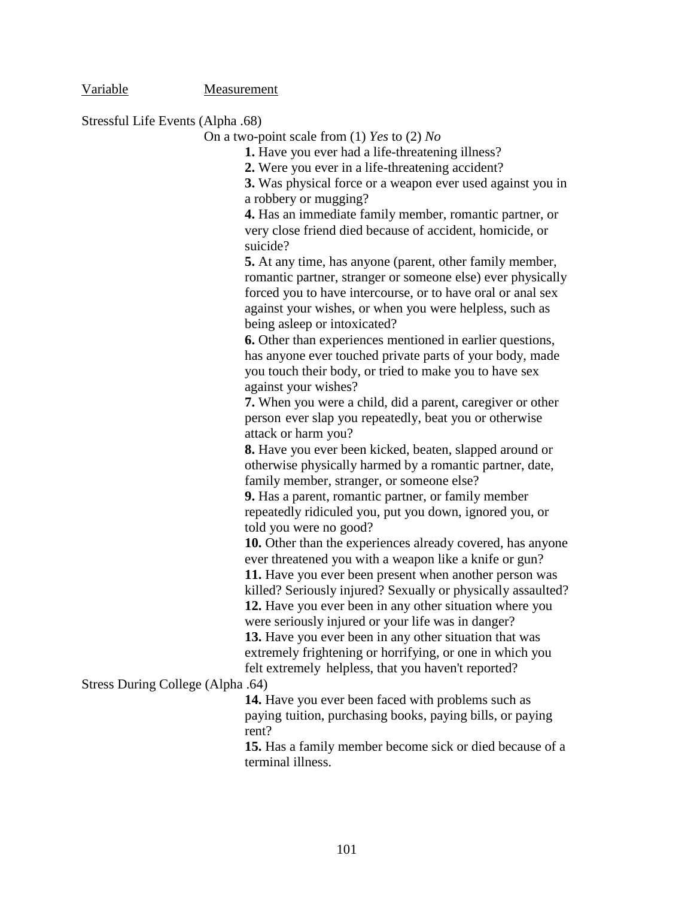Variable | Measurement
--- | ---

Stressful Life Events (Alpha .68)

On a two-point scale from (1) *Yes* to (2) *No*

**1.** Have you ever had a life-threatening illness?
**2.** Were you ever in a life-threatening accident?
**3.** Was physical force or a weapon ever used against you in a robbery or mugging?
**4.** Has an immediate family member, romantic partner, or very close friend died because of accident, homicide, or suicide?
**5.** At any time, has anyone (parent, other family member, romantic partner, stranger or someone else) ever physically forced you to have intercourse, or to have oral or anal sex against your wishes, or when you were helpless, such as being asleep or intoxicated?
**6.** Other than experiences mentioned in earlier questions, has anyone ever touched private parts of your body, made you touch their body, or tried to make you to have sex against your wishes?
**7.** When you were a child, did a parent, caregiver or other person ever slap you repeatedly, beat you or otherwise attack or harm you?
**8.** Have you ever been kicked, beaten, slapped around or otherwise physically harmed by a romantic partner, date, family member, stranger, or someone else?
**9.** Has a parent, romantic partner, or family member repeatedly ridiculed you, put you down, ignored you, or told you were no good?
**10.** Other than the experiences already covered, has anyone ever threatened you with a weapon like a knife or gun?
**11.** Have you ever been present when another person was killed? Seriously injured? Sexually or physically assaulted?
**12.** Have you ever been in any other situation where you were seriously injured or your life was in danger?
**13.** Have you ever been in any other situation that was extremely frightening or horrifying, or one in which you felt extremely helpless, that you haven't reported?

Stress During College (Alpha .64)

**14.** Have you ever been faced with problems such as paying tuition, purchasing books, paying bills, or paying rent?
**15.** Has a family member become sick or died because of a terminal illness.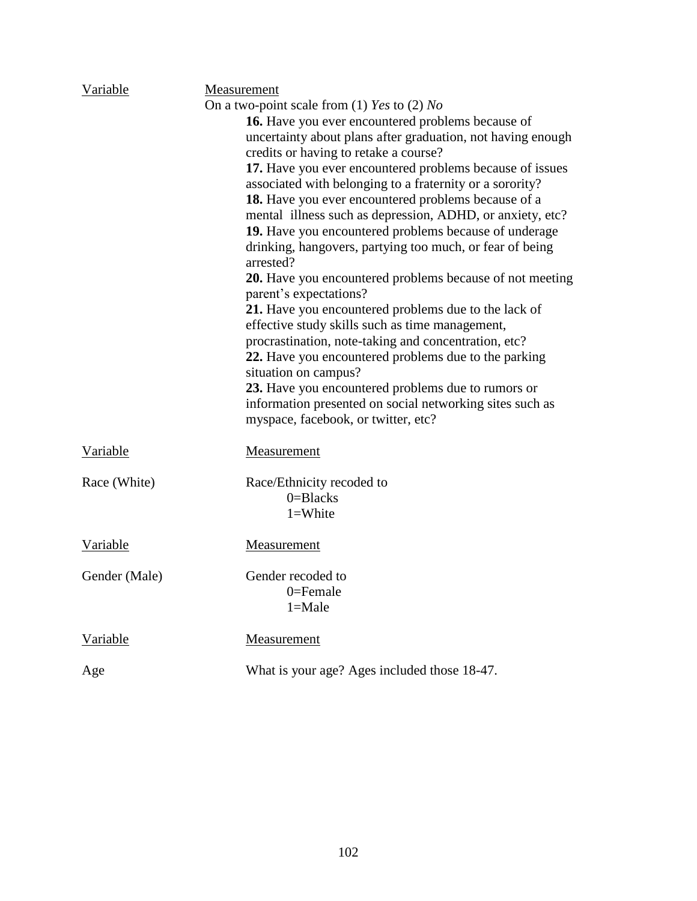| Variable | Measurement |
|---|---|
| | On a two-point scale from (1) *Yes* to (2) *No* |
| | **16.** Have you ever encountered problems because of uncertainty about plans after graduation, not having enough credits or having to retake a course? |
| | **17.** Have you ever encountered problems because of issues associated with belonging to a fraternity or a sorority? |
| | **18.** Have you ever encountered problems because of a mental illness such as depression, ADHD, or anxiety, etc? |
| | **19.** Have you encountered problems because of underage drinking, hangovers, partying too much, or fear of being arrested? |
| | **20.** Have you encountered problems because of not meeting parent's expectations? |
| | **21.** Have you encountered problems due to the lack of effective study skills such as time management, procrastination, note-taking and concentration, etc? |
| | **22.** Have you encountered problems due to the parking situation on campus? |
| | **23.** Have you encountered problems due to rumors or information presented on social networking sites such as myspace, facebook, or twitter, etc? |

| Variable | Measurement |
|---|---|
| Race (White) | Race/Ethnicity recoded to<br>0=Blacks<br>1=White |

| Variable | Measurement |
|---|---|
| Gender (Male) | Gender recoded to<br>0=Female<br>1=Male |

| Variable | Measurement |
|---|---|
| Age | What is your age? Ages included those 18-47. |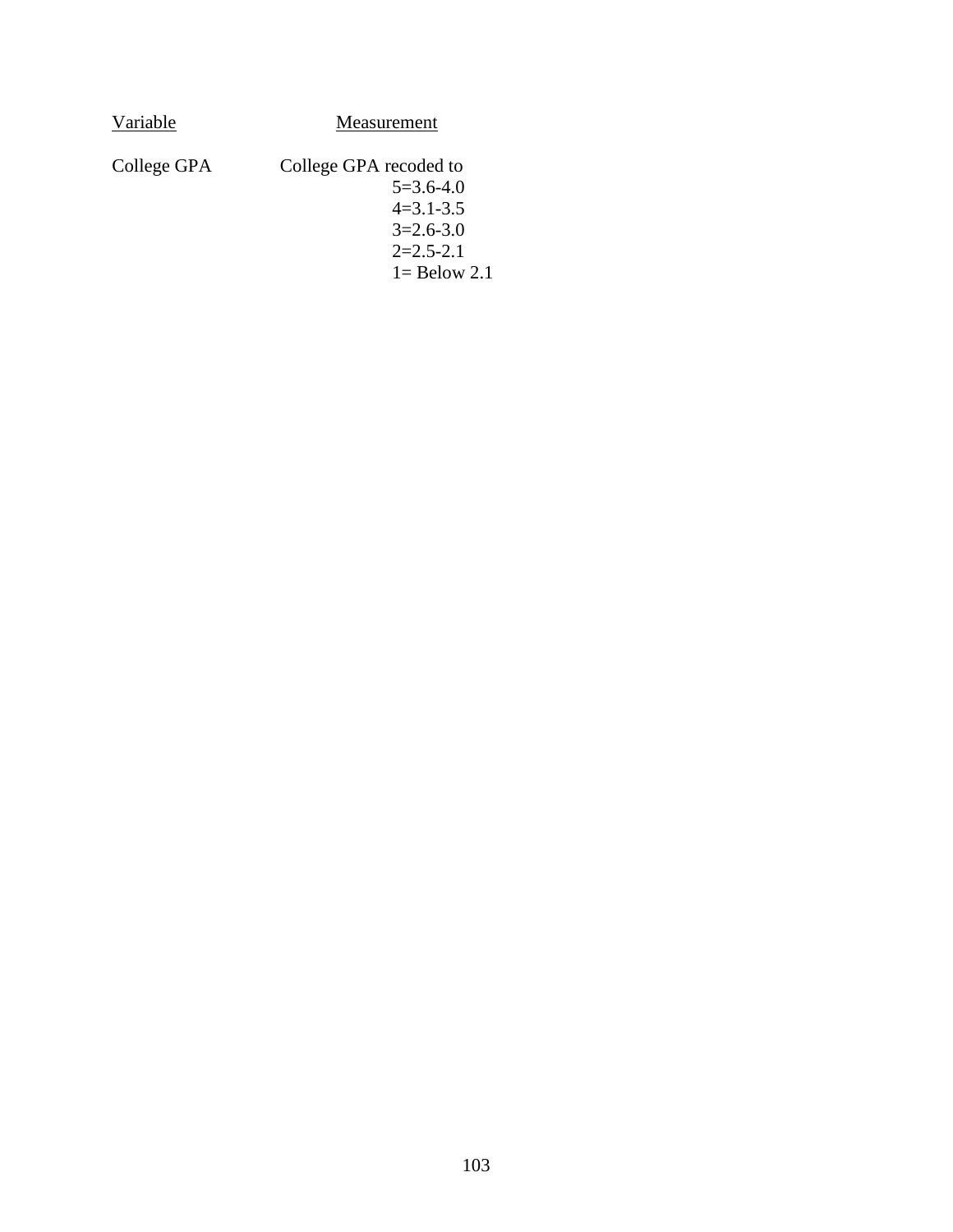| Variable | Measurement |
| --- | --- |
| College GPA | College GPA recoded to<br>5=3.6-4.0<br>4=3.1-3.5<br>3=2.6-3.0<br>2=2.5-2.1<br>1= Below 2.1 |